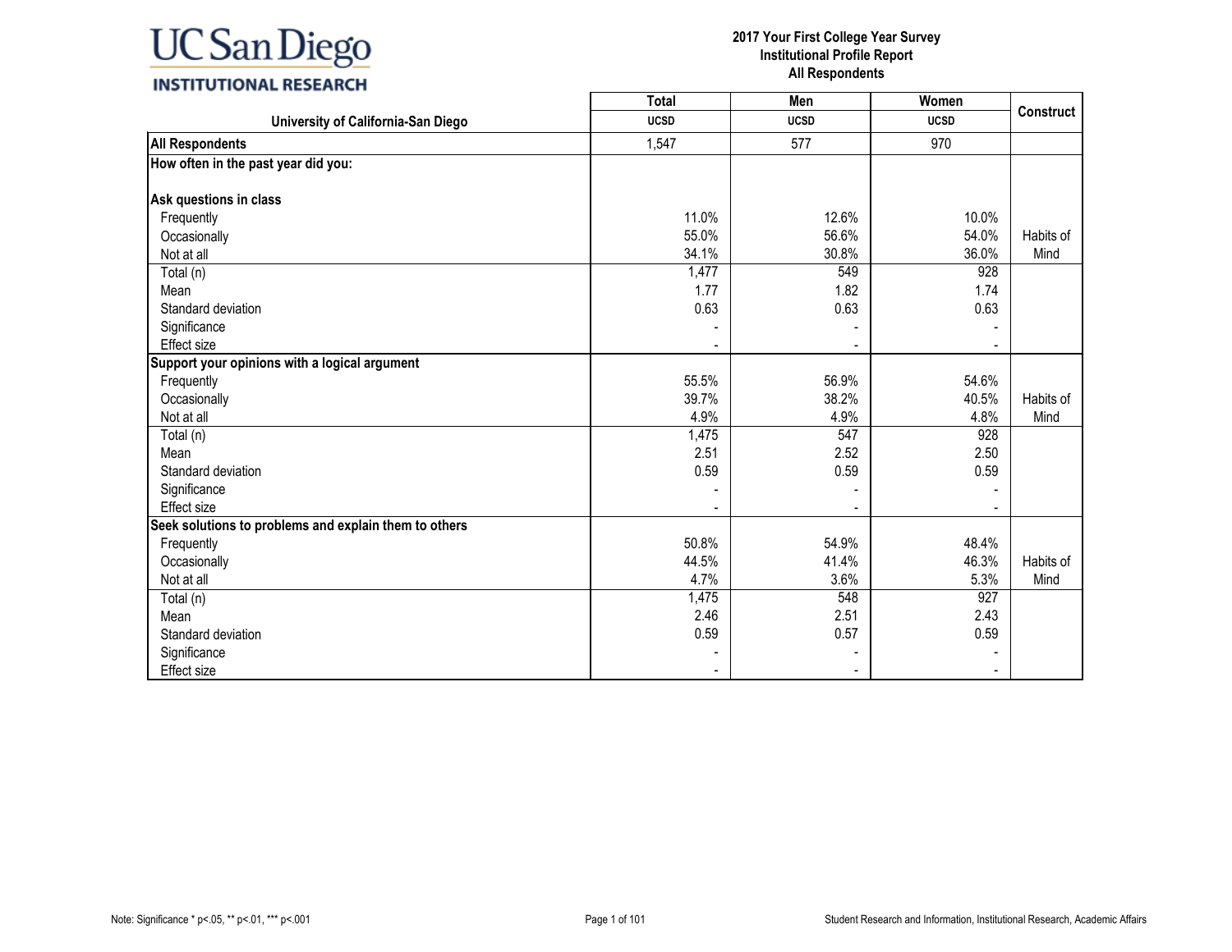# UC San Diego INSTITUTIONAL RESEARCH

**2017 Your First College Year Survey**
**Institutional Profile Report**
**All Respondents**

| University of California-San Diego | Total | Men | Women | Construct |
|---|---|---|---|---|
| | UCSD | UCSD | UCSD | |
| **All Respondents** | 1,547 | 577 | 970 | |
| **How often in the past year did you:** | | | | |
| **Ask questions in class** | | | | |
| Frequently | 11.0% | 12.6% | 10.0% | |
| Occasionally | 55.0% | 56.6% | 54.0% | Habits of Mind |
| Not at all | 34.1% | 30.8% | 36.0% | |
| Total (n) | 1,477 | 549 | 928 | |
| Mean | 1.77 | 1.82 | 1.74 | |
| Standard deviation | 0.63 | 0.63 | 0.63 | |
| Significance | - | - | - | |
| Effect size | - | - | - | |
| **Support your opinions with a logical argument** | | | | |
| Frequently | 55.5% | 56.9% | 54.6% | |
| Occasionally | 39.7% | 38.2% | 40.5% | Habits of Mind |
| Not at all | 4.9% | 4.9% | 4.8% | |
| Total (n) | 1,475 | 547 | 928 | |
| Mean | 2.51 | 2.52 | 2.50 | |
| Standard deviation | 0.59 | 0.59 | 0.59 | |
| Significance | - | - | - | |
| Effect size | - | - | - | |
| **Seek solutions to problems and explain them to others** | | | | |
| Frequently | 50.8% | 54.9% | 48.4% | |
| Occasionally | 44.5% | 41.4% | 46.3% | Habits of Mind |
| Not at all | 4.7% | 3.6% | 5.3% | |
| Total (n) | 1,475 | 548 | 927 | |
| Mean | 2.46 | 2.51 | 2.43 | |
| Standard deviation | 0.59 | 0.57 | 0.59 | |
| Significance | - | - | - | |
| Effect size | - | - | - | |

Note: Significance * p<.05, ** p<.01, *** p<.001

Student Research and Information, Institutional Research, Academic Affairs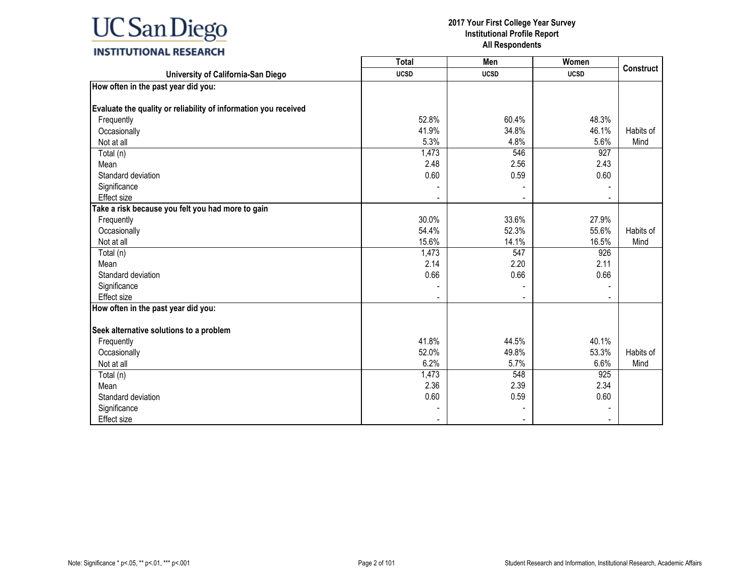| University of California-San Diego | Total | Men | Women | Construct |
|---|---|---|---|---|
| | UCSD | UCSD | UCSD | |
| **How often in the past year did you:** | | | | |
| **Evaluate the quality or reliability of information you received** | | | | |
| Frequently | 52.8% | 60.4% | 48.3% | |
| Occasionally | 41.9% | 34.8% | 46.1% | Habits of Mind |
| Not at all | 5.3% | 4.8% | 5.6% | |
| Total (n) | 1,473 | 546 | 927 | |
| Mean | 2.48 | 2.56 | 2.43 | |
| Standard deviation | 0.60 | 0.59 | 0.60 | |
| Significance | - | - | - | |
| Effect size | - | - | - | |
| **Take a risk because you felt you had more to gain** | | | | |
| Frequently | 30.0% | 33.6% | 27.9% | |
| Occasionally | 54.4% | 52.3% | 55.6% | Habits of Mind |
| Not at all | 15.6% | 14.1% | 16.5% | |
| Total (n) | 1,473 | 547 | 926 | |
| Mean | 2.14 | 2.20 | 2.11 | |
| Standard deviation | 0.66 | 0.66 | 0.66 | |
| Significance | - | - | - | |
| Effect size | - | - | - | |
| **How often in the past year did you:** | | | | |
| **Seek alternative solutions to a problem** | | | | |
| Frequently | 41.8% | 44.5% | 40.1% | |
| Occasionally | 52.0% | 49.8% | 53.3% | Habits of Mind |
| Not at all | 6.2% | 5.7% | 6.6% | |
| Total (n) | 1,473 | 548 | 925 | |
| Mean | 2.36 | 2.39 | 2.34 | |
| Standard deviation | 0.60 | 0.59 | 0.60 | |
| Significance | - | - | - | |
| Effect size | - | - | - | |

Note: Significance * p<.05, ** p<.01, *** p<.001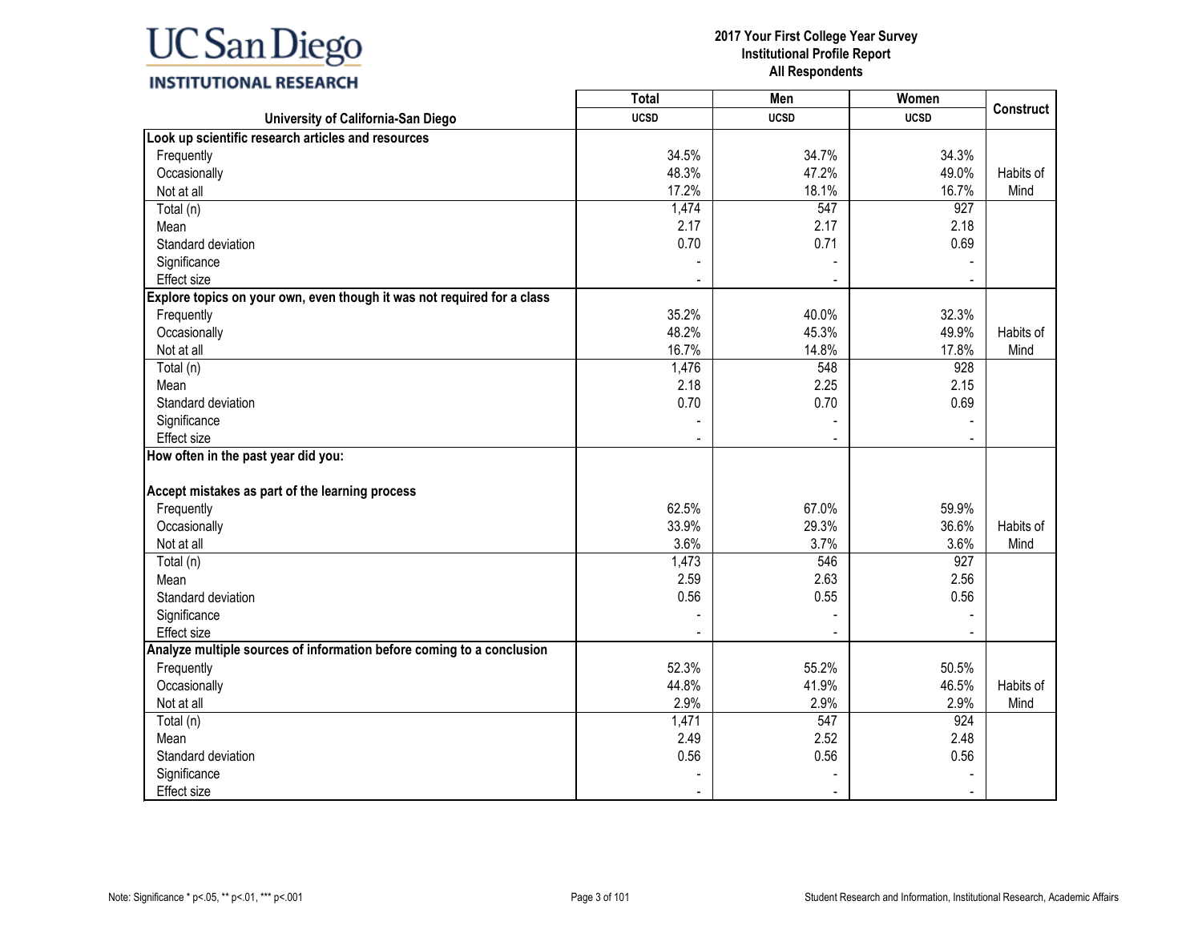| University of California-San Diego | Total UCSD | Men UCSD | Women UCSD | Construct |
|---|---|---|---|---|
| **Look up scientific research articles and resources** | | | | |
| Frequently | 34.5% | 34.7% | 34.3% | |
| Occasionally | 48.3% | 47.2% | 49.0% | Habits of |
| Not at all | 17.2% | 18.1% | 16.7% | Mind |
| Total (n) | 1,474 | 547 | 927 | |
| Mean | 2.17 | 2.17 | 2.18 | |
| Standard deviation | 0.70 | 0.71 | 0.69 | |
| Significance | - | - | - | |
| Effect size | - | - | - | |
| **Explore topics on your own, even though it was not required for a class** | | | | |
| Frequently | 35.2% | 40.0% | 32.3% | |
| Occasionally | 48.2% | 45.3% | 49.9% | Habits of |
| Not at all | 16.7% | 14.8% | 17.8% | Mind |
| Total (n) | 1,476 | 548 | 928 | |
| Mean | 2.18 | 2.25 | 2.15 | |
| Standard deviation | 0.70 | 0.70 | 0.69 | |
| Significance | - | - | - | |
| Effect size | - | - | - | |
| **How often in the past year did you:** | | | | |
| **Accept mistakes as part of the learning process** | | | | |
| Frequently | 62.5% | 67.0% | 59.9% | |
| Occasionally | 33.9% | 29.3% | 36.6% | Habits of |
| Not at all | 3.6% | 3.7% | 3.6% | Mind |
| Total (n) | 1,473 | 546 | 927 | |
| Mean | 2.59 | 2.63 | 2.56 | |
| Standard deviation | 0.56 | 0.55 | 0.56 | |
| Significance | - | - | - | |
| Effect size | - | - | - | |
| **Analyze multiple sources of information before coming to a conclusion** | | | | |
| Frequently | 52.3% | 55.2% | 50.5% | |
| Occasionally | 44.8% | 41.9% | 46.5% | Habits of |
| Not at all | 2.9% | 2.9% | 2.9% | Mind |
| Total (n) | 1,471 | 547 | 924 | |
| Mean | 2.49 | 2.52 | 2.48 | |
| Standard deviation | 0.56 | 0.56 | 0.56 | |
| Significance | - | - | - | |
| Effect size | - | - | - | |

Note: Significance * p<.05, ** p<.01, *** p<.001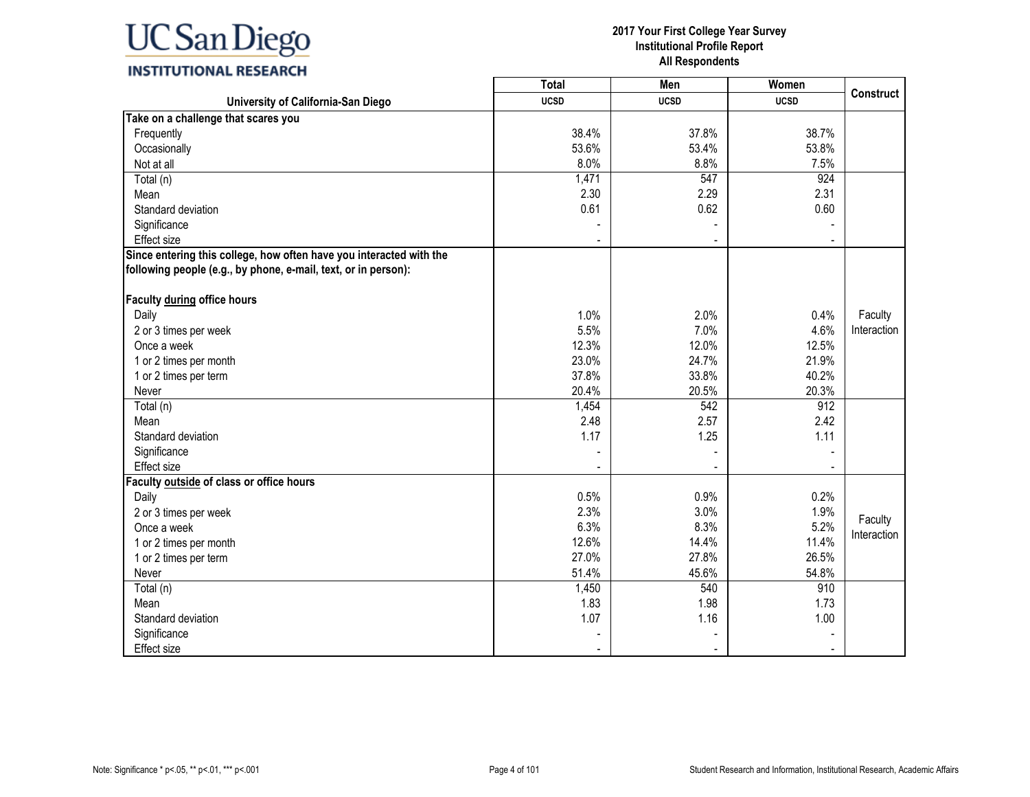| University of California-San Diego | Total UCSD | Men UCSD | Women UCSD | Construct |
|---|---|---|---|---|
| **Take on a challenge that scares you** | | | | |
| Frequently | 38.4% | 37.8% | 38.7% | |
| Occasionally | 53.6% | 53.4% | 53.8% | |
| Not at all | 8.0% | 8.8% | 7.5% | |
| Total (n) | 1,471 | 547 | 924 | |
| Mean | 2.30 | 2.29 | 2.31 | |
| Standard deviation | 0.61 | 0.62 | 0.60 | |
| Significance | - | - | - | |
| Effect size | - | - | - | |
| **Since entering this college, how often have you interacted with the following people (e.g., by phone, e-mail, text, or in person):** | | | | |
| **Faculty during office hours** | | | | |
| Daily | 1.0% | 2.0% | 0.4% | Faculty Interaction |
| 2 or 3 times per week | 5.5% | 7.0% | 4.6% | |
| Once a week | 12.3% | 12.0% | 12.5% | |
| 1 or 2 times per month | 23.0% | 24.7% | 21.9% | |
| 1 or 2 times per term | 37.8% | 33.8% | 40.2% | |
| Never | 20.4% | 20.5% | 20.3% | |
| Total (n) | 1,454 | 542 | 912 | |
| Mean | 2.48 | 2.57 | 2.42 | |
| Standard deviation | 1.17 | 1.25 | 1.11 | |
| Significance | - | - | - | |
| Effect size | - | - | - | |
| **Faculty outside of class or office hours** | | | | |
| Daily | 0.5% | 0.9% | 0.2% | Faculty Interaction |
| 2 or 3 times per week | 2.3% | 3.0% | 1.9% | |
| Once a week | 6.3% | 8.3% | 5.2% | |
| 1 or 2 times per month | 12.6% | 14.4% | 11.4% | |
| 1 or 2 times per term | 27.0% | 27.8% | 26.5% | |
| Never | 51.4% | 45.6% | 54.8% | |
| Total (n) | 1,450 | 540 | 910 | |
| Mean | 1.83 | 1.98 | 1.73 | |
| Standard deviation | 1.07 | 1.16 | 1.00 | |
| Significance | - | - | - | |
| Effect size | - | - | - | |

Note: Significance * p<.05, ** p<.01, *** p<.001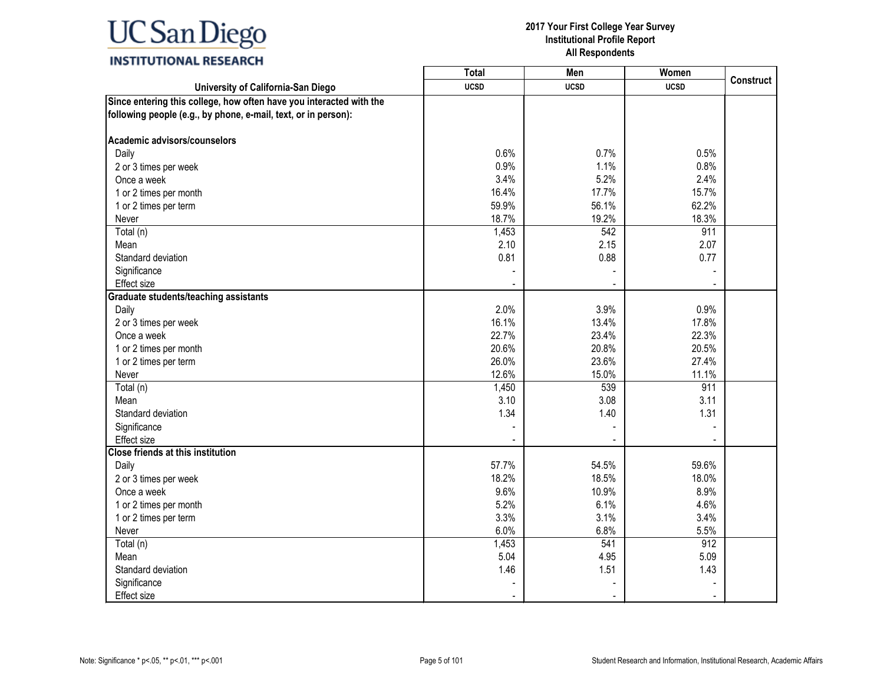| University of California-San Diego | Total UCSD | Men UCSD | Women UCSD | Construct |
|---|---|---|---|---|
| **Since entering this college, how often have you interacted with the following people (e.g., by phone, e-mail, text, or in person):** | | | | |
| **Academic advisors/counselors** | | | | |
| Daily | 0.6% | 0.7% | 0.5% | |
| 2 or 3 times per week | 0.9% | 1.1% | 0.8% | |
| Once a week | 3.4% | 5.2% | 2.4% | |
| 1 or 2 times per month | 16.4% | 17.7% | 15.7% | |
| 1 or 2 times per term | 59.9% | 56.1% | 62.2% | |
| Never | 18.7% | 19.2% | 18.3% | |
| Total (n) | 1,453 | 542 | 911 | |
| Mean | 2.10 | 2.15 | 2.07 | |
| Standard deviation | 0.81 | 0.88 | 0.77 | |
| Significance | - | - | - | |
| Effect size | - | - | - | |
| **Graduate students/teaching assistants** | | | | |
| Daily | 2.0% | 3.9% | 0.9% | |
| 2 or 3 times per week | 16.1% | 13.4% | 17.8% | |
| Once a week | 22.7% | 23.4% | 22.3% | |
| 1 or 2 times per month | 20.6% | 20.8% | 20.5% | |
| 1 or 2 times per term | 26.0% | 23.6% | 27.4% | |
| Never | 12.6% | 15.0% | 11.1% | |
| Total (n) | 1,450 | 539 | 911 | |
| Mean | 3.10 | 3.08 | 3.11 | |
| Standard deviation | 1.34 | 1.40 | 1.31 | |
| Significance | - | - | - | |
| Effect size | - | - | - | |
| **Close friends at this institution** | | | | |
| Daily | 57.7% | 54.5% | 59.6% | |
| 2 or 3 times per week | 18.2% | 18.5% | 18.0% | |
| Once a week | 9.6% | 10.9% | 8.9% | |
| 1 or 2 times per month | 5.2% | 6.1% | 4.6% | |
| 1 or 2 times per term | 3.3% | 3.1% | 3.4% | |
| Never | 6.0% | 6.8% | 5.5% | |
| Total (n) | 1,453 | 541 | 912 | |
| Mean | 5.04 | 4.95 | 5.09 | |
| Standard deviation | 1.46 | 1.51 | 1.43 | |
| Significance | - | - | - | |
| Effect size | - | - | - | |

Note: Significance * p<.05, ** p<.01, *** p<.001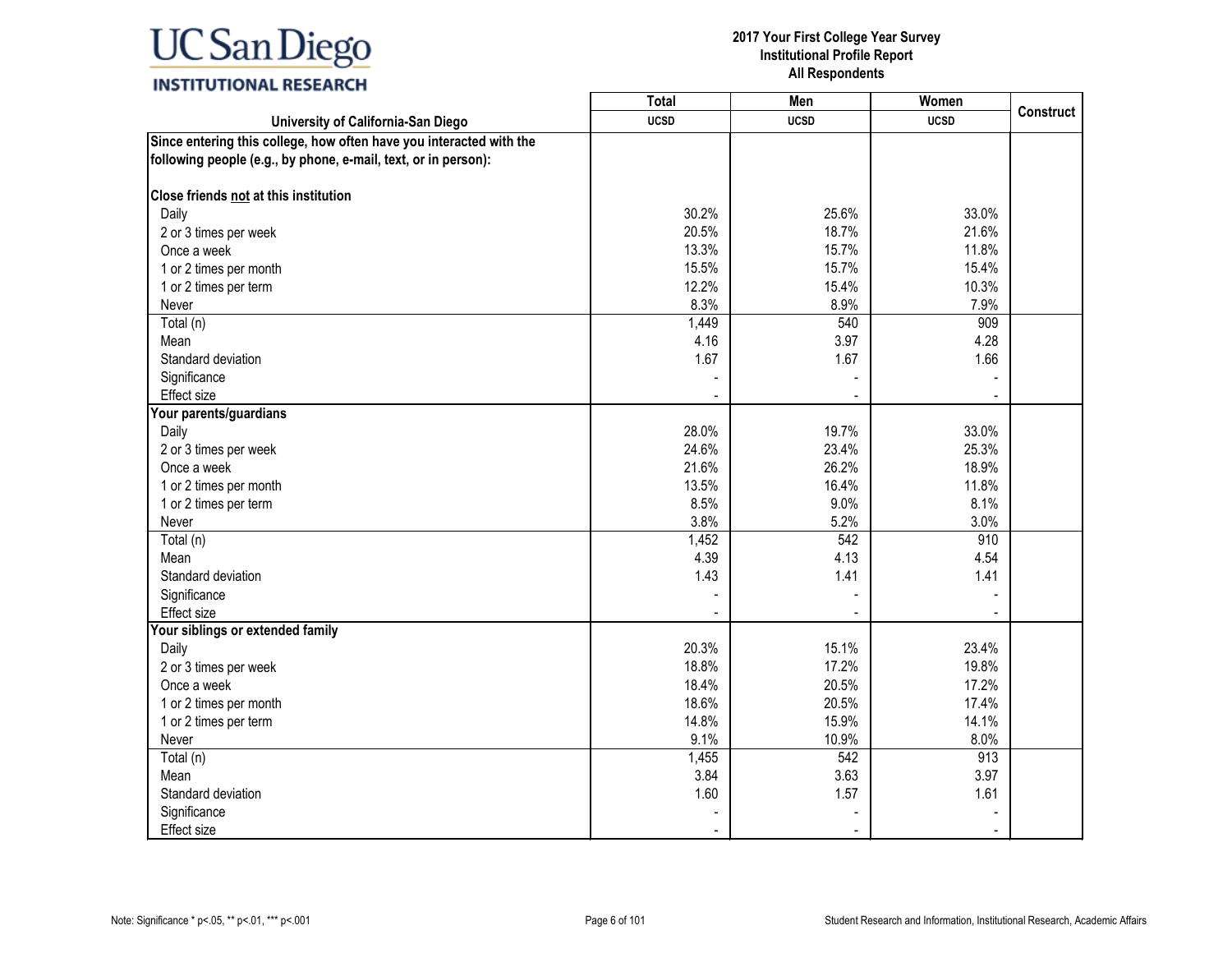| University of California-San Diego | Total UCSD | Men UCSD | Women UCSD | Construct |
|---|---|---|---|---|
| **Since entering this college, how often have you interacted with the following people (e.g., by phone, e-mail, text, or in person):** | | | | |
| **Close friends <u>not</u> at this institution** | | | | |
| Daily | 30.2% | 25.6% | 33.0% | |
| 2 or 3 times per week | 20.5% | 18.7% | 21.6% | |
| Once a week | 13.3% | 15.7% | 11.8% | |
| 1 or 2 times per month | 15.5% | 15.7% | 15.4% | |
| 1 or 2 times per term | 12.2% | 15.4% | 10.3% | |
| Never | 8.3% | 8.9% | 7.9% | |
| Total (n) | 1,449 | 540 | 909 | |
| Mean | 4.16 | 3.97 | 4.28 | |
| Standard deviation | 1.67 | 1.67 | 1.66 | |
| Significance | - | - | - | |
| Effect size | - | - | - | |
| **Your parents/guardians** | | | | |
| Daily | 28.0% | 19.7% | 33.0% | |
| 2 or 3 times per week | 24.6% | 23.4% | 25.3% | |
| Once a week | 21.6% | 26.2% | 18.9% | |
| 1 or 2 times per month | 13.5% | 16.4% | 11.8% | |
| 1 or 2 times per term | 8.5% | 9.0% | 8.1% | |
| Never | 3.8% | 5.2% | 3.0% | |
| Total (n) | 1,452 | 542 | 910 | |
| Mean | 4.39 | 4.13 | 4.54 | |
| Standard deviation | 1.43 | 1.41 | 1.41 | |
| Significance | - | - | - | |
| Effect size | - | - | - | |
| **Your siblings or extended family** | | | | |
| Daily | 20.3% | 15.1% | 23.4% | |
| 2 or 3 times per week | 18.8% | 17.2% | 19.8% | |
| Once a week | 18.4% | 20.5% | 17.2% | |
| 1 or 2 times per month | 18.6% | 20.5% | 17.4% | |
| 1 or 2 times per term | 14.8% | 15.9% | 14.1% | |
| Never | 9.1% | 10.9% | 8.0% | |
| Total (n) | 1,455 | 542 | 913 | |
| Mean | 3.84 | 3.63 | 3.97 | |
| Standard deviation | 1.60 | 1.57 | 1.61 | |
| Significance | - | - | - | |
| Effect size | - | - | - | |

Note: Significance * p<.05, ** p<.01, *** p<.001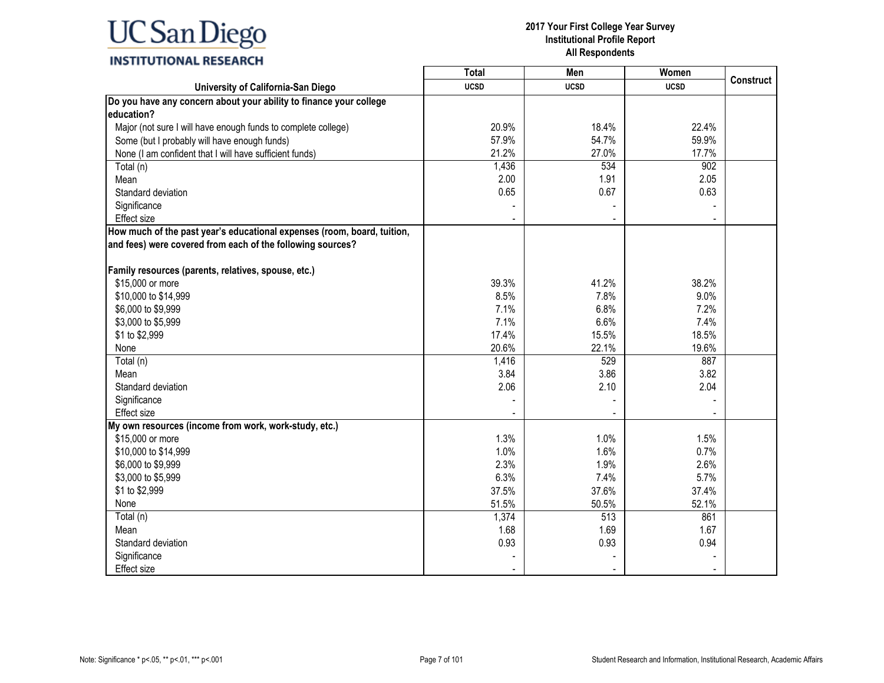| University of California-San Diego | Total UCSD | Men UCSD | Women UCSD | Construct |
|---|---|---|---|---|
| **Do you have any concern about your ability to finance your college education?** | | | | |
| Major (not sure I will have enough funds to complete college) | 20.9% | 18.4% | 22.4% | |
| Some (but I probably will have enough funds) | 57.9% | 54.7% | 59.9% | |
| None (I am confident that I will have sufficient funds) | 21.2% | 27.0% | 17.7% | |
| Total (n) | 1,436 | 534 | 902 | |
| Mean | 2.00 | 1.91 | 2.05 | |
| Standard deviation | 0.65 | 0.67 | 0.63 | |
| Significance | - | - | - | |
| Effect size | - | - | - | |
| **How much of the past year's educational expenses (room, board, tuition, and fees) were covered from each of the following sources?** | | | | |
| **Family resources (parents, relatives, spouse, etc.)** | | | | |
| $15,000 or more | 39.3% | 41.2% | 38.2% | |
| $10,000 to $14,999 | 8.5% | 7.8% | 9.0% | |
| $6,000 to $9,999 | 7.1% | 6.8% | 7.2% | |
| $3,000 to $5,999 | 7.1% | 6.6% | 7.4% | |
| $1 to $2,999 | 17.4% | 15.5% | 18.5% | |
| None | 20.6% | 22.1% | 19.6% | |
| Total (n) | 1,416 | 529 | 887 | |
| Mean | 3.84 | 3.86 | 3.82 | |
| Standard deviation | 2.06 | 2.10 | 2.04 | |
| Significance | - | - | - | |
| Effect size | - | - | - | |
| **My own resources (income from work, work-study, etc.)** | | | | |
| $15,000 or more | 1.3% | 1.0% | 1.5% | |
| $10,000 to $14,999 | 1.0% | 1.6% | 0.7% | |
| $6,000 to $9,999 | 2.3% | 1.9% | 2.6% | |
| $3,000 to $5,999 | 6.3% | 7.4% | 5.7% | |
| $1 to $2,999 | 37.5% | 37.6% | 37.4% | |
| None | 51.5% | 50.5% | 52.1% | |
| Total (n) | 1,374 | 513 | 861 | |
| Mean | 1.68 | 1.69 | 1.67 | |
| Standard deviation | 0.93 | 0.93 | 0.94 | |
| Significance | - | - | - | |
| Effect size | - | - | - | |

Note: Significance * p<.05, ** p<.01, *** p<.001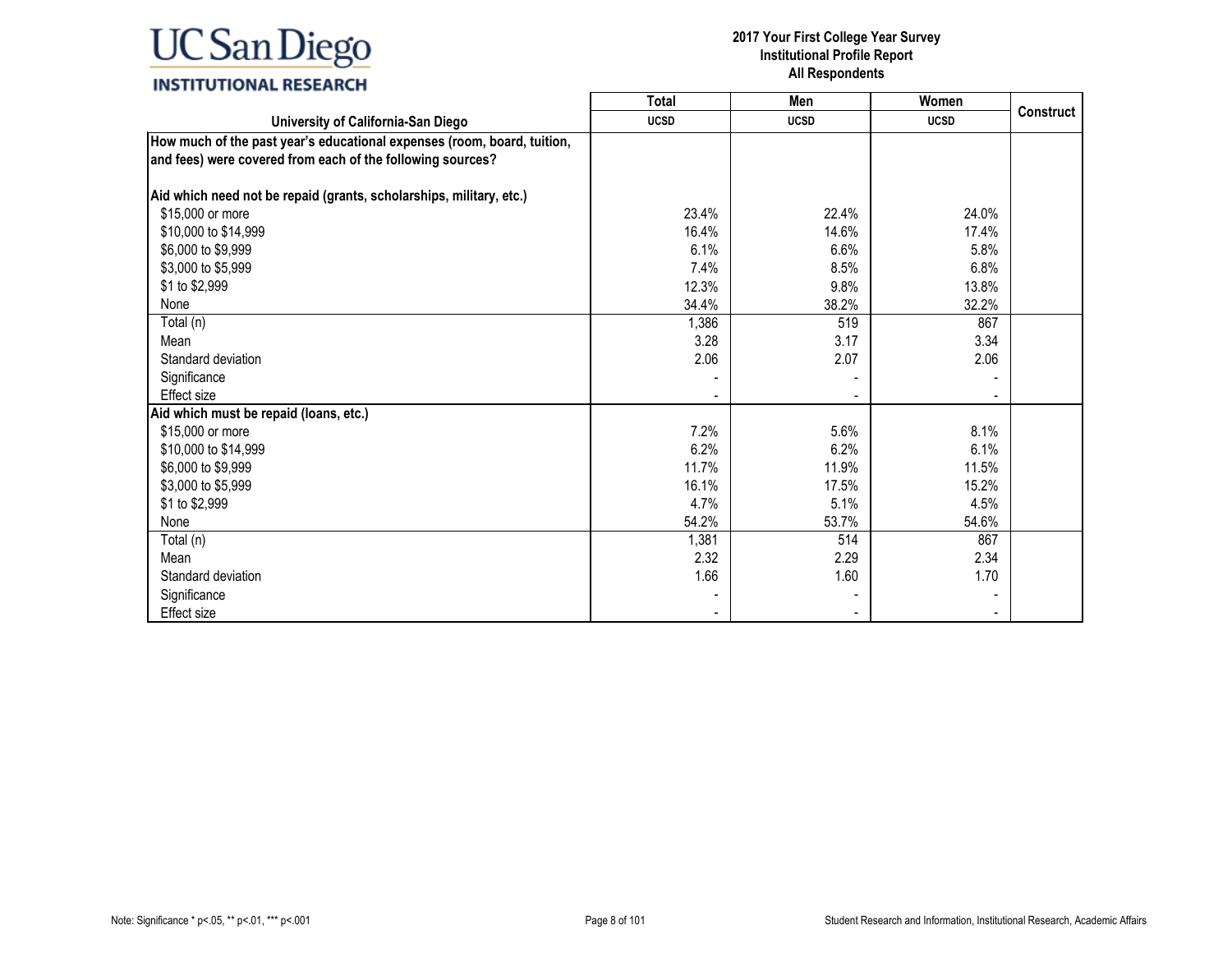**2017 Your First College Year Survey**
**Institutional Profile Report**
**All Respondents**

| University of California-San Diego | Total UCSD | Men UCSD | Women UCSD | Construct |
|---|---|---|---|---|
| **How much of the past year's educational expenses (room, board, tuition, and fees) were covered from each of the following sources?** | | | | |
| **Aid which need not be repaid (grants, scholarships, military, etc.)** | | | | |
| $15,000 or more | 23.4% | 22.4% | 24.0% | |
| $10,000 to $14,999 | 16.4% | 14.6% | 17.4% | |
| $6,000 to $9,999 | 6.1% | 6.6% | 5.8% | |
| $3,000 to $5,999 | 7.4% | 8.5% | 6.8% | |
| $1 to $2,999 | 12.3% | 9.8% | 13.8% | |
| None | 34.4% | 38.2% | 32.2% | |
| Total (n) | 1,386 | 519 | 867 | |
| Mean | 3.28 | 3.17 | 3.34 | |
| Standard deviation | 2.06 | 2.07 | 2.06 | |
| Significance | - | - | - | |
| Effect size | - | - | - | |
| **Aid which must be repaid (loans, etc.)** | | | | |
| $15,000 or more | 7.2% | 5.6% | 8.1% | |
| $10,000 to $14,999 | 6.2% | 6.2% | 6.1% | |
| $6,000 to $9,999 | 11.7% | 11.9% | 11.5% | |
| $3,000 to $5,999 | 16.1% | 17.5% | 15.2% | |
| $1 to $2,999 | 4.7% | 5.1% | 4.5% | |
| None | 54.2% | 53.7% | 54.6% | |
| Total (n) | 1,381 | 514 | 867 | |
| Mean | 2.32 | 2.29 | 2.34 | |
| Standard deviation | 1.66 | 1.60 | 1.70 | |
| Significance | - | - | - | |
| Effect size | - | - | - | |

Note: Significance * p<.05, ** p<.01, *** p<.001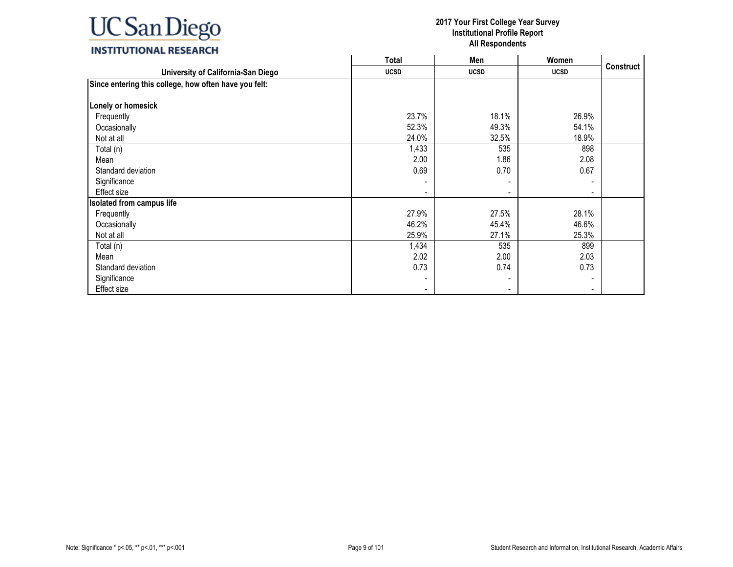| University of California-San Diego | Total UCSD | Men UCSD | Women UCSD | Construct |
|---|---|---|---|---|
| **Since entering this college, how often have you felt:** | | | | |
| **Lonely or homesick** | | | | |
| Frequently | 23.7% | 18.1% | 26.9% | |
| Occasionally | 52.3% | 49.3% | 54.1% | |
| Not at all | 24.0% | 32.5% | 18.9% | |
| Total (n) | 1,433 | 535 | 898 | |
| Mean | 2.00 | 1.86 | 2.08 | |
| Standard deviation | 0.69 | 0.70 | 0.67 | |
| Significance | - | - | - | |
| Effect size | - | - | - | |
| **Isolated from campus life** | | | | |
| Frequently | 27.9% | 27.5% | 28.1% | |
| Occasionally | 46.2% | 45.4% | 46.6% | |
| Not at all | 25.9% | 27.1% | 25.3% | |
| Total (n) | 1,434 | 535 | 899 | |
| Mean | 2.02 | 2.00 | 2.03 | |
| Standard deviation | 0.73 | 0.74 | 0.73 | |
| Significance | - | - | - | |
| Effect size | - | - | - | |

Note: Significance * p<.05, ** p<.01, *** p<.001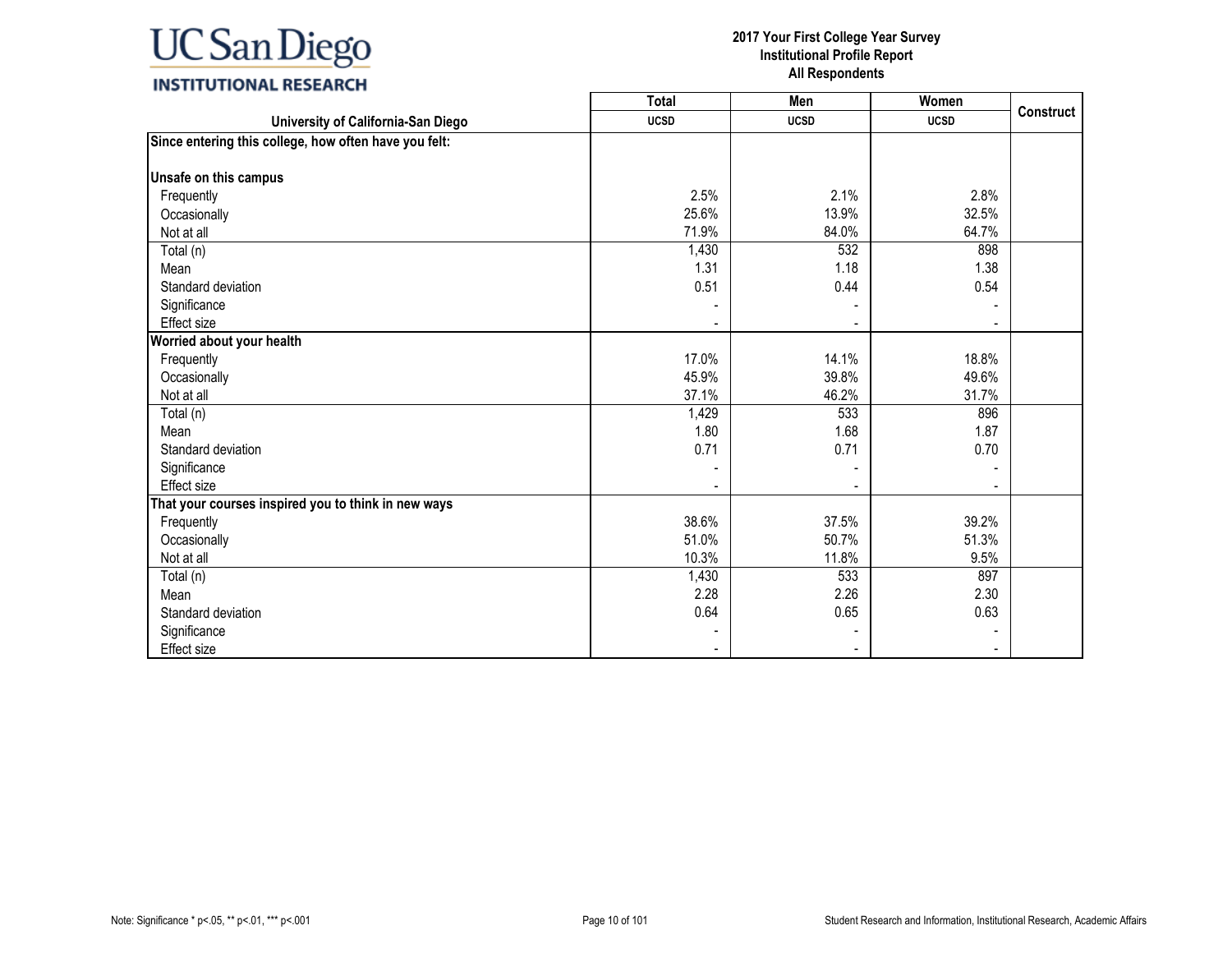| University of California-San Diego | Total UCSD | Men UCSD | Women UCSD | Construct |
|---|---|---|---|---|
| **Since entering this college, how often have you felt:** | | | | |
| **Unsafe on this campus** | | | | |
| Frequently | 2.5% | 2.1% | 2.8% | |
| Occasionally | 25.6% | 13.9% | 32.5% | |
| Not at all | 71.9% | 84.0% | 64.7% | |
| Total (n) | 1,430 | 532 | 898 | |
| Mean | 1.31 | 1.18 | 1.38 | |
| Standard deviation | 0.51 | 0.44 | 0.54 | |
| Significance | - | - | - | |
| Effect size | - | - | - | |
| **Worried about your health** | | | | |
| Frequently | 17.0% | 14.1% | 18.8% | |
| Occasionally | 45.9% | 39.8% | 49.6% | |
| Not at all | 37.1% | 46.2% | 31.7% | |
| Total (n) | 1,429 | 533 | 896 | |
| Mean | 1.80 | 1.68 | 1.87 | |
| Standard deviation | 0.71 | 0.71 | 0.70 | |
| Significance | - | - | - | |
| Effect size | - | - | - | |
| **That your courses inspired you to think in new ways** | | | | |
| Frequently | 38.6% | 37.5% | 39.2% | |
| Occasionally | 51.0% | 50.7% | 51.3% | |
| Not at all | 10.3% | 11.8% | 9.5% | |
| Total (n) | 1,430 | 533 | 897 | |
| Mean | 2.28 | 2.26 | 2.30 | |
| Standard deviation | 0.64 | 0.65 | 0.63 | |
| Significance | - | - | - | |
| Effect size | - | - | - | |

Note: Significance * p<.05, ** p<.01, *** p<.001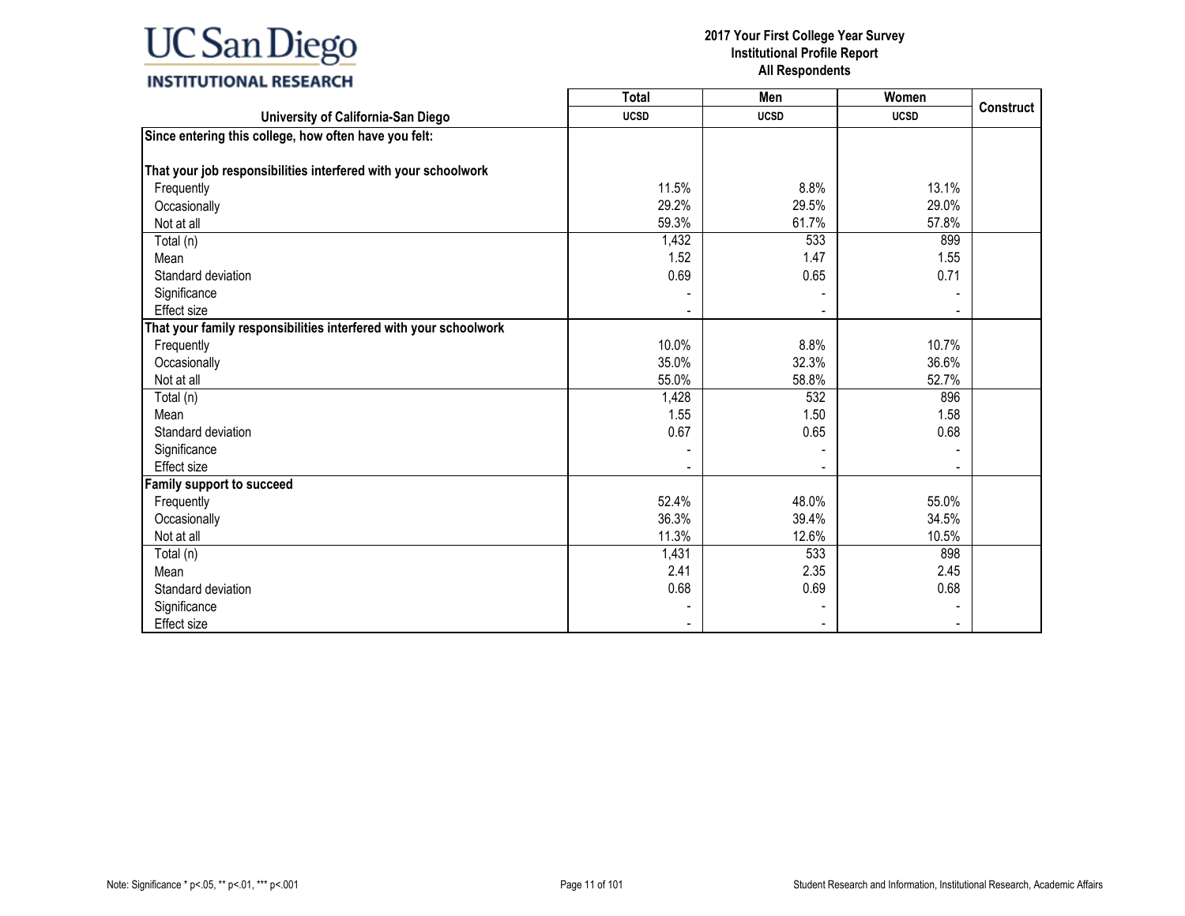| University of California-San Diego | Total<br>UCSD | Men<br>UCSD | Women<br>UCSD | Construct |
|---|---|---|---|---|
| **Since entering this college, how often have you felt:** | | | | |
| | | | | |
| **That your job responsibilities interfered with your schoolwork** | | | | |
| Frequently | 11.5% | 8.8% | 13.1% | |
| Occasionally | 29.2% | 29.5% | 29.0% | |
| Not at all | 59.3% | 61.7% | 57.8% | |
| Total (n) | 1,432 | 533 | 899 | |
| Mean | 1.52 | 1.47 | 1.55 | |
| Standard deviation | 0.69 | 0.65 | 0.71 | |
| Significance | - | - | - | |
| Effect size | - | - | - | |
| **That your family responsibilities interfered with your schoolwork** | | | | |
| Frequently | 10.0% | 8.8% | 10.7% | |
| Occasionally | 35.0% | 32.3% | 36.6% | |
| Not at all | 55.0% | 58.8% | 52.7% | |
| Total (n) | 1,428 | 532 | 896 | |
| Mean | 1.55 | 1.50 | 1.58 | |
| Standard deviation | 0.67 | 0.65 | 0.68 | |
| Significance | - | - | - | |
| Effect size | - | - | - | |
| **Family support to succeed** | | | | |
| Frequently | 52.4% | 48.0% | 55.0% | |
| Occasionally | 36.3% | 39.4% | 34.5% | |
| Not at all | 11.3% | 12.6% | 10.5% | |
| Total (n) | 1,431 | 533 | 898 | |
| Mean | 2.41 | 2.35 | 2.45 | |
| Standard deviation | 0.68 | 0.69 | 0.68 | |
| Significance | - | - | - | |
| Effect size | - | - | - | |

Note: Significance * p<.05, ** p<.01, *** p<.001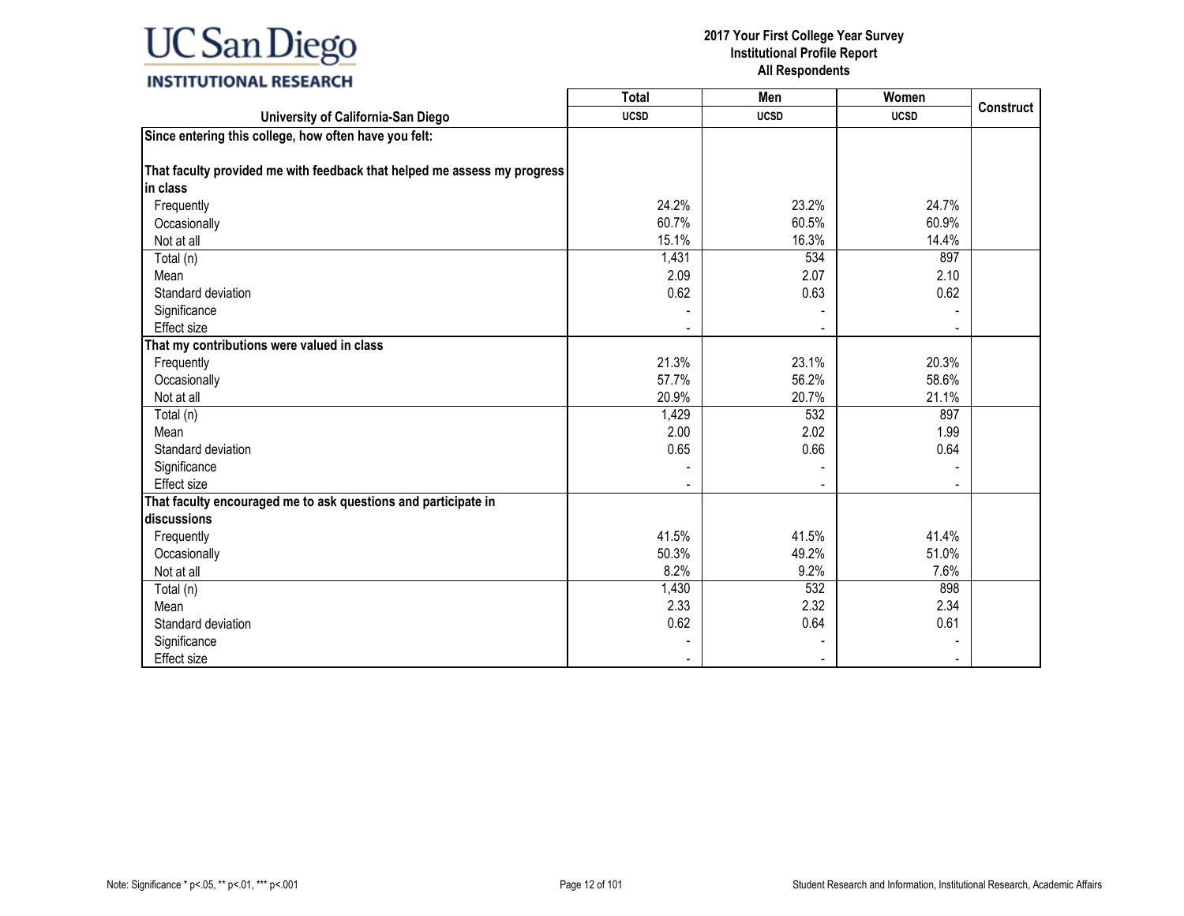| University of California-San Diego | Total UCSD | Men UCSD | Women UCSD | Construct |
|---|---|---|---|---|
| **Since entering this college, how often have you felt:** | | | | |
| **That faculty provided me with feedback that helped me assess my progress in class** | | | | |
| Frequently | 24.2% | 23.2% | 24.7% | |
| Occasionally | 60.7% | 60.5% | 60.9% | |
| Not at all | 15.1% | 16.3% | 14.4% | |
| Total (n) | 1,431 | 534 | 897 | |
| Mean | 2.09 | 2.07 | 2.10 | |
| Standard deviation | 0.62 | 0.63 | 0.62 | |
| Significance | - | - | - | |
| Effect size | - | - | - | |
| **That my contributions were valued in class** | | | | |
| Frequently | 21.3% | 23.1% | 20.3% | |
| Occasionally | 57.7% | 56.2% | 58.6% | |
| Not at all | 20.9% | 20.7% | 21.1% | |
| Total (n) | 1,429 | 532 | 897 | |
| Mean | 2.00 | 2.02 | 1.99 | |
| Standard deviation | 0.65 | 0.66 | 0.64 | |
| Significance | - | - | - | |
| Effect size | - | - | - | |
| **That faculty encouraged me to ask questions and participate in discussions** | | | | |
| Frequently | 41.5% | 41.5% | 41.4% | |
| Occasionally | 50.3% | 49.2% | 51.0% | |
| Not at all | 8.2% | 9.2% | 7.6% | |
| Total (n) | 1,430 | 532 | 898 | |
| Mean | 2.33 | 2.32 | 2.34 | |
| Standard deviation | 0.62 | 0.64 | 0.61 | |
| Significance | - | - | - | |
| Effect size | - | - | - | |

Note: Significance * p<.05, ** p<.01, *** p<.001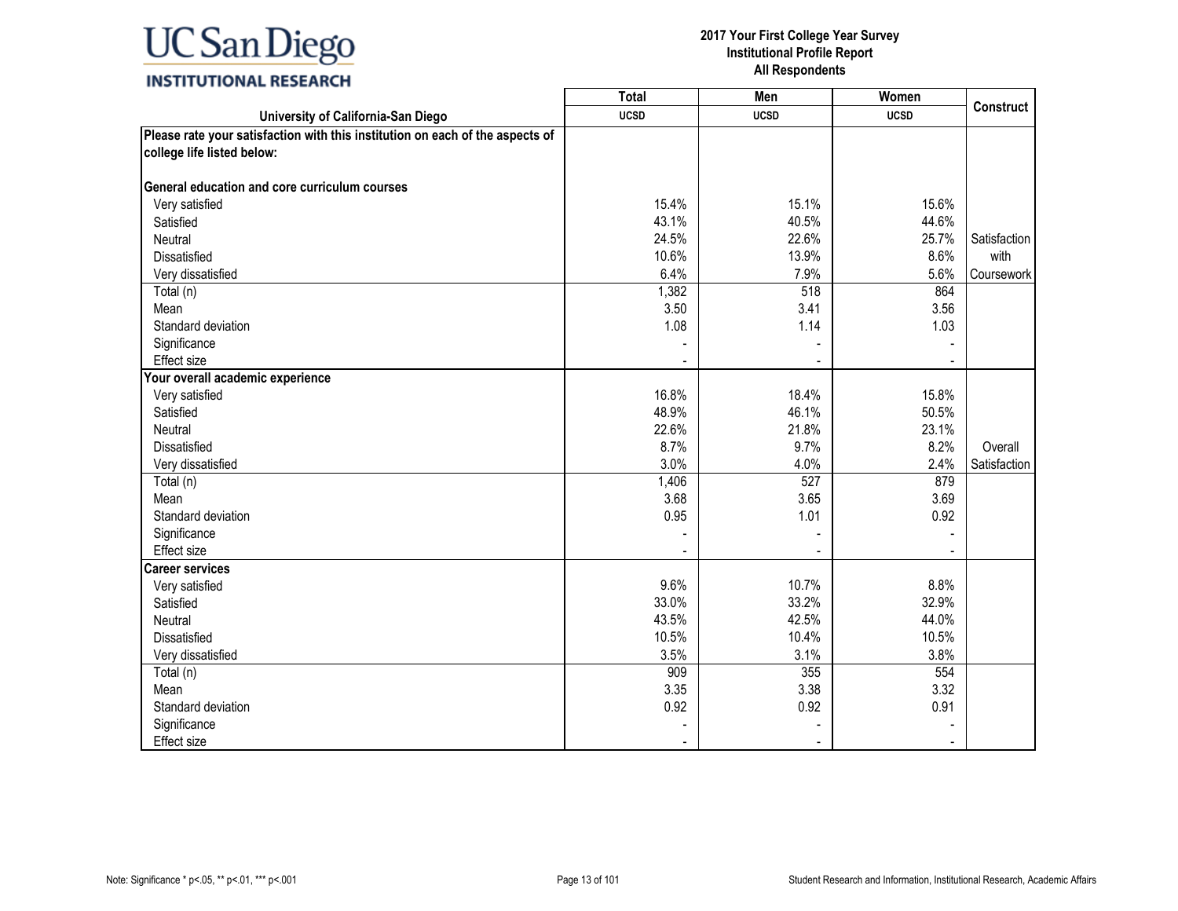| University of California-San Diego | Total UCSD | Men UCSD | Women UCSD | Construct |
|---|---|---|---|---|
| **Please rate your satisfaction with this institution on each of the aspects of college life listed below:** | | | | |
| **General education and core curriculum courses** | | | | |
| Very satisfied | 15.4% | 15.1% | 15.6% | |
| Satisfied | 43.1% | 40.5% | 44.6% | |
| Neutral | 24.5% | 22.6% | 25.7% | Satisfaction with Coursework |
| Dissatisfied | 10.6% | 13.9% | 8.6% | |
| Very dissatisfied | 6.4% | 7.9% | 5.6% | |
| Total (n) | 1,382 | 518 | 864 | |
| Mean | 3.50 | 3.41 | 3.56 | |
| Standard deviation | 1.08 | 1.14 | 1.03 | |
| Significance | - | - | - | |
| Effect size | - | - | - | |
| **Your overall academic experience** | | | | |
| Very satisfied | 16.8% | 18.4% | 15.8% | |
| Satisfied | 48.9% | 46.1% | 50.5% | |
| Neutral | 22.6% | 21.8% | 23.1% | |
| Dissatisfied | 8.7% | 9.7% | 8.2% | Overall Satisfaction |
| Very dissatisfied | 3.0% | 4.0% | 2.4% | |
| Total (n) | 1,406 | 527 | 879 | |
| Mean | 3.68 | 3.65 | 3.69 | |
| Standard deviation | 0.95 | 1.01 | 0.92 | |
| Significance | - | - | - | |
| Effect size | - | - | - | |
| **Career services** | | | | |
| Very satisfied | 9.6% | 10.7% | 8.8% | |
| Satisfied | 33.0% | 33.2% | 32.9% | |
| Neutral | 43.5% | 42.5% | 44.0% | |
| Dissatisfied | 10.5% | 10.4% | 10.5% | |
| Very dissatisfied | 3.5% | 3.1% | 3.8% | |
| Total (n) | 909 | 355 | 554 | |
| Mean | 3.35 | 3.38 | 3.32 | |
| Standard deviation | 0.92 | 0.92 | 0.91 | |
| Significance | - | - | - | |
| Effect size | - | - | - | |

Note: Significance * p<.05, ** p<.01, *** p<.001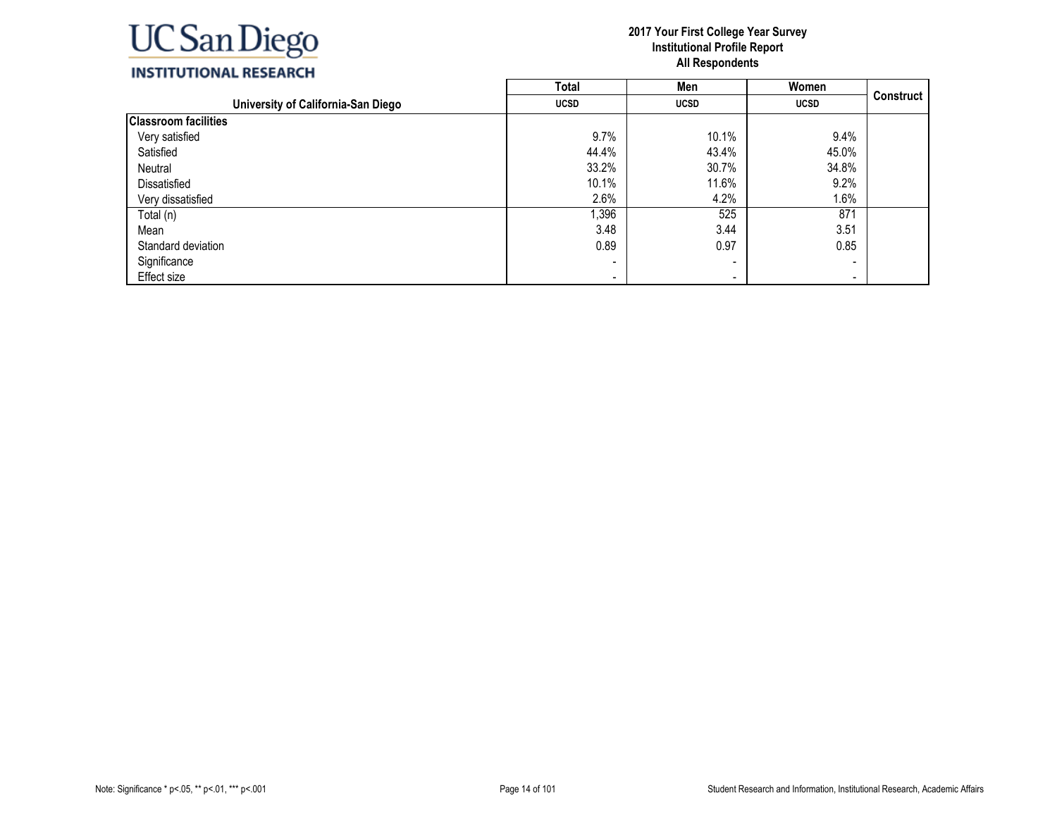| University of California-San Diego | Total | Men | Women | Construct |
|---|---|---|---|---|
| | UCSD | UCSD | UCSD | |
| **Classroom facilities** | | | | |
| Very satisfied | 9.7% | 10.1% | 9.4% | |
| Satisfied | 44.4% | 43.4% | 45.0% | |
| Neutral | 33.2% | 30.7% | 34.8% | |
| Dissatisfied | 10.1% | 11.6% | 9.2% | |
| Very dissatisfied | 2.6% | 4.2% | 1.6% | |
| Total (n) | 1,396 | 525 | 871 | |
| Mean | 3.48 | 3.44 | 3.51 | |
| Standard deviation | 0.89 | 0.97 | 0.85 | |
| Significance | - | - | - | |
| Effect size | - | - | - | |

Note: Significance * p<.05, ** p<.01, *** p<.001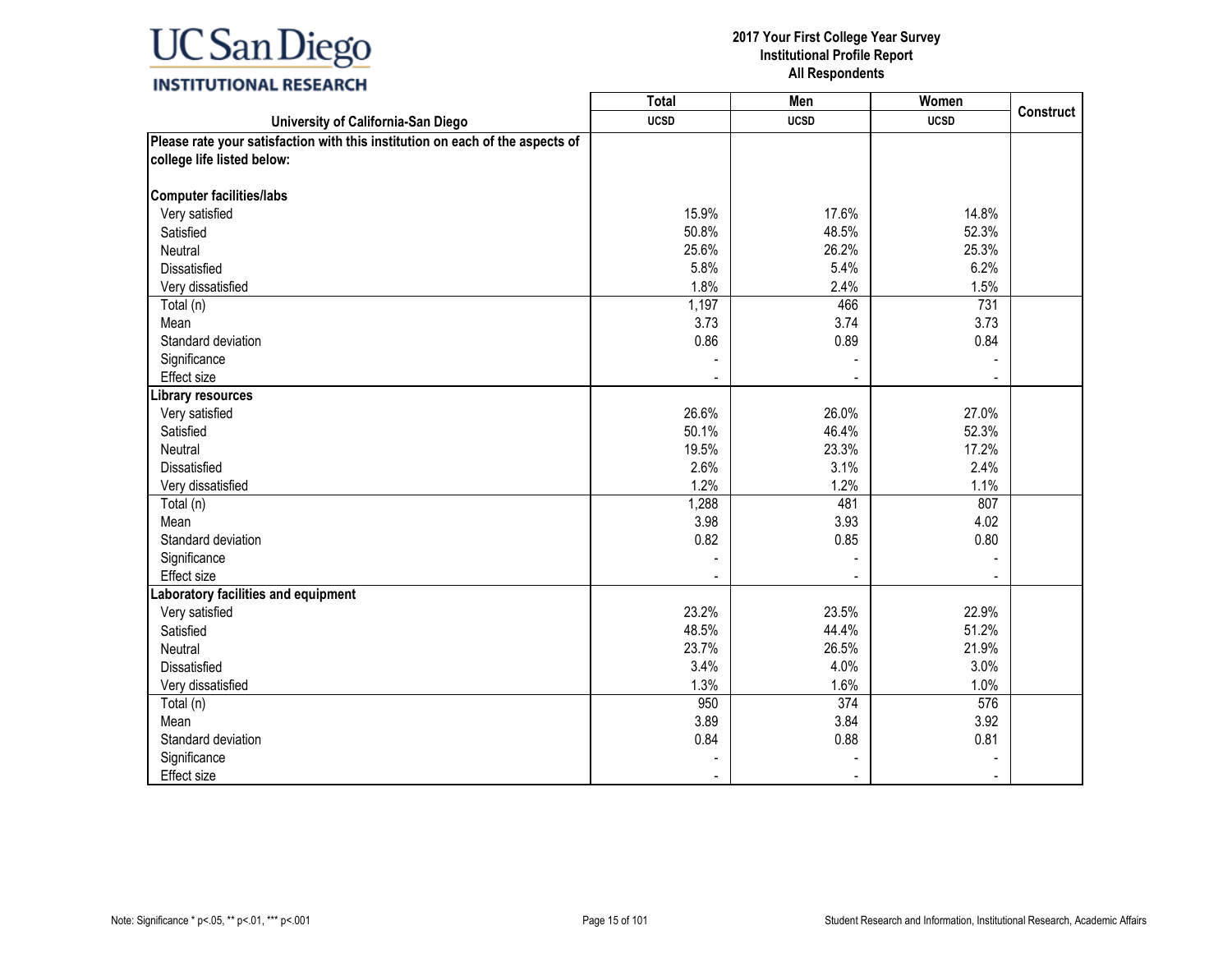| University of California-San Diego | Total UCSD | Men UCSD | Women UCSD | Construct |
|---|---|---|---|---|
| **Please rate your satisfaction with this institution on each of the aspects of college life listed below:** | | | | |
| **Computer facilities/labs** | | | | |
| Very satisfied | 15.9% | 17.6% | 14.8% | |
| Satisfied | 50.8% | 48.5% | 52.3% | |
| Neutral | 25.6% | 26.2% | 25.3% | |
| Dissatisfied | 5.8% | 5.4% | 6.2% | |
| Very dissatisfied | 1.8% | 2.4% | 1.5% | |
| Total (n) | 1,197 | 466 | 731 | |
| Mean | 3.73 | 3.74 | 3.73 | |
| Standard deviation | 0.86 | 0.89 | 0.84 | |
| Significance | - | - | - | |
| Effect size | - | - | - | |
| **Library resources** | | | | |
| Very satisfied | 26.6% | 26.0% | 27.0% | |
| Satisfied | 50.1% | 46.4% | 52.3% | |
| Neutral | 19.5% | 23.3% | 17.2% | |
| Dissatisfied | 2.6% | 3.1% | 2.4% | |
| Very dissatisfied | 1.2% | 1.2% | 1.1% | |
| Total (n) | 1,288 | 481 | 807 | |
| Mean | 3.98 | 3.93 | 4.02 | |
| Standard deviation | 0.82 | 0.85 | 0.80 | |
| Significance | - | - | - | |
| Effect size | - | - | - | |
| **Laboratory facilities and equipment** | | | | |
| Very satisfied | 23.2% | 23.5% | 22.9% | |
| Satisfied | 48.5% | 44.4% | 51.2% | |
| Neutral | 23.7% | 26.5% | 21.9% | |
| Dissatisfied | 3.4% | 4.0% | 3.0% | |
| Very dissatisfied | 1.3% | 1.6% | 1.0% | |
| Total (n) | 950 | 374 | 576 | |
| Mean | 3.89 | 3.84 | 3.92 | |
| Standard deviation | 0.84 | 0.88 | 0.81 | |
| Significance | - | - | - | |
| Effect size | - | - | - | |

Note: Significance * p<.05, ** p<.01, *** p<.001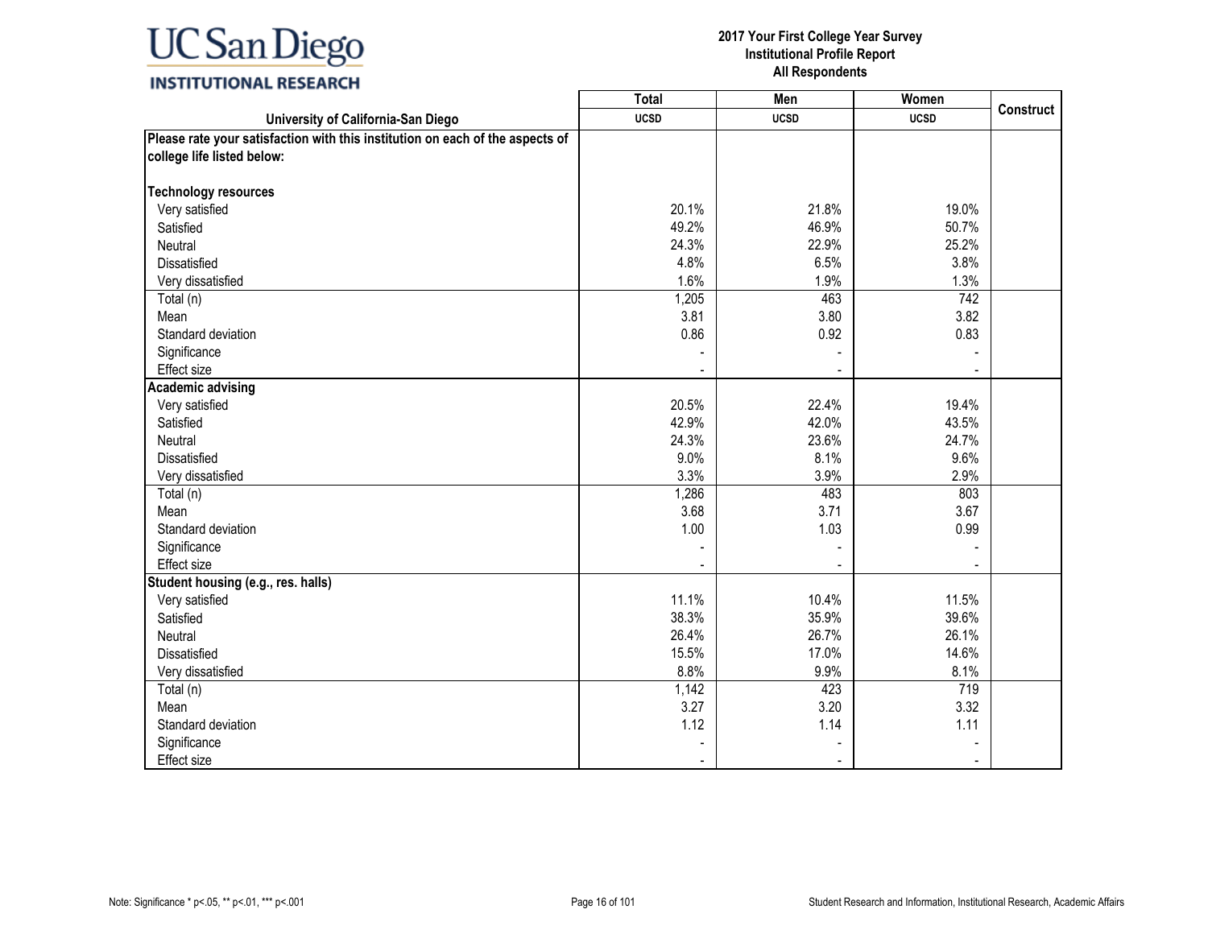| University of California-San Diego | Total UCSD | Men UCSD | Women UCSD | Construct |
|---|---|---|---|---|
| **Please rate your satisfaction with this institution on each of the aspects of college life listed below:** | | | | |
| **Technology resources** | | | | |
| Very satisfied | 20.1% | 21.8% | 19.0% | |
| Satisfied | 49.2% | 46.9% | 50.7% | |
| Neutral | 24.3% | 22.9% | 25.2% | |
| Dissatisfied | 4.8% | 6.5% | 3.8% | |
| Very dissatisfied | 1.6% | 1.9% | 1.3% | |
| Total (n) | 1,205 | 463 | 742 | |
| Mean | 3.81 | 3.80 | 3.82 | |
| Standard deviation | 0.86 | 0.92 | 0.83 | |
| Significance | - | - | - | |
| Effect size | - | - | - | |
| **Academic advising** | | | | |
| Very satisfied | 20.5% | 22.4% | 19.4% | |
| Satisfied | 42.9% | 42.0% | 43.5% | |
| Neutral | 24.3% | 23.6% | 24.7% | |
| Dissatisfied | 9.0% | 8.1% | 9.6% | |
| Very dissatisfied | 3.3% | 3.9% | 2.9% | |
| Total (n) | 1,286 | 483 | 803 | |
| Mean | 3.68 | 3.71 | 3.67 | |
| Standard deviation | 1.00 | 1.03 | 0.99 | |
| Significance | - | - | - | |
| Effect size | - | - | - | |
| **Student housing (e.g., res. halls)** | | | | |
| Very satisfied | 11.1% | 10.4% | 11.5% | |
| Satisfied | 38.3% | 35.9% | 39.6% | |
| Neutral | 26.4% | 26.7% | 26.1% | |
| Dissatisfied | 15.5% | 17.0% | 14.6% | |
| Very dissatisfied | 8.8% | 9.9% | 8.1% | |
| Total (n) | 1,142 | 423 | 719 | |
| Mean | 3.27 | 3.20 | 3.32 | |
| Standard deviation | 1.12 | 1.14 | 1.11 | |
| Significance | - | - | - | |
| Effect size | - | - | - | |

Note: Significance * p<.05, ** p<.01, *** p<.001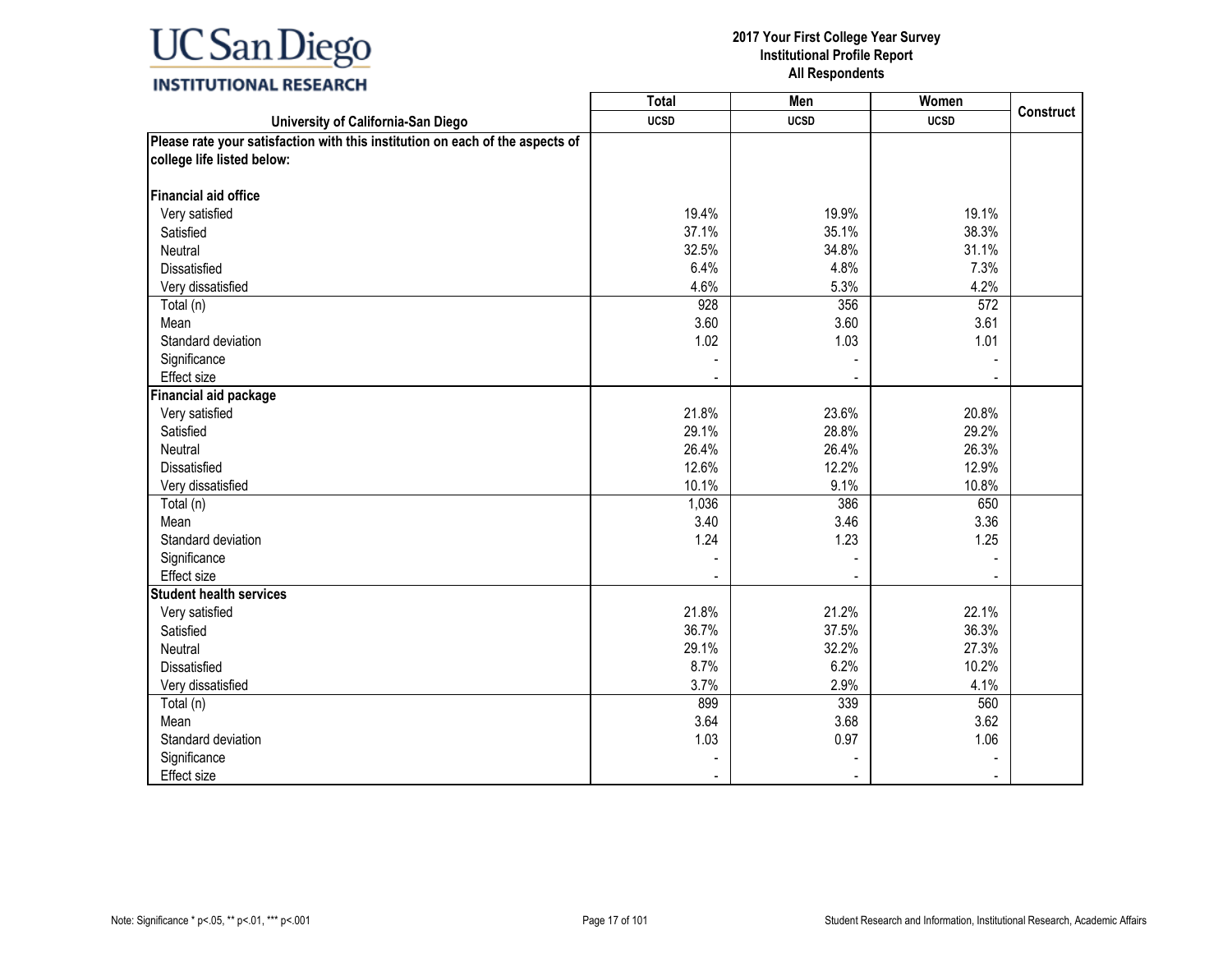# 2017 Your First College Year Survey
## Institutional Profile Report
## All Respondents

| University of California-San Diego | Total | Men | Women | Construct |
|---|---|---|---|---|
| | UCSD | UCSD | UCSD | |
| **Please rate your satisfaction with this institution on each of the aspects of college life listed below:** | | | | |
| **Financial aid office** | | | | |
| Very satisfied | 19.4% | 19.9% | 19.1% | |
| Satisfied | 37.1% | 35.1% | 38.3% | |
| Neutral | 32.5% | 34.8% | 31.1% | |
| Dissatisfied | 6.4% | 4.8% | 7.3% | |
| Very dissatisfied | 4.6% | 5.3% | 4.2% | |
| Total (n) | 928 | 356 | 572 | |
| Mean | 3.60 | 3.60 | 3.61 | |
| Standard deviation | 1.02 | 1.03 | 1.01 | |
| Significance | - | - | - | |
| Effect size | - | - | - | |
| **Financial aid package** | | | | |
| Very satisfied | 21.8% | 23.6% | 20.8% | |
| Satisfied | 29.1% | 28.8% | 29.2% | |
| Neutral | 26.4% | 26.4% | 26.3% | |
| Dissatisfied | 12.6% | 12.2% | 12.9% | |
| Very dissatisfied | 10.1% | 9.1% | 10.8% | |
| Total (n) | 1,036 | 386 | 650 | |
| Mean | 3.40 | 3.46 | 3.36 | |
| Standard deviation | 1.24 | 1.23 | 1.25 | |
| Significance | - | - | - | |
| Effect size | - | - | - | |
| **Student health services** | | | | |
| Very satisfied | 21.8% | 21.2% | 22.1% | |
| Satisfied | 36.7% | 37.5% | 36.3% | |
| Neutral | 29.1% | 32.2% | 27.3% | |
| Dissatisfied | 8.7% | 6.2% | 10.2% | |
| Very dissatisfied | 3.7% | 2.9% | 4.1% | |
| Total (n) | 899 | 339 | 560 | |
| Mean | 3.64 | 3.68 | 3.62 | |
| Standard deviation | 1.03 | 0.97 | 1.06 | |
| Significance | - | - | - | |
| Effect size | - | - | - | |

Note: Significance * p<.05, ** p<.01, *** p<.001

Student Research and Information, Institutional Research, Academic Affairs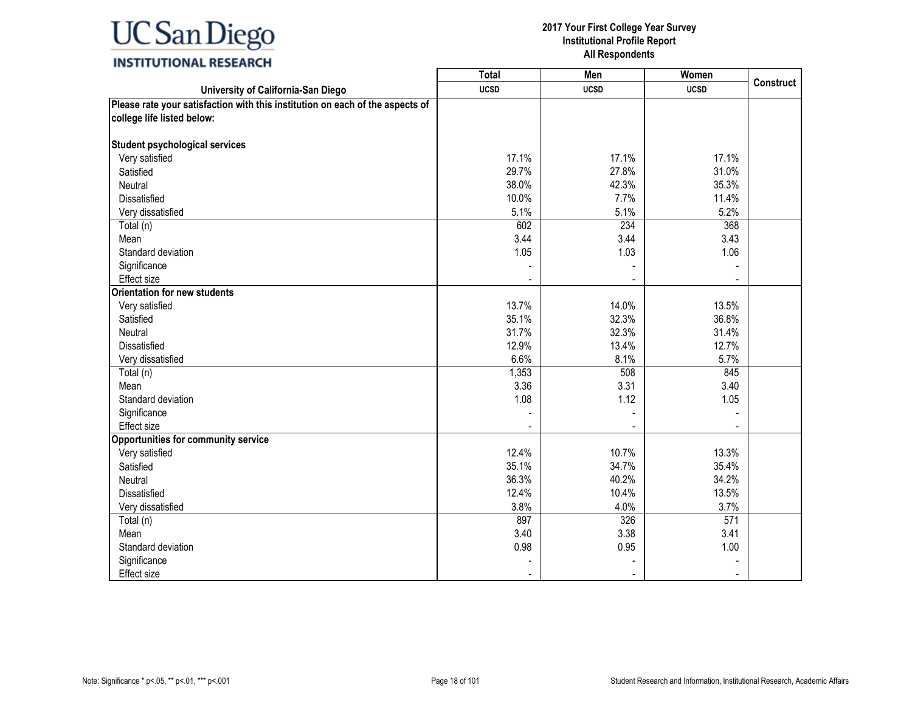| University of California-San Diego | Total<br>UCSD | Men<br>UCSD | Women<br>UCSD | Construct |
|---|---|---|---|---|
| **Please rate your satisfaction with this institution on each of the aspects of college life listed below:** | | | | |
| **Student psychological services** | | | | |
| Very satisfied | 17.1% | 17.1% | 17.1% | |
| Satisfied | 29.7% | 27.8% | 31.0% | |
| Neutral | 38.0% | 42.3% | 35.3% | |
| Dissatisfied | 10.0% | 7.7% | 11.4% | |
| Very dissatisfied | 5.1% | 5.1% | 5.2% | |
| Total (n) | 602 | 234 | 368 | |
| Mean | 3.44 | 3.44 | 3.43 | |
| Standard deviation | 1.05 | 1.03 | 1.06 | |
| Significance | - | - | - | |
| Effect size | - | - | - | |
| **Orientation for new students** | | | | |
| Very satisfied | 13.7% | 14.0% | 13.5% | |
| Satisfied | 35.1% | 32.3% | 36.8% | |
| Neutral | 31.7% | 32.3% | 31.4% | |
| Dissatisfied | 12.9% | 13.4% | 12.7% | |
| Very dissatisfied | 6.6% | 8.1% | 5.7% | |
| Total (n) | 1,353 | 508 | 845 | |
| Mean | 3.36 | 3.31 | 3.40 | |
| Standard deviation | 1.08 | 1.12 | 1.05 | |
| Significance | - | - | - | |
| Effect size | - | - | - | |
| **Opportunities for community service** | | | | |
| Very satisfied | 12.4% | 10.7% | 13.3% | |
| Satisfied | 35.1% | 34.7% | 35.4% | |
| Neutral | 36.3% | 40.2% | 34.2% | |
| Dissatisfied | 12.4% | 10.4% | 13.5% | |
| Very dissatisfied | 3.8% | 4.0% | 3.7% | |
| Total (n) | 897 | 326 | 571 | |
| Mean | 3.40 | 3.38 | 3.41 | |
| Standard deviation | 0.98 | 0.95 | 1.00 | |
| Significance | - | - | - | |
| Effect size | - | - | - | |

Note: Significance * p<.05, ** p<.01, *** p<.001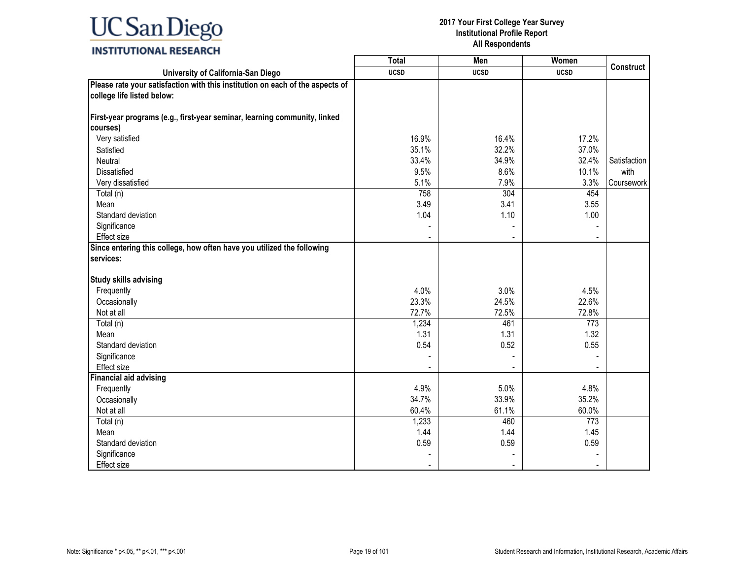| University of California-San Diego | Total UCSD | Men UCSD | Women UCSD | Construct |
|---|---|---|---|---|
| **Please rate your satisfaction with this institution on each of the aspects of college life listed below:** | | | | |
| **First-year programs (e.g., first-year seminar, learning community, linked courses)** | | | | |
| Very satisfied | 16.9% | 16.4% | 17.2% | |
| Satisfied | 35.1% | 32.2% | 37.0% | |
| Neutral | 33.4% | 34.9% | 32.4% | Satisfaction with Coursework |
| Dissatisfied | 9.5% | 8.6% | 10.1% | |
| Very dissatisfied | 5.1% | 7.9% | 3.3% | |
| Total (n) | 758 | 304 | 454 | |
| Mean | 3.49 | 3.41 | 3.55 | |
| Standard deviation | 1.04 | 1.10 | 1.00 | |
| Significance | - | - | - | |
| Effect size | - | - | - | |
| **Since entering this college, how often have you utilized the following services:** | | | | |
| **Study skills advising** | | | | |
| Frequently | 4.0% | 3.0% | 4.5% | |
| Occasionally | 23.3% | 24.5% | 22.6% | |
| Not at all | 72.7% | 72.5% | 72.8% | |
| Total (n) | 1,234 | 461 | 773 | |
| Mean | 1.31 | 1.31 | 1.32 | |
| Standard deviation | 0.54 | 0.52 | 0.55 | |
| Significance | - | - | - | |
| Effect size | - | - | - | |
| **Financial aid advising** | | | | |
| Frequently | 4.9% | 5.0% | 4.8% | |
| Occasionally | 34.7% | 33.9% | 35.2% | |
| Not at all | 60.4% | 61.1% | 60.0% | |
| Total (n) | 1,233 | 460 | 773 | |
| Mean | 1.44 | 1.44 | 1.45 | |
| Standard deviation | 0.59 | 0.59 | 0.59 | |
| Significance | - | - | - | |
| Effect size | - | - | - | |

Note: Significance * p<.05, ** p<.01, *** p<.001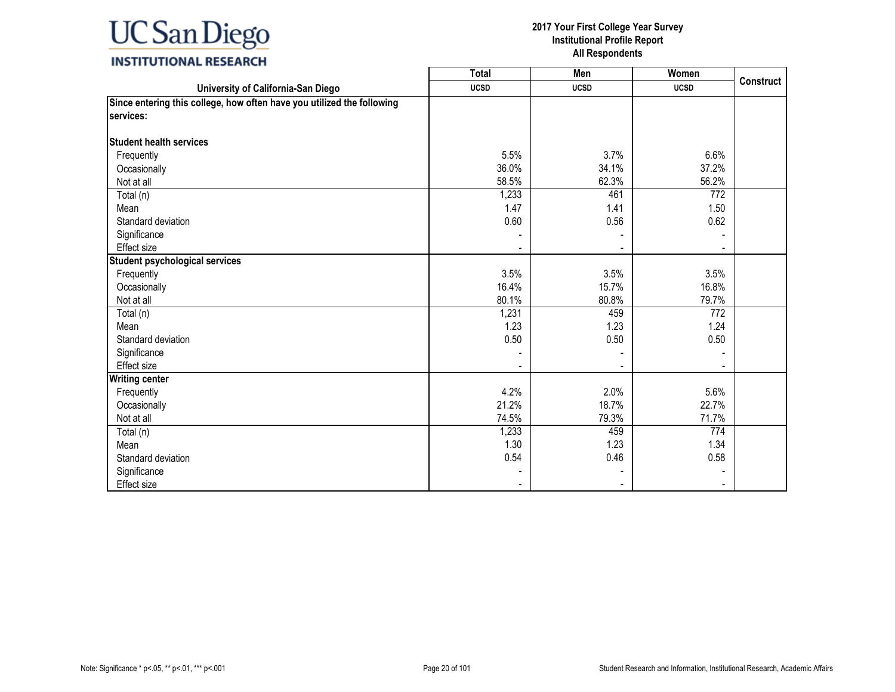# 2017 Your First College Year Survey
## Institutional Profile Report
### All Respondents

| University of California-San Diego | Total<br>UCSD | Men<br>UCSD | Women<br>UCSD | Construct |
|---|---|---|---|---|
| **Since entering this college, how often have you utilized the following services:** | | | | |
| **Student health services** | | | | |
| Frequently | 5.5% | 3.7% | 6.6% | |
| Occasionally | 36.0% | 34.1% | 37.2% | |
| Not at all | 58.5% | 62.3% | 56.2% | |
| Total (n) | 1,233 | 461 | 772 | |
| Mean | 1.47 | 1.41 | 1.50 | |
| Standard deviation | 0.60 | 0.56 | 0.62 | |
| Significance | - | - | - | |
| Effect size | - | - | - | |
| **Student psychological services** | | | | |
| Frequently | 3.5% | 3.5% | 3.5% | |
| Occasionally | 16.4% | 15.7% | 16.8% | |
| Not at all | 80.1% | 80.8% | 79.7% | |
| Total (n) | 1,231 | 459 | 772 | |
| Mean | 1.23 | 1.23 | 1.24 | |
| Standard deviation | 0.50 | 0.50 | 0.50 | |
| Significance | - | - | - | |
| Effect size | - | - | - | |
| **Writing center** | | | | |
| Frequently | 4.2% | 2.0% | 5.6% | |
| Occasionally | 21.2% | 18.7% | 22.7% | |
| Not at all | 74.5% | 79.3% | 71.7% | |
| Total (n) | 1,233 | 459 | 774 | |
| Mean | 1.30 | 1.23 | 1.34 | |
| Standard deviation | 0.54 | 0.46 | 0.58 | |
| Significance | - | - | - | |
| Effect size | - | - | - | |

Note: Significance * p<.05, ** p<.01, *** p<.001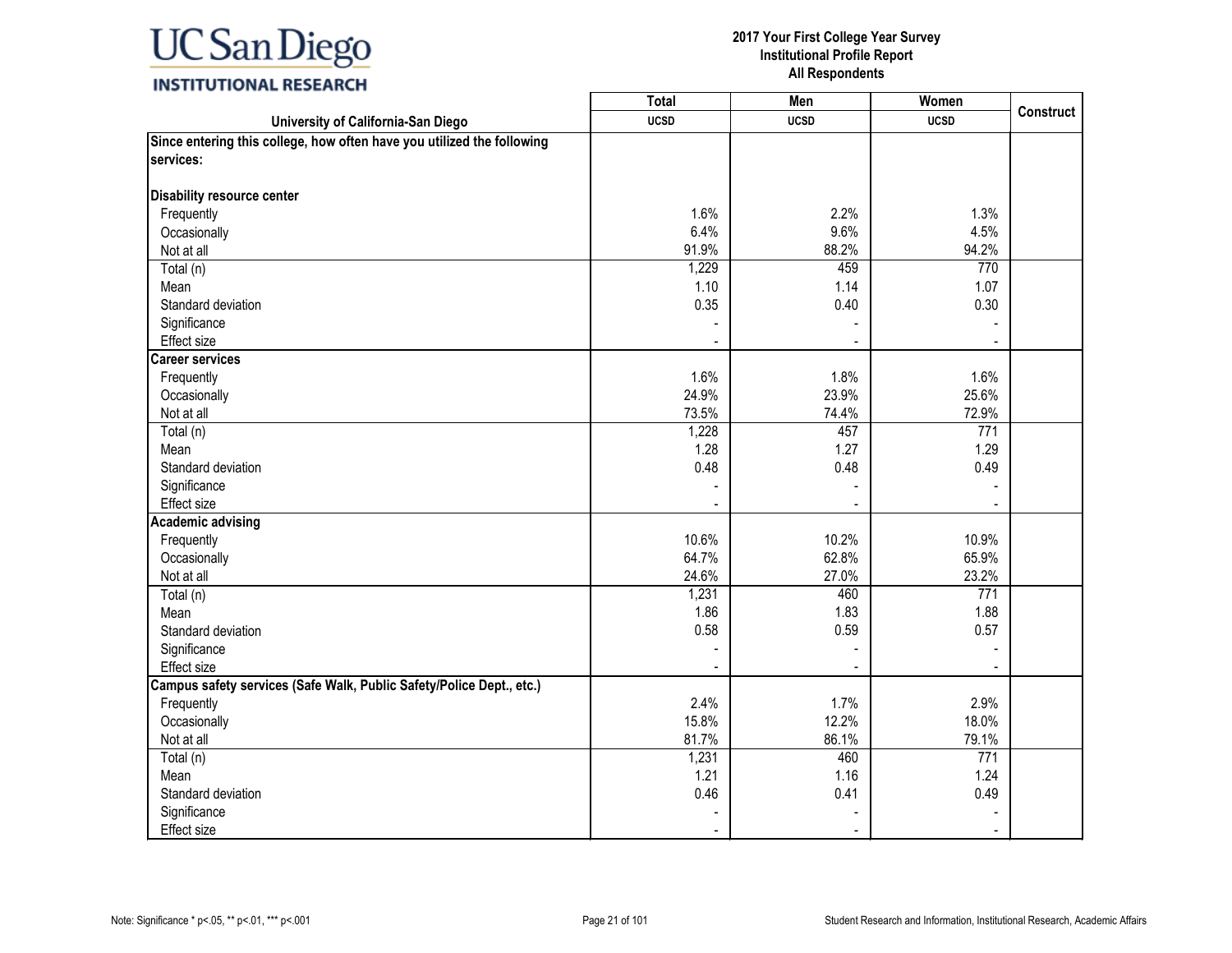| University of California-San Diego | Total UCSD | Men UCSD | Women UCSD | Construct |
|---|---|---|---|---|
| **Since entering this college, how often have you utilized the following services:** | | | | |
| **Disability resource center** | | | | |
| Frequently | 1.6% | 2.2% | 1.3% | |
| Occasionally | 6.4% | 9.6% | 4.5% | |
| Not at all | 91.9% | 88.2% | 94.2% | |
| Total (n) | 1,229 | 459 | 770 | |
| Mean | 1.10 | 1.14 | 1.07 | |
| Standard deviation | 0.35 | 0.40 | 0.30 | |
| Significance | - | - | - | |
| Effect size | - | - | - | |
| **Career services** | | | | |
| Frequently | 1.6% | 1.8% | 1.6% | |
| Occasionally | 24.9% | 23.9% | 25.6% | |
| Not at all | 73.5% | 74.4% | 72.9% | |
| Total (n) | 1,228 | 457 | 771 | |
| Mean | 1.28 | 1.27 | 1.29 | |
| Standard deviation | 0.48 | 0.48 | 0.49 | |
| Significance | - | - | - | |
| Effect size | - | - | - | |
| **Academic advising** | | | | |
| Frequently | 10.6% | 10.2% | 10.9% | |
| Occasionally | 64.7% | 62.8% | 65.9% | |
| Not at all | 24.6% | 27.0% | 23.2% | |
| Total (n) | 1,231 | 460 | 771 | |
| Mean | 1.86 | 1.83 | 1.88 | |
| Standard deviation | 0.58 | 0.59 | 0.57 | |
| Significance | - | - | - | |
| Effect size | - | - | - | |
| **Campus safety services (Safe Walk, Public Safety/Police Dept., etc.)** | | | | |
| Frequently | 2.4% | 1.7% | 2.9% | |
| Occasionally | 15.8% | 12.2% | 18.0% | |
| Not at all | 81.7% | 86.1% | 79.1% | |
| Total (n) | 1,231 | 460 | 771 | |
| Mean | 1.21 | 1.16 | 1.24 | |
| Standard deviation | 0.46 | 0.41 | 0.49 | |
| Significance | - | - | - | |
| Effect size | - | - | - | |

Note: Significance * p<.05, ** p<.01, *** p<.001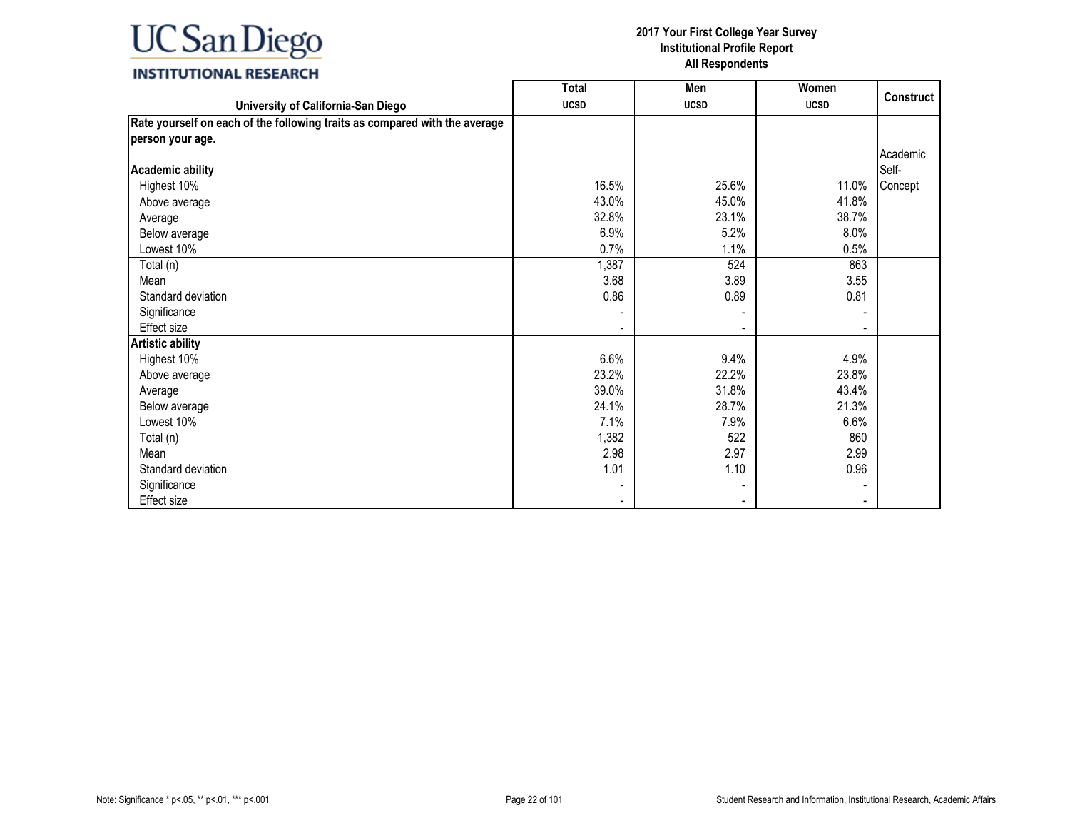| University of California-San Diego | Total<br>UCSD | Men<br>UCSD | Women<br>UCSD | Construct |
|---|---|---|---|---|
| **Rate yourself on each of the following traits as compared with the average person your age.** | | | | |
| **Academic ability** | | | | Academic Self-Concept |
| Highest 10% | 16.5% | 25.6% | 11.0% | |
| Above average | 43.0% | 45.0% | 41.8% | |
| Average | 32.8% | 23.1% | 38.7% | |
| Below average | 6.9% | 5.2% | 8.0% | |
| Lowest 10% | 0.7% | 1.1% | 0.5% | |
| Total (n) | 1,387 | 524 | 863 | |
| Mean | 3.68 | 3.89 | 3.55 | |
| Standard deviation | 0.86 | 0.89 | 0.81 | |
| Significance | - | - | - | |
| Effect size | - | - | - | |
| **Artistic ability** | | | | |
| Highest 10% | 6.6% | 9.4% | 4.9% | |
| Above average | 23.2% | 22.2% | 23.8% | |
| Average | 39.0% | 31.8% | 43.4% | |
| Below average | 24.1% | 28.7% | 21.3% | |
| Lowest 10% | 7.1% | 7.9% | 6.6% | |
| Total (n) | 1,382 | 522 | 860 | |
| Mean | 2.98 | 2.97 | 2.99 | |
| Standard deviation | 1.01 | 1.10 | 0.96 | |
| Significance | - | - | - | |
| Effect size | - | - | - | |

Note: Significance * p<.05, ** p<.01, *** p<.001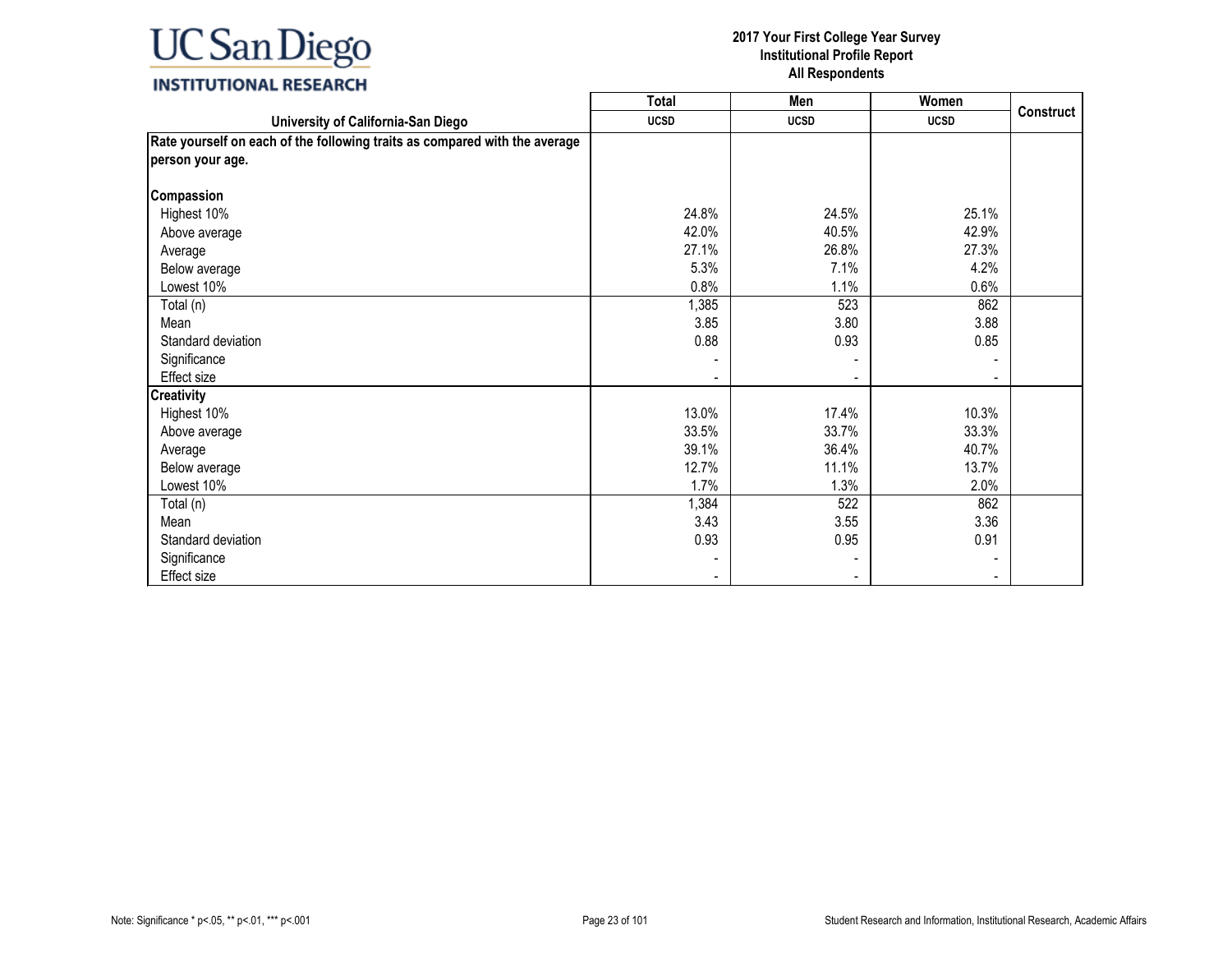| University of California-San Diego | Total<br>UCSD | Men<br>UCSD | Women<br>UCSD | Construct |
|---|---|---|---|---|
| **Rate yourself on each of the following traits as compared with the average person your age.** | | | | |
| **Compassion** | | | | |
| Highest 10% | 24.8% | 24.5% | 25.1% | |
| Above average | 42.0% | 40.5% | 42.9% | |
| Average | 27.1% | 26.8% | 27.3% | |
| Below average | 5.3% | 7.1% | 4.2% | |
| Lowest 10% | 0.8% | 1.1% | 0.6% | |
| Total (n) | 1,385 | 523 | 862 | |
| Mean | 3.85 | 3.80 | 3.88 | |
| Standard deviation | 0.88 | 0.93 | 0.85 | |
| Significance | - | - | - | |
| Effect size | - | - | - | |
| **Creativity** | | | | |
| Highest 10% | 13.0% | 17.4% | 10.3% | |
| Above average | 33.5% | 33.7% | 33.3% | |
| Average | 39.1% | 36.4% | 40.7% | |
| Below average | 12.7% | 11.1% | 13.7% | |
| Lowest 10% | 1.7% | 1.3% | 2.0% | |
| Total (n) | 1,384 | 522 | 862 | |
| Mean | 3.43 | 3.55 | 3.36 | |
| Standard deviation | 0.93 | 0.95 | 0.91 | |
| Significance | - | - | - | |
| Effect size | - | - | - | |

Note: Significance * p<.05, ** p<.01, *** p<.001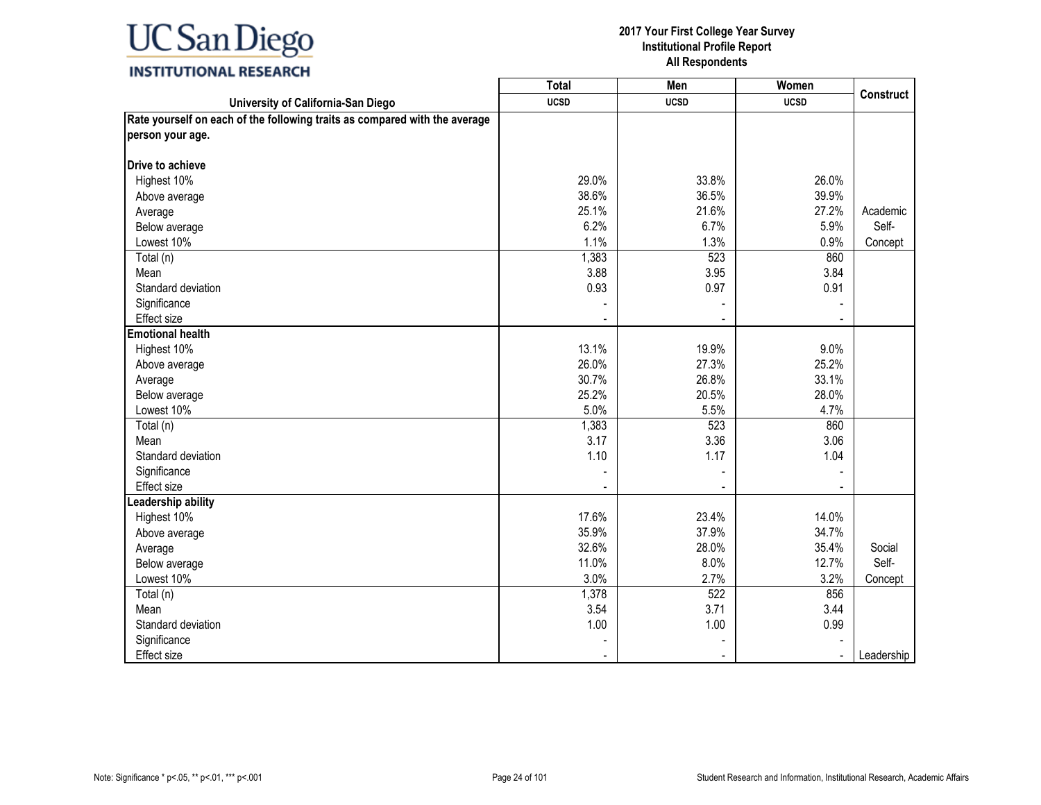| University of California-San Diego | Total UCSD | Men UCSD | Women UCSD | Construct |
|---|---|---|---|---|
| **Rate yourself on each of the following traits as compared with the average person your age.** | | | | |
| **Drive to achieve** | | | | |
| Highest 10% | 29.0% | 33.8% | 26.0% | |
| Above average | 38.6% | 36.5% | 39.9% | |
| Average | 25.1% | 21.6% | 27.2% | Academic |
| Below average | 6.2% | 6.7% | 5.9% | Self- |
| Lowest 10% | 1.1% | 1.3% | 0.9% | Concept |
| Total (n) | 1,383 | 523 | 860 | |
| Mean | 3.88 | 3.95 | 3.84 | |
| Standard deviation | 0.93 | 0.97 | 0.91 | |
| Significance | - | - | - | |
| Effect size | - | - | - | |
| **Emotional health** | | | | |
| Highest 10% | 13.1% | 19.9% | 9.0% | |
| Above average | 26.0% | 27.3% | 25.2% | |
| Average | 30.7% | 26.8% | 33.1% | |
| Below average | 25.2% | 20.5% | 28.0% | |
| Lowest 10% | 5.0% | 5.5% | 4.7% | |
| Total (n) | 1,383 | 523 | 860 | |
| Mean | 3.17 | 3.36 | 3.06 | |
| Standard deviation | 1.10 | 1.17 | 1.04 | |
| Significance | - | - | - | |
| Effect size | - | - | - | |
| **Leadership ability** | | | | |
| Highest 10% | 17.6% | 23.4% | 14.0% | |
| Above average | 35.9% | 37.9% | 34.7% | |
| Average | 32.6% | 28.0% | 35.4% | Social |
| Below average | 11.0% | 8.0% | 12.7% | Self- |
| Lowest 10% | 3.0% | 2.7% | 3.2% | Concept |
| Total (n) | 1,378 | 522 | 856 | |
| Mean | 3.54 | 3.71 | 3.44 | |
| Standard deviation | 1.00 | 1.00 | 0.99 | |
| Significance | - | - | - | |
| Effect size | - | - | - | Leadership |

Note: Significance * p<.05, ** p<.01, *** p<.001

Student Research and Information, Institutional Research, Academic Affairs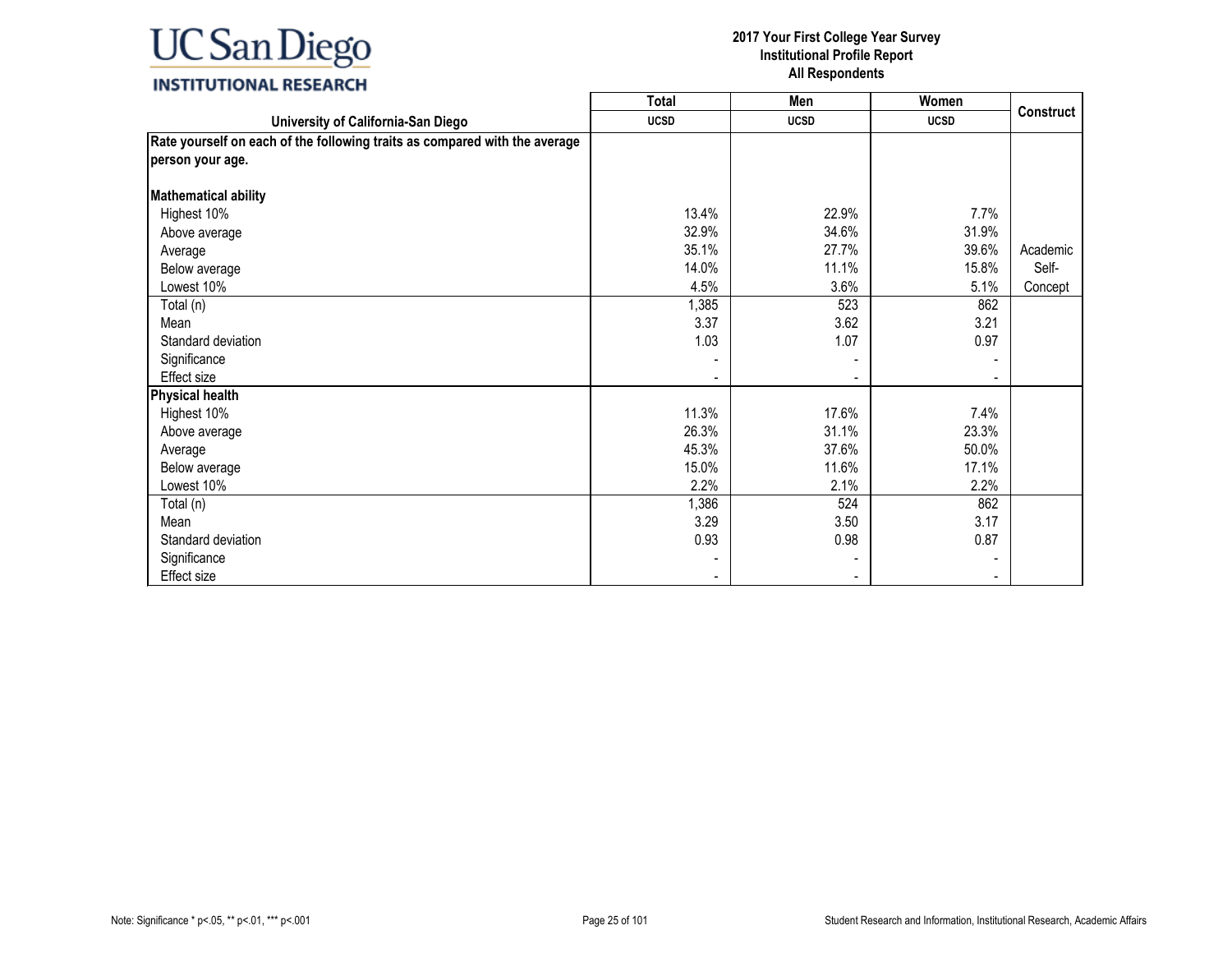# 2017 Your First College Year Survey
## Institutional Profile Report
### All Respondents

| University of California-San Diego | Total<br>UCSD | Men<br>UCSD | Women<br>UCSD | Construct |
|---|---|---|---|---|
| **Rate yourself on each of the following traits as compared with the average person your age.** | | | | |
| **Mathematical ability** | | | | |
| Highest 10% | 13.4% | 22.9% | 7.7% | |
| Above average | 32.9% | 34.6% | 31.9% | |
| Average | 35.1% | 27.7% | 39.6% | Academic Self-Concept |
| Below average | 14.0% | 11.1% | 15.8% | |
| Lowest 10% | 4.5% | 3.6% | 5.1% | |
| Total (n) | 1,385 | 523 | 862 | |
| Mean | 3.37 | 3.62 | 3.21 | |
| Standard deviation | 1.03 | 1.07 | 0.97 | |
| Significance | - | - | - | |
| Effect size | - | - | - | |
| **Physical health** | | | | |
| Highest 10% | 11.3% | 17.6% | 7.4% | |
| Above average | 26.3% | 31.1% | 23.3% | |
| Average | 45.3% | 37.6% | 50.0% | |
| Below average | 15.0% | 11.6% | 17.1% | |
| Lowest 10% | 2.2% | 2.1% | 2.2% | |
| Total (n) | 1,386 | 524 | 862 | |
| Mean | 3.29 | 3.50 | 3.17 | |
| Standard deviation | 0.93 | 0.98 | 0.87 | |
| Significance | - | - | - | |
| Effect size | - | - | - | |

Note: Significance * p<.05, ** p<.01, *** p<.001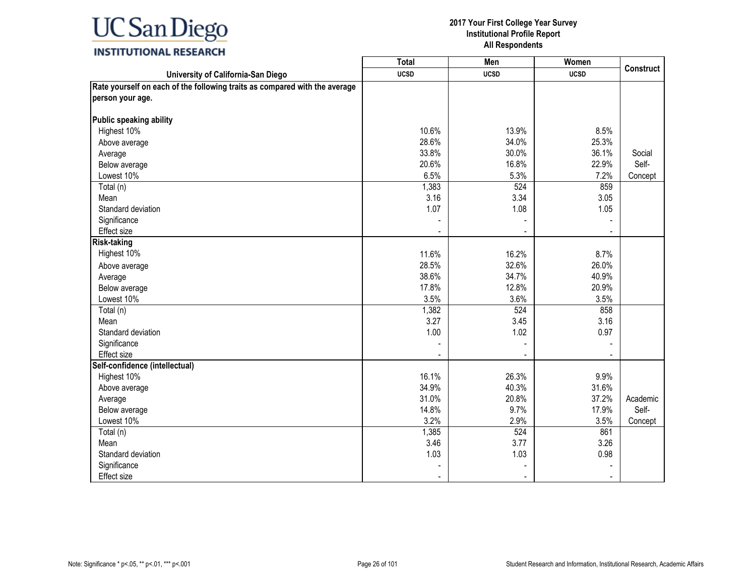| University of California-San Diego | Total UCSD | Men UCSD | Women UCSD | Construct |
|---|---|---|---|---|
| **Rate yourself on each of the following traits as compared with the average person your age.** | | | | |
| **Public speaking ability** | | | | |
| Highest 10% | 10.6% | 13.9% | 8.5% | |
| Above average | 28.6% | 34.0% | 25.3% | |
| Average | 33.8% | 30.0% | 36.1% | Social Self-Concept |
| Below average | 20.6% | 16.8% | 22.9% | |
| Lowest 10% | 6.5% | 5.3% | 7.2% | |
| Total (n) | 1,383 | 524 | 859 | |
| Mean | 3.16 | 3.34 | 3.05 | |
| Standard deviation | 1.07 | 1.08 | 1.05 | |
| Significance | - | - | - | |
| Effect size | - | - | - | |
| **Risk-taking** | | | | |
| Highest 10% | 11.6% | 16.2% | 8.7% | |
| Above average | 28.5% | 32.6% | 26.0% | |
| Average | 38.6% | 34.7% | 40.9% | |
| Below average | 17.8% | 12.8% | 20.9% | |
| Lowest 10% | 3.5% | 3.6% | 3.5% | |
| Total (n) | 1,382 | 524 | 858 | |
| Mean | 3.27 | 3.45 | 3.16 | |
| Standard deviation | 1.00 | 1.02 | 0.97 | |
| Significance | - | - | - | |
| Effect size | - | - | - | |
| **Self-confidence (intellectual)** | | | | |
| Highest 10% | 16.1% | 26.3% | 9.9% | |
| Above average | 34.9% | 40.3% | 31.6% | |
| Average | 31.0% | 20.8% | 37.2% | Academic Self-Concept |
| Below average | 14.8% | 9.7% | 17.9% | |
| Lowest 10% | 3.2% | 2.9% | 3.5% | |
| Total (n) | 1,385 | 524 | 861 | |
| Mean | 3.46 | 3.77 | 3.26 | |
| Standard deviation | 1.03 | 1.03 | 0.98 | |
| Significance | - | - | - | |
| Effect size | - | - | - | |

Note: Significance * p<.05, ** p<.01, *** p<.001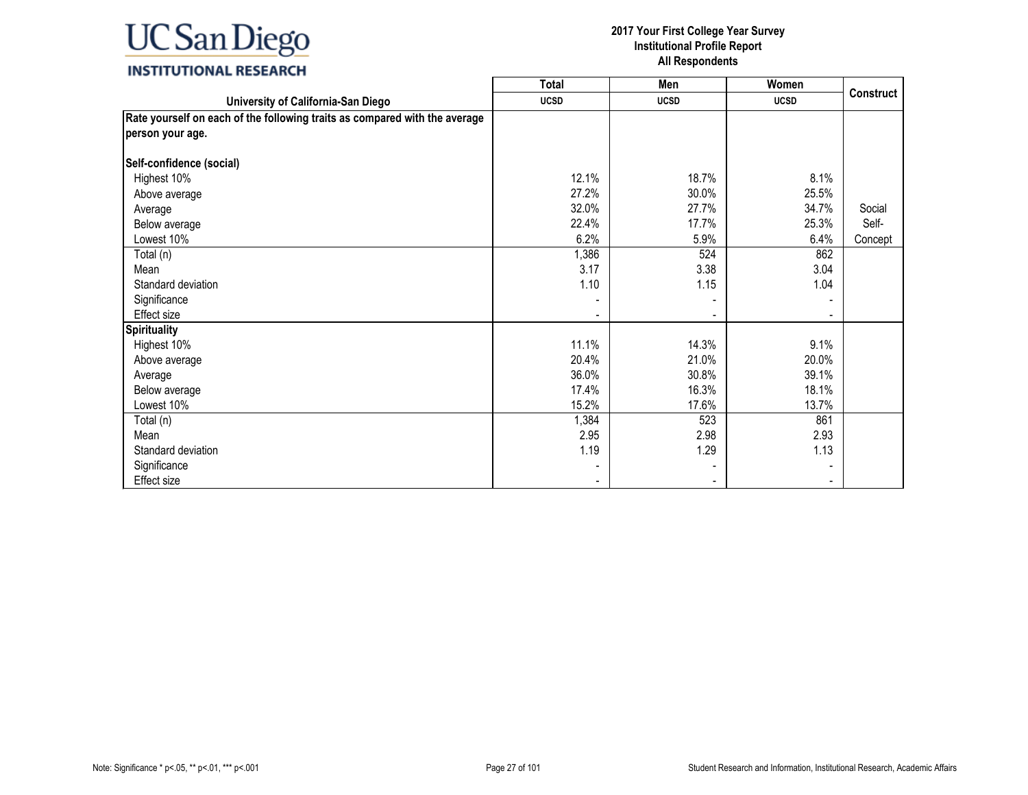| University of California-San Diego | Total UCSD | Men UCSD | Women UCSD | Construct |
|---|---|---|---|---|
| **Rate yourself on each of the following traits as compared with the average person your age.** | | | | |
| **Self-confidence (social)** | | | | |
| Highest 10% | 12.1% | 18.7% | 8.1% | |
| Above average | 27.2% | 30.0% | 25.5% | |
| Average | 32.0% | 27.7% | 34.7% | Social Self-Concept |
| Below average | 22.4% | 17.7% | 25.3% | |
| Lowest 10% | 6.2% | 5.9% | 6.4% | |
| Total (n) | 1,386 | 524 | 862 | |
| Mean | 3.17 | 3.38 | 3.04 | |
| Standard deviation | 1.10 | 1.15 | 1.04 | |
| Significance | - | - | - | |
| Effect size | - | - | - | |
| **Spirituality** | | | | |
| Highest 10% | 11.1% | 14.3% | 9.1% | |
| Above average | 20.4% | 21.0% | 20.0% | |
| Average | 36.0% | 30.8% | 39.1% | |
| Below average | 17.4% | 16.3% | 18.1% | |
| Lowest 10% | 15.2% | 17.6% | 13.7% | |
| Total (n) | 1,384 | 523 | 861 | |
| Mean | 2.95 | 2.98 | 2.93 | |
| Standard deviation | 1.19 | 1.29 | 1.13 | |
| Significance | - | - | - | |
| Effect size | - | - | - | |

Note: Significance * p<.05, ** p<.01, *** p<.001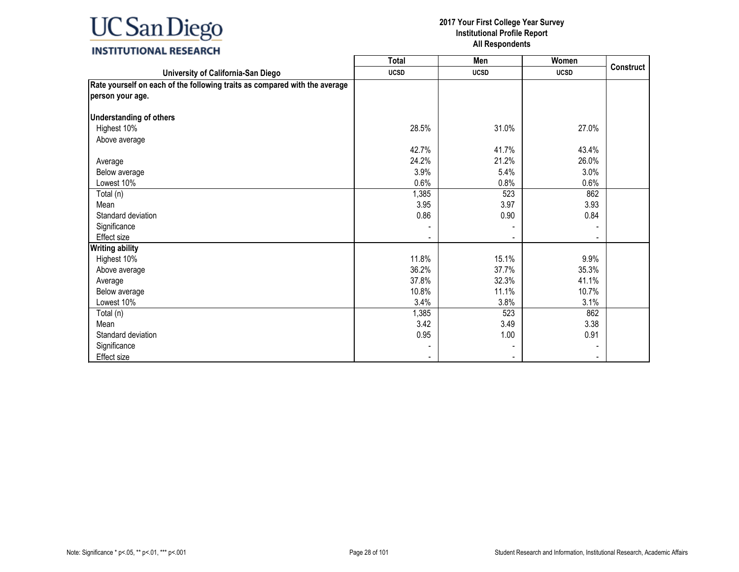| University of California-San Diego | Total UCSD | Men UCSD | Women UCSD | Construct |
|---|---|---|---|---|
| **Rate yourself on each of the following traits as compared with the average person your age.** | | | | |
| **Understanding of others** | | | | |
| Highest 10% | 28.5% | 31.0% | 27.0% | |
| Above average | 42.7% | 41.7% | 43.4% | |
| Average | 24.2% | 21.2% | 26.0% | |
| Below average | 3.9% | 5.4% | 3.0% | |
| Lowest 10% | 0.6% | 0.8% | 0.6% | |
| Total (n) | 1,385 | 523 | 862 | |
| Mean | 3.95 | 3.97 | 3.93 | |
| Standard deviation | 0.86 | 0.90 | 0.84 | |
| Significance | - | - | - | |
| Effect size | - | - | - | |
| **Writing ability** | | | | |
| Highest 10% | 11.8% | 15.1% | 9.9% | |
| Above average | 36.2% | 37.7% | 35.3% | |
| Average | 37.8% | 32.3% | 41.1% | |
| Below average | 10.8% | 11.1% | 10.7% | |
| Lowest 10% | 3.4% | 3.8% | 3.1% | |
| Total (n) | 1,385 | 523 | 862 | |
| Mean | 3.42 | 3.49 | 3.38 | |
| Standard deviation | 0.95 | 1.00 | 0.91 | |
| Significance | - | - | - | |
| Effect size | - | - | - | |

Note: Significance * p<.05, ** p<.01, *** p<.001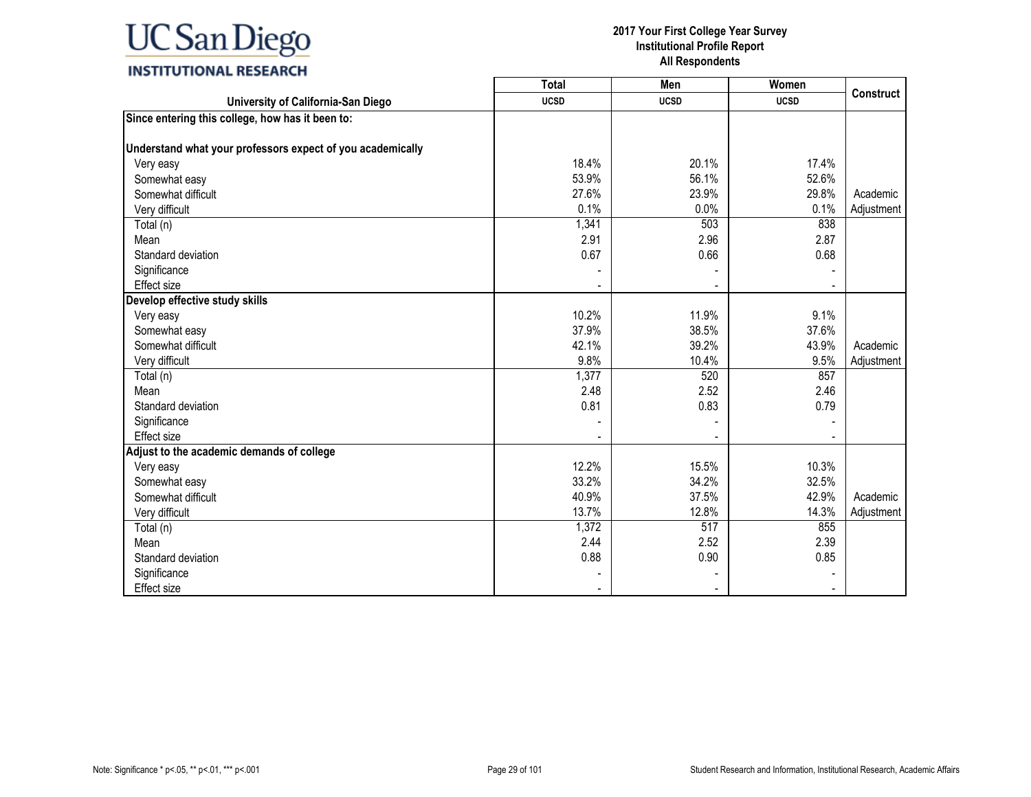| University of California-San Diego | Total UCSD | Men UCSD | Women UCSD | Construct |
|---|---|---|---|---|
| **Since entering this college, how has it been to:** | | | | |
| **Understand what your professors expect of you academically** | | | | |
| Very easy | 18.4% | 20.1% | 17.4% | |
| Somewhat easy | 53.9% | 56.1% | 52.6% | |
| Somewhat difficult | 27.6% | 23.9% | 29.8% | Academic |
| Very difficult | 0.1% | 0.0% | 0.1% | Adjustment |
| Total (n) | 1,341 | 503 | 838 | |
| Mean | 2.91 | 2.96 | 2.87 | |
| Standard deviation | 0.67 | 0.66 | 0.68 | |
| Significance | - | - | - | |
| Effect size | - | - | - | |
| **Develop effective study skills** | | | | |
| Very easy | 10.2% | 11.9% | 9.1% | |
| Somewhat easy | 37.9% | 38.5% | 37.6% | |
| Somewhat difficult | 42.1% | 39.2% | 43.9% | Academic |
| Very difficult | 9.8% | 10.4% | 9.5% | Adjustment |
| Total (n) | 1,377 | 520 | 857 | |
| Mean | 2.48 | 2.52 | 2.46 | |
| Standard deviation | 0.81 | 0.83 | 0.79 | |
| Significance | - | - | - | |
| Effect size | - | - | - | |
| **Adjust to the academic demands of college** | | | | |
| Very easy | 12.2% | 15.5% | 10.3% | |
| Somewhat easy | 33.2% | 34.2% | 32.5% | |
| Somewhat difficult | 40.9% | 37.5% | 42.9% | Academic |
| Very difficult | 13.7% | 12.8% | 14.3% | Adjustment |
| Total (n) | 1,372 | 517 | 855 | |
| Mean | 2.44 | 2.52 | 2.39 | |
| Standard deviation | 0.88 | 0.90 | 0.85 | |
| Significance | - | - | - | |
| Effect size | - | - | - | |

Note: Significance * p<.05, ** p<.01, *** p<.001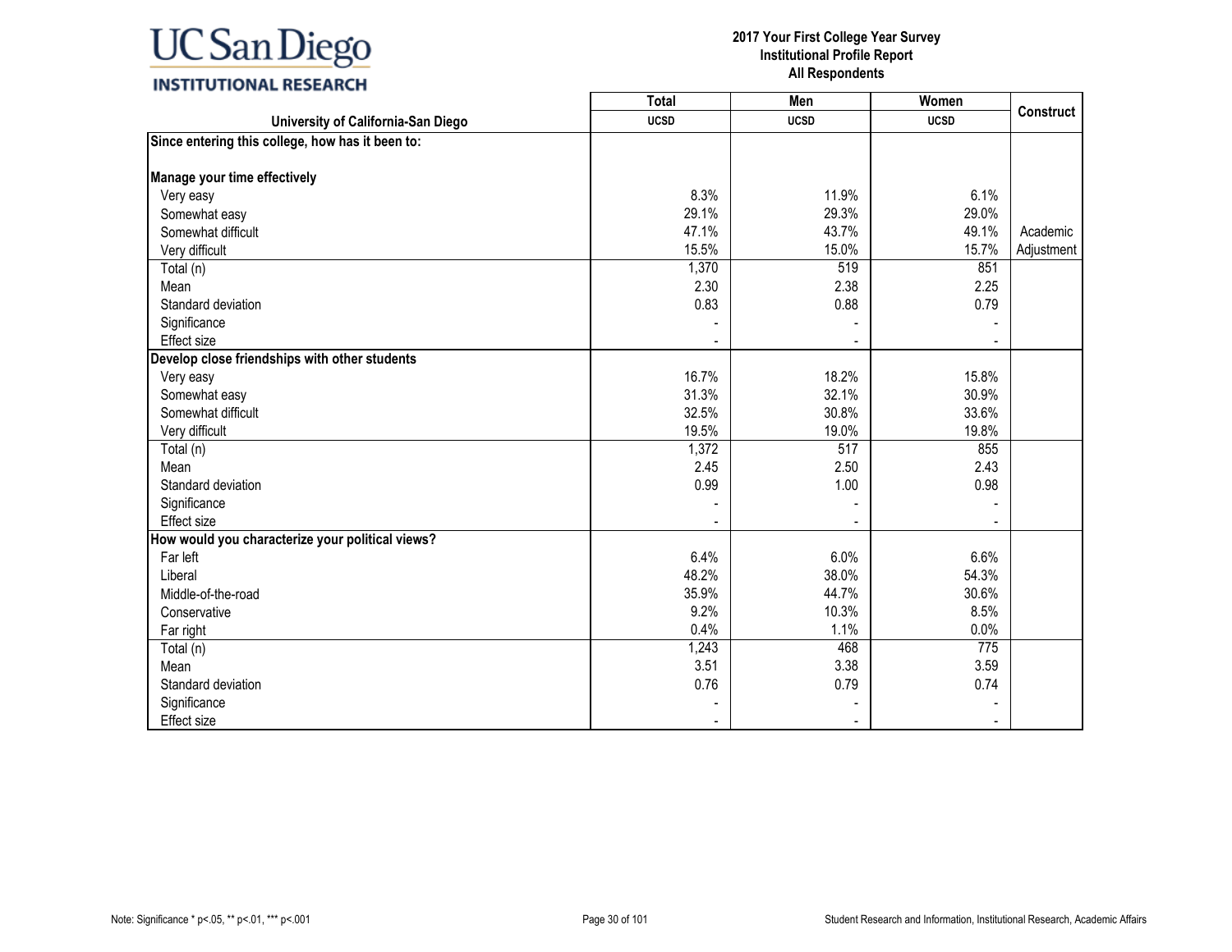| University of California-San Diego | Total UCSD | Men UCSD | Women UCSD | Construct |
|---|---|---|---|---|
| **Since entering this college, how has it been to:** | | | | |
| **Manage your time effectively** | | | | |
| Very easy | 8.3% | 11.9% | 6.1% | |
| Somewhat easy | 29.1% | 29.3% | 29.0% | |
| Somewhat difficult | 47.1% | 43.7% | 49.1% | Academic Adjustment |
| Very difficult | 15.5% | 15.0% | 15.7% | |
| Total (n) | 1,370 | 519 | 851 | |
| Mean | 2.30 | 2.38 | 2.25 | |
| Standard deviation | 0.83 | 0.88 | 0.79 | |
| Significance | - | - | - | |
| Effect size | - | - | - | |
| **Develop close friendships with other students** | | | | |
| Very easy | 16.7% | 18.2% | 15.8% | |
| Somewhat easy | 31.3% | 32.1% | 30.9% | |
| Somewhat difficult | 32.5% | 30.8% | 33.6% | |
| Very difficult | 19.5% | 19.0% | 19.8% | |
| Total (n) | 1,372 | 517 | 855 | |
| Mean | 2.45 | 2.50 | 2.43 | |
| Standard deviation | 0.99 | 1.00 | 0.98 | |
| Significance | - | - | - | |
| Effect size | - | - | - | |
| **How would you characterize your political views?** | | | | |
| Far left | 6.4% | 6.0% | 6.6% | |
| Liberal | 48.2% | 38.0% | 54.3% | |
| Middle-of-the-road | 35.9% | 44.7% | 30.6% | |
| Conservative | 9.2% | 10.3% | 8.5% | |
| Far right | 0.4% | 1.1% | 0.0% | |
| Total (n) | 1,243 | 468 | 775 | |
| Mean | 3.51 | 3.38 | 3.59 | |
| Standard deviation | 0.76 | 0.79 | 0.74 | |
| Significance | - | - | - | |
| Effect size | - | - | - | |

Note: Significance * p<.05, ** p<.01, *** p<.001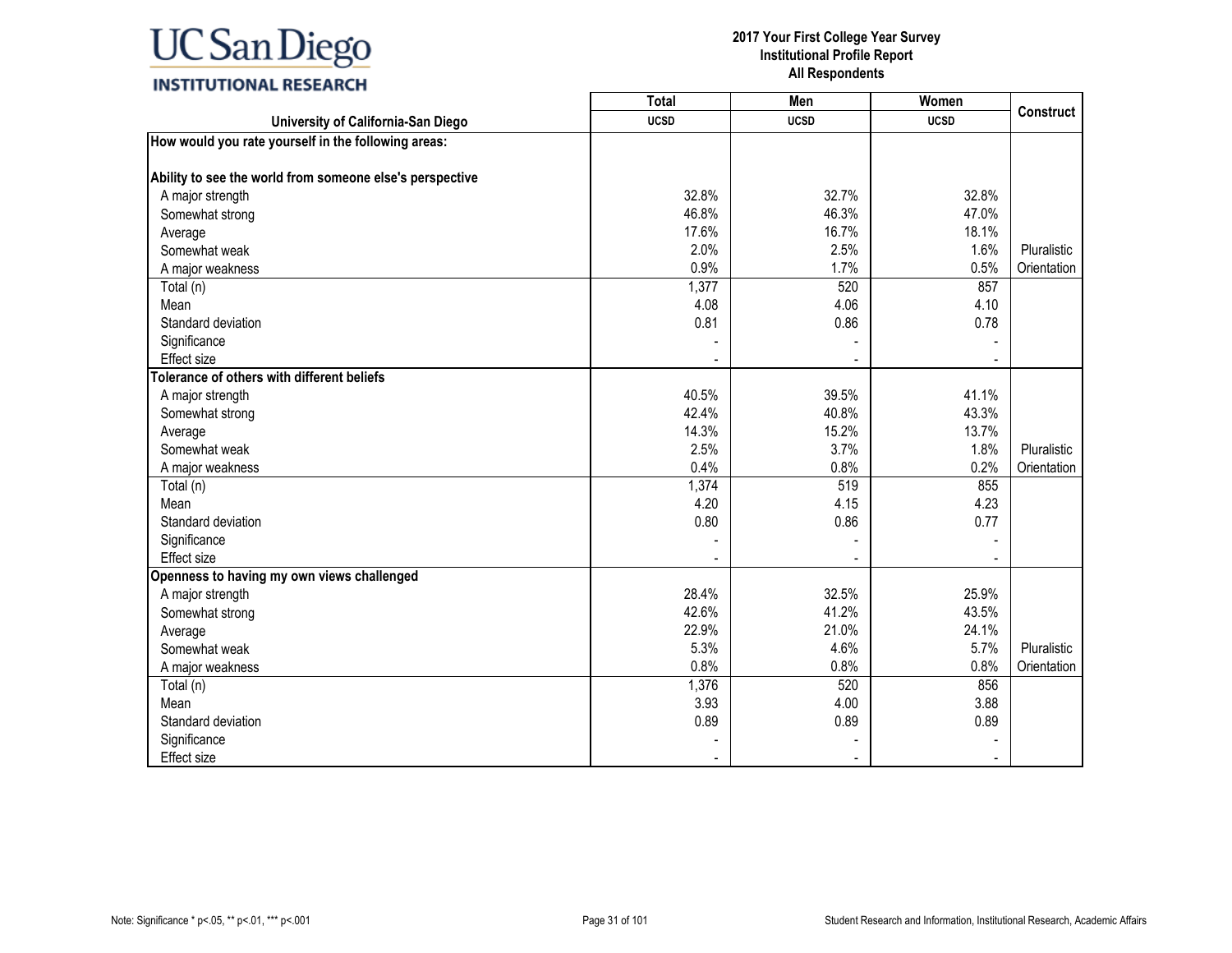| University of California-San Diego | Total<br>UCSD | Men<br>UCSD | Women<br>UCSD | Construct |
|---|---|---|---|---|
| **How would you rate yourself in the following areas:** | | | | |
| **Ability to see the world from someone else's perspective** | | | | |
| A major strength | 32.8% | 32.7% | 32.8% | |
| Somewhat strong | 46.8% | 46.3% | 47.0% | |
| Average | 17.6% | 16.7% | 18.1% | |
| Somewhat weak | 2.0% | 2.5% | 1.6% | Pluralistic |
| A major weakness | 0.9% | 1.7% | 0.5% | Orientation |
| Total (n) | 1,377 | 520 | 857 | |
| Mean | 4.08 | 4.06 | 4.10 | |
| Standard deviation | 0.81 | 0.86 | 0.78 | |
| Significance | - | - | - | |
| Effect size | - | - | - | |
| **Tolerance of others with different beliefs** | | | | |
| A major strength | 40.5% | 39.5% | 41.1% | |
| Somewhat strong | 42.4% | 40.8% | 43.3% | |
| Average | 14.3% | 15.2% | 13.7% | |
| Somewhat weak | 2.5% | 3.7% | 1.8% | Pluralistic |
| A major weakness | 0.4% | 0.8% | 0.2% | Orientation |
| Total (n) | 1,374 | 519 | 855 | |
| Mean | 4.20 | 4.15 | 4.23 | |
| Standard deviation | 0.80 | 0.86 | 0.77 | |
| Significance | - | - | - | |
| Effect size | - | - | - | |
| **Openness to having my own views challenged** | | | | |
| A major strength | 28.4% | 32.5% | 25.9% | |
| Somewhat strong | 42.6% | 41.2% | 43.5% | |
| Average | 22.9% | 21.0% | 24.1% | |
| Somewhat weak | 5.3% | 4.6% | 5.7% | Pluralistic |
| A major weakness | 0.8% | 0.8% | 0.8% | Orientation |
| Total (n) | 1,376 | 520 | 856 | |
| Mean | 3.93 | 4.00 | 3.88 | |
| Standard deviation | 0.89 | 0.89 | 0.89 | |
| Significance | - | - | - | |
| Effect size | - | - | - | |

Note: Significance * p<.05, ** p<.01, *** p<.001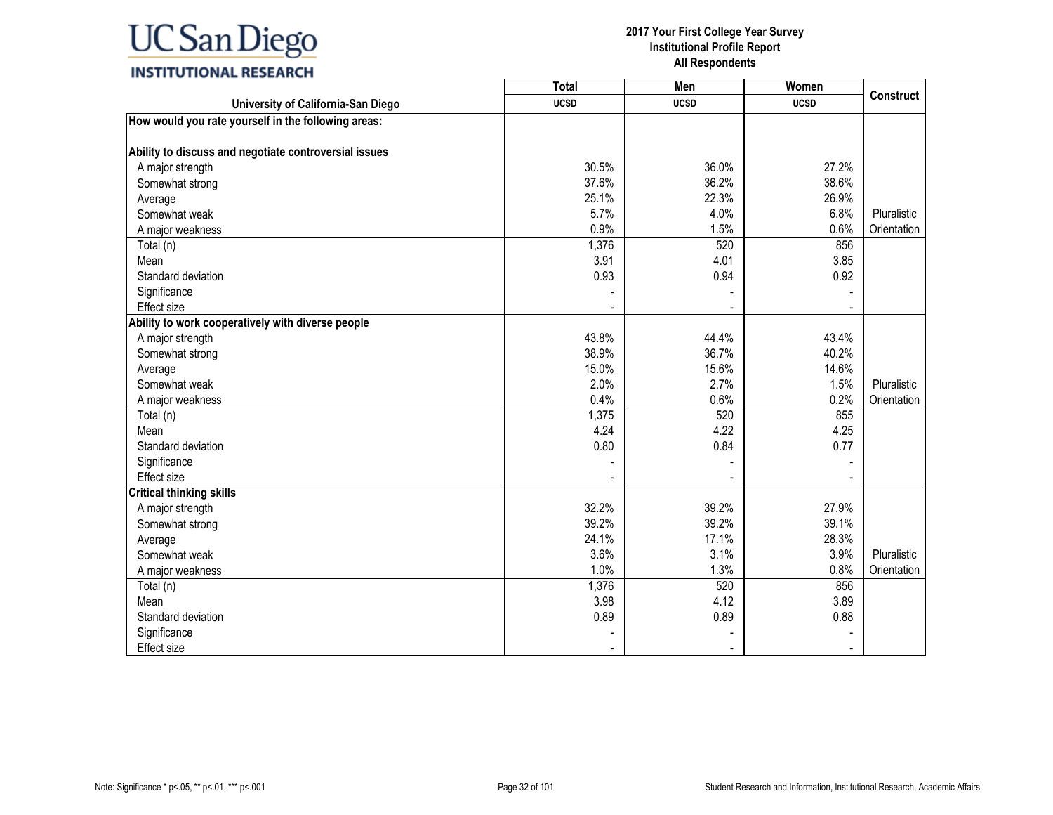| University of California-San Diego | Total | Men | Women | Construct |
|---|---|---|---|---|
| | UCSD | UCSD | UCSD | |
| **How would you rate yourself in the following areas:** | | | | |
| **Ability to discuss and negotiate controversial issues** | | | | |
| A major strength | 30.5% | 36.0% | 27.2% | |
| Somewhat strong | 37.6% | 36.2% | 38.6% | |
| Average | 25.1% | 22.3% | 26.9% | |
| Somewhat weak | 5.7% | 4.0% | 6.8% | Pluralistic |
| A major weakness | 0.9% | 1.5% | 0.6% | Orientation |
| Total (n) | 1,376 | 520 | 856 | |
| Mean | 3.91 | 4.01 | 3.85 | |
| Standard deviation | 0.93 | 0.94 | 0.92 | |
| Significance | - | - | - | |
| Effect size | - | - | - | |
| **Ability to work cooperatively with diverse people** | | | | |
| A major strength | 43.8% | 44.4% | 43.4% | |
| Somewhat strong | 38.9% | 36.7% | 40.2% | |
| Average | 15.0% | 15.6% | 14.6% | |
| Somewhat weak | 2.0% | 2.7% | 1.5% | Pluralistic |
| A major weakness | 0.4% | 0.6% | 0.2% | Orientation |
| Total (n) | 1,375 | 520 | 855 | |
| Mean | 4.24 | 4.22 | 4.25 | |
| Standard deviation | 0.80 | 0.84 | 0.77 | |
| Significance | - | - | - | |
| Effect size | - | - | - | |
| **Critical thinking skills** | | | | |
| A major strength | 32.2% | 39.2% | 27.9% | |
| Somewhat strong | 39.2% | 39.2% | 39.1% | |
| Average | 24.1% | 17.1% | 28.3% | |
| Somewhat weak | 3.6% | 3.1% | 3.9% | Pluralistic |
| A major weakness | 1.0% | 1.3% | 0.8% | Orientation |
| Total (n) | 1,376 | 520 | 856 | |
| Mean | 3.98 | 4.12 | 3.89 | |
| Standard deviation | 0.89 | 0.89 | 0.88 | |
| Significance | - | - | - | |
| Effect size | - | - | - | |

Note: Significance * p<.05, ** p<.01, *** p<.001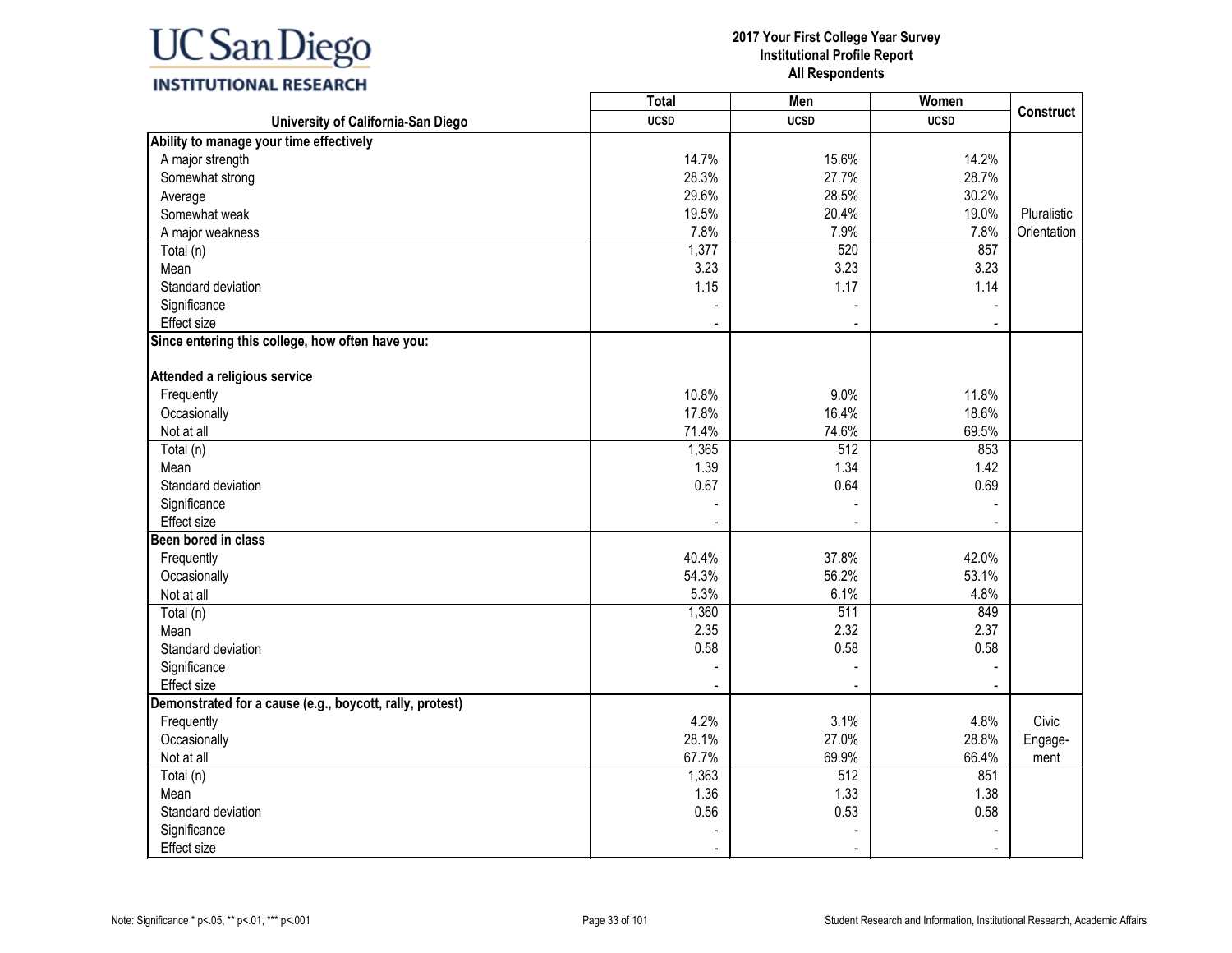UC San Diego
INSTITUTIONAL RESEARCH

**2017 Your First College Year Survey**
**Institutional Profile Report**
**All Respondents**

| University of California-San Diego | Total UCSD | Men UCSD | Women UCSD | Construct |
|---|---|---|---|---|
| **Ability to manage your time effectively** | | | | |
| A major strength | 14.7% | 15.6% | 14.2% | |
| Somewhat strong | 28.3% | 27.7% | 28.7% | |
| Average | 29.6% | 28.5% | 30.2% | |
| Somewhat weak | 19.5% | 20.4% | 19.0% | Pluralistic |
| A major weakness | 7.8% | 7.9% | 7.8% | Orientation |
| Total (n) | 1,377 | 520 | 857 | |
| Mean | 3.23 | 3.23 | 3.23 | |
| Standard deviation | 1.15 | 1.17 | 1.14 | |
| Significance | - | - | - | |
| Effect size | - | - | - | |
| **Since entering this college, how often have you:** | | | | |
| **Attended a religious service** | | | | |
| Frequently | 10.8% | 9.0% | 11.8% | |
| Occasionally | 17.8% | 16.4% | 18.6% | |
| Not at all | 71.4% | 74.6% | 69.5% | |
| Total (n) | 1,365 | 512 | 853 | |
| Mean | 1.39 | 1.34 | 1.42 | |
| Standard deviation | 0.67 | 0.64 | 0.69 | |
| Significance | - | - | - | |
| Effect size | - | - | - | |
| **Been bored in class** | | | | |
| Frequently | 40.4% | 37.8% | 42.0% | |
| Occasionally | 54.3% | 56.2% | 53.1% | |
| Not at all | 5.3% | 6.1% | 4.8% | |
| Total (n) | 1,360 | 511 | 849 | |
| Mean | 2.35 | 2.32 | 2.37 | |
| Standard deviation | 0.58 | 0.58 | 0.58 | |
| Significance | - | - | - | |
| Effect size | - | - | - | |
| **Demonstrated for a cause (e.g., boycott, rally, protest)** | | | | |
| Frequently | 4.2% | 3.1% | 4.8% | Civic |
| Occasionally | 28.1% | 27.0% | 28.8% | Engage- |
| Not at all | 67.7% | 69.9% | 66.4% | ment |
| Total (n) | 1,363 | 512 | 851 | |
| Mean | 1.36 | 1.33 | 1.38 | |
| Standard deviation | 0.56 | 0.53 | 0.58 | |
| Significance | - | - | - | |
| Effect size | - | - | - | |

Note: Significance * p<.05, ** p<.01, *** p<.001

Student Research and Information, Institutional Research, Academic Affairs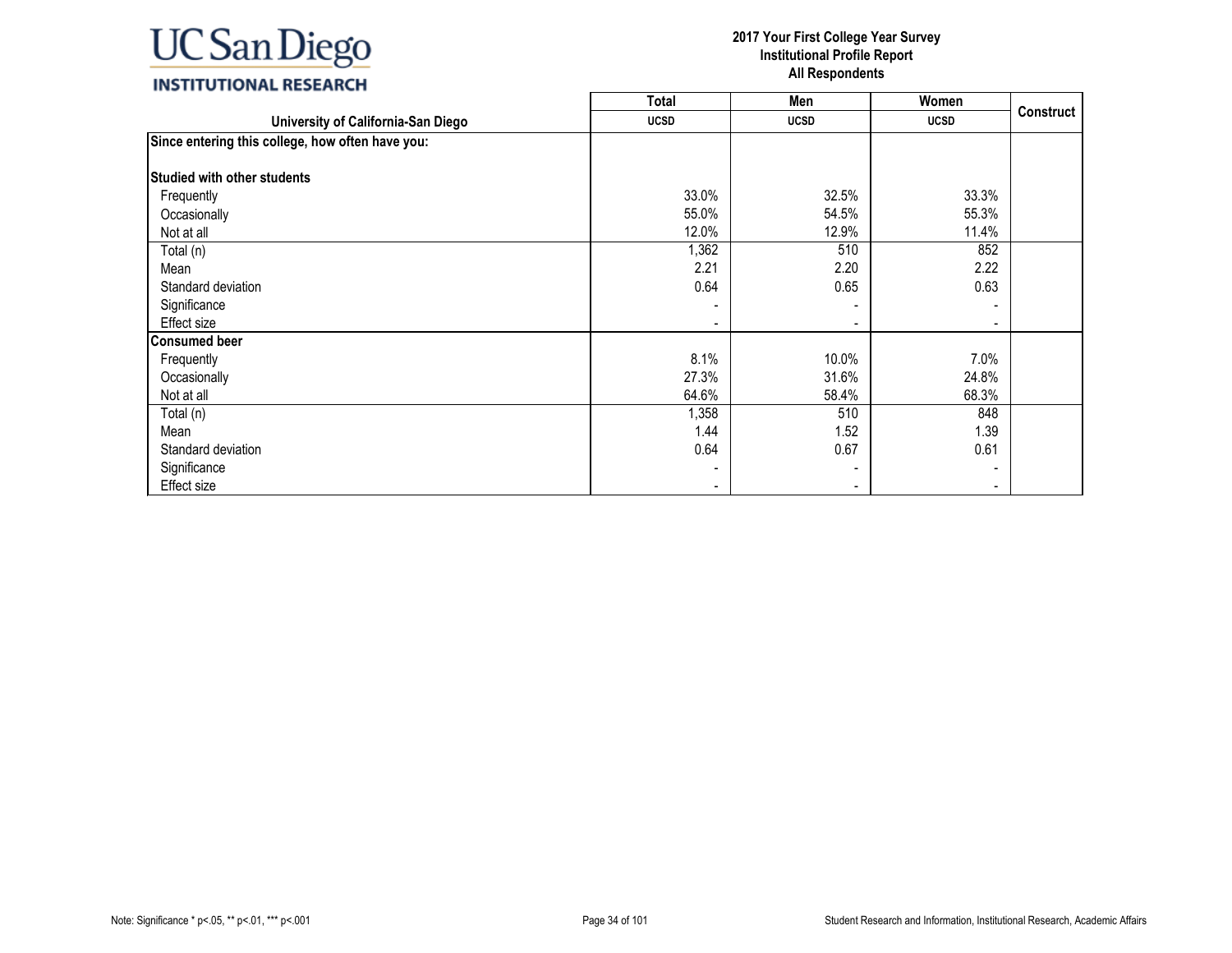| University of California-San Diego | Total<br>UCSD | Men<br>UCSD | Women<br>UCSD | Construct |
|---|---|---|---|---|
| **Since entering this college, how often have you:** | | | | |
| **Studied with other students** | | | | |
| Frequently | 33.0% | 32.5% | 33.3% | |
| Occasionally | 55.0% | 54.5% | 55.3% | |
| Not at all | 12.0% | 12.9% | 11.4% | |
| Total (n) | 1,362 | 510 | 852 | |
| Mean | 2.21 | 2.20 | 2.22 | |
| Standard deviation | 0.64 | 0.65 | 0.63 | |
| Significance | - | - | - | |
| Effect size | - | - | - | |
| **Consumed beer** | | | | |
| Frequently | 8.1% | 10.0% | 7.0% | |
| Occasionally | 27.3% | 31.6% | 24.8% | |
| Not at all | 64.6% | 58.4% | 68.3% | |
| Total (n) | 1,358 | 510 | 848 | |
| Mean | 1.44 | 1.52 | 1.39 | |
| Standard deviation | 0.64 | 0.67 | 0.61 | |
| Significance | - | - | - | |
| Effect size | - | - | - | |

Note: Significance * p<.05, ** p<.01, *** p<.001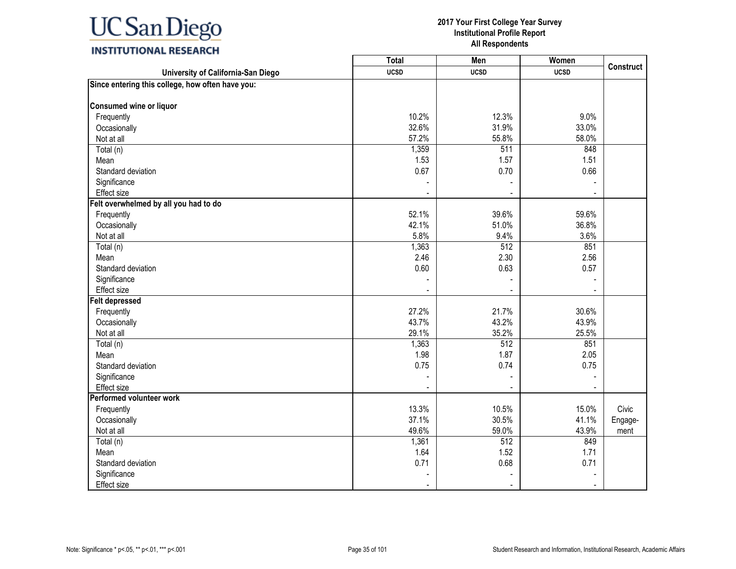**2017 Your First College Year Survey**
**Institutional Profile Report**
**All Respondents**

| University of California-San Diego | Total UCSD | Men UCSD | Women UCSD | Construct |
|---|---|---|---|---|
| **Since entering this college, how often have you:** | | | | |
| **Consumed wine or liquor** | | | | |
| Frequently | 10.2% | 12.3% | 9.0% | |
| Occasionally | 32.6% | 31.9% | 33.0% | |
| Not at all | 57.2% | 55.8% | 58.0% | |
| Total (n) | 1,359 | 511 | 848 | |
| Mean | 1.53 | 1.57 | 1.51 | |
| Standard deviation | 0.67 | 0.70 | 0.66 | |
| Significance | - | - | - | |
| Effect size | - | - | - | |
| **Felt overwhelmed by all you had to do** | | | | |
| Frequently | 52.1% | 39.6% | 59.6% | |
| Occasionally | 42.1% | 51.0% | 36.8% | |
| Not at all | 5.8% | 9.4% | 3.6% | |
| Total (n) | 1,363 | 512 | 851 | |
| Mean | 2.46 | 2.30 | 2.56 | |
| Standard deviation | 0.60 | 0.63 | 0.57 | |
| Significance | - | - | - | |
| Effect size | - | - | - | |
| **Felt depressed** | | | | |
| Frequently | 27.2% | 21.7% | 30.6% | |
| Occasionally | 43.7% | 43.2% | 43.9% | |
| Not at all | 29.1% | 35.2% | 25.5% | |
| Total (n) | 1,363 | 512 | 851 | |
| Mean | 1.98 | 1.87 | 2.05 | |
| Standard deviation | 0.75 | 0.74 | 0.75 | |
| Significance | - | - | - | |
| Effect size | - | - | - | |
| **Performed volunteer work** | | | | |
| Frequently | 13.3% | 10.5% | 15.0% | Civic Engagement |
| Occasionally | 37.1% | 30.5% | 41.1% | |
| Not at all | 49.6% | 59.0% | 43.9% | |
| Total (n) | 1,361 | 512 | 849 | |
| Mean | 1.64 | 1.52 | 1.71 | |
| Standard deviation | 0.71 | 0.68 | 0.71 | |
| Significance | - | - | - | |
| Effect size | - | - | - | |

Note: Significance * p<.05, ** p<.01, *** p<.001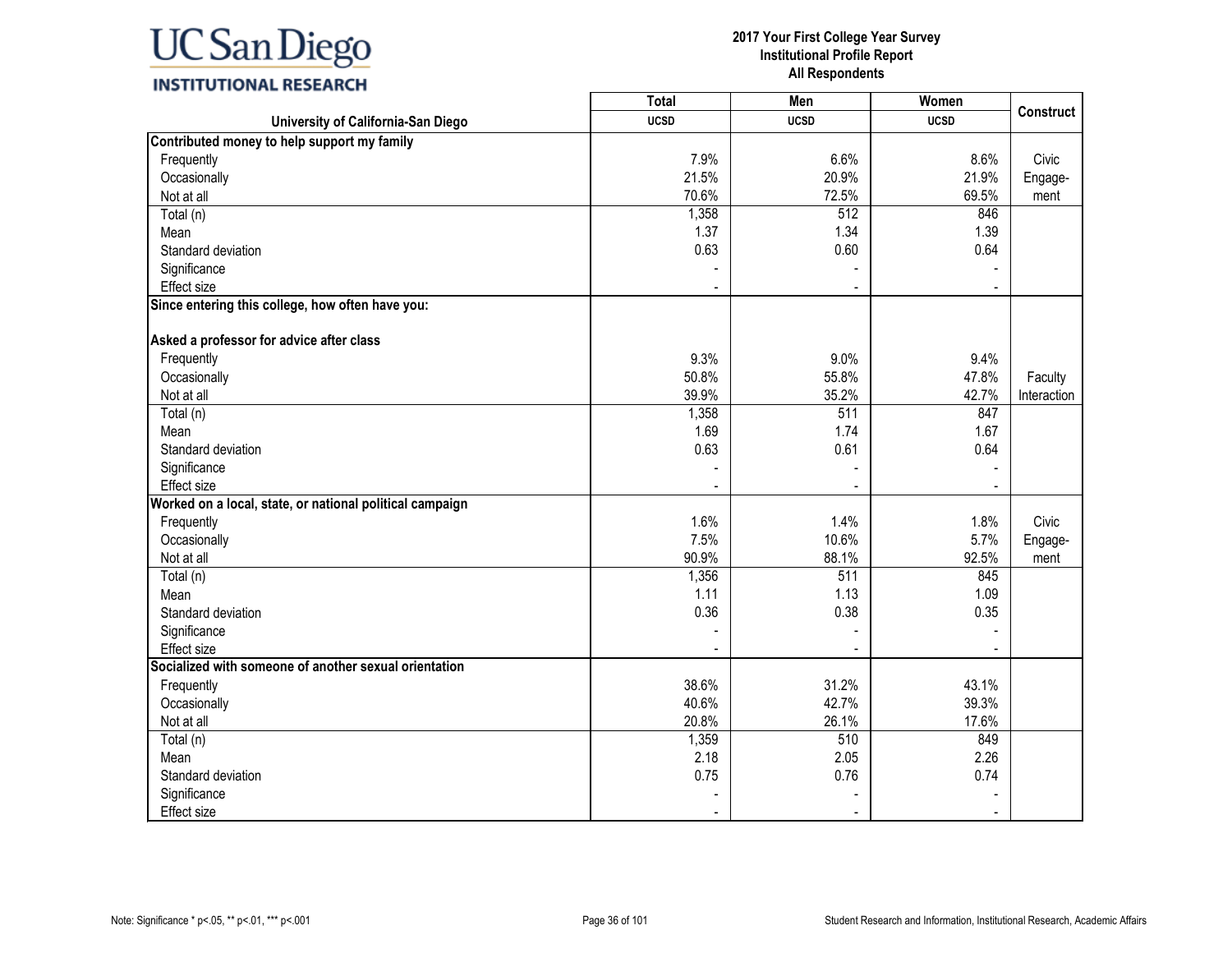**2017 Your First College Year Survey**
**Institutional Profile Report**
**All Respondents**

| University of California-San Diego | Total UCSD | Men UCSD | Women UCSD | Construct |
|---|---|---|---|---|
| **Contributed money to help support my family** | | | | |
| Frequently | 7.9% | 6.6% | 8.6% | Civic Engage-ment |
| Occasionally | 21.5% | 20.9% | 21.9% | |
| Not at all | 70.6% | 72.5% | 69.5% | |
| Total (n) | 1,358 | 512 | 846 | |
| Mean | 1.37 | 1.34 | 1.39 | |
| Standard deviation | 0.63 | 0.60 | 0.64 | |
| Significance | - | - | - | |
| Effect size | - | - | - | |
| **Since entering this college, how often have you:** | | | | |
| **Asked a professor for advice after class** | | | | |
| Frequently | 9.3% | 9.0% | 9.4% | Faculty Interaction |
| Occasionally | 50.8% | 55.8% | 47.8% | |
| Not at all | 39.9% | 35.2% | 42.7% | |
| Total (n) | 1,358 | 511 | 847 | |
| Mean | 1.69 | 1.74 | 1.67 | |
| Standard deviation | 0.63 | 0.61 | 0.64 | |
| Significance | - | - | - | |
| Effect size | - | - | - | |
| **Worked on a local, state, or national political campaign** | | | | |
| Frequently | 1.6% | 1.4% | 1.8% | Civic Engage-ment |
| Occasionally | 7.5% | 10.6% | 5.7% | |
| Not at all | 90.9% | 88.1% | 92.5% | |
| Total (n) | 1,356 | 511 | 845 | |
| Mean | 1.11 | 1.13 | 1.09 | |
| Standard deviation | 0.36 | 0.38 | 0.35 | |
| Significance | - | - | - | |
| Effect size | - | - | - | |
| **Socialized with someone of another sexual orientation** | | | | |
| Frequently | 38.6% | 31.2% | 43.1% | |
| Occasionally | 40.6% | 42.7% | 39.3% | |
| Not at all | 20.8% | 26.1% | 17.6% | |
| Total (n) | 1,359 | 510 | 849 | |
| Mean | 2.18 | 2.05 | 2.26 | |
| Standard deviation | 0.75 | 0.76 | 0.74 | |
| Significance | - | - | - | |
| Effect size | - | - | - | |

Note: Significance * p<.05, ** p<.01, *** p<.001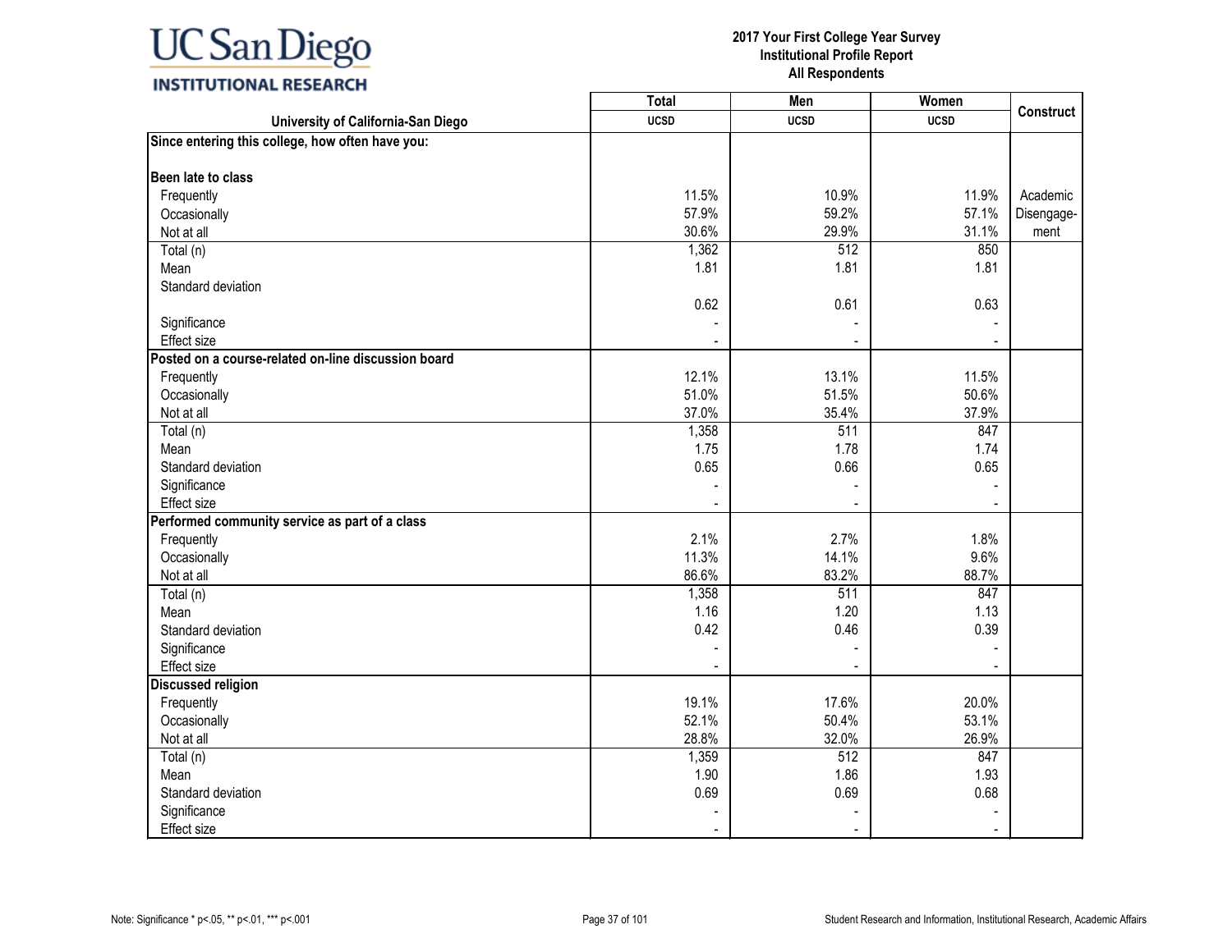# 2017 Your First College Year Survey
## Institutional Profile Report
### All Respondents

| University of California-San Diego | Total UCSD | Men UCSD | Women UCSD | Construct |
|---|---|---|---|---|
| **Since entering this college, how often have you:** | | | | |
| **Been late to class** | | | | |
| Frequently | 11.5% | 10.9% | 11.9% | Academic Disengage-ment |
| Occasionally | 57.9% | 59.2% | 57.1% | |
| Not at all | 30.6% | 29.9% | 31.1% | |
| Total (n) | 1,362 | 512 | 850 | |
| Mean | 1.81 | 1.81 | 1.81 | |
| Standard deviation | 0.62 | 0.61 | 0.63 | |
| Significance | - | - | - | |
| Effect size | - | - | - | |
| **Posted on a course-related on-line discussion board** | | | | |
| Frequently | 12.1% | 13.1% | 11.5% | |
| Occasionally | 51.0% | 51.5% | 50.6% | |
| Not at all | 37.0% | 35.4% | 37.9% | |
| Total (n) | 1,358 | 511 | 847 | |
| Mean | 1.75 | 1.78 | 1.74 | |
| Standard deviation | 0.65 | 0.66 | 0.65 | |
| Significance | - | - | - | |
| Effect size | - | - | - | |
| **Performed community service as part of a class** | | | | |
| Frequently | 2.1% | 2.7% | 1.8% | |
| Occasionally | 11.3% | 14.1% | 9.6% | |
| Not at all | 86.6% | 83.2% | 88.7% | |
| Total (n) | 1,358 | 511 | 847 | |
| Mean | 1.16 | 1.20 | 1.13 | |
| Standard deviation | 0.42 | 0.46 | 0.39 | |
| Significance | - | - | - | |
| Effect size | - | - | - | |
| **Discussed religion** | | | | |
| Frequently | 19.1% | 17.6% | 20.0% | |
| Occasionally | 52.1% | 50.4% | 53.1% | |
| Not at all | 28.8% | 32.0% | 26.9% | |
| Total (n) | 1,359 | 512 | 847 | |
| Mean | 1.90 | 1.86 | 1.93 | |
| Standard deviation | 0.69 | 0.69 | 0.68 | |
| Significance | - | - | - | |
| Effect size | - | - | - | |

Note: Significance * p<.05, ** p<.01, *** p<.001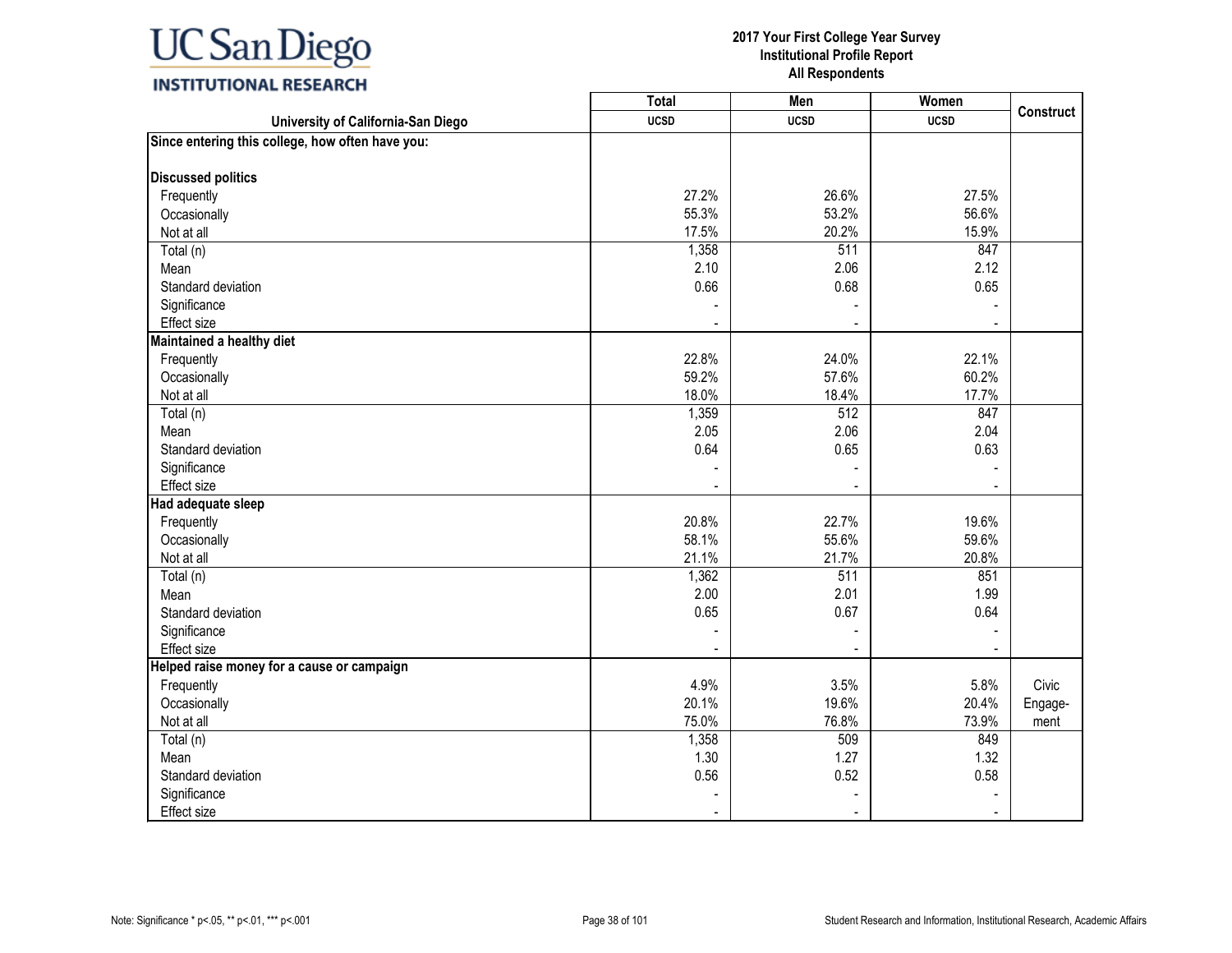**2017 Your First College Year Survey**
**Institutional Profile Report**
**All Respondents**

| University of California-San Diego | Total UCSD | Men UCSD | Women UCSD | Construct |
|---|---|---|---|---|
| **Since entering this college, how often have you:** | | | | |
| **Discussed politics** | | | | |
| Frequently | 27.2% | 26.6% | 27.5% | |
| Occasionally | 55.3% | 53.2% | 56.6% | |
| Not at all | 17.5% | 20.2% | 15.9% | |
| Total (n) | 1,358 | 511 | 847 | |
| Mean | 2.10 | 2.06 | 2.12 | |
| Standard deviation | 0.66 | 0.68 | 0.65 | |
| Significance | - | - | - | |
| Effect size | - | - | - | |
| **Maintained a healthy diet** | | | | |
| Frequently | 22.8% | 24.0% | 22.1% | |
| Occasionally | 59.2% | 57.6% | 60.2% | |
| Not at all | 18.0% | 18.4% | 17.7% | |
| Total (n) | 1,359 | 512 | 847 | |
| Mean | 2.05 | 2.06 | 2.04 | |
| Standard deviation | 0.64 | 0.65 | 0.63 | |
| Significance | - | - | - | |
| Effect size | - | - | - | |
| **Had adequate sleep** | | | | |
| Frequently | 20.8% | 22.7% | 19.6% | |
| Occasionally | 58.1% | 55.6% | 59.6% | |
| Not at all | 21.1% | 21.7% | 20.8% | |
| Total (n) | 1,362 | 511 | 851 | |
| Mean | 2.00 | 2.01 | 1.99 | |
| Standard deviation | 0.65 | 0.67 | 0.64 | |
| Significance | - | - | - | |
| Effect size | - | - | - | |
| **Helped raise money for a cause or campaign** | | | | |
| Frequently | 4.9% | 3.5% | 5.8% | Civic Engagement |
| Occasionally | 20.1% | 19.6% | 20.4% | |
| Not at all | 75.0% | 76.8% | 73.9% | |
| Total (n) | 1,358 | 509 | 849 | |
| Mean | 1.30 | 1.27 | 1.32 | |
| Standard deviation | 0.56 | 0.52 | 0.58 | |
| Significance | - | - | - | |
| Effect size | - | - | - | |

Note: Significance * p<.05, ** p<.01, *** p<.001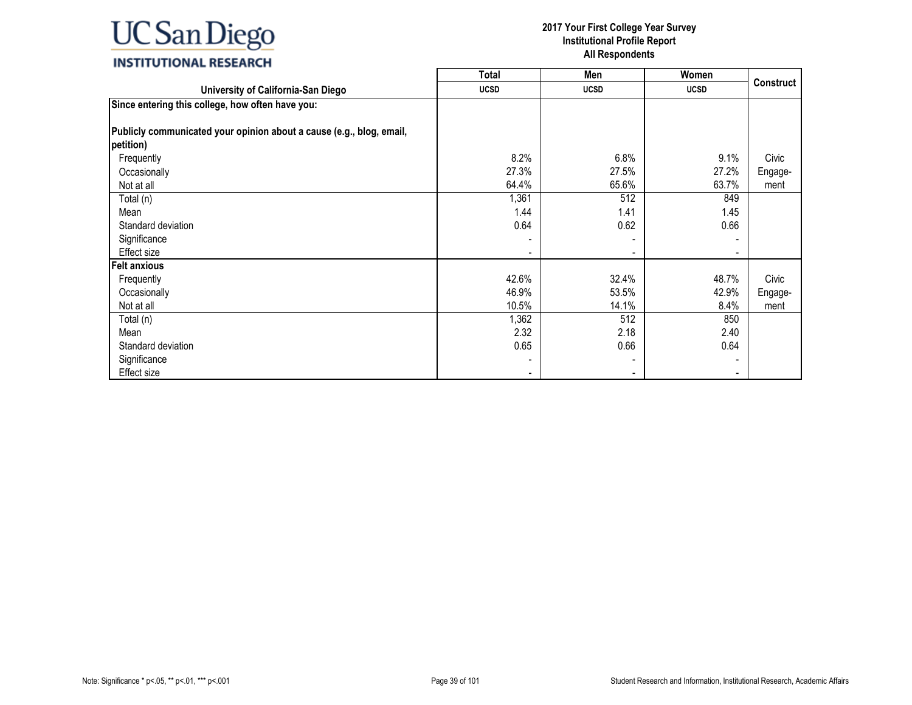2017 Your First College Year Survey
Institutional Profile Report
All Respondents

| University of California-San Diego | Total UCSD | Men UCSD | Women UCSD | Construct |
|---|---|---|---|---|
| **Since entering this college, how often have you:** | | | | |
| **Publicly communicated your opinion about a cause (e.g., blog, email, petition)** | | | | |
| Frequently | 8.2% | 6.8% | 9.1% | Civic Engage-ment |
| Occasionally | 27.3% | 27.5% | 27.2% | |
| Not at all | 64.4% | 65.6% | 63.7% | |
| Total (n) | 1,361 | 512 | 849 | |
| Mean | 1.44 | 1.41 | 1.45 | |
| Standard deviation | 0.64 | 0.62 | 0.66 | |
| Significance | - | - | - | |
| Effect size | - | - | - | |
| **Felt anxious** | | | | |
| Frequently | 42.6% | 32.4% | 48.7% | Civic Engage-ment |
| Occasionally | 46.9% | 53.5% | 42.9% | |
| Not at all | 10.5% | 14.1% | 8.4% | |
| Total (n) | 1,362 | 512 | 850 | |
| Mean | 2.32 | 2.18 | 2.40 | |
| Standard deviation | 0.65 | 0.66 | 0.64 | |
| Significance | - | - | - | |
| Effect size | - | - | - | |

Note: Significance * p<.05, ** p<.01, *** p<.001

Student Research and Information, Institutional Research, Academic Affairs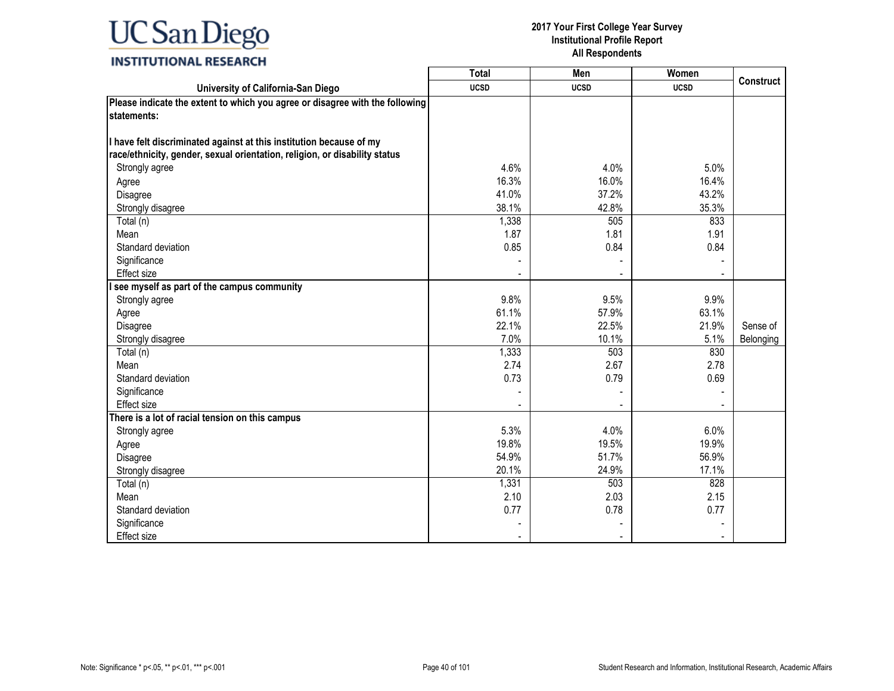| University of California-San Diego | Total UCSD | Men UCSD | Women UCSD | Construct |
|---|---|---|---|---|
| **Please indicate the extent to which you agree or disagree with the following statements:** | | | | |
| **I have felt discriminated against at this institution because of my race/ethnicity, gender, sexual orientation, religion, or disability status** | | | | |
| Strongly agree | 4.6% | 4.0% | 5.0% | |
| Agree | 16.3% | 16.0% | 16.4% | |
| Disagree | 41.0% | 37.2% | 43.2% | |
| Strongly disagree | 38.1% | 42.8% | 35.3% | |
| Total (n) | 1,338 | 505 | 833 | |
| Mean | 1.87 | 1.81 | 1.91 | |
| Standard deviation | 0.85 | 0.84 | 0.84 | |
| Significance | - | - | - | |
| Effect size | - | - | - | |
| **I see myself as part of the campus community** | | | | |
| Strongly agree | 9.8% | 9.5% | 9.9% | |
| Agree | 61.1% | 57.9% | 63.1% | |
| Disagree | 22.1% | 22.5% | 21.9% | Sense of Belonging |
| Strongly disagree | 7.0% | 10.1% | 5.1% | |
| Total (n) | 1,333 | 503 | 830 | |
| Mean | 2.74 | 2.67 | 2.78 | |
| Standard deviation | 0.73 | 0.79 | 0.69 | |
| Significance | - | - | - | |
| Effect size | - | - | - | |
| **There is a lot of racial tension on this campus** | | | | |
| Strongly agree | 5.3% | 4.0% | 6.0% | |
| Agree | 19.8% | 19.5% | 19.9% | |
| Disagree | 54.9% | 51.7% | 56.9% | |
| Strongly disagree | 20.1% | 24.9% | 17.1% | |
| Total (n) | 1,331 | 503 | 828 | |
| Mean | 2.10 | 2.03 | 2.15 | |
| Standard deviation | 0.77 | 0.78 | 0.77 | |
| Significance | - | - | - | |
| Effect size | - | - | - | |

Note: Significance * p<.05, ** p<.01, *** p<.001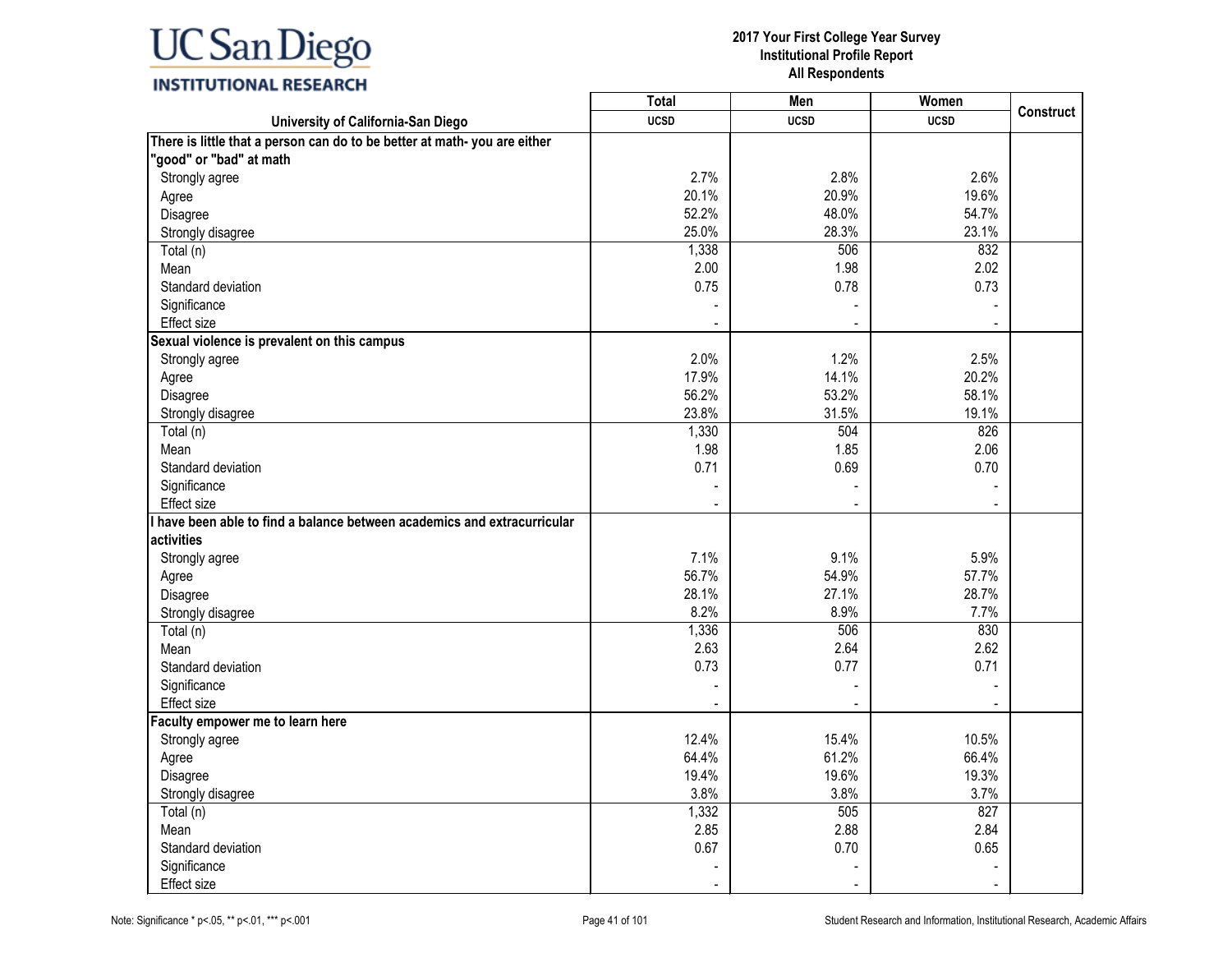| University of California-San Diego | Total UCSD | Men UCSD | Women UCSD | Construct |
|---|---|---|---|---|
| **There is little that a person can do to be better at math- you are either "good" or "bad" at math** | | | | |
| Strongly agree | 2.7% | 2.8% | 2.6% | |
| Agree | 20.1% | 20.9% | 19.6% | |
| Disagree | 52.2% | 48.0% | 54.7% | |
| Strongly disagree | 25.0% | 28.3% | 23.1% | |
| Total (n) | 1,338 | 506 | 832 | |
| Mean | 2.00 | 1.98 | 2.02 | |
| Standard deviation | 0.75 | 0.78 | 0.73 | |
| Significance | - | - | - | |
| Effect size | - | - | - | |
| **Sexual violence is prevalent on this campus** | | | | |
| Strongly agree | 2.0% | 1.2% | 2.5% | |
| Agree | 17.9% | 14.1% | 20.2% | |
| Disagree | 56.2% | 53.2% | 58.1% | |
| Strongly disagree | 23.8% | 31.5% | 19.1% | |
| Total (n) | 1,330 | 504 | 826 | |
| Mean | 1.98 | 1.85 | 2.06 | |
| Standard deviation | 0.71 | 0.69 | 0.70 | |
| Significance | - | - | - | |
| Effect size | - | - | - | |
| **I have been able to find a balance between academics and extracurricular activities** | | | | |
| Strongly agree | 7.1% | 9.1% | 5.9% | |
| Agree | 56.7% | 54.9% | 57.7% | |
| Disagree | 28.1% | 27.1% | 28.7% | |
| Strongly disagree | 8.2% | 8.9% | 7.7% | |
| Total (n) | 1,336 | 506 | 830 | |
| Mean | 2.63 | 2.64 | 2.62 | |
| Standard deviation | 0.73 | 0.77 | 0.71 | |
| Significance | - | - | - | |
| Effect size | - | - | - | |
| **Faculty empower me to learn here** | | | | |
| Strongly agree | 12.4% | 15.4% | 10.5% | |
| Agree | 64.4% | 61.2% | 66.4% | |
| Disagree | 19.4% | 19.6% | 19.3% | |
| Strongly disagree | 3.8% | 3.8% | 3.7% | |
| Total (n) | 1,332 | 505 | 827 | |
| Mean | 2.85 | 2.88 | 2.84 | |
| Standard deviation | 0.67 | 0.70 | 0.65 | |
| Significance | - | - | - | |
| Effect size | - | - | - | |

Note: Significance * p<.05, ** p<.01, *** p<.001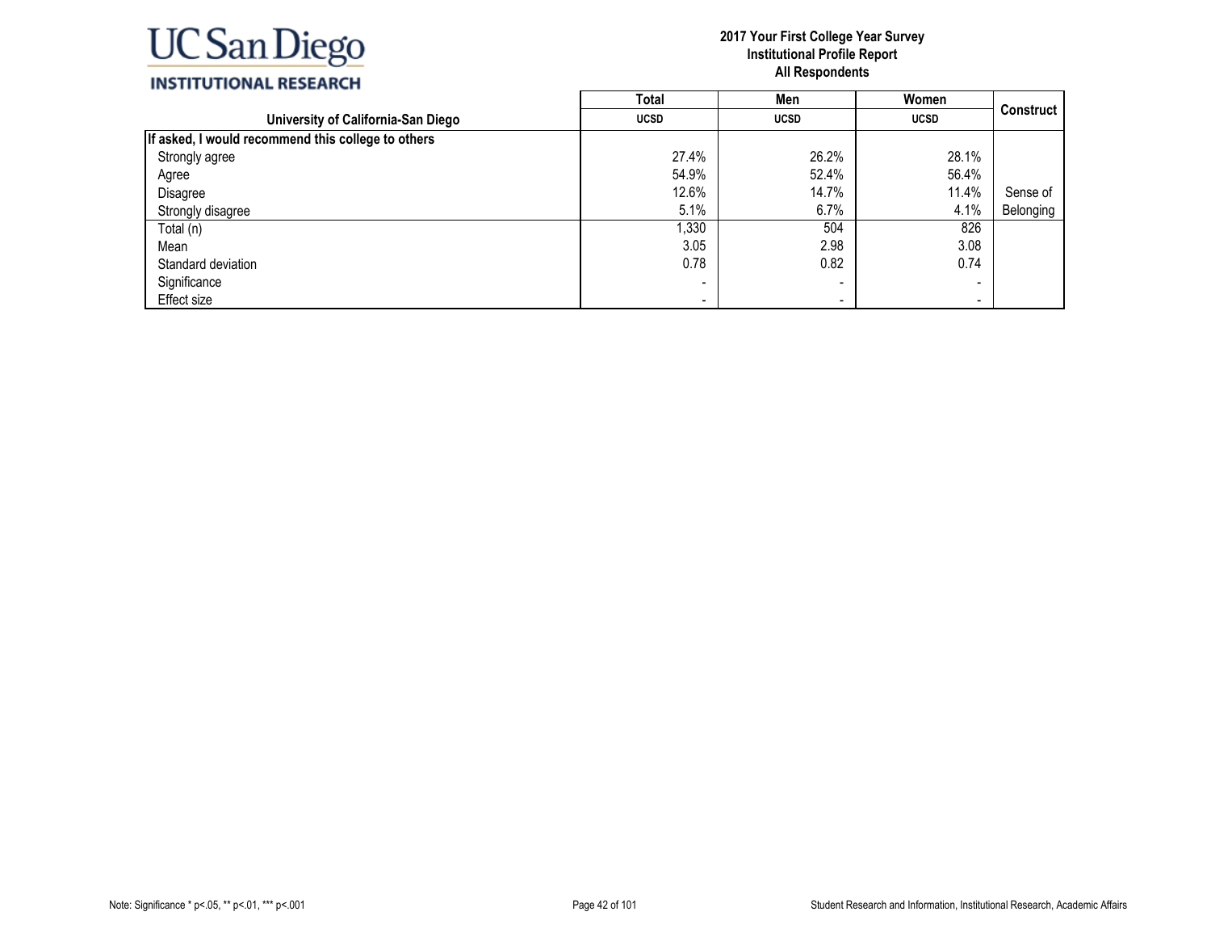| University of California-San Diego | Total UCSD | Men UCSD | Women UCSD | Construct |
|---|---|---|---|---|
| **If asked, I would recommend this college to others** | | | | |
| Strongly agree | 27.4% | 26.2% | 28.1% | |
| Agree | 54.9% | 52.4% | 56.4% | |
| Disagree | 12.6% | 14.7% | 11.4% | Sense of Belonging |
| Strongly disagree | 5.1% | 6.7% | 4.1% | |
| Total (n) | 1,330 | 504 | 826 | |
| Mean | 3.05 | 2.98 | 3.08 | |
| Standard deviation | 0.78 | 0.82 | 0.74 | |
| Significance | - | - | - | |
| Effect size | - | - | - | |

Note: Significance * p<.05, ** p<.01, *** p<.001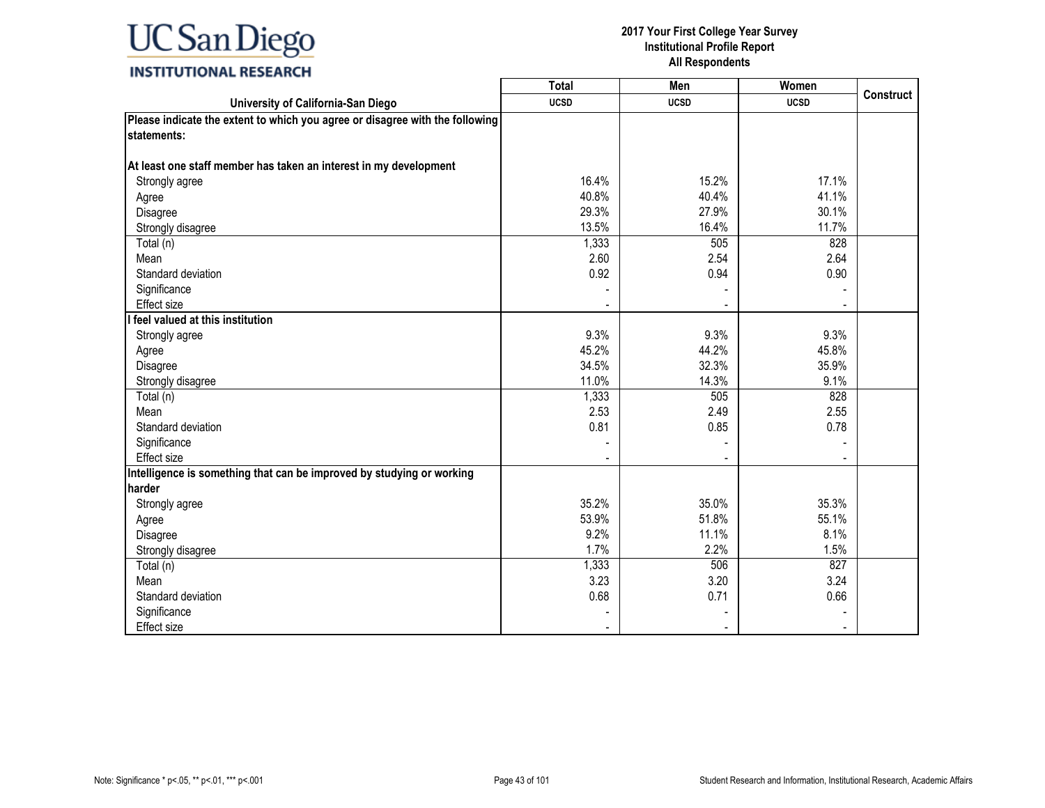| University of California-San Diego | Total UCSD | Men UCSD | Women UCSD | Construct |
|---|---|---|---|---|
| **Please indicate the extent to which you agree or disagree with the following statements:** | | | | |
| **At least one staff member has taken an interest in my development** | | | | |
| Strongly agree | 16.4% | 15.2% | 17.1% | |
| Agree | 40.8% | 40.4% | 41.1% | |
| Disagree | 29.3% | 27.9% | 30.1% | |
| Strongly disagree | 13.5% | 16.4% | 11.7% | |
| Total (n) | 1,333 | 505 | 828 | |
| Mean | 2.60 | 2.54 | 2.64 | |
| Standard deviation | 0.92 | 0.94 | 0.90 | |
| Significance | - | - | - | |
| Effect size | - | - | - | |
| **I feel valued at this institution** | | | | |
| Strongly agree | 9.3% | 9.3% | 9.3% | |
| Agree | 45.2% | 44.2% | 45.8% | |
| Disagree | 34.5% | 32.3% | 35.9% | |
| Strongly disagree | 11.0% | 14.3% | 9.1% | |
| Total (n) | 1,333 | 505 | 828 | |
| Mean | 2.53 | 2.49 | 2.55 | |
| Standard deviation | 0.81 | 0.85 | 0.78 | |
| Significance | - | - | - | |
| Effect size | - | - | - | |
| **Intelligence is something that can be improved by studying or working harder** | | | | |
| Strongly agree | 35.2% | 35.0% | 35.3% | |
| Agree | 53.9% | 51.8% | 55.1% | |
| Disagree | 9.2% | 11.1% | 8.1% | |
| Strongly disagree | 1.7% | 2.2% | 1.5% | |
| Total (n) | 1,333 | 506 | 827 | |
| Mean | 3.23 | 3.20 | 3.24 | |
| Standard deviation | 0.68 | 0.71 | 0.66 | |
| Significance | - | - | - | |
| Effect size | - | - | - | |

Note: Significance * p<.05, ** p<.01, *** p<.001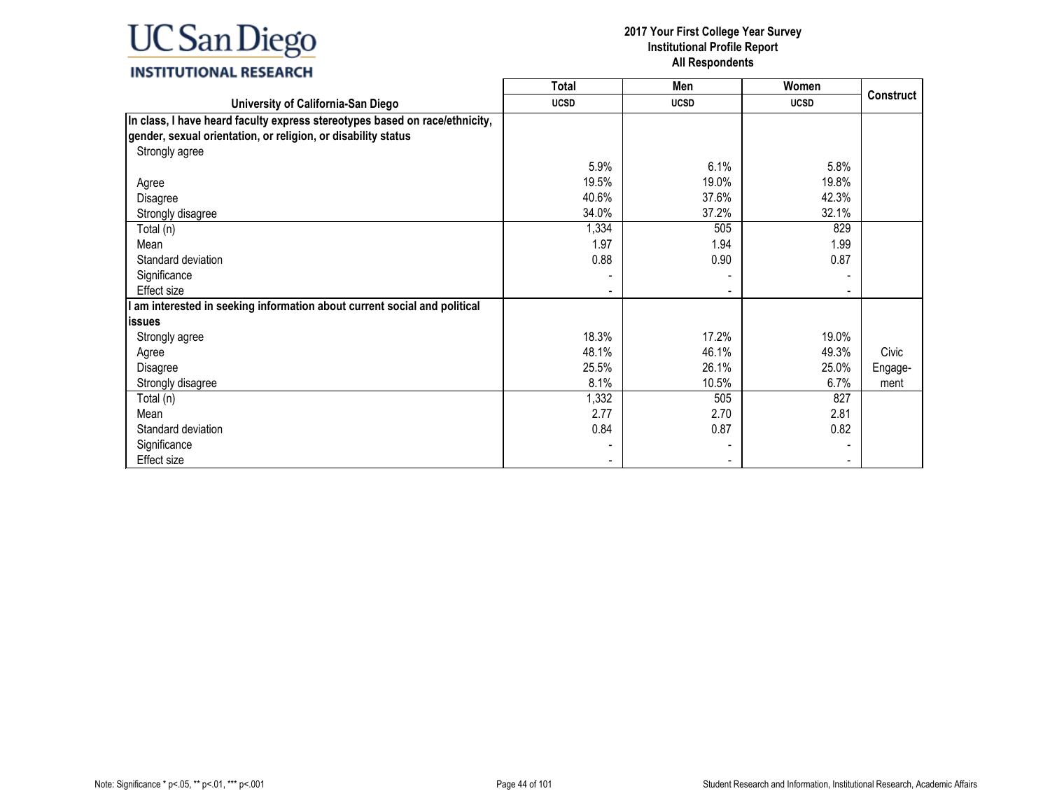UC San Diego
INSTITUTIONAL RESEARCH

**2017 Your First College Year Survey**
**Institutional Profile Report**
**All Respondents**

| University of California-San Diego | Total UCSD | Men UCSD | Women UCSD | Construct |
|---|---|---|---|---|
| **In class, I have heard faculty express stereotypes based on race/ethnicity, gender, sexual orientation, or religion, or disability status** | | | | |
| Strongly agree | 5.9% | 6.1% | 5.8% | |
| Agree | 19.5% | 19.0% | 19.8% | |
| Disagree | 40.6% | 37.6% | 42.3% | |
| Strongly disagree | 34.0% | 37.2% | 32.1% | |
| Total (n) | 1,334 | 505 | 829 | |
| Mean | 1.97 | 1.94 | 1.99 | |
| Standard deviation | 0.88 | 0.90 | 0.87 | |
| Significance | - | - | - | |
| Effect size | - | - | - | |
| **I am interested in seeking information about current social and political issues** | | | | |
| Strongly agree | 18.3% | 17.2% | 19.0% | Civic Engagement |
| Agree | 48.1% | 46.1% | 49.3% | |
| Disagree | 25.5% | 26.1% | 25.0% | |
| Strongly disagree | 8.1% | 10.5% | 6.7% | |
| Total (n) | 1,332 | 505 | 827 | |
| Mean | 2.77 | 2.70 | 2.81 | |
| Standard deviation | 0.84 | 0.87 | 0.82 | |
| Significance | - | - | - | |
| Effect size | - | - | - | |

Note: Significance * p<.05, ** p<.01, *** p<.001

Student Research and Information, Institutional Research, Academic Affairs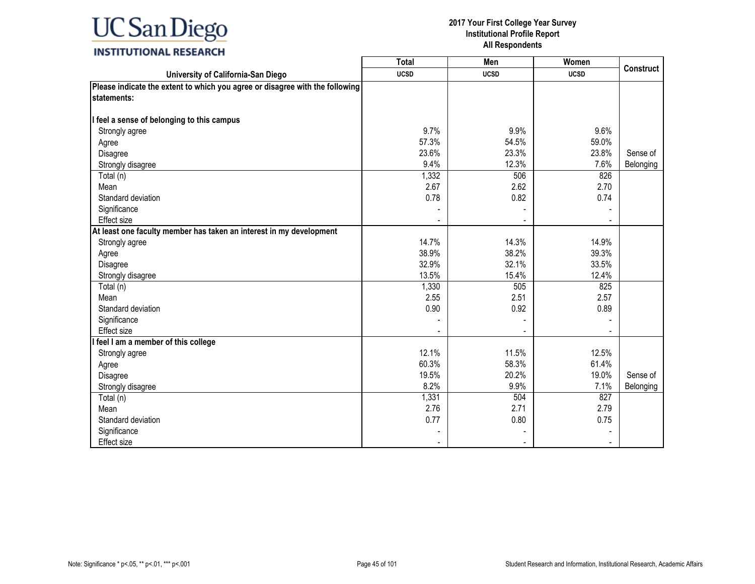UC San Diego INSTITUTIONAL RESEARCH

**2017 Your First College Year Survey**
**Institutional Profile Report**
**All Respondents**

| University of California-San Diego | Total UCSD | Men UCSD | Women UCSD | Construct |
|---|---|---|---|---|
| **Please indicate the extent to which you agree or disagree with the following statements:** | | | | |
| **I feel a sense of belonging to this campus** | | | | |
| Strongly agree | 9.7% | 9.9% | 9.6% | |
| Agree | 57.3% | 54.5% | 59.0% | |
| Disagree | 23.6% | 23.3% | 23.8% | Sense of |
| Strongly disagree | 9.4% | 12.3% | 7.6% | Belonging |
| Total (n) | 1,332 | 506 | 826 | |
| Mean | 2.67 | 2.62 | 2.70 | |
| Standard deviation | 0.78 | 0.82 | 0.74 | |
| Significance | - | - | - | |
| Effect size | - | - | - | |
| **At least one faculty member has taken an interest in my development** | | | | |
| Strongly agree | 14.7% | 14.3% | 14.9% | |
| Agree | 38.9% | 38.2% | 39.3% | |
| Disagree | 32.9% | 32.1% | 33.5% | |
| Strongly disagree | 13.5% | 15.4% | 12.4% | |
| Total (n) | 1,330 | 505 | 825 | |
| Mean | 2.55 | 2.51 | 2.57 | |
| Standard deviation | 0.90 | 0.92 | 0.89 | |
| Significance | - | - | - | |
| Effect size | - | - | - | |
| **I feel I am a member of this college** | | | | |
| Strongly agree | 12.1% | 11.5% | 12.5% | |
| Agree | 60.3% | 58.3% | 61.4% | |
| Disagree | 19.5% | 20.2% | 19.0% | Sense of |
| Strongly disagree | 8.2% | 9.9% | 7.1% | Belonging |
| Total (n) | 1,331 | 504 | 827 | |
| Mean | 2.76 | 2.71 | 2.79 | |
| Standard deviation | 0.77 | 0.80 | 0.75 | |
| Significance | - | - | - | |
| Effect size | - | - | - | |

Note: Significance * p<.05, ** p<.01, *** p<.001

Student Research and Information, Institutional Research, Academic Affairs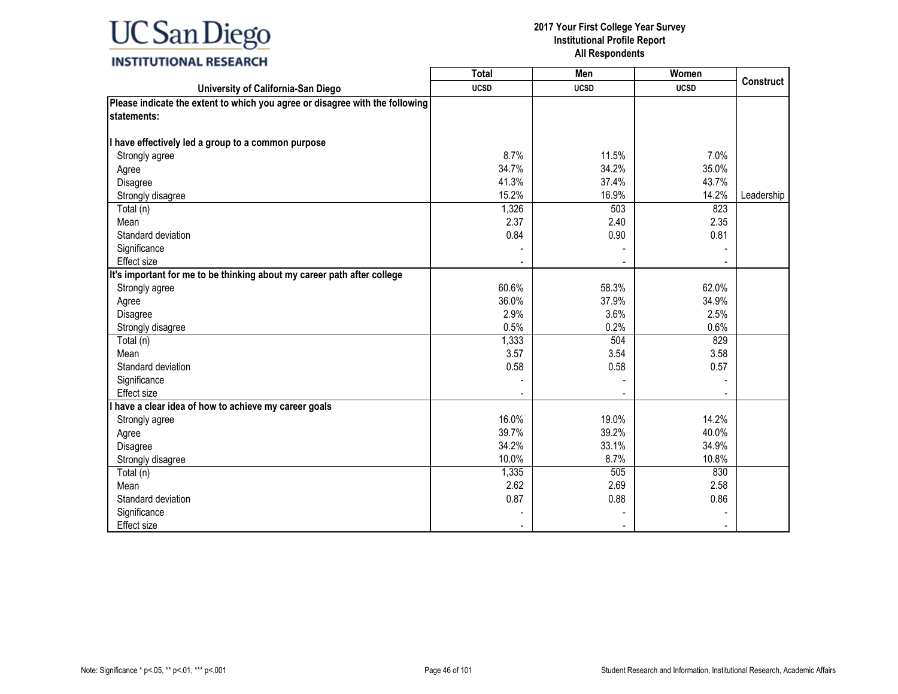| University of California-San Diego | Total UCSD | Men UCSD | Women UCSD | Construct |
|---|---|---|---|---|
| **Please indicate the extent to which you agree or disagree with the following statements:** | | | | |
| **I have effectively led a group to a common purpose** | | | | |
| Strongly agree | 8.7% | 11.5% | 7.0% | |
| Agree | 34.7% | 34.2% | 35.0% | |
| Disagree | 41.3% | 37.4% | 43.7% | |
| Strongly disagree | 15.2% | 16.9% | 14.2% | Leadership |
| Total (n) | 1,326 | 503 | 823 | |
| Mean | 2.37 | 2.40 | 2.35 | |
| Standard deviation | 0.84 | 0.90 | 0.81 | |
| Significance | - | - | - | |
| Effect size | - | - | - | |
| **It's important for me to be thinking about my career path after college** | | | | |
| Strongly agree | 60.6% | 58.3% | 62.0% | |
| Agree | 36.0% | 37.9% | 34.9% | |
| Disagree | 2.9% | 3.6% | 2.5% | |
| Strongly disagree | 0.5% | 0.2% | 0.6% | |
| Total (n) | 1,333 | 504 | 829 | |
| Mean | 3.57 | 3.54 | 3.58 | |
| Standard deviation | 0.58 | 0.58 | 0.57 | |
| Significance | - | - | - | |
| Effect size | - | - | - | |
| **I have a clear idea of how to achieve my career goals** | | | | |
| Strongly agree | 16.0% | 19.0% | 14.2% | |
| Agree | 39.7% | 39.2% | 40.0% | |
| Disagree | 34.2% | 33.1% | 34.9% | |
| Strongly disagree | 10.0% | 8.7% | 10.8% | |
| Total (n) | 1,335 | 505 | 830 | |
| Mean | 2.62 | 2.69 | 2.58 | |
| Standard deviation | 0.87 | 0.88 | 0.86 | |
| Significance | - | - | - | |
| Effect size | - | - | - | |

Note: Significance * p<.05, ** p<.01, *** p<.001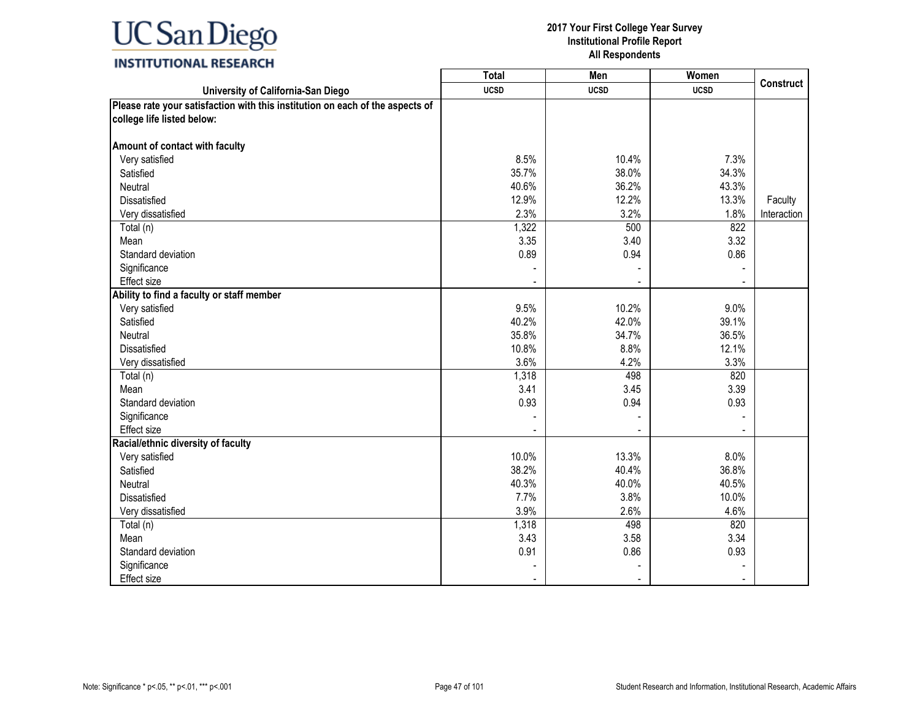| University of California-San Diego | Total UCSD | Men UCSD | Women UCSD | Construct |
|---|---|---|---|---|
| **Please rate your satisfaction with this institution on each of the aspects of college life listed below:** | | | | |
| **Amount of contact with faculty** | | | | |
| Very satisfied | 8.5% | 10.4% | 7.3% | |
| Satisfied | 35.7% | 38.0% | 34.3% | |
| Neutral | 40.6% | 36.2% | 43.3% | |
| Dissatisfied | 12.9% | 12.2% | 13.3% | Faculty |
| Very dissatisfied | 2.3% | 3.2% | 1.8% | Interaction |
| Total (n) | 1,322 | 500 | 822 | |
| Mean | 3.35 | 3.40 | 3.32 | |
| Standard deviation | 0.89 | 0.94 | 0.86 | |
| Significance | - | - | - | |
| Effect size | - | - | - | |
| **Ability to find a faculty or staff member** | | | | |
| Very satisfied | 9.5% | 10.2% | 9.0% | |
| Satisfied | 40.2% | 42.0% | 39.1% | |
| Neutral | 35.8% | 34.7% | 36.5% | |
| Dissatisfied | 10.8% | 8.8% | 12.1% | |
| Very dissatisfied | 3.6% | 4.2% | 3.3% | |
| Total (n) | 1,318 | 498 | 820 | |
| Mean | 3.41 | 3.45 | 3.39 | |
| Standard deviation | 0.93 | 0.94 | 0.93 | |
| Significance | - | - | - | |
| Effect size | - | - | - | |
| **Racial/ethnic diversity of faculty** | | | | |
| Very satisfied | 10.0% | 13.3% | 8.0% | |
| Satisfied | 38.2% | 40.4% | 36.8% | |
| Neutral | 40.3% | 40.0% | 40.5% | |
| Dissatisfied | 7.7% | 3.8% | 10.0% | |
| Very dissatisfied | 3.9% | 2.6% | 4.6% | |
| Total (n) | 1,318 | 498 | 820 | |
| Mean | 3.43 | 3.58 | 3.34 | |
| Standard deviation | 0.91 | 0.86 | 0.93 | |
| Significance | - | - | - | |
| Effect size | - | - | - | |

Note: Significance * p<.05, ** p<.01, *** p<.001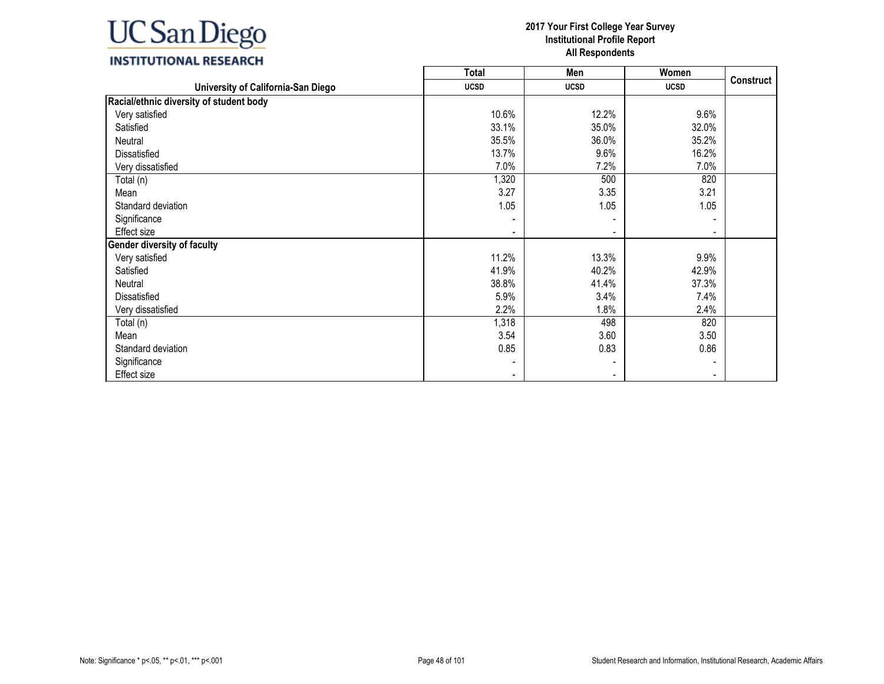| University of California-San Diego | Total | Men | Women | Construct |
|---|---|---|---|---|
| | UCSD | UCSD | UCSD | |
| **Racial/ethnic diversity of student body** | | | | |
| Very satisfied | 10.6% | 12.2% | 9.6% | |
| Satisfied | 33.1% | 35.0% | 32.0% | |
| Neutral | 35.5% | 36.0% | 35.2% | |
| Dissatisfied | 13.7% | 9.6% | 16.2% | |
| Very dissatisfied | 7.0% | 7.2% | 7.0% | |
| Total (n) | 1,320 | 500 | 820 | |
| Mean | 3.27 | 3.35 | 3.21 | |
| Standard deviation | 1.05 | 1.05 | 1.05 | |
| Significance | - | - | - | |
| Effect size | - | - | - | |
| **Gender diversity of faculty** | | | | |
| Very satisfied | 11.2% | 13.3% | 9.9% | |
| Satisfied | 41.9% | 40.2% | 42.9% | |
| Neutral | 38.8% | 41.4% | 37.3% | |
| Dissatisfied | 5.9% | 3.4% | 7.4% | |
| Very dissatisfied | 2.2% | 1.8% | 2.4% | |
| Total (n) | 1,318 | 498 | 820 | |
| Mean | 3.54 | 3.60 | 3.50 | |
| Standard deviation | 0.85 | 0.83 | 0.86 | |
| Significance | - | - | - | |
| Effect size | - | - | - | |

Note: Significance * p<.05, ** p<.01, *** p<.001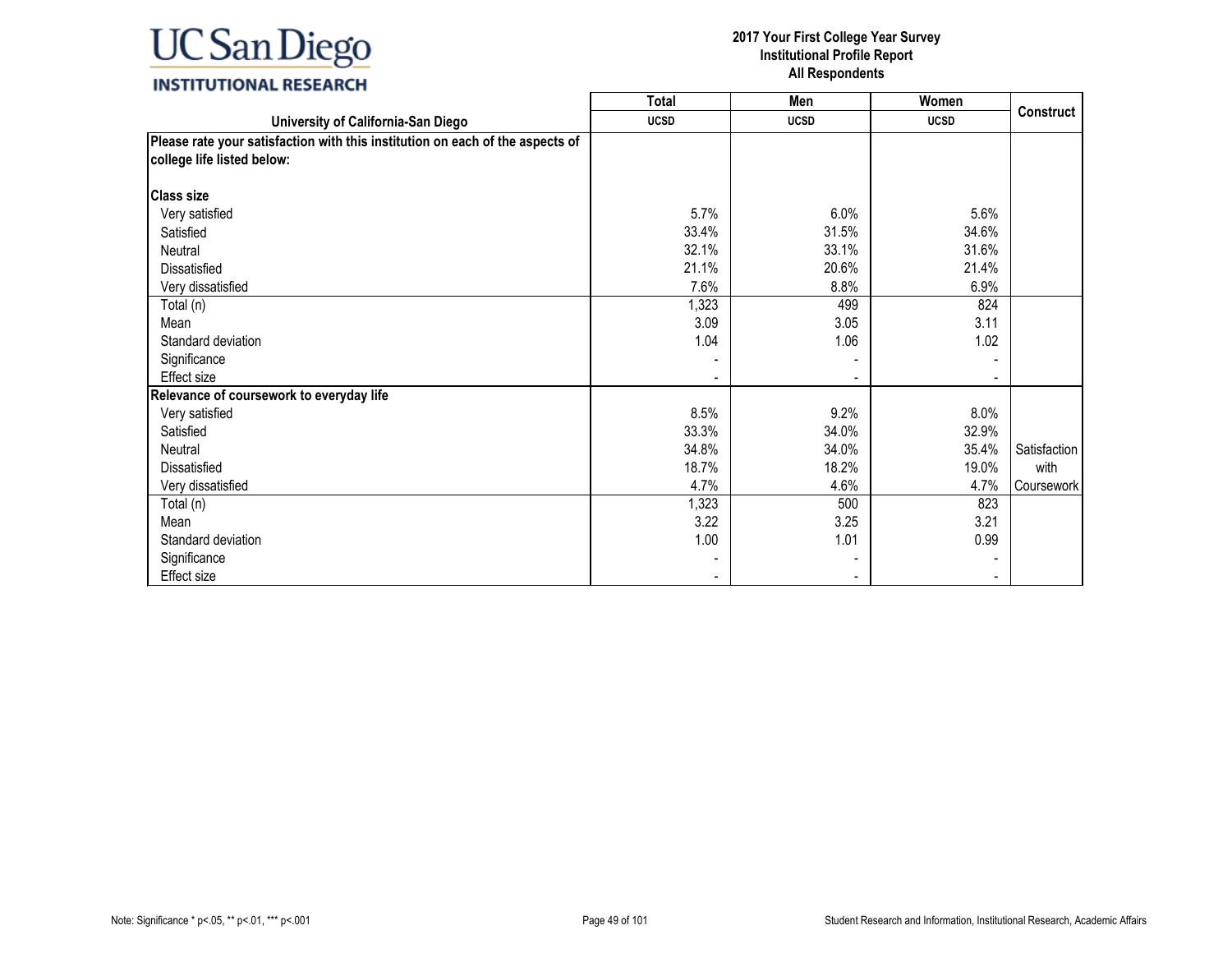| University of California-San Diego | Total UCSD | Men UCSD | Women UCSD | Construct |
|---|---|---|---|---|
| **Please rate your satisfaction with this institution on each of the aspects of college life listed below:** | | | | |
| **Class size** | | | | |
| Very satisfied | 5.7% | 6.0% | 5.6% | |
| Satisfied | 33.4% | 31.5% | 34.6% | |
| Neutral | 32.1% | 33.1% | 31.6% | |
| Dissatisfied | 21.1% | 20.6% | 21.4% | |
| Very dissatisfied | 7.6% | 8.8% | 6.9% | |
| Total (n) | 1,323 | 499 | 824 | |
| Mean | 3.09 | 3.05 | 3.11 | |
| Standard deviation | 1.04 | 1.06 | 1.02 | |
| Significance | - | - | - | |
| Effect size | - | - | - | |
| **Relevance of coursework to everyday life** | | | | |
| Very satisfied | 8.5% | 9.2% | 8.0% | |
| Satisfied | 33.3% | 34.0% | 32.9% | |
| Neutral | 34.8% | 34.0% | 35.4% | Satisfaction with Coursework |
| Dissatisfied | 18.7% | 18.2% | 19.0% | |
| Very dissatisfied | 4.7% | 4.6% | 4.7% | |
| Total (n) | 1,323 | 500 | 823 | |
| Mean | 3.22 | 3.25 | 3.21 | |
| Standard deviation | 1.00 | 1.01 | 0.99 | |
| Significance | - | - | - | |
| Effect size | - | - | - | |

Note: Significance * p<.05, ** p<.01, *** p<.001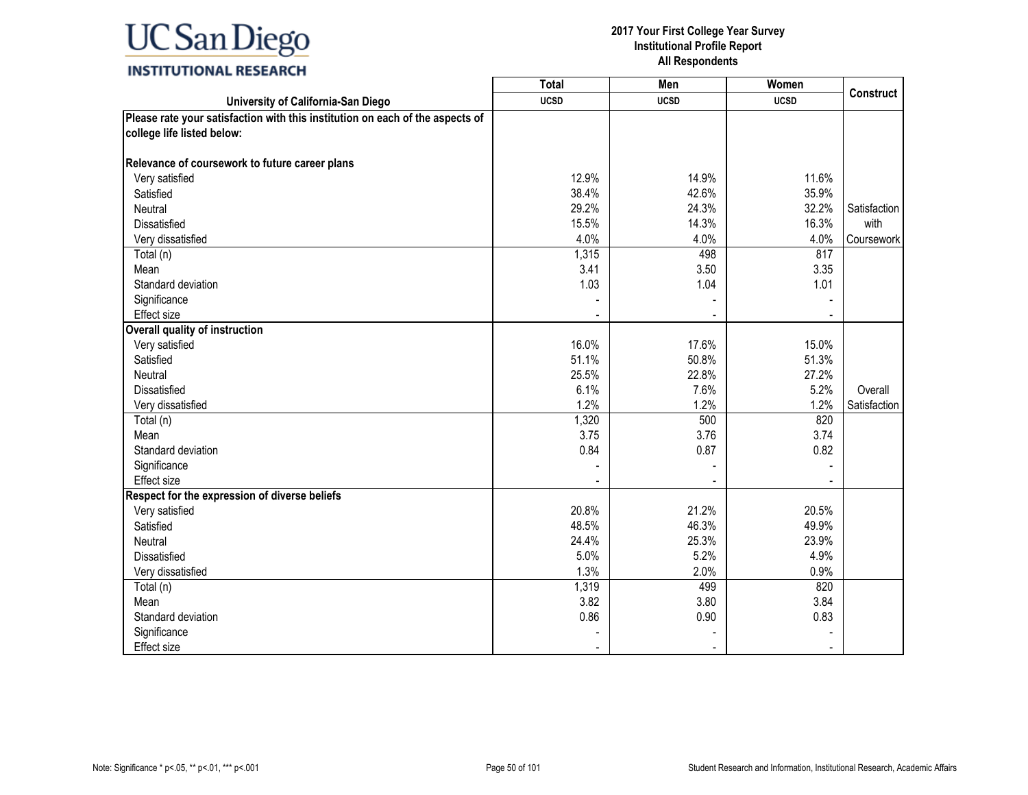UC San Diego
INSTITUTIONAL RESEARCH

**2017 Your First College Year Survey**
**Institutional Profile Report**
**All Respondents**

| University of California-San Diego | Total UCSD | Men UCSD | Women UCSD | Construct |
|---|---|---|---|---|
| **Please rate your satisfaction with this institution on each of the aspects of college life listed below:** | | | | |
| **Relevance of coursework to future career plans** | | | | |
| Very satisfied | 12.9% | 14.9% | 11.6% | |
| Satisfied | 38.4% | 42.6% | 35.9% | |
| Neutral | 29.2% | 24.3% | 32.2% | Satisfaction with Coursework |
| Dissatisfied | 15.5% | 14.3% | 16.3% | |
| Very dissatisfied | 4.0% | 4.0% | 4.0% | |
| Total (n) | 1,315 | 498 | 817 | |
| Mean | 3.41 | 3.50 | 3.35 | |
| Standard deviation | 1.03 | 1.04 | 1.01 | |
| Significance | - | - | - | |
| Effect size | - | - | - | |
| **Overall quality of instruction** | | | | |
| Very satisfied | 16.0% | 17.6% | 15.0% | |
| Satisfied | 51.1% | 50.8% | 51.3% | |
| Neutral | 25.5% | 22.8% | 27.2% | |
| Dissatisfied | 6.1% | 7.6% | 5.2% | Overall Satisfaction |
| Very dissatisfied | 1.2% | 1.2% | 1.2% | |
| Total (n) | 1,320 | 500 | 820 | |
| Mean | 3.75 | 3.76 | 3.74 | |
| Standard deviation | 0.84 | 0.87 | 0.82 | |
| Significance | - | - | - | |
| Effect size | - | - | - | |
| **Respect for the expression of diverse beliefs** | | | | |
| Very satisfied | 20.8% | 21.2% | 20.5% | |
| Satisfied | 48.5% | 46.3% | 49.9% | |
| Neutral | 24.4% | 25.3% | 23.9% | |
| Dissatisfied | 5.0% | 5.2% | 4.9% | |
| Very dissatisfied | 1.3% | 2.0% | 0.9% | |
| Total (n) | 1,319 | 499 | 820 | |
| Mean | 3.82 | 3.80 | 3.84 | |
| Standard deviation | 0.86 | 0.90 | 0.83 | |
| Significance | - | - | - | |
| Effect size | - | - | - | |

Note: Significance * p<.05, ** p<.01, *** p<.001

Student Research and Information, Institutional Research, Academic Affairs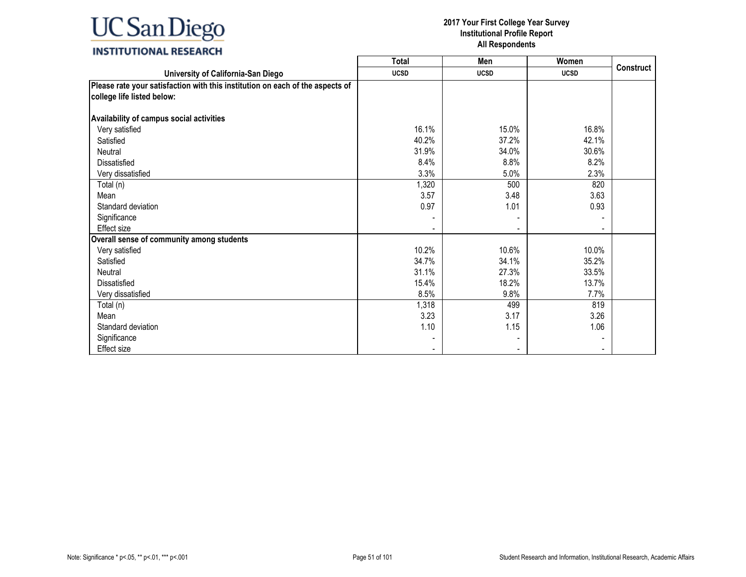| University of California-San Diego | Total UCSD | Men UCSD | Women UCSD | Construct |
|---|---|---|---|---|
| **Please rate your satisfaction with this institution on each of the aspects of college life listed below:** | | | | |
| **Availability of campus social activities** | | | | |
| Very satisfied | 16.1% | 15.0% | 16.8% | |
| Satisfied | 40.2% | 37.2% | 42.1% | |
| Neutral | 31.9% | 34.0% | 30.6% | |
| Dissatisfied | 8.4% | 8.8% | 8.2% | |
| Very dissatisfied | 3.3% | 5.0% | 2.3% | |
| Total (n) | 1,320 | 500 | 820 | |
| Mean | 3.57 | 3.48 | 3.63 | |
| Standard deviation | 0.97 | 1.01 | 0.93 | |
| Significance | - | - | - | |
| Effect size | - | - | - | |
| **Overall sense of community among students** | | | | |
| Very satisfied | 10.2% | 10.6% | 10.0% | |
| Satisfied | 34.7% | 34.1% | 35.2% | |
| Neutral | 31.1% | 27.3% | 33.5% | |
| Dissatisfied | 15.4% | 18.2% | 13.7% | |
| Very dissatisfied | 8.5% | 9.8% | 7.7% | |
| Total (n) | 1,318 | 499 | 819 | |
| Mean | 3.23 | 3.17 | 3.26 | |
| Standard deviation | 1.10 | 1.15 | 1.06 | |
| Significance | - | - | - | |
| Effect size | - | - | - | |

Note: Significance * p<.05, ** p<.01, *** p<.001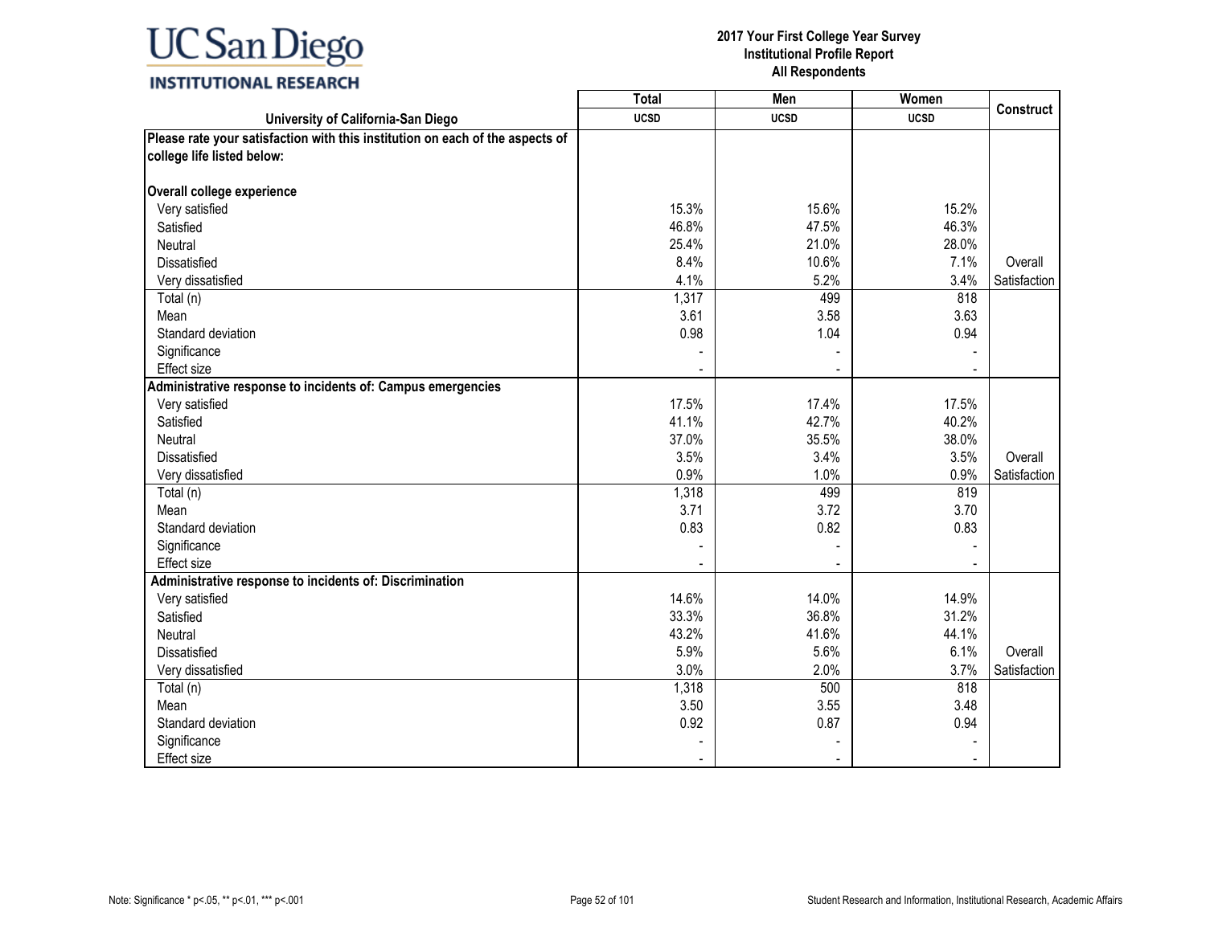| University of California-San Diego | Total UCSD | Men UCSD | Women UCSD | Construct |
|---|---|---|---|---|
| **Please rate your satisfaction with this institution on each of the aspects of college life listed below:** | | | | |
| **Overall college experience** | | | | |
| Very satisfied | 15.3% | 15.6% | 15.2% | |
| Satisfied | 46.8% | 47.5% | 46.3% | |
| Neutral | 25.4% | 21.0% | 28.0% | |
| Dissatisfied | 8.4% | 10.6% | 7.1% | Overall |
| Very dissatisfied | 4.1% | 5.2% | 3.4% | Satisfaction |
| Total (n) | 1,317 | 499 | 818 | |
| Mean | 3.61 | 3.58 | 3.63 | |
| Standard deviation | 0.98 | 1.04 | 0.94 | |
| Significance | - | - | - | |
| Effect size | - | - | - | |
| **Administrative response to incidents of: Campus emergencies** | | | | |
| Very satisfied | 17.5% | 17.4% | 17.5% | |
| Satisfied | 41.1% | 42.7% | 40.2% | |
| Neutral | 37.0% | 35.5% | 38.0% | |
| Dissatisfied | 3.5% | 3.4% | 3.5% | Overall |
| Very dissatisfied | 0.9% | 1.0% | 0.9% | Satisfaction |
| Total (n) | 1,318 | 499 | 819 | |
| Mean | 3.71 | 3.72 | 3.70 | |
| Standard deviation | 0.83 | 0.82 | 0.83 | |
| Significance | - | - | - | |
| Effect size | - | - | - | |
| **Administrative response to incidents of: Discrimination** | | | | |
| Very satisfied | 14.6% | 14.0% | 14.9% | |
| Satisfied | 33.3% | 36.8% | 31.2% | |
| Neutral | 43.2% | 41.6% | 44.1% | |
| Dissatisfied | 5.9% | 5.6% | 6.1% | Overall |
| Very dissatisfied | 3.0% | 2.0% | 3.7% | Satisfaction |
| Total (n) | 1,318 | 500 | 818 | |
| Mean | 3.50 | 3.55 | 3.48 | |
| Standard deviation | 0.92 | 0.87 | 0.94 | |
| Significance | - | - | - | |
| Effect size | - | - | - | |

Note: Significance * p<.05, ** p<.01, *** p<.001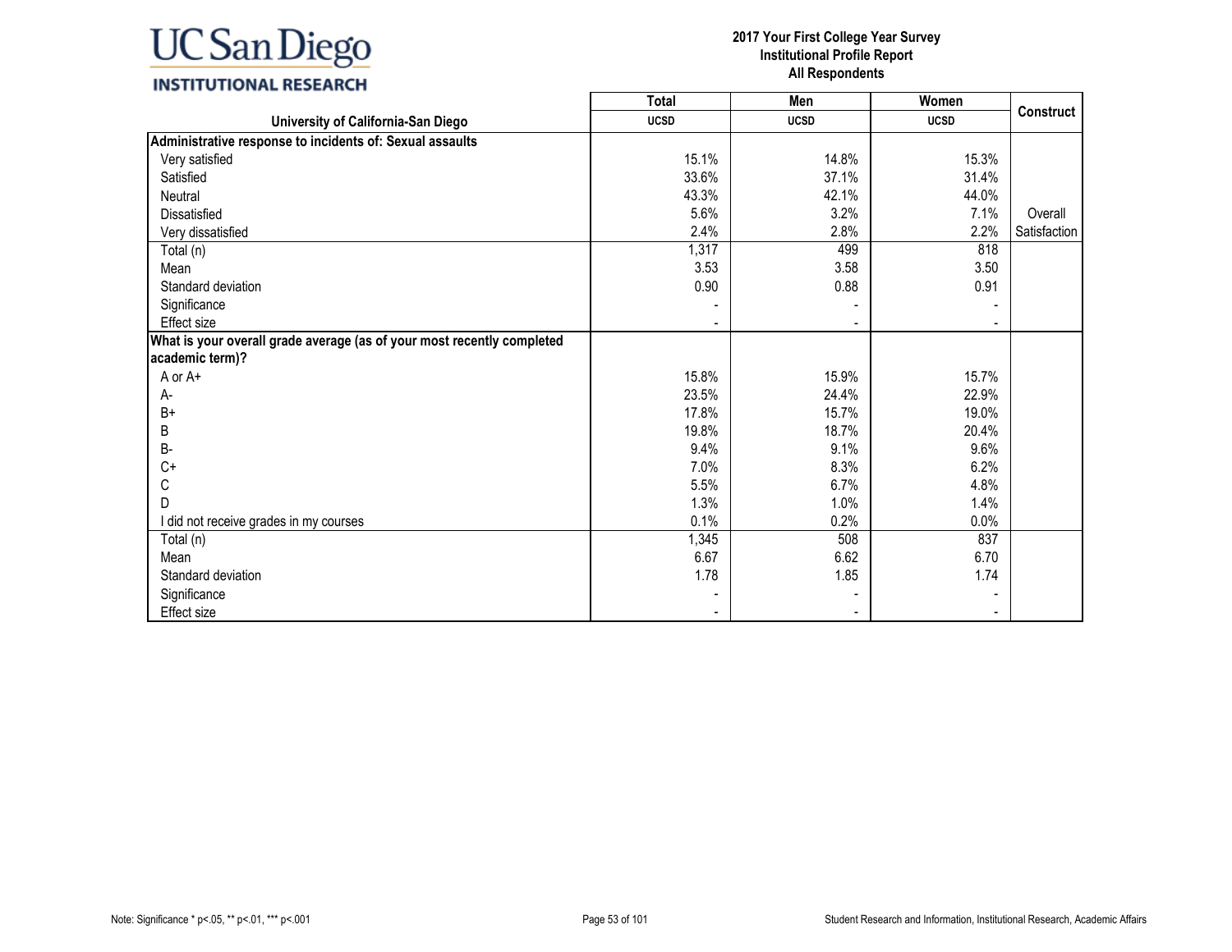| University of California-San Diego | Total UCSD | Men UCSD | Women UCSD | Construct |
|---|---|---|---|---|
| **Administrative response to incidents of: Sexual assaults** | | | | |
| Very satisfied | 15.1% | 14.8% | 15.3% | |
| Satisfied | 33.6% | 37.1% | 31.4% | |
| Neutral | 43.3% | 42.1% | 44.0% | |
| Dissatisfied | 5.6% | 3.2% | 7.1% | Overall Satisfaction |
| Very dissatisfied | 2.4% | 2.8% | 2.2% | |
| Total (n) | 1,317 | 499 | 818 | |
| Mean | 3.53 | 3.58 | 3.50 | |
| Standard deviation | 0.90 | 0.88 | 0.91 | |
| Significance | - | - | - | |
| Effect size | - | - | - | |
| **What is your overall grade average (as of your most recently completed academic term)?** | | | | |
| A or A+ | 15.8% | 15.9% | 15.7% | |
| A- | 23.5% | 24.4% | 22.9% | |
| B+ | 17.8% | 15.7% | 19.0% | |
| B | 19.8% | 18.7% | 20.4% | |
| B- | 9.4% | 9.1% | 9.6% | |
| C+ | 7.0% | 8.3% | 6.2% | |
| C | 5.5% | 6.7% | 4.8% | |
| D | 1.3% | 1.0% | 1.4% | |
| I did not receive grades in my courses | 0.1% | 0.2% | 0.0% | |
| Total (n) | 1,345 | 508 | 837 | |
| Mean | 6.67 | 6.62 | 6.70 | |
| Standard deviation | 1.78 | 1.85 | 1.74 | |
| Significance | - | - | - | |
| Effect size | - | - | - | |

Note: Significance * p<.05, ** p<.01, *** p<.001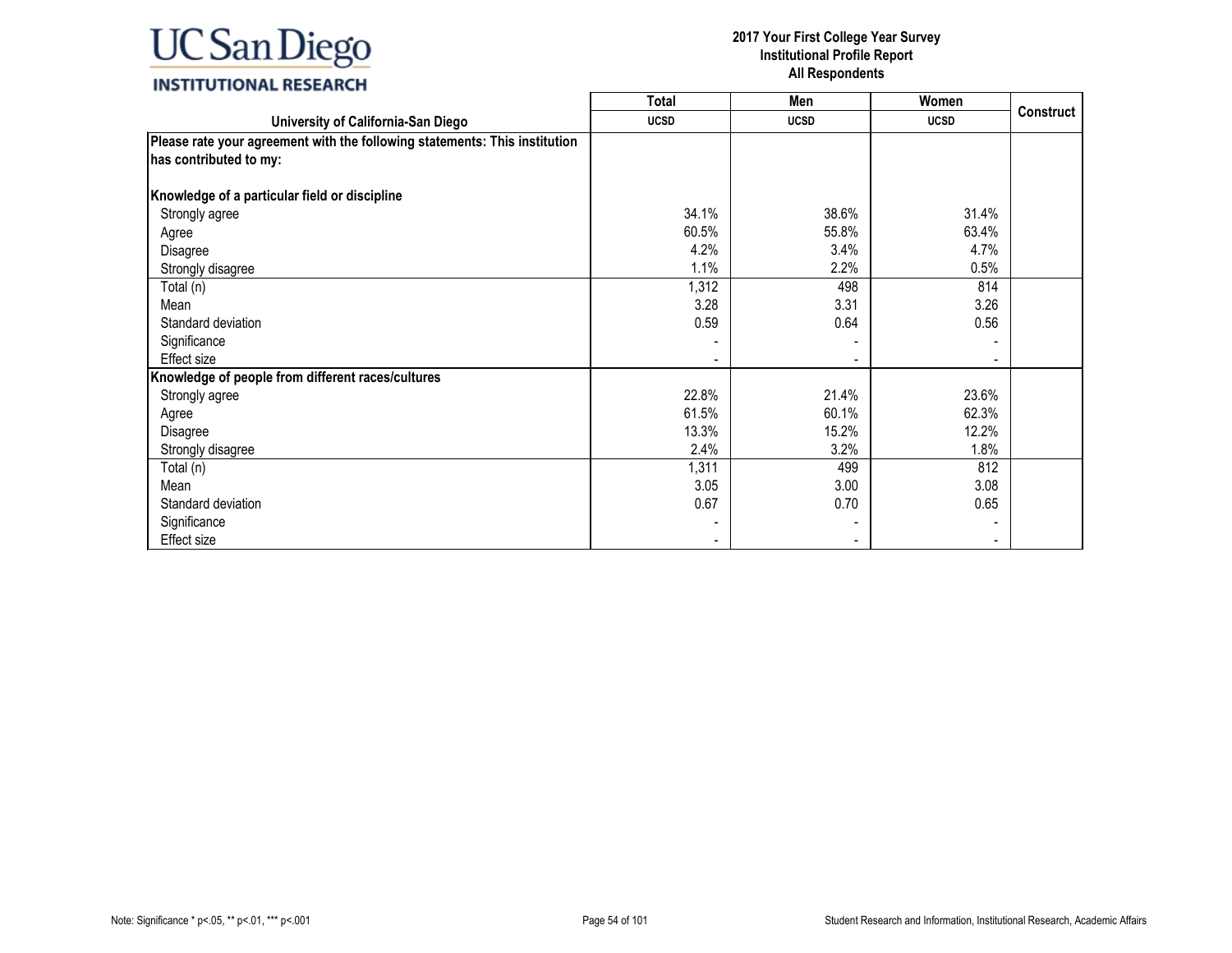| University of California-San Diego | Total | Men | Women | Construct |
|---|---|---|---|---|
| | UCSD | UCSD | UCSD | |
| **Please rate your agreement with the following statements: This institution has contributed to my:** | | | | |
| **Knowledge of a particular field or discipline** | | | | |
| Strongly agree | 34.1% | 38.6% | 31.4% | |
| Agree | 60.5% | 55.8% | 63.4% | |
| Disagree | 4.2% | 3.4% | 4.7% | |
| Strongly disagree | 1.1% | 2.2% | 0.5% | |
| Total (n) | 1,312 | 498 | 814 | |
| Mean | 3.28 | 3.31 | 3.26 | |
| Standard deviation | 0.59 | 0.64 | 0.56 | |
| Significance | - | - | - | |
| Effect size | - | - | - | |
| **Knowledge of people from different races/cultures** | | | | |
| Strongly agree | 22.8% | 21.4% | 23.6% | |
| Agree | 61.5% | 60.1% | 62.3% | |
| Disagree | 13.3% | 15.2% | 12.2% | |
| Strongly disagree | 2.4% | 3.2% | 1.8% | |
| Total (n) | 1,311 | 499 | 812 | |
| Mean | 3.05 | 3.00 | 3.08 | |
| Standard deviation | 0.67 | 0.70 | 0.65 | |
| Significance | - | - | - | |
| Effect size | - | - | - | |

Note: Significance * p<.05, ** p<.01, *** p<.001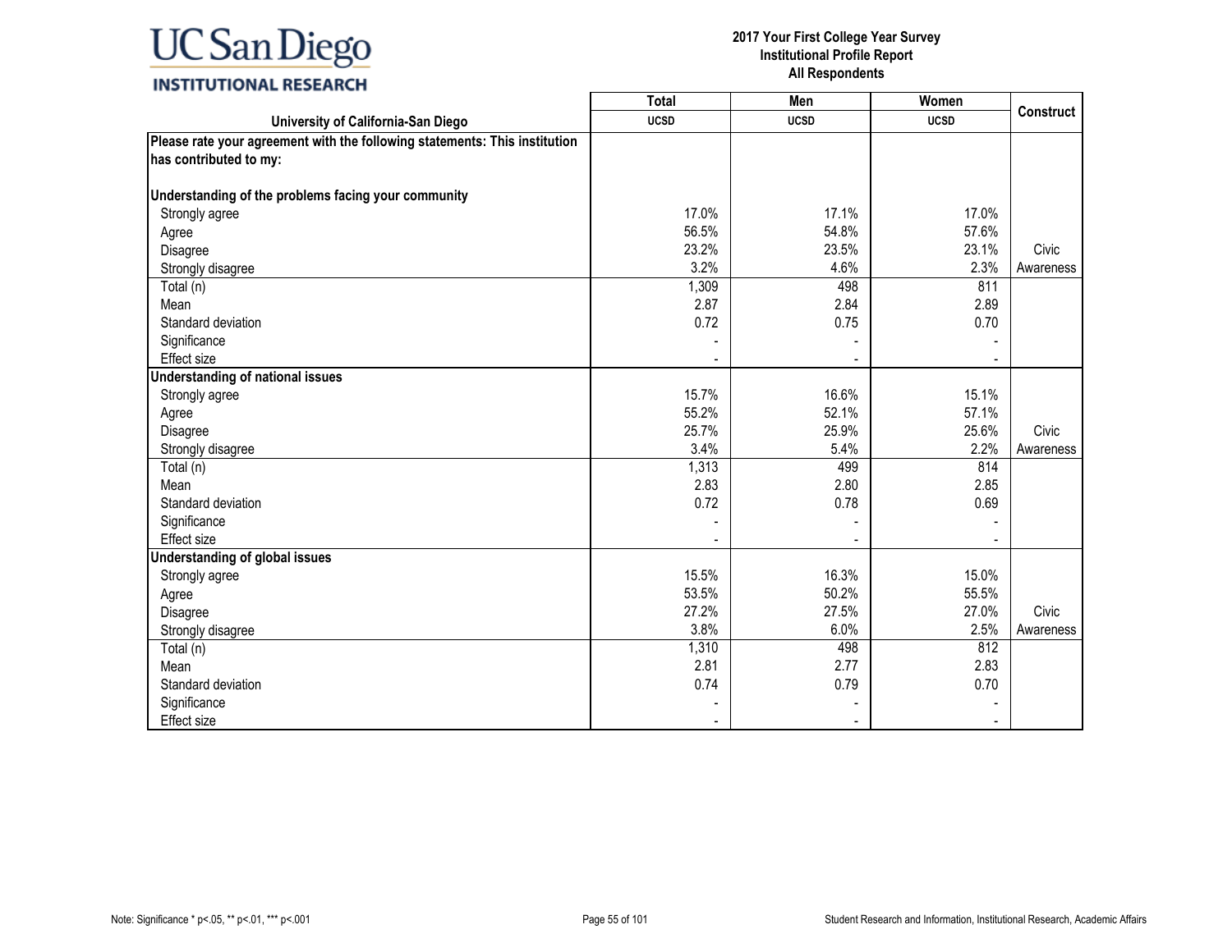| University of California-San Diego | Total UCSD | Men UCSD | Women UCSD | Construct |
|---|---|---|---|---|
| **Please rate your agreement with the following statements: This institution has contributed to my:** | | | | |
| **Understanding of the problems facing your community** | | | | |
| Strongly agree | 17.0% | 17.1% | 17.0% | |
| Agree | 56.5% | 54.8% | 57.6% | |
| Disagree | 23.2% | 23.5% | 23.1% | Civic |
| Strongly disagree | 3.2% | 4.6% | 2.3% | Awareness |
| Total (n) | 1,309 | 498 | 811 | |
| Mean | 2.87 | 2.84 | 2.89 | |
| Standard deviation | 0.72 | 0.75 | 0.70 | |
| Significance | - | - | - | |
| Effect size | - | - | - | |
| **Understanding of national issues** | | | | |
| Strongly agree | 15.7% | 16.6% | 15.1% | |
| Agree | 55.2% | 52.1% | 57.1% | |
| Disagree | 25.7% | 25.9% | 25.6% | Civic |
| Strongly disagree | 3.4% | 5.4% | 2.2% | Awareness |
| Total (n) | 1,313 | 499 | 814 | |
| Mean | 2.83 | 2.80 | 2.85 | |
| Standard deviation | 0.72 | 0.78 | 0.69 | |
| Significance | - | - | - | |
| Effect size | - | - | - | |
| **Understanding of global issues** | | | | |
| Strongly agree | 15.5% | 16.3% | 15.0% | |
| Agree | 53.5% | 50.2% | 55.5% | |
| Disagree | 27.2% | 27.5% | 27.0% | Civic |
| Strongly disagree | 3.8% | 6.0% | 2.5% | Awareness |
| Total (n) | 1,310 | 498 | 812 | |
| Mean | 2.81 | 2.77 | 2.83 | |
| Standard deviation | 0.74 | 0.79 | 0.70 | |
| Significance | - | - | - | |
| Effect size | - | - | - | |

Note: Significance * p<.05, ** p<.01, *** p<.001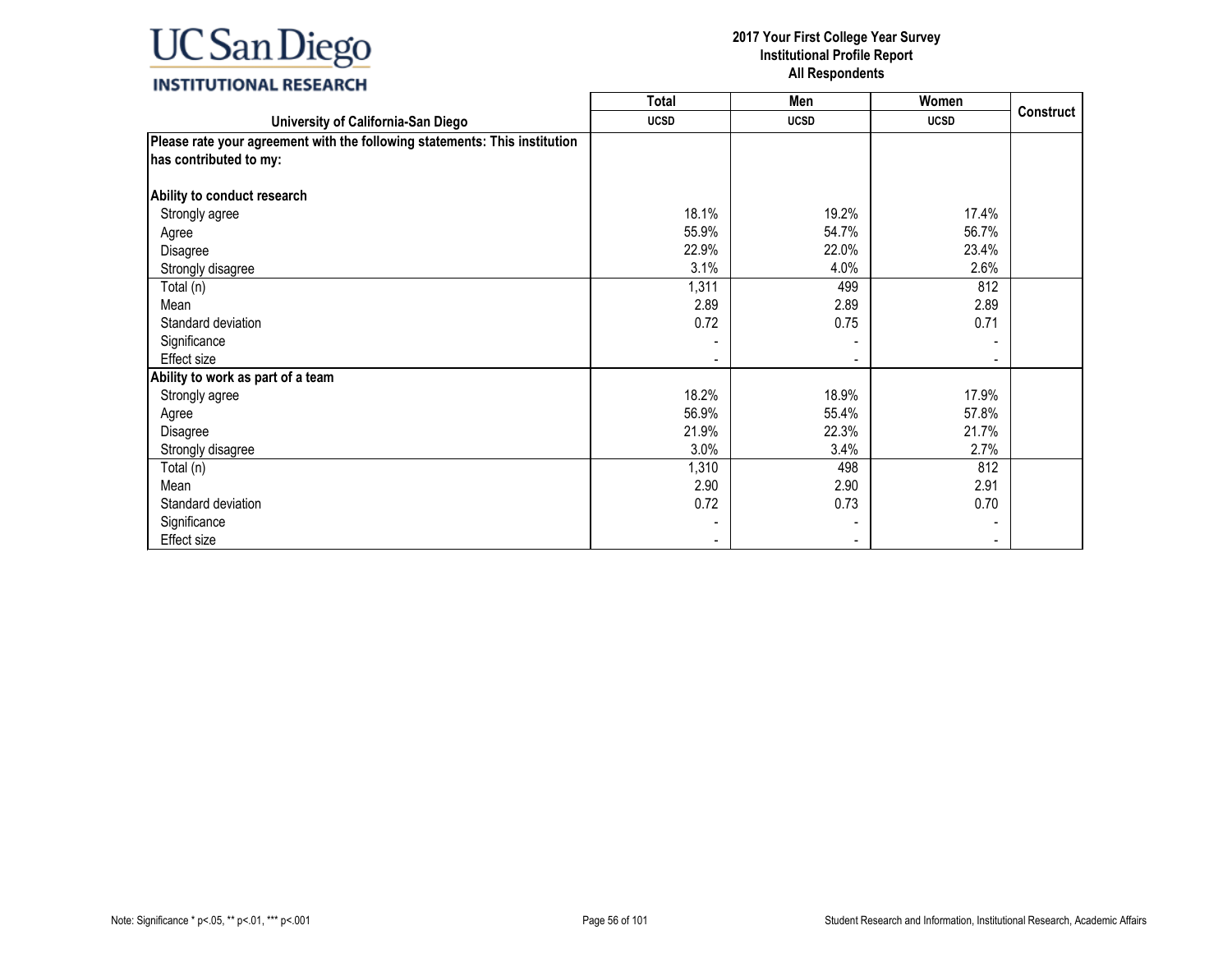| University of California-San Diego | Total | Men | Women | Construct |
|---|---|---|---|---|
| | UCSD | UCSD | UCSD | |
| **Please rate your agreement with the following statements: This institution has contributed to my:** | | | | |
| **Ability to conduct research** | | | | |
| Strongly agree | 18.1% | 19.2% | 17.4% | |
| Agree | 55.9% | 54.7% | 56.7% | |
| Disagree | 22.9% | 22.0% | 23.4% | |
| Strongly disagree | 3.1% | 4.0% | 2.6% | |
| Total (n) | 1,311 | 499 | 812 | |
| Mean | 2.89 | 2.89 | 2.89 | |
| Standard deviation | 0.72 | 0.75 | 0.71 | |
| Significance | - | - | - | |
| Effect size | - | - | - | |
| **Ability to work as part of a team** | | | | |
| Strongly agree | 18.2% | 18.9% | 17.9% | |
| Agree | 56.9% | 55.4% | 57.8% | |
| Disagree | 21.9% | 22.3% | 21.7% | |
| Strongly disagree | 3.0% | 3.4% | 2.7% | |
| Total (n) | 1,310 | 498 | 812 | |
| Mean | 2.90 | 2.90 | 2.91 | |
| Standard deviation | 0.72 | 0.73 | 0.70 | |
| Significance | - | - | - | |
| Effect size | - | - | - | |

Note: Significance * p<.05, ** p<.01, *** p<.001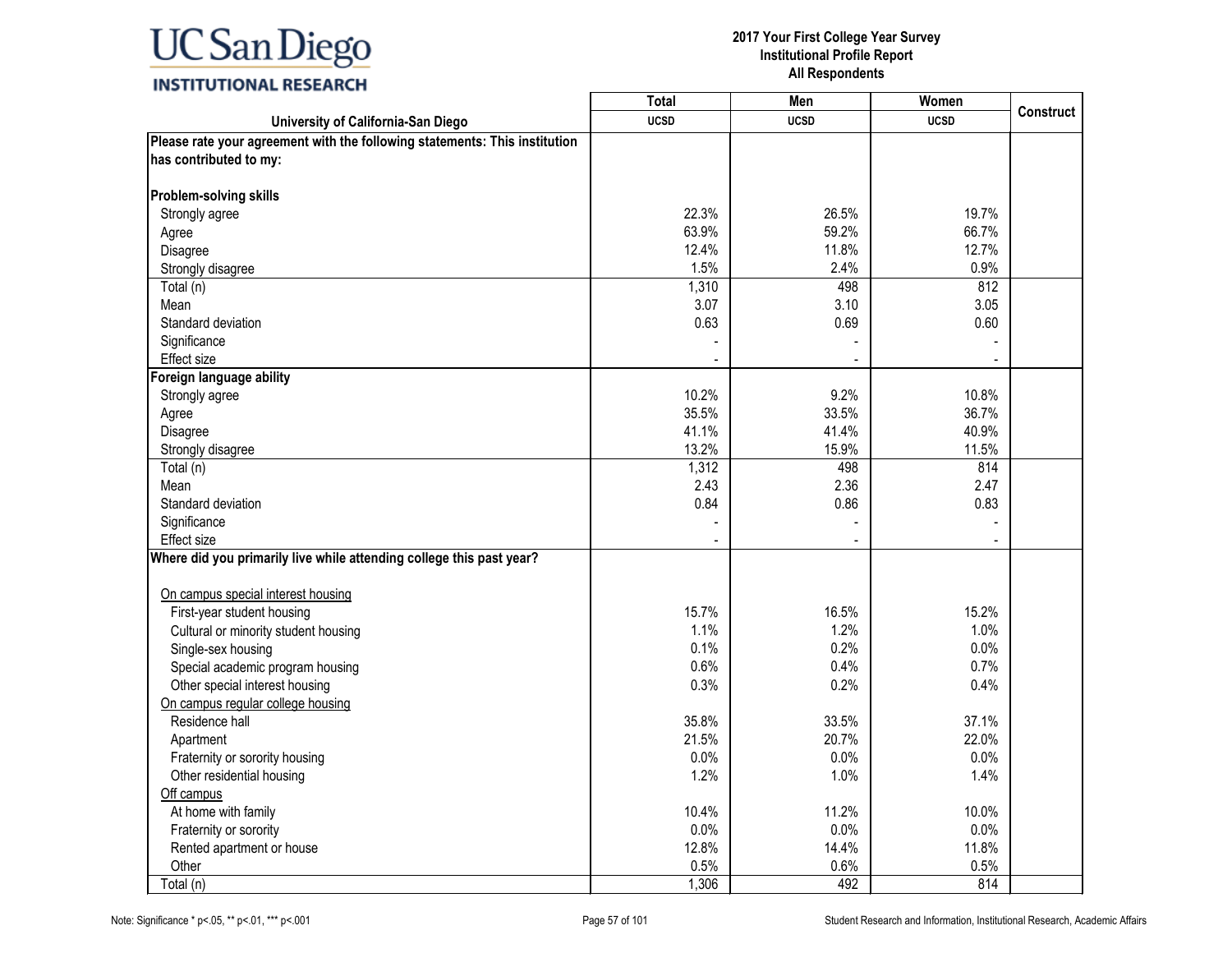| University of California-San Diego | Total UCSD | Men UCSD | Women UCSD | Construct |
|---|---|---|---|---|
| **Please rate your agreement with the following statements: This institution has contributed to my:** | | | | |
| **Problem-solving skills** | | | | |
| Strongly agree | 22.3% | 26.5% | 19.7% | |
| Agree | 63.9% | 59.2% | 66.7% | |
| Disagree | 12.4% | 11.8% | 12.7% | |
| Strongly disagree | 1.5% | 2.4% | 0.9% | |
| Total (n) | 1,310 | 498 | 812 | |
| Mean | 3.07 | 3.10 | 3.05 | |
| Standard deviation | 0.63 | 0.69 | 0.60 | |
| Significance | - | - | - | |
| Effect size | - | - | - | |
| **Foreign language ability** | | | | |
| Strongly agree | 10.2% | 9.2% | 10.8% | |
| Agree | 35.5% | 33.5% | 36.7% | |
| Disagree | 41.1% | 41.4% | 40.9% | |
| Strongly disagree | 13.2% | 15.9% | 11.5% | |
| Total (n) | 1,312 | 498 | 814 | |
| Mean | 2.43 | 2.36 | 2.47 | |
| Standard deviation | 0.84 | 0.86 | 0.83 | |
| Significance | - | - | - | |
| Effect size | - | - | - | |
| **Where did you primarily live while attending college this past year?** | | | | |
| On campus special interest housing | | | | |
| First-year student housing | 15.7% | 16.5% | 15.2% | |
| Cultural or minority student housing | 1.1% | 1.2% | 1.0% | |
| Single-sex housing | 0.1% | 0.2% | 0.0% | |
| Special academic program housing | 0.6% | 0.4% | 0.7% | |
| Other special interest housing | 0.3% | 0.2% | 0.4% | |
| On campus regular college housing | | | | |
| Residence hall | 35.8% | 33.5% | 37.1% | |
| Apartment | 21.5% | 20.7% | 22.0% | |
| Fraternity or sorority housing | 0.0% | 0.0% | 0.0% | |
| Other residential housing | 1.2% | 1.0% | 1.4% | |
| Off campus | | | | |
| At home with family | 10.4% | 11.2% | 10.0% | |
| Fraternity or sorority | 0.0% | 0.0% | 0.0% | |
| Rented apartment or house | 12.8% | 14.4% | 11.8% | |
| Other | 0.5% | 0.6% | 0.5% | |
| Total (n) | 1,306 | 492 | 814 | |

Note: Significance * p<.05, ** p<.01, *** p<.001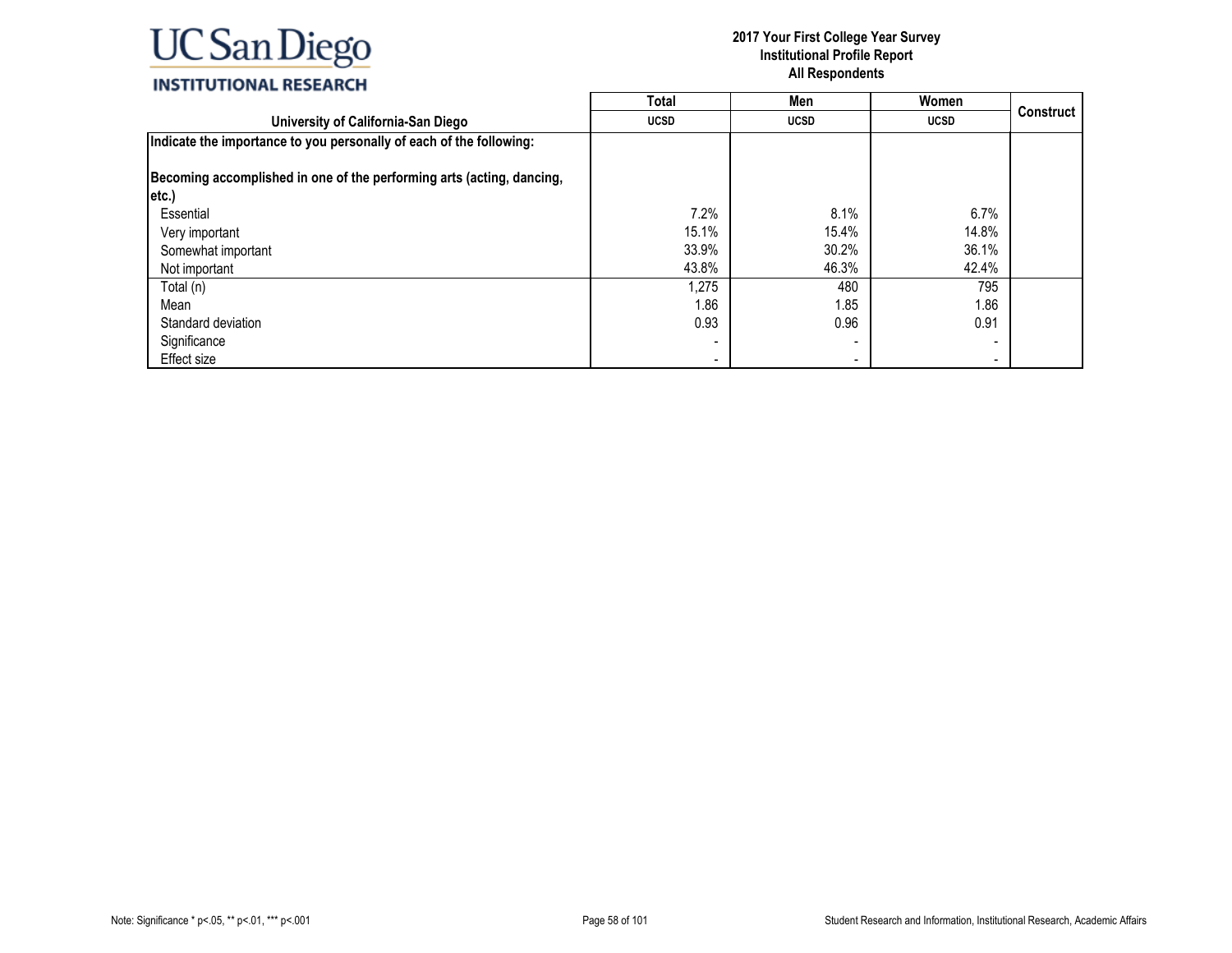UC San Diego
INSTITUTIONAL RESEARCH

**2017 Your First College Year Survey**
**Institutional Profile Report**
**All Respondents**

| University of California-San Diego | Total UCSD | Men UCSD | Women UCSD | Construct |
|---|---|---|---|---|
| **Indicate the importance to you personally of each of the following:** | | | | |
| **Becoming accomplished in one of the performing arts (acting, dancing, etc.)** | | | | |
| Essential | 7.2% | 8.1% | 6.7% | |
| Very important | 15.1% | 15.4% | 14.8% | |
| Somewhat important | 33.9% | 30.2% | 36.1% | |
| Not important | 43.8% | 46.3% | 42.4% | |
| Total (n) | 1,275 | 480 | 795 | |
| Mean | 1.86 | 1.85 | 1.86 | |
| Standard deviation | 0.93 | 0.96 | 0.91 | |
| Significance | - | - | - | |
| Effect size | - | - | - | |

Note: Significance * p<.05, ** p<.01, *** p<.001

Student Research and Information, Institutional Research, Academic Affairs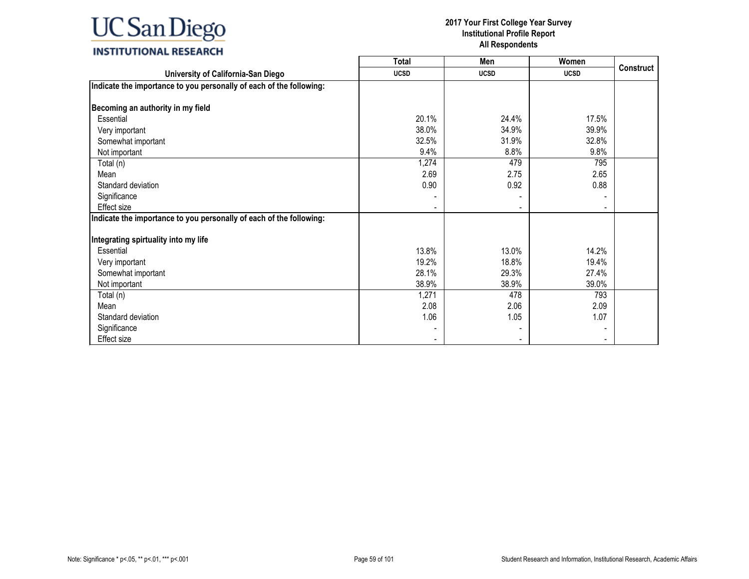# 2017 Your First College Year Survey
## Institutional Profile Report
### All Respondents

| University of California-San Diego | Total UCSD | Men UCSD | Women UCSD | Construct |
|---|---|---|---|---|
| **Indicate the importance to you personally of each of the following:** | | | | |
| **Becoming an authority in my field** | | | | |
| Essential | 20.1% | 24.4% | 17.5% | |
| Very important | 38.0% | 34.9% | 39.9% | |
| Somewhat important | 32.5% | 31.9% | 32.8% | |
| Not important | 9.4% | 8.8% | 9.8% | |
| Total (n) | 1,274 | 479 | 795 | |
| Mean | 2.69 | 2.75 | 2.65 | |
| Standard deviation | 0.90 | 0.92 | 0.88 | |
| Significance | - | - | - | |
| Effect size | - | - | - | |
| **Indicate the importance to you personally of each of the following:** | | | | |
| **Integrating spirtuality into my life** | | | | |
| Essential | 13.8% | 13.0% | 14.2% | |
| Very important | 19.2% | 18.8% | 19.4% | |
| Somewhat important | 28.1% | 29.3% | 27.4% | |
| Not important | 38.9% | 38.9% | 39.0% | |
| Total (n) | 1,271 | 478 | 793 | |
| Mean | 2.08 | 2.06 | 2.09 | |
| Standard deviation | 1.06 | 1.05 | 1.07 | |
| Significance | - | - | - | |
| Effect size | - | - | - | |

Note: Significance * p<.05, ** p<.01, *** p<.001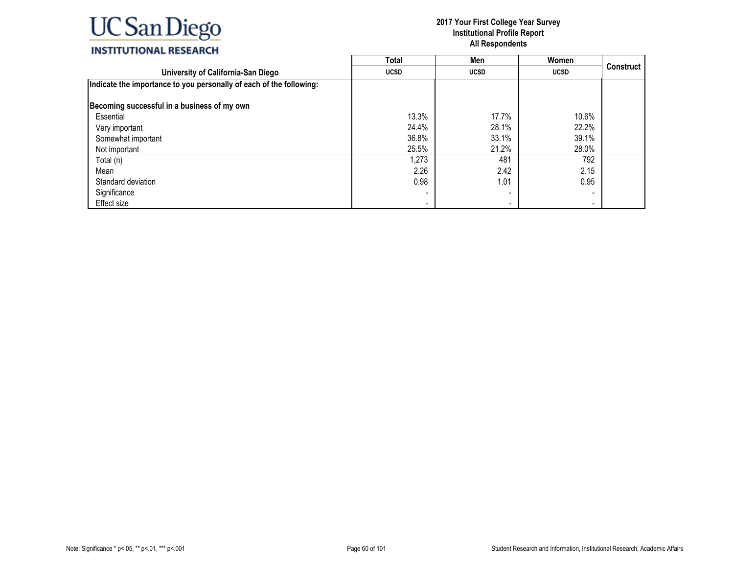**2017 Your First College Year Survey**
**Institutional Profile Report**
**All Respondents**

| University of California-San Diego | Total UCSD | Men UCSD | Women UCSD | Construct |
|---|---|---|---|---|
| **Indicate the importance to you personally of each of the following:** | | | | |
| **Becoming successful in a business of my own** | | | | |
| Essential | 13.3% | 17.7% | 10.6% | |
| Very important | 24.4% | 28.1% | 22.2% | |
| Somewhat important | 36.8% | 33.1% | 39.1% | |
| Not important | 25.5% | 21.2% | 28.0% | |
| Total (n) | 1,273 | 481 | 792 | |
| Mean | 2.26 | 2.42 | 2.15 | |
| Standard deviation | 0.98 | 1.01 | 0.95 | |
| Significance | - | - | - | |
| Effect size | - | - | - | |

Note: Significance * p<.05, ** p<.01, *** p<.001

Student Research and Information, Institutional Research, Academic Affairs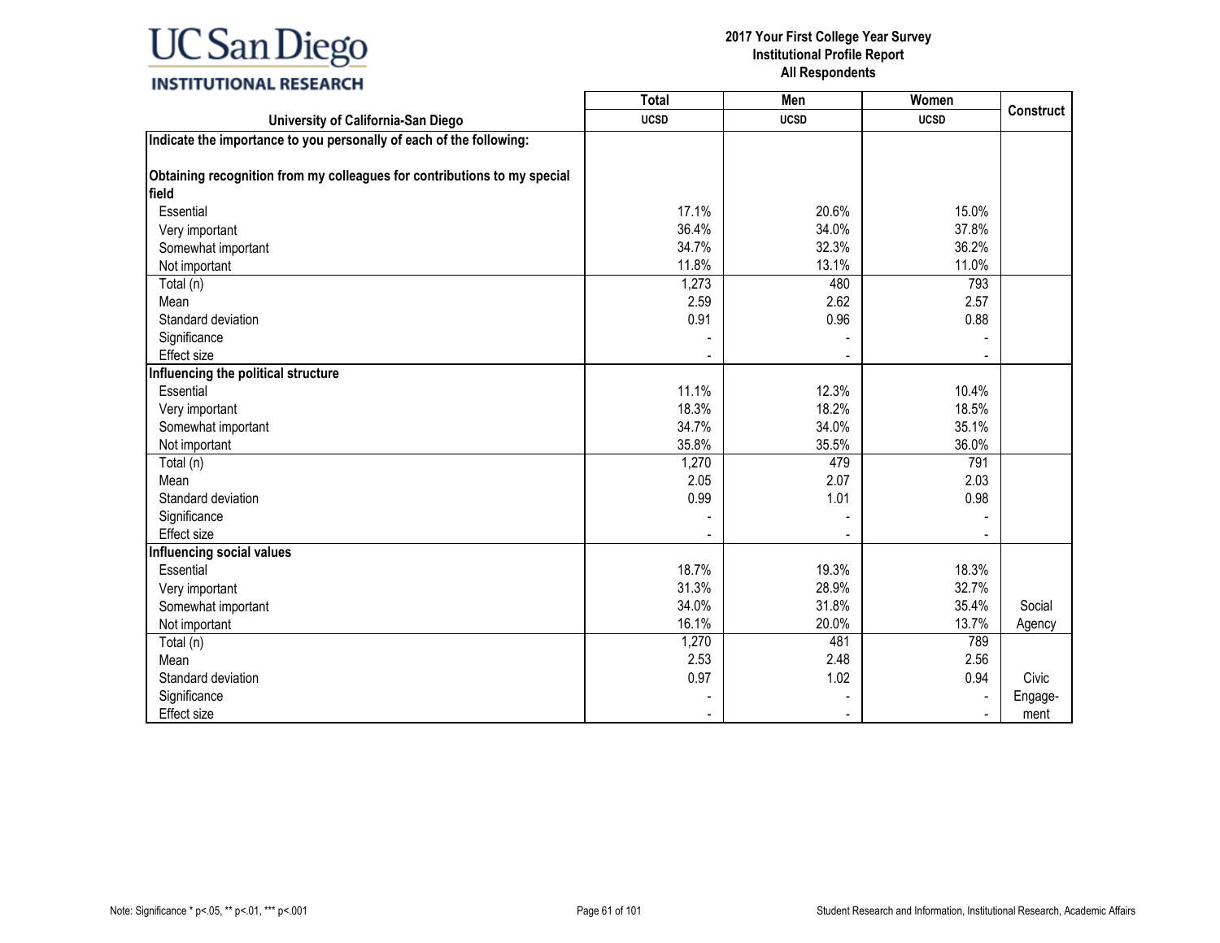UC San Diego
INSTITUTIONAL RESEARCH

**2017 Your First College Year Survey**
**Institutional Profile Report**
**All Respondents**

| University of California-San Diego | Total UCSD | Men UCSD | Women UCSD | Construct |
|---|---|---|---|---|
| **Indicate the importance to you personally of each of the following:** | | | | |
| **Obtaining recognition from my colleagues for contributions to my special field** | | | | |
| Essential | 17.1% | 20.6% | 15.0% | |
| Very important | 36.4% | 34.0% | 37.8% | |
| Somewhat important | 34.7% | 32.3% | 36.2% | |
| Not important | 11.8% | 13.1% | 11.0% | |
| Total (n) | 1,273 | 480 | 793 | |
| Mean | 2.59 | 2.62 | 2.57 | |
| Standard deviation | 0.91 | 0.96 | 0.88 | |
| Significance | - | - | - | |
| Effect size | - | - | - | |
| **Influencing the political structure** | | | | |
| Essential | 11.1% | 12.3% | 10.4% | |
| Very important | 18.3% | 18.2% | 18.5% | |
| Somewhat important | 34.7% | 34.0% | 35.1% | |
| Not important | 35.8% | 35.5% | 36.0% | |
| Total (n) | 1,270 | 479 | 791 | |
| Mean | 2.05 | 2.07 | 2.03 | |
| Standard deviation | 0.99 | 1.01 | 0.98 | |
| Significance | - | - | - | |
| Effect size | - | - | - | |
| **Influencing social values** | | | | |
| Essential | 18.7% | 19.3% | 18.3% | |
| Very important | 31.3% | 28.9% | 32.7% | |
| Somewhat important | 34.0% | 31.8% | 35.4% | Social |
| Not important | 16.1% | 20.0% | 13.7% | Agency |
| Total (n) | 1,270 | 481 | 789 | |
| Mean | 2.53 | 2.48 | 2.56 | |
| Standard deviation | 0.97 | 1.02 | 0.94 | Civic |
| Significance | - | - | - | Engage- |
| Effect size | - | - | - | ment |

Note: Significance * p<.05, ** p<.01, *** p<.001

Student Research and Information, Institutional Research, Academic Affairs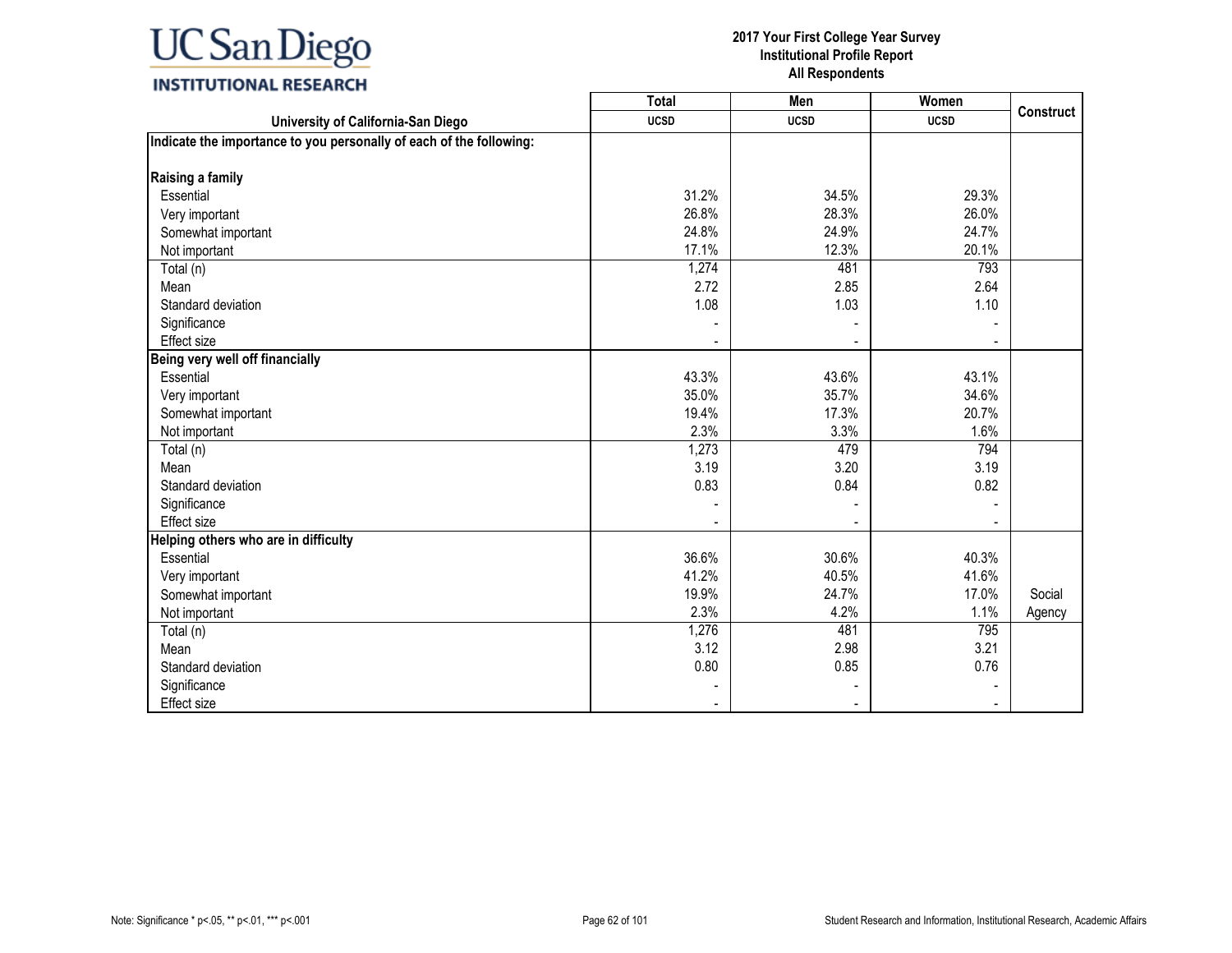UC San Diego
INSTITUTIONAL RESEARCH

**2017 Your First College Year Survey**
**Institutional Profile Report**
**All Respondents**

| University of California-San Diego | Total UCSD | Men UCSD | Women UCSD | Construct |
|---|---|---|---|---|
| **Indicate the importance to you personally of each of the following:** | | | | |
| **Raising a family** | | | | |
| Essential | 31.2% | 34.5% | 29.3% | |
| Very important | 26.8% | 28.3% | 26.0% | |
| Somewhat important | 24.8% | 24.9% | 24.7% | |
| Not important | 17.1% | 12.3% | 20.1% | |
| Total (n) | 1,274 | 481 | 793 | |
| Mean | 2.72 | 2.85 | 2.64 | |
| Standard deviation | 1.08 | 1.03 | 1.10 | |
| Significance | - | - | - | |
| Effect size | - | - | - | |
| **Being very well off financially** | | | | |
| Essential | 43.3% | 43.6% | 43.1% | |
| Very important | 35.0% | 35.7% | 34.6% | |
| Somewhat important | 19.4% | 17.3% | 20.7% | |
| Not important | 2.3% | 3.3% | 1.6% | |
| Total (n) | 1,273 | 479 | 794 | |
| Mean | 3.19 | 3.20 | 3.19 | |
| Standard deviation | 0.83 | 0.84 | 0.82 | |
| Significance | - | - | - | |
| Effect size | - | - | - | |
| **Helping others who are in difficulty** | | | | |
| Essential | 36.6% | 30.6% | 40.3% | |
| Very important | 41.2% | 40.5% | 41.6% | |
| Somewhat important | 19.9% | 24.7% | 17.0% | Social Agency |
| Not important | 2.3% | 4.2% | 1.1% | |
| Total (n) | 1,276 | 481 | 795 | |
| Mean | 3.12 | 2.98 | 3.21 | |
| Standard deviation | 0.80 | 0.85 | 0.76 | |
| Significance | - | - | - | |
| Effect size | - | - | - | |

Note: Significance * p<.05, ** p<.01, *** p<.001

Student Research and Information, Institutional Research, Academic Affairs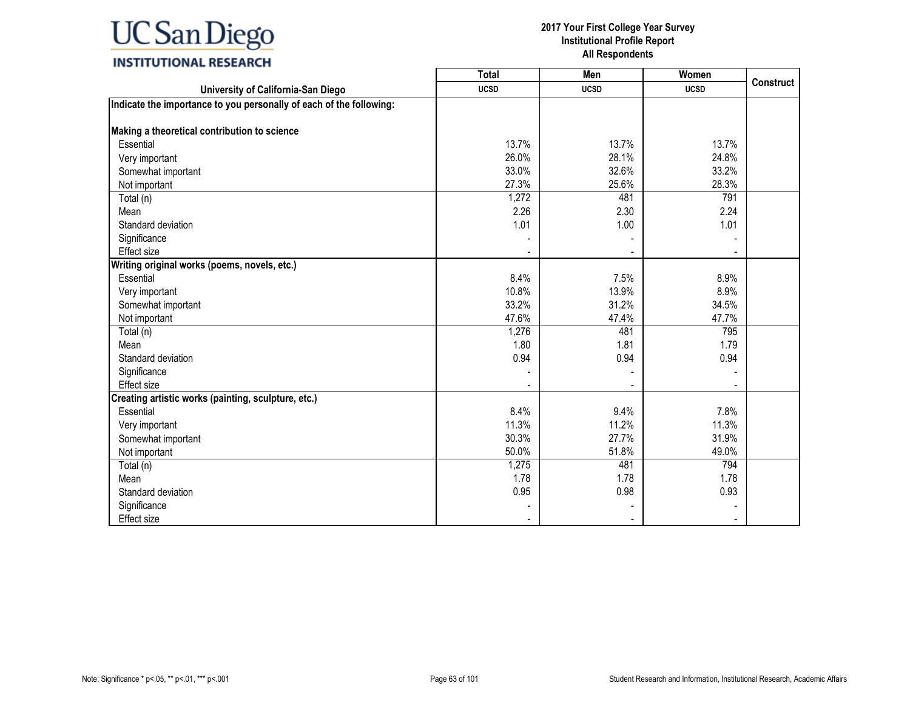# UC San Diego INSTITUTIONAL RESEARCH

**2017 Your First College Year Survey**
**Institutional Profile Report**
**All Respondents**

| University of California-San Diego | Total UCSD | Men UCSD | Women UCSD | Construct |
|---|---|---|---|---|
| **Indicate the importance to you personally of each of the following:** | | | | |
| **Making a theoretical contribution to science** | | | | |
| Essential | 13.7% | 13.7% | 13.7% | |
| Very important | 26.0% | 28.1% | 24.8% | |
| Somewhat important | 33.0% | 32.6% | 33.2% | |
| Not important | 27.3% | 25.6% | 28.3% | |
| Total (n) | 1,272 | 481 | 791 | |
| Mean | 2.26 | 2.30 | 2.24 | |
| Standard deviation | 1.01 | 1.00 | 1.01 | |
| Significance | - | - | - | |
| Effect size | - | - | - | |
| **Writing original works (poems, novels, etc.)** | | | | |
| Essential | 8.4% | 7.5% | 8.9% | |
| Very important | 10.8% | 13.9% | 8.9% | |
| Somewhat important | 33.2% | 31.2% | 34.5% | |
| Not important | 47.6% | 47.4% | 47.7% | |
| Total (n) | 1,276 | 481 | 795 | |
| Mean | 1.80 | 1.81 | 1.79 | |
| Standard deviation | 0.94 | 0.94 | 0.94 | |
| Significance | - | - | - | |
| Effect size | - | - | - | |
| **Creating artistic works (painting, sculpture, etc.)** | | | | |
| Essential | 8.4% | 9.4% | 7.8% | |
| Very important | 11.3% | 11.2% | 11.3% | |
| Somewhat important | 30.3% | 27.7% | 31.9% | |
| Not important | 50.0% | 51.8% | 49.0% | |
| Total (n) | 1,275 | 481 | 794 | |
| Mean | 1.78 | 1.78 | 1.78 | |
| Standard deviation | 0.95 | 0.98 | 0.93 | |
| Significance | - | - | - | |
| Effect size | - | - | - | |

Note: Significance * p<.05, ** p<.01, *** p<.001

Student Research and Information, Institutional Research, Academic Affairs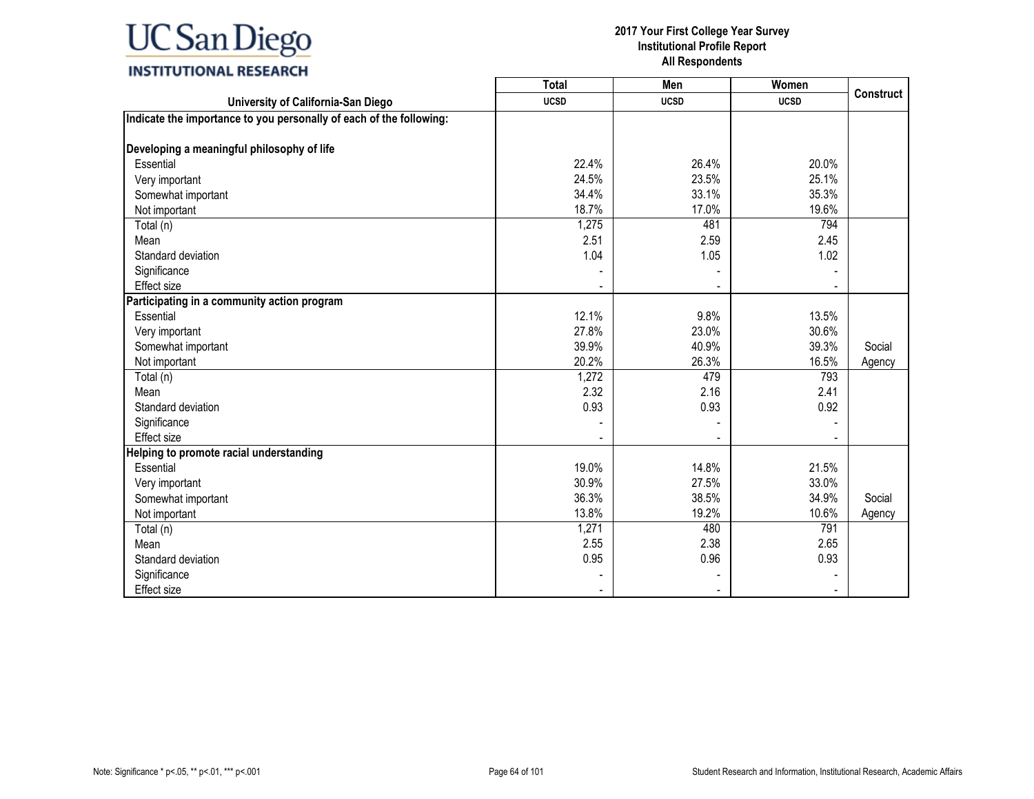UC San Diego
INSTITUTIONAL RESEARCH

**2017 Your First College Year Survey**
**Institutional Profile Report**
**All Respondents**

| University of California-San Diego | Total<br>UCSD | Men<br>UCSD | Women<br>UCSD | Construct |
|---|---|---|---|---|
| **Indicate the importance to you personally of each of the following:** | | | | |
| **Developing a meaningful philosophy of life** | | | | |
| Essential | 22.4% | 26.4% | 20.0% | |
| Very important | 24.5% | 23.5% | 25.1% | |
| Somewhat important | 34.4% | 33.1% | 35.3% | |
| Not important | 18.7% | 17.0% | 19.6% | |
| Total (n) | 1,275 | 481 | 794 | |
| Mean | 2.51 | 2.59 | 2.45 | |
| Standard deviation | 1.04 | 1.05 | 1.02 | |
| Significance | - | - | - | |
| Effect size | - | - | - | |
| **Participating in a community action program** | | | | |
| Essential | 12.1% | 9.8% | 13.5% | |
| Very important | 27.8% | 23.0% | 30.6% | |
| Somewhat important | 39.9% | 40.9% | 39.3% | Social |
| Not important | 20.2% | 26.3% | 16.5% | Agency |
| Total (n) | 1,272 | 479 | 793 | |
| Mean | 2.32 | 2.16 | 2.41 | |
| Standard deviation | 0.93 | 0.93 | 0.92 | |
| Significance | - | - | - | |
| Effect size | - | - | - | |
| **Helping to promote racial understanding** | | | | |
| Essential | 19.0% | 14.8% | 21.5% | |
| Very important | 30.9% | 27.5% | 33.0% | |
| Somewhat important | 36.3% | 38.5% | 34.9% | Social |
| Not important | 13.8% | 19.2% | 10.6% | Agency |
| Total (n) | 1,271 | 480 | 791 | |
| Mean | 2.55 | 2.38 | 2.65 | |
| Standard deviation | 0.95 | 0.96 | 0.93 | |
| Significance | - | - | - | |
| Effect size | - | - | - | |

Note: Significance * p<.05, ** p<.01, *** p<.001

Student Research and Information, Institutional Research, Academic Affairs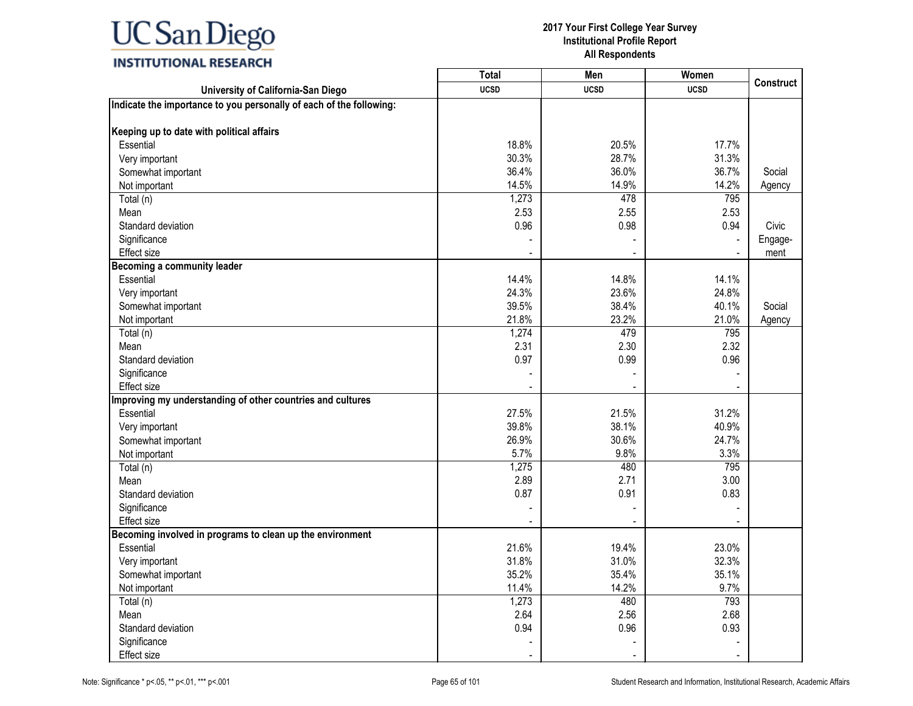**2017 Your First College Year Survey**
**Institutional Profile Report**
**All Respondents**

| University of California-San Diego | Total UCSD | Men UCSD | Women UCSD | Construct |
|---|---|---|---|---|
| **Indicate the importance to you personally of each of the following:** | | | | |
| **Keeping up to date with political affairs** | | | | |
| Essential | 18.8% | 20.5% | 17.7% | |
| Very important | 30.3% | 28.7% | 31.3% | |
| Somewhat important | 36.4% | 36.0% | 36.7% | Social |
| Not important | 14.5% | 14.9% | 14.2% | Agency |
| Total (n) | 1,273 | 478 | 795 | |
| Mean | 2.53 | 2.55 | 2.53 | |
| Standard deviation | 0.96 | 0.98 | 0.94 | Civic |
| Significance | - | - | - | Engage- |
| Effect size | - | - | - | ment |
| **Becoming a community leader** | | | | |
| Essential | 14.4% | 14.8% | 14.1% | |
| Very important | 24.3% | 23.6% | 24.8% | |
| Somewhat important | 39.5% | 38.4% | 40.1% | Social |
| Not important | 21.8% | 23.2% | 21.0% | Agency |
| Total (n) | 1,274 | 479 | 795 | |
| Mean | 2.31 | 2.30 | 2.32 | |
| Standard deviation | 0.97 | 0.99 | 0.96 | |
| Significance | - | - | - | |
| Effect size | - | - | - | |
| **Improving my understanding of other countries and cultures** | | | | |
| Essential | 27.5% | 21.5% | 31.2% | |
| Very important | 39.8% | 38.1% | 40.9% | |
| Somewhat important | 26.9% | 30.6% | 24.7% | |
| Not important | 5.7% | 9.8% | 3.3% | |
| Total (n) | 1,275 | 480 | 795 | |
| Mean | 2.89 | 2.71 | 3.00 | |
| Standard deviation | 0.87 | 0.91 | 0.83 | |
| Significance | - | - | - | |
| Effect size | - | - | - | |
| **Becoming involved in programs to clean up the environment** | | | | |
| Essential | 21.6% | 19.4% | 23.0% | |
| Very important | 31.8% | 31.0% | 32.3% | |
| Somewhat important | 35.2% | 35.4% | 35.1% | |
| Not important | 11.4% | 14.2% | 9.7% | |
| Total (n) | 1,273 | 480 | 793 | |
| Mean | 2.64 | 2.56 | 2.68 | |
| Standard deviation | 0.94 | 0.96 | 0.93 | |
| Significance | - | - | - | |
| Effect size | - | - | - | |

Note: Significance * p<.05, ** p<.01, *** p<.001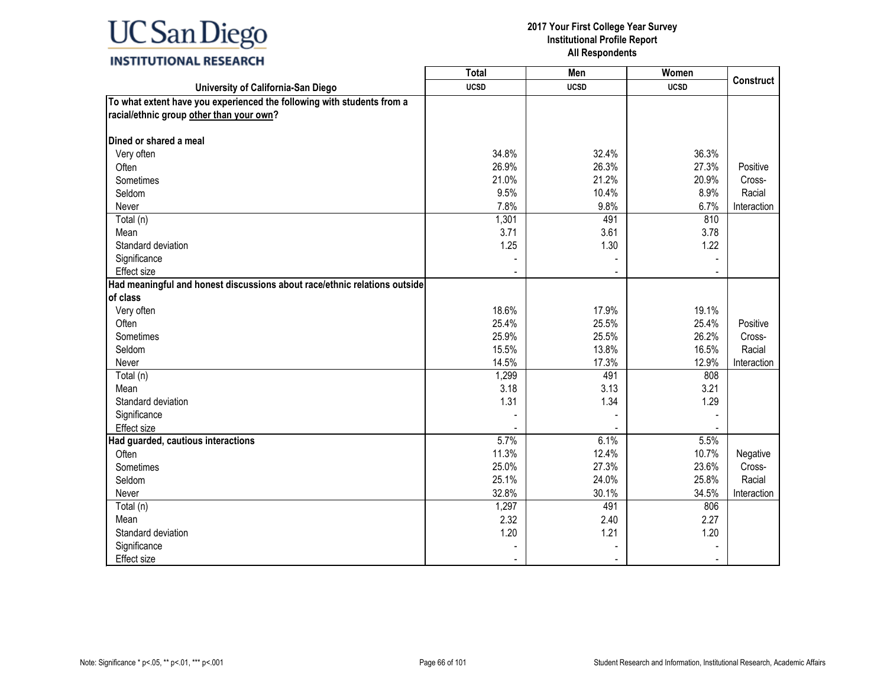UC San Diego
INSTITUTIONAL RESEARCH

**2017 Your First College Year Survey**
**Institutional Profile Report**
**All Respondents**

| University of California-San Diego | Total UCSD | Men UCSD | Women UCSD | Construct |
|---|---|---|---|---|
| **To what extent have you experienced the following with students from a racial/ethnic group other than your own?** | | | | |
| **Dined or shared a meal** | | | | |
| Very often | 34.8% | 32.4% | 36.3% | Positive Cross-Racial Interaction |
| Often | 26.9% | 26.3% | 27.3% | |
| Sometimes | 21.0% | 21.2% | 20.9% | |
| Seldom | 9.5% | 10.4% | 8.9% | |
| Never | 7.8% | 9.8% | 6.7% | |
| Total (n) | 1,301 | 491 | 810 | |
| Mean | 3.71 | 3.61 | 3.78 | |
| Standard deviation | 1.25 | 1.30 | 1.22 | |
| Significance | - | - | - | |
| Effect size | - | - | - | |
| **Had meaningful and honest discussions about race/ethnic relations outside of class** | | | | |
| Very often | 18.6% | 17.9% | 19.1% | Positive Cross-Racial Interaction |
| Often | 25.4% | 25.5% | 25.4% | |
| Sometimes | 25.9% | 25.5% | 26.2% | |
| Seldom | 15.5% | 13.8% | 16.5% | |
| Never | 14.5% | 17.3% | 12.9% | |
| Total (n) | 1,299 | 491 | 808 | |
| Mean | 3.18 | 3.13 | 3.21 | |
| Standard deviation | 1.31 | 1.34 | 1.29 | |
| Significance | - | - | - | |
| Effect size | - | - | - | |
| **Had guarded, cautious interactions** | 5.7% | 6.1% | 5.5% | Negative Cross-Racial Interaction |
| Often | 11.3% | 12.4% | 10.7% | |
| Sometimes | 25.0% | 27.3% | 23.6% | |
| Seldom | 25.1% | 24.0% | 25.8% | |
| Never | 32.8% | 30.1% | 34.5% | |
| Total (n) | 1,297 | 491 | 806 | |
| Mean | 2.32 | 2.40 | 2.27 | |
| Standard deviation | 1.20 | 1.21 | 1.20 | |
| Significance | - | - | - | |
| Effect size | - | - | - | |

Note: Significance * p<.05, ** p<.01, *** p<.001

Student Research and Information, Institutional Research, Academic Affairs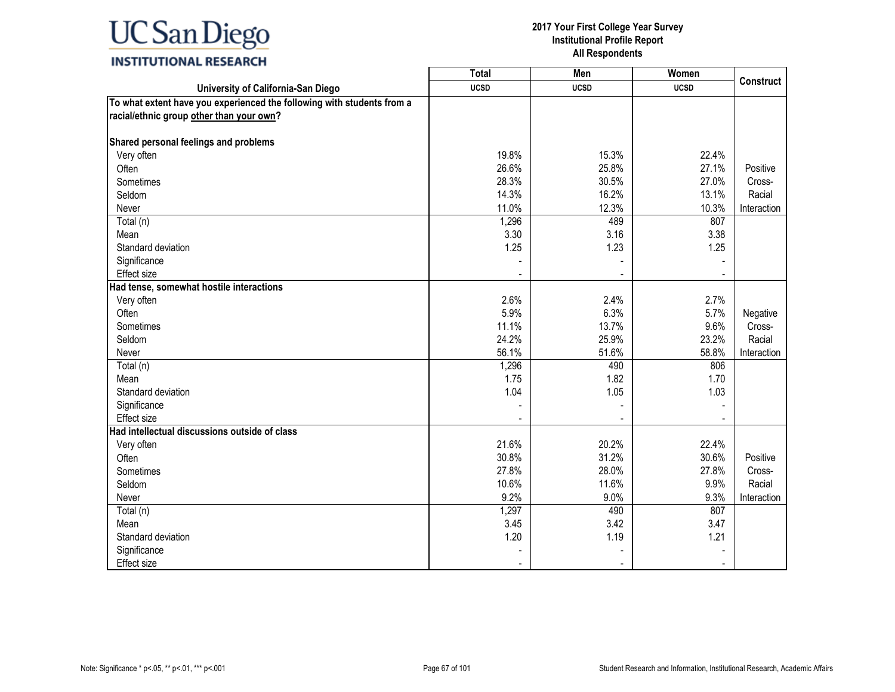UC San Diego
INSTITUTIONAL RESEARCH

**2017 Your First College Year Survey**
**Institutional Profile Report**
**All Respondents**

| University of California-San Diego | Total UCSD | Men UCSD | Women UCSD | Construct |
|---|---|---|---|---|
| **To what extent have you experienced the following with students from a racial/ethnic group other than your own?** | | | | |
| **Shared personal feelings and problems** | | | | |
| Very often | 19.8% | 15.3% | 22.4% | Positive Cross-Racial Interaction |
| Often | 26.6% | 25.8% | 27.1% | |
| Sometimes | 28.3% | 30.5% | 27.0% | |
| Seldom | 14.3% | 16.2% | 13.1% | |
| Never | 11.0% | 12.3% | 10.3% | |
| Total (n) | 1,296 | 489 | 807 | |
| Mean | 3.30 | 3.16 | 3.38 | |
| Standard deviation | 1.25 | 1.23 | 1.25 | |
| Significance | - | - | - | |
| Effect size | - | - | - | |
| **Had tense, somewhat hostile interactions** | | | | |
| Very often | 2.6% | 2.4% | 2.7% | Negative Cross-Racial Interaction |
| Often | 5.9% | 6.3% | 5.7% | |
| Sometimes | 11.1% | 13.7% | 9.6% | |
| Seldom | 24.2% | 25.9% | 23.2% | |
| Never | 56.1% | 51.6% | 58.8% | |
| Total (n) | 1,296 | 490 | 806 | |
| Mean | 1.75 | 1.82 | 1.70 | |
| Standard deviation | 1.04 | 1.05 | 1.03 | |
| Significance | - | - | - | |
| Effect size | - | - | - | |
| **Had intellectual discussions outside of class** | | | | |
| Very often | 21.6% | 20.2% | 22.4% | Positive Cross-Racial Interaction |
| Often | 30.8% | 31.2% | 30.6% | |
| Sometimes | 27.8% | 28.0% | 27.8% | |
| Seldom | 10.6% | 11.6% | 9.9% | |
| Never | 9.2% | 9.0% | 9.3% | |
| Total (n) | 1,297 | 490 | 807 | |
| Mean | 3.45 | 3.42 | 3.47 | |
| Standard deviation | 1.20 | 1.19 | 1.21 | |
| Significance | - | - | - | |
| Effect size | - | - | - | |

Note: Significance * p<.05, ** p<.01, *** p<.001

Student Research and Information, Institutional Research, Academic Affairs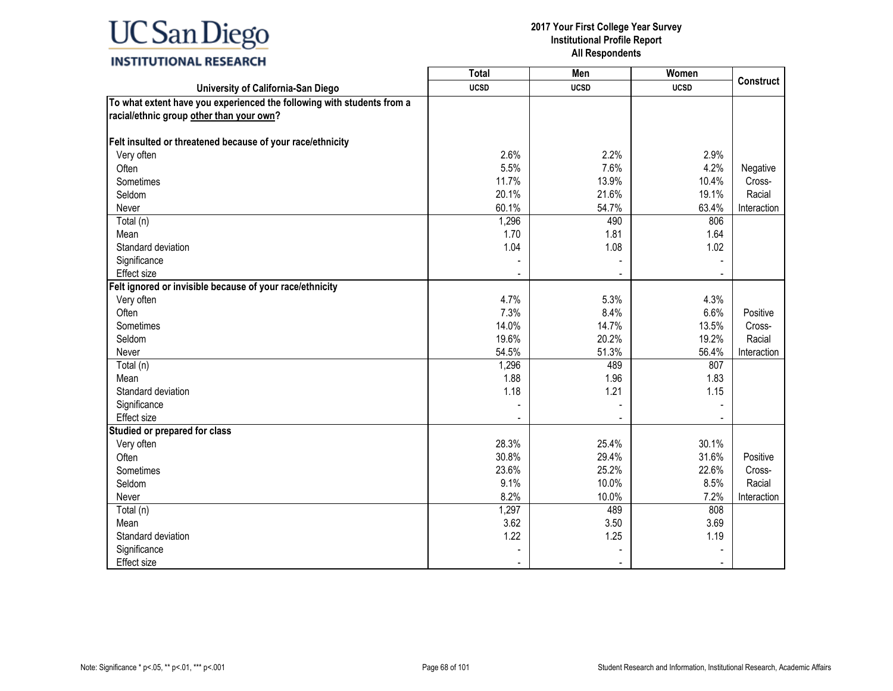# 2017 Your First College Year Survey
## Institutional Profile Report
### All Respondents

| University of California-San Diego | Total UCSD | Men UCSD | Women UCSD | Construct |
|---|---|---|---|---|
| **To what extent have you experienced the following with students from a racial/ethnic group other than your own?** | | | | |
| **Felt insulted or threatened because of your race/ethnicity** | | | | |
| Very often | 2.6% | 2.2% | 2.9% | |
| Often | 5.5% | 7.6% | 4.2% | Negative |
| Sometimes | 11.7% | 13.9% | 10.4% | Cross- |
| Seldom | 20.1% | 21.6% | 19.1% | Racial |
| Never | 60.1% | 54.7% | 63.4% | Interaction |
| Total (n) | 1,296 | 490 | 806 | |
| Mean | 1.70 | 1.81 | 1.64 | |
| Standard deviation | 1.04 | 1.08 | 1.02 | |
| Significance | - | - | - | |
| Effect size | - | - | - | |
| **Felt ignored or invisible because of your race/ethnicity** | | | | |
| Very often | 4.7% | 5.3% | 4.3% | |
| Often | 7.3% | 8.4% | 6.6% | Positive |
| Sometimes | 14.0% | 14.7% | 13.5% | Cross- |
| Seldom | 19.6% | 20.2% | 19.2% | Racial |
| Never | 54.5% | 51.3% | 56.4% | Interaction |
| Total (n) | 1,296 | 489 | 807 | |
| Mean | 1.88 | 1.96 | 1.83 | |
| Standard deviation | 1.18 | 1.21 | 1.15 | |
| Significance | - | - | - | |
| Effect size | - | - | - | |
| **Studied or prepared for class** | | | | |
| Very often | 28.3% | 25.4% | 30.1% | |
| Often | 30.8% | 29.4% | 31.6% | Positive |
| Sometimes | 23.6% | 25.2% | 22.6% | Cross- |
| Seldom | 9.1% | 10.0% | 8.5% | Racial |
| Never | 8.2% | 10.0% | 7.2% | Interaction |
| Total (n) | 1,297 | 489 | 808 | |
| Mean | 3.62 | 3.50 | 3.69 | |
| Standard deviation | 1.22 | 1.25 | 1.19 | |
| Significance | - | - | - | |
| Effect size | - | - | - | |

Note: Significance * p<.05, ** p<.01, *** p<.001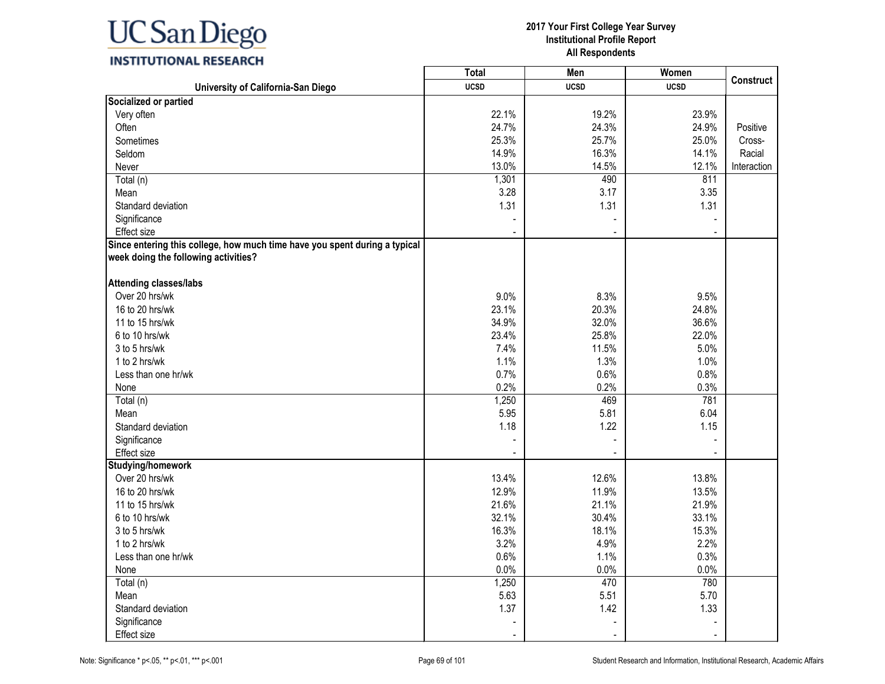**2017 Your First College Year Survey**
**Institutional Profile Report**
**All Respondents**

| University of California-San Diego | Total UCSD | Men UCSD | Women UCSD | Construct |
|---|---|---|---|---|
| **Socialized or partied** | | | | |
| Very often | 22.1% | 19.2% | 23.9% | |
| Often | 24.7% | 24.3% | 24.9% | Positive Cross-Racial Interaction |
| Sometimes | 25.3% | 25.7% | 25.0% | |
| Seldom | 14.9% | 16.3% | 14.1% | |
| Never | 13.0% | 14.5% | 12.1% | |
| Total (n) | 1,301 | 490 | 811 | |
| Mean | 3.28 | 3.17 | 3.35 | |
| Standard deviation | 1.31 | 1.31 | 1.31 | |
| Significance | - | - | - | |
| Effect size | - | - | - | |
| **Since entering this college, how much time have you spent during a typical week doing the following activities?** | | | | |
| **Attending classes/labs** | | | | |
| Over 20 hrs/wk | 9.0% | 8.3% | 9.5% | |
| 16 to 20 hrs/wk | 23.1% | 20.3% | 24.8% | |
| 11 to 15 hrs/wk | 34.9% | 32.0% | 36.6% | |
| 6 to 10 hrs/wk | 23.4% | 25.8% | 22.0% | |
| 3 to 5 hrs/wk | 7.4% | 11.5% | 5.0% | |
| 1 to 2 hrs/wk | 1.1% | 1.3% | 1.0% | |
| Less than one hr/wk | 0.7% | 0.6% | 0.8% | |
| None | 0.2% | 0.2% | 0.3% | |
| Total (n) | 1,250 | 469 | 781 | |
| Mean | 5.95 | 5.81 | 6.04 | |
| Standard deviation | 1.18 | 1.22 | 1.15 | |
| Significance | - | - | - | |
| Effect size | - | - | - | |
| **Studying/homework** | | | | |
| Over 20 hrs/wk | 13.4% | 12.6% | 13.8% | |
| 16 to 20 hrs/wk | 12.9% | 11.9% | 13.5% | |
| 11 to 15 hrs/wk | 21.6% | 21.1% | 21.9% | |
| 6 to 10 hrs/wk | 32.1% | 30.4% | 33.1% | |
| 3 to 5 hrs/wk | 16.3% | 18.1% | 15.3% | |
| 1 to 2 hrs/wk | 3.2% | 4.9% | 2.2% | |
| Less than one hr/wk | 0.6% | 1.1% | 0.3% | |
| None | 0.0% | 0.0% | 0.0% | |
| Total (n) | 1,250 | 470 | 780 | |
| Mean | 5.63 | 5.51 | 5.70 | |
| Standard deviation | 1.37 | 1.42 | 1.33 | |
| Significance | - | - | - | |
| Effect size | - | - | - | |

Note: Significance * p<.05, ** p<.01, *** p<.001

Student Research and Information, Institutional Research, Academic Affairs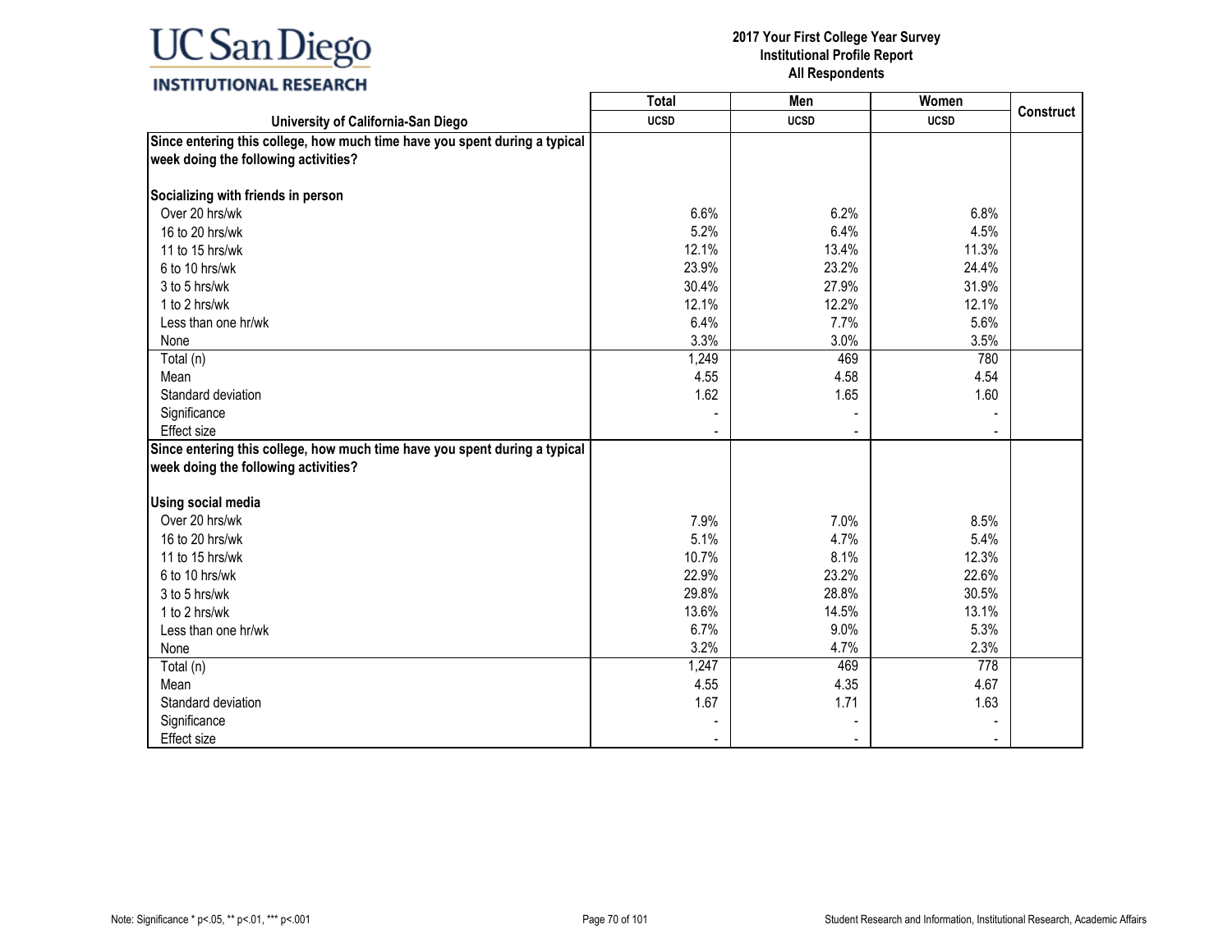| University of California-San Diego | Total | Men | Women | Construct |
|---|---|---|---|---|
| | UCSD | UCSD | UCSD | |
| **Since entering this college, how much time have you spent during a typical week doing the following activities?** | | | | |
| **Socializing with friends in person** | | | | |
| Over 20 hrs/wk | 6.6% | 6.2% | 6.8% | |
| 16 to 20 hrs/wk | 5.2% | 6.4% | 4.5% | |
| 11 to 15 hrs/wk | 12.1% | 13.4% | 11.3% | |
| 6 to 10 hrs/wk | 23.9% | 23.2% | 24.4% | |
| 3 to 5 hrs/wk | 30.4% | 27.9% | 31.9% | |
| 1 to 2 hrs/wk | 12.1% | 12.2% | 12.1% | |
| Less than one hr/wk | 6.4% | 7.7% | 5.6% | |
| None | 3.3% | 3.0% | 3.5% | |
| Total (n) | 1,249 | 469 | 780 | |
| Mean | 4.55 | 4.58 | 4.54 | |
| Standard deviation | 1.62 | 1.65 | 1.60 | |
| Significance | - | - | - | |
| Effect size | - | - | - | |
| **Since entering this college, how much time have you spent during a typical week doing the following activities?** | | | | |
| **Using social media** | | | | |
| Over 20 hrs/wk | 7.9% | 7.0% | 8.5% | |
| 16 to 20 hrs/wk | 5.1% | 4.7% | 5.4% | |
| 11 to 15 hrs/wk | 10.7% | 8.1% | 12.3% | |
| 6 to 10 hrs/wk | 22.9% | 23.2% | 22.6% | |
| 3 to 5 hrs/wk | 29.8% | 28.8% | 30.5% | |
| 1 to 2 hrs/wk | 13.6% | 14.5% | 13.1% | |
| Less than one hr/wk | 6.7% | 9.0% | 5.3% | |
| None | 3.2% | 4.7% | 2.3% | |
| Total (n) | 1,247 | 469 | 778 | |
| Mean | 4.55 | 4.35 | 4.67 | |
| Standard deviation | 1.67 | 1.71 | 1.63 | |
| Significance | - | - | - | |
| Effect size | - | - | - | |

Note: Significance * p<.05, ** p<.01, *** p<.001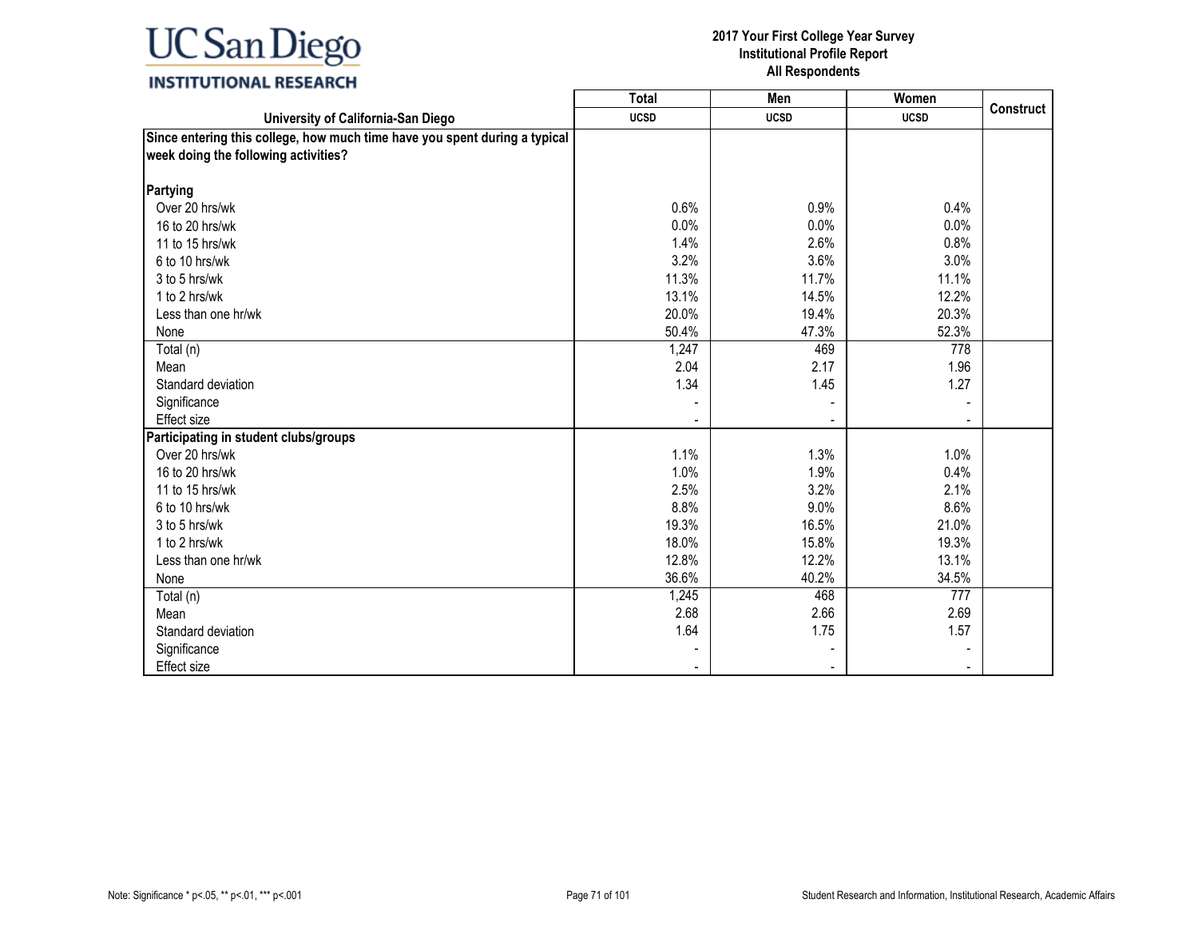UC San Diego
INSTITUTIONAL RESEARCH

2017 Your First College Year Survey
Institutional Profile Report
All Respondents

| University of California-San Diego | Total UCSD | Men UCSD | Women UCSD | Construct |
|---|---|---|---|---|
| **Since entering this college, how much time have you spent during a typical week doing the following activities?** | | | | |
| **Partying** | | | | |
| Over 20 hrs/wk | 0.6% | 0.9% | 0.4% | |
| 16 to 20 hrs/wk | 0.0% | 0.0% | 0.0% | |
| 11 to 15 hrs/wk | 1.4% | 2.6% | 0.8% | |
| 6 to 10 hrs/wk | 3.2% | 3.6% | 3.0% | |
| 3 to 5 hrs/wk | 11.3% | 11.7% | 11.1% | |
| 1 to 2 hrs/wk | 13.1% | 14.5% | 12.2% | |
| Less than one hr/wk | 20.0% | 19.4% | 20.3% | |
| None | 50.4% | 47.3% | 52.3% | |
| Total (n) | 1,247 | 469 | 778 | |
| Mean | 2.04 | 2.17 | 1.96 | |
| Standard deviation | 1.34 | 1.45 | 1.27 | |
| Significance | - | - | - | |
| Effect size | - | - | - | |
| **Participating in student clubs/groups** | | | | |
| Over 20 hrs/wk | 1.1% | 1.3% | 1.0% | |
| 16 to 20 hrs/wk | 1.0% | 1.9% | 0.4% | |
| 11 to 15 hrs/wk | 2.5% | 3.2% | 2.1% | |
| 6 to 10 hrs/wk | 8.8% | 9.0% | 8.6% | |
| 3 to 5 hrs/wk | 19.3% | 16.5% | 21.0% | |
| 1 to 2 hrs/wk | 18.0% | 15.8% | 19.3% | |
| Less than one hr/wk | 12.8% | 12.2% | 13.1% | |
| None | 36.6% | 40.2% | 34.5% | |
| Total (n) | 1,245 | 468 | 777 | |
| Mean | 2.68 | 2.66 | 2.69 | |
| Standard deviation | 1.64 | 1.75 | 1.57 | |
| Significance | - | - | - | |
| Effect size | - | - | - | |

Note: Significance * p<.05, ** p<.01, *** p<.001

Student Research and Information, Institutional Research, Academic Affairs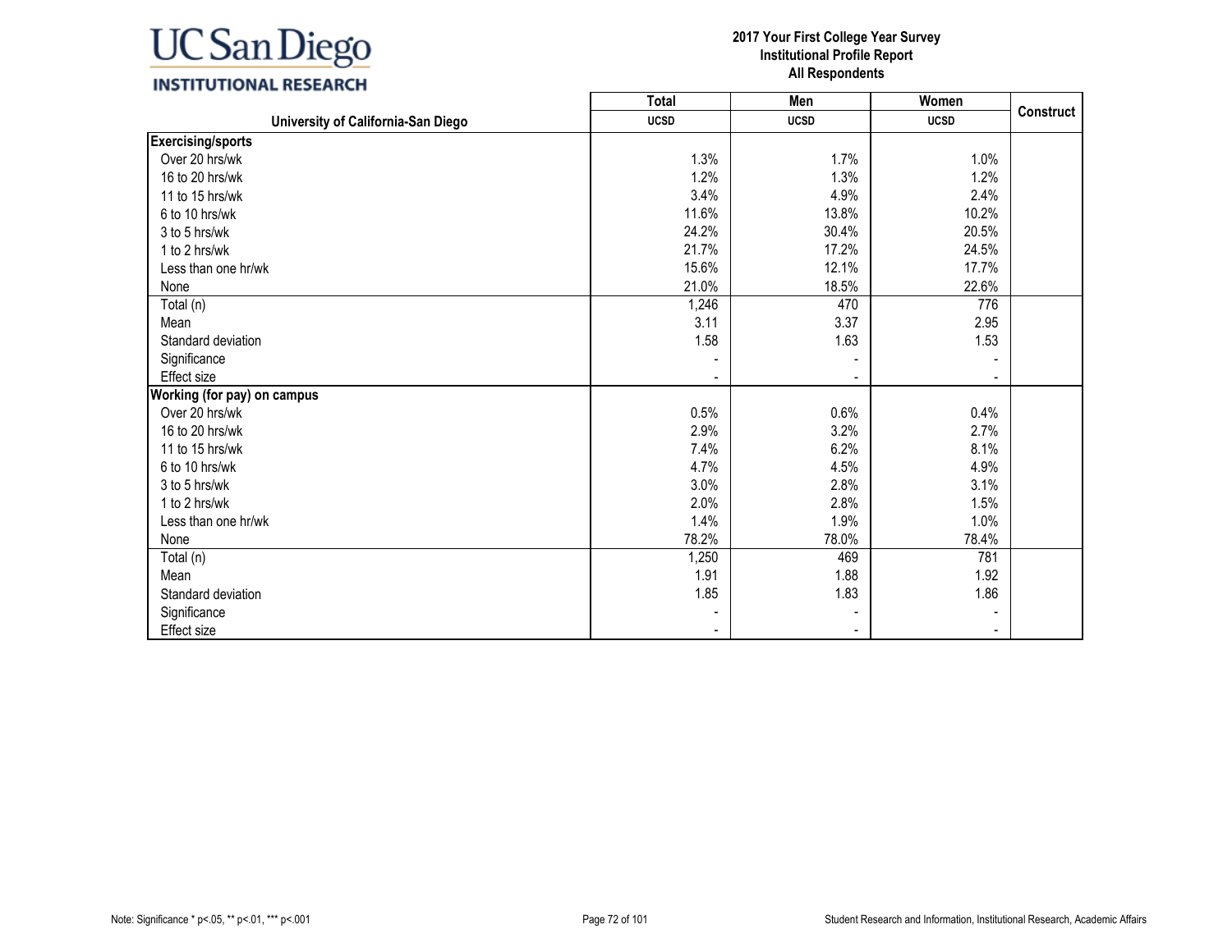**2017 Your First College Year Survey**
**Institutional Profile Report**
**All Respondents**

| University of California-San Diego | Total UCSD | Men UCSD | Women UCSD | Construct |
|---|---|---|---|---|
| **Exercising/sports** | | | | |
| Over 20 hrs/wk | 1.3% | 1.7% | 1.0% | |
| 16 to 20 hrs/wk | 1.2% | 1.3% | 1.2% | |
| 11 to 15 hrs/wk | 3.4% | 4.9% | 2.4% | |
| 6 to 10 hrs/wk | 11.6% | 13.8% | 10.2% | |
| 3 to 5 hrs/wk | 24.2% | 30.4% | 20.5% | |
| 1 to 2 hrs/wk | 21.7% | 17.2% | 24.5% | |
| Less than one hr/wk | 15.6% | 12.1% | 17.7% | |
| None | 21.0% | 18.5% | 22.6% | |
| Total (n) | 1,246 | 470 | 776 | |
| Mean | 3.11 | 3.37 | 2.95 | |
| Standard deviation | 1.58 | 1.63 | 1.53 | |
| Significance | - | - | - | |
| Effect size | - | - | - | |
| **Working (for pay) on campus** | | | | |
| Over 20 hrs/wk | 0.5% | 0.6% | 0.4% | |
| 16 to 20 hrs/wk | 2.9% | 3.2% | 2.7% | |
| 11 to 15 hrs/wk | 7.4% | 6.2% | 8.1% | |
| 6 to 10 hrs/wk | 4.7% | 4.5% | 4.9% | |
| 3 to 5 hrs/wk | 3.0% | 2.8% | 3.1% | |
| 1 to 2 hrs/wk | 2.0% | 2.8% | 1.5% | |
| Less than one hr/wk | 1.4% | 1.9% | 1.0% | |
| None | 78.2% | 78.0% | 78.4% | |
| Total (n) | 1,250 | 469 | 781 | |
| Mean | 1.91 | 1.88 | 1.92 | |
| Standard deviation | 1.85 | 1.83 | 1.86 | |
| Significance | - | - | - | |
| Effect size | - | - | - | |

Note: Significance * p<.05, ** p<.01, *** p<.001

Student Research and Information, Institutional Research, Academic Affairs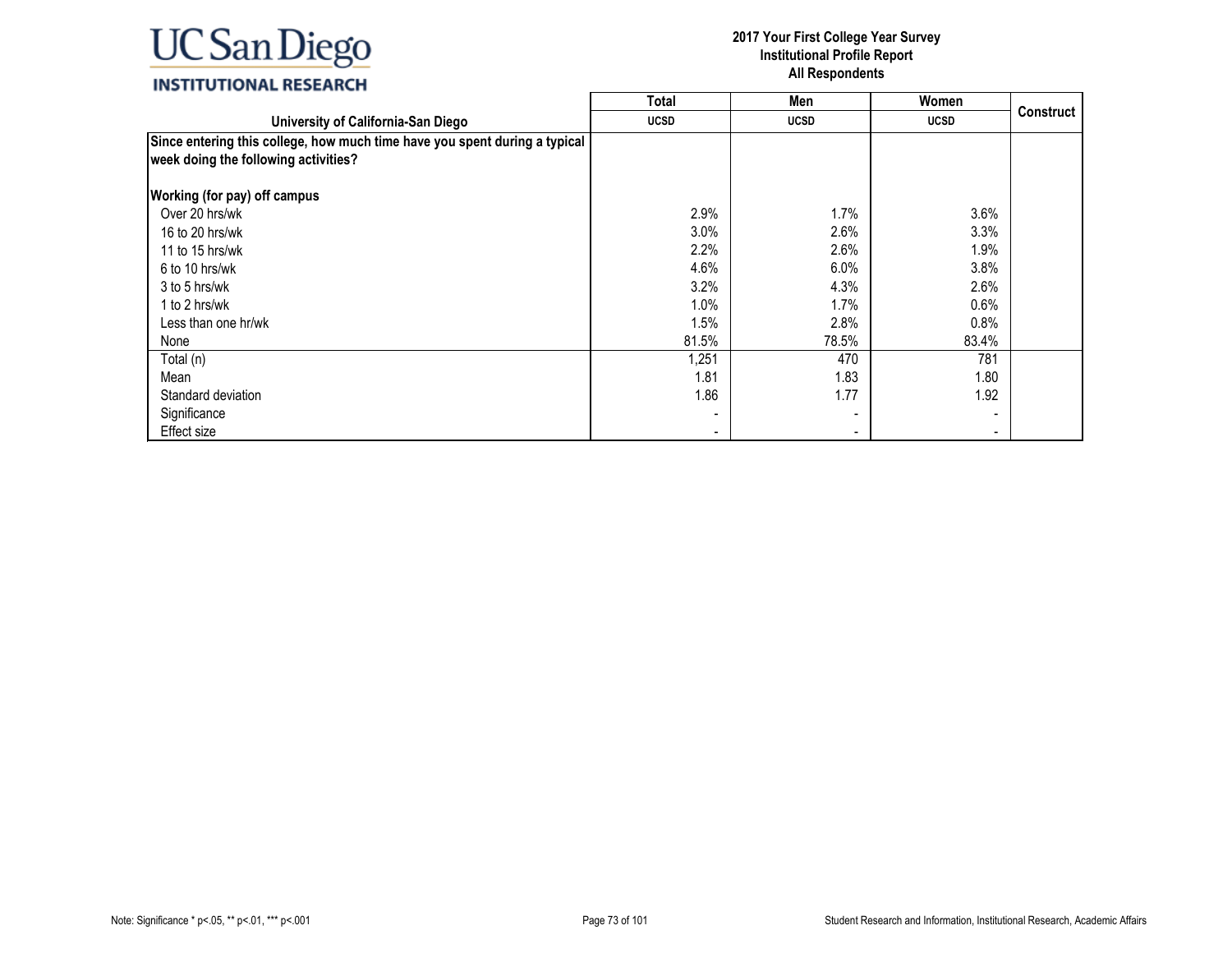**2017 Your First College Year Survey**
**Institutional Profile Report**
**All Respondents**

| University of California-San Diego | Total | Men | Women | Construct |
|---|---|---|---|---|
| | UCSD | UCSD | UCSD | |
| **Since entering this college, how much time have you spent during a typical week doing the following activities?** | | | | |
| **Working (for pay) off campus** | | | | |
| Over 20 hrs/wk | 2.9% | 1.7% | 3.6% | |
| 16 to 20 hrs/wk | 3.0% | 2.6% | 3.3% | |
| 11 to 15 hrs/wk | 2.2% | 2.6% | 1.9% | |
| 6 to 10 hrs/wk | 4.6% | 6.0% | 3.8% | |
| 3 to 5 hrs/wk | 3.2% | 4.3% | 2.6% | |
| 1 to 2 hrs/wk | 1.0% | 1.7% | 0.6% | |
| Less than one hr/wk | 1.5% | 2.8% | 0.8% | |
| None | 81.5% | 78.5% | 83.4% | |
| Total (n) | 1,251 | 470 | 781 | |
| Mean | 1.81 | 1.83 | 1.80 | |
| Standard deviation | 1.86 | 1.77 | 1.92 | |
| Significance | - | - | - | |
| Effect size | - | - | - | |

Note: Significance * p<.05, ** p<.01, *** p<.001

Student Research and Information, Institutional Research, Academic Affairs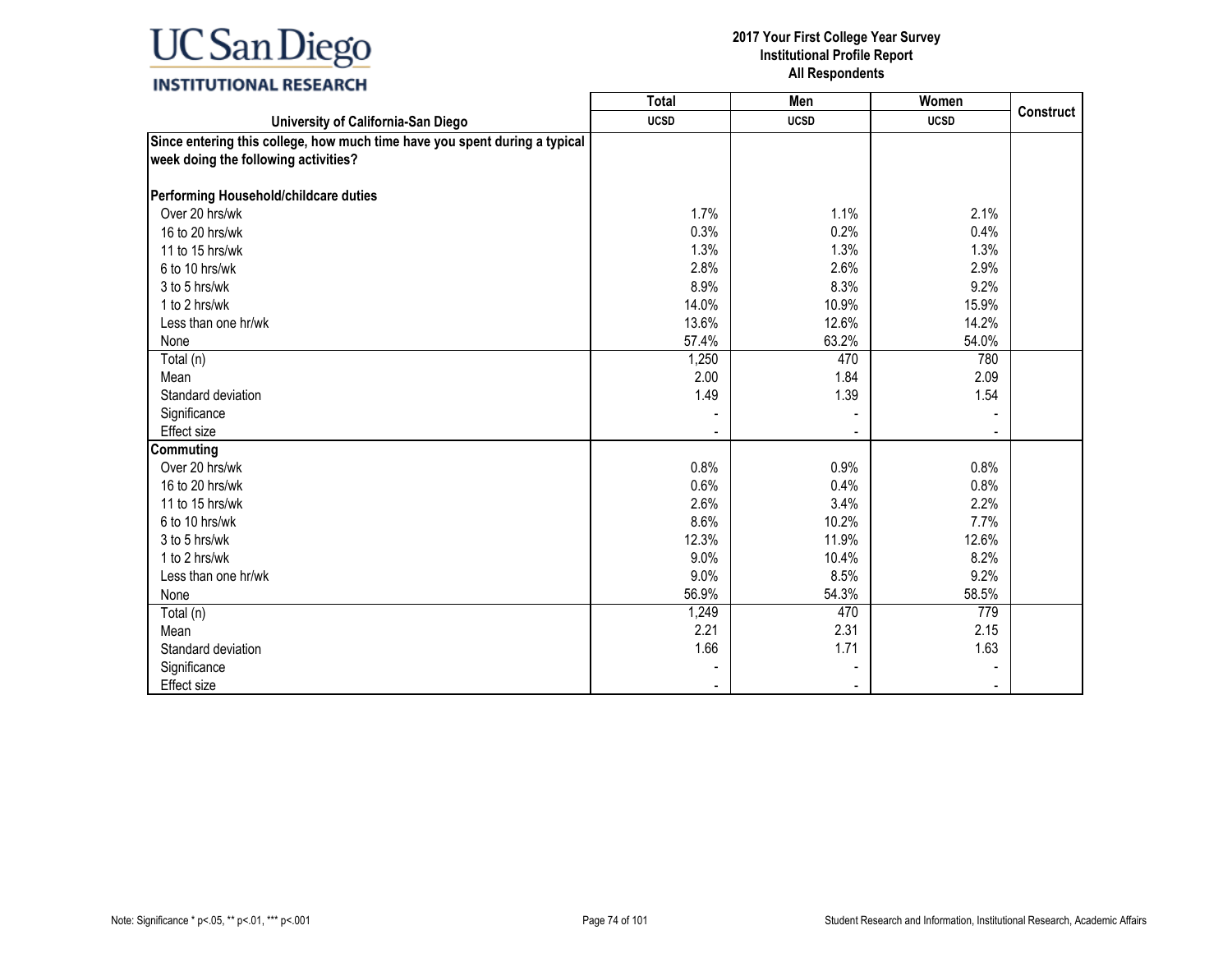# 2017 Your First College Year Survey
## Institutional Profile Report
## All Respondents

| University of California-San Diego | Total<br>UCSD | Men<br>UCSD | Women<br>UCSD | Construct |
|---|---|---|---|---|
| **Since entering this college, how much time have you spent during a typical week doing the following activities?** | | | | |
| **Performing Household/childcare duties** | | | | |
| Over 20 hrs/wk | 1.7% | 1.1% | 2.1% | |
| 16 to 20 hrs/wk | 0.3% | 0.2% | 0.4% | |
| 11 to 15 hrs/wk | 1.3% | 1.3% | 1.3% | |
| 6 to 10 hrs/wk | 2.8% | 2.6% | 2.9% | |
| 3 to 5 hrs/wk | 8.9% | 8.3% | 9.2% | |
| 1 to 2 hrs/wk | 14.0% | 10.9% | 15.9% | |
| Less than one hr/wk | 13.6% | 12.6% | 14.2% | |
| None | 57.4% | 63.2% | 54.0% | |
| Total (n) | 1,250 | 470 | 780 | |
| Mean | 2.00 | 1.84 | 2.09 | |
| Standard deviation | 1.49 | 1.39 | 1.54 | |
| Significance | - | - | - | |
| Effect size | - | - | - | |
| **Commuting** | | | | |
| Over 20 hrs/wk | 0.8% | 0.9% | 0.8% | |
| 16 to 20 hrs/wk | 0.6% | 0.4% | 0.8% | |
| 11 to 15 hrs/wk | 2.6% | 3.4% | 2.2% | |
| 6 to 10 hrs/wk | 8.6% | 10.2% | 7.7% | |
| 3 to 5 hrs/wk | 12.3% | 11.9% | 12.6% | |
| 1 to 2 hrs/wk | 9.0% | 10.4% | 8.2% | |
| Less than one hr/wk | 9.0% | 8.5% | 9.2% | |
| None | 56.9% | 54.3% | 58.5% | |
| Total (n) | 1,249 | 470 | 779 | |
| Mean | 2.21 | 2.31 | 2.15 | |
| Standard deviation | 1.66 | 1.71 | 1.63 | |
| Significance | - | - | - | |
| Effect size | - | - | - | |

Note: Significance * p<.05, ** p<.01, *** p<.001

Student Research and Information, Institutional Research, Academic Affairs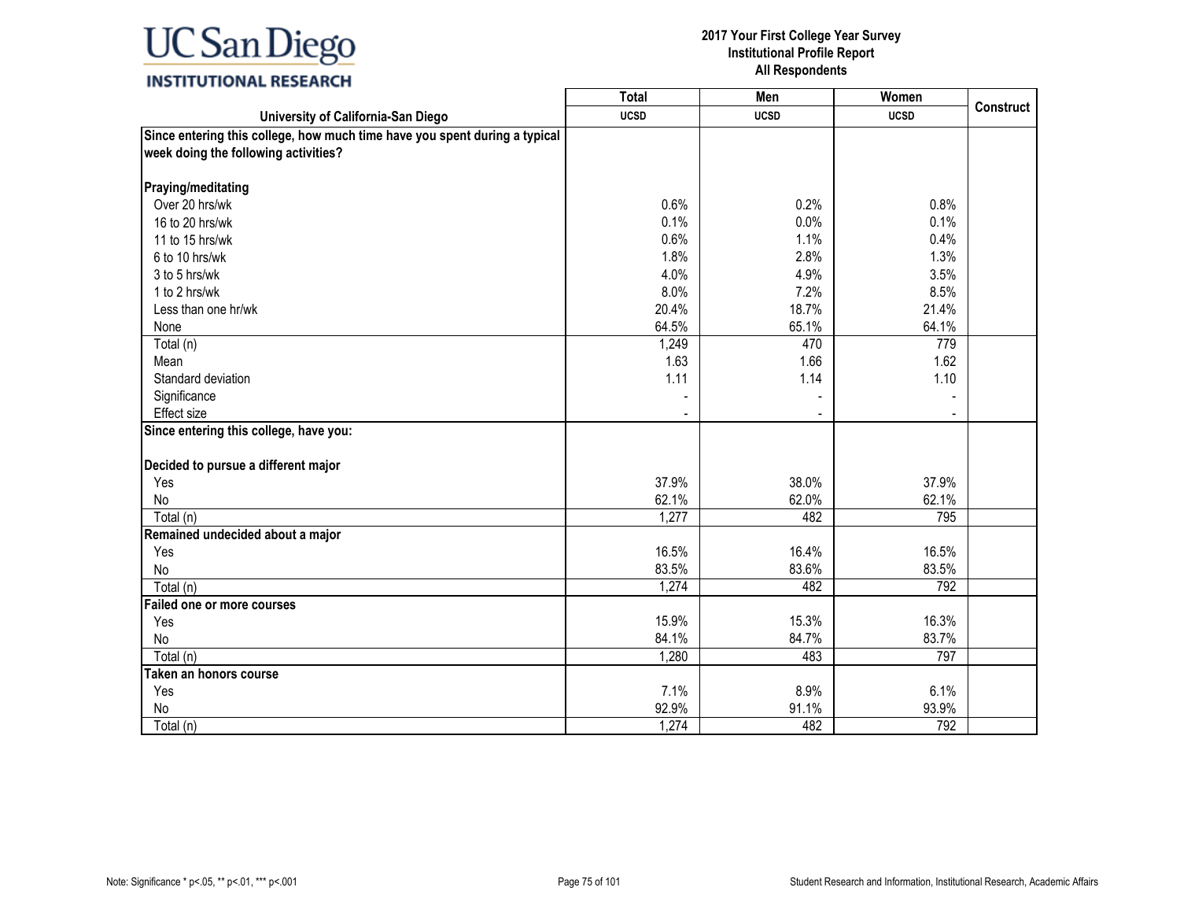**2017 Your First College Year Survey**
**Institutional Profile Report**
**All Respondents**

| University of California-San Diego | Total<br>UCSD | Men<br>UCSD | Women<br>UCSD | Construct |
|---|---|---|---|---|
| **Since entering this college, how much time have you spent during a typical week doing the following activities?** | | | | |
| **Praying/meditating** | | | | |
| Over 20 hrs/wk | 0.6% | 0.2% | 0.8% | |
| 16 to 20 hrs/wk | 0.1% | 0.0% | 0.1% | |
| 11 to 15 hrs/wk | 0.6% | 1.1% | 0.4% | |
| 6 to 10 hrs/wk | 1.8% | 2.8% | 1.3% | |
| 3 to 5 hrs/wk | 4.0% | 4.9% | 3.5% | |
| 1 to 2 hrs/wk | 8.0% | 7.2% | 8.5% | |
| Less than one hr/wk | 20.4% | 18.7% | 21.4% | |
| None | 64.5% | 65.1% | 64.1% | |
| Total (n) | 1,249 | 470 | 779 | |
| Mean | 1.63 | 1.66 | 1.62 | |
| Standard deviation | 1.11 | 1.14 | 1.10 | |
| Significance | - | - | - | |
| Effect size | - | - | - | |
| **Since entering this college, have you:** | | | | |
| **Decided to pursue a different major** | | | | |
| Yes | 37.9% | 38.0% | 37.9% | |
| No | 62.1% | 62.0% | 62.1% | |
| Total (n) | 1,277 | 482 | 795 | |
| **Remained undecided about a major** | | | | |
| Yes | 16.5% | 16.4% | 16.5% | |
| No | 83.5% | 83.6% | 83.5% | |
| Total (n) | 1,274 | 482 | 792 | |
| **Failed one or more courses** | | | | |
| Yes | 15.9% | 15.3% | 16.3% | |
| No | 84.1% | 84.7% | 83.7% | |
| Total (n) | 1,280 | 483 | 797 | |
| **Taken an honors course** | | | | |
| Yes | 7.1% | 8.9% | 6.1% | |
| No | 92.9% | 91.1% | 93.9% | |
| Total (n) | 1,274 | 482 | 792 | |

Note: Significance * p<.05, ** p<.01, *** p<.001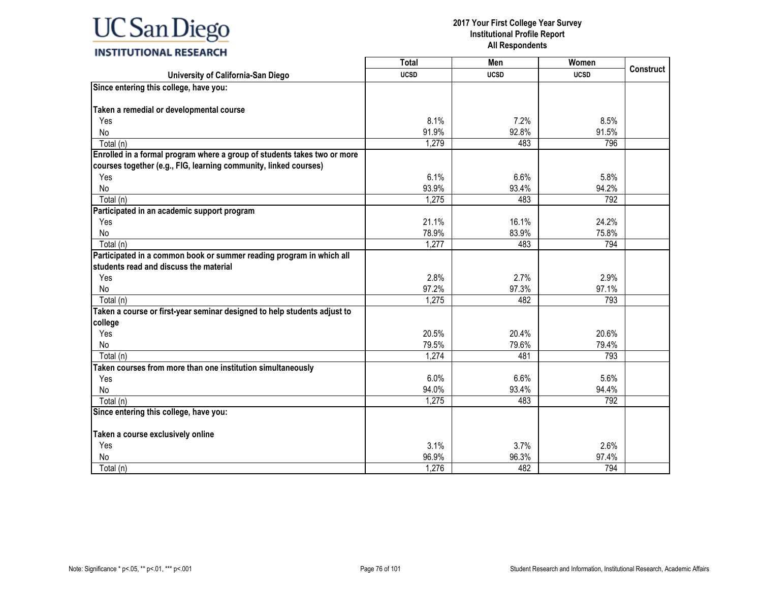UC San Diego
INSTITUTIONAL RESEARCH

**2017 Your First College Year Survey**
**Institutional Profile Report**
**All Respondents**

| University of California-San Diego | Total UCSD | Men UCSD | Women UCSD | Construct |
|---|---|---|---|---|
| **Since entering this college, have you:** | | | | |
| **Taken a remedial or developmental course** | | | | |
| Yes | 8.1% | 7.2% | 8.5% | |
| No | 91.9% | 92.8% | 91.5% | |
| Total (n) | 1,279 | 483 | 796 | |
| **Enrolled in a formal program where a group of students takes two or more courses together (e.g., FIG, learning community, linked courses)** | | | | |
| Yes | 6.1% | 6.6% | 5.8% | |
| No | 93.9% | 93.4% | 94.2% | |
| Total (n) | 1,275 | 483 | 792 | |
| **Participated in an academic support program** | | | | |
| Yes | 21.1% | 16.1% | 24.2% | |
| No | 78.9% | 83.9% | 75.8% | |
| Total (n) | 1,277 | 483 | 794 | |
| **Participated in a common book or summer reading program in which all students read and discuss the material** | | | | |
| Yes | 2.8% | 2.7% | 2.9% | |
| No | 97.2% | 97.3% | 97.1% | |
| Total (n) | 1,275 | 482 | 793 | |
| **Taken a course or first-year seminar designed to help students adjust to college** | | | | |
| Yes | 20.5% | 20.4% | 20.6% | |
| No | 79.5% | 79.6% | 79.4% | |
| Total (n) | 1,274 | 481 | 793 | |
| **Taken courses from more than one institution simultaneously** | | | | |
| Yes | 6.0% | 6.6% | 5.6% | |
| No | 94.0% | 93.4% | 94.4% | |
| Total (n) | 1,275 | 483 | 792 | |
| **Since entering this college, have you:** | | | | |
| **Taken a course exclusively online** | | | | |
| Yes | 3.1% | 3.7% | 2.6% | |
| No | 96.9% | 96.3% | 97.4% | |
| Total (n) | 1,276 | 482 | 794 | |

Note: Significance * p<.05, ** p<.01, *** p<.001

Student Research and Information, Institutional Research, Academic Affairs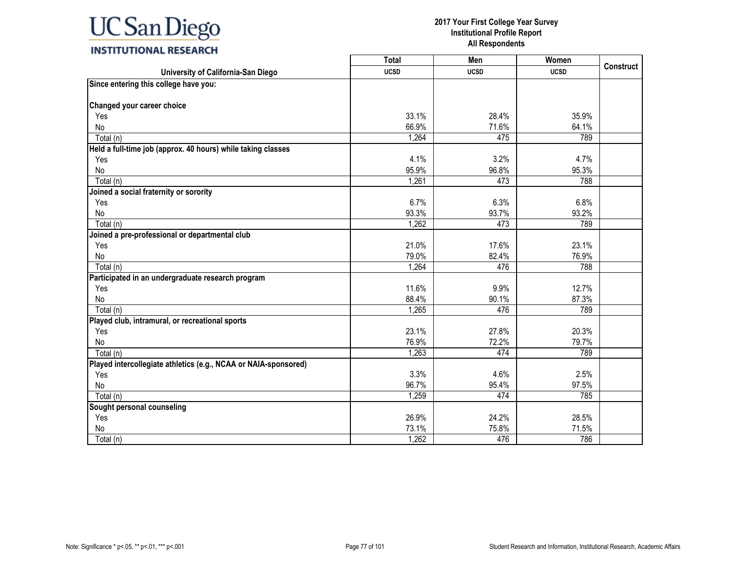**2017 Your First College Year Survey**
**Institutional Profile Report**
**All Respondents**

| University of California-San Diego | Total UCSD | Men UCSD | Women UCSD | Construct |
|---|---|---|---|---|
| **Since entering this college have you:** | | | | |
| **Changed your career choice** | | | | |
| Yes | 33.1% | 28.4% | 35.9% | |
| No | 66.9% | 71.6% | 64.1% | |
| Total (n) | 1,264 | 475 | 789 | |
| **Held a full-time job (approx. 40 hours) while taking classes** | | | | |
| Yes | 4.1% | 3.2% | 4.7% | |
| No | 95.9% | 96.8% | 95.3% | |
| Total (n) | 1,261 | 473 | 788 | |
| **Joined a social fraternity or sorority** | | | | |
| Yes | 6.7% | 6.3% | 6.8% | |
| No | 93.3% | 93.7% | 93.2% | |
| Total (n) | 1,262 | 473 | 789 | |
| **Joined a pre-professional or departmental club** | | | | |
| Yes | 21.0% | 17.6% | 23.1% | |
| No | 79.0% | 82.4% | 76.9% | |
| Total (n) | 1,264 | 476 | 788 | |
| **Participated in an undergraduate research program** | | | | |
| Yes | 11.6% | 9.9% | 12.7% | |
| No | 88.4% | 90.1% | 87.3% | |
| Total (n) | 1,265 | 476 | 789 | |
| **Played club, intramural, or recreational sports** | | | | |
| Yes | 23.1% | 27.8% | 20.3% | |
| No | 76.9% | 72.2% | 79.7% | |
| Total (n) | 1,263 | 474 | 789 | |
| **Played intercollegiate athletics (e.g., NCAA or NAIA-sponsored)** | | | | |
| Yes | 3.3% | 4.6% | 2.5% | |
| No | 96.7% | 95.4% | 97.5% | |
| Total (n) | 1,259 | 474 | 785 | |
| **Sought personal counseling** | | | | |
| Yes | 26.9% | 24.2% | 28.5% | |
| No | 73.1% | 75.8% | 71.5% | |
| Total (n) | 1,262 | 476 | 786 | |

Note: Significance * p<.05, ** p<.01, *** p<.001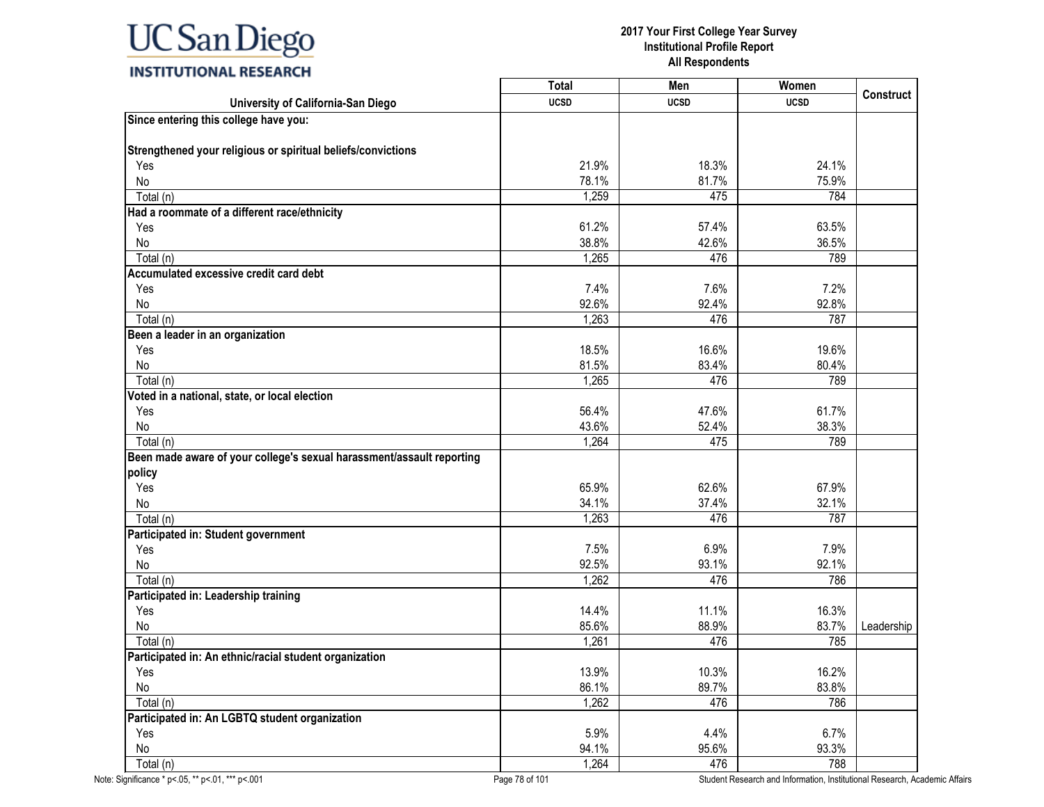| University of California-San Diego | Total UCSD | Men UCSD | Women UCSD | Construct |
|---|---|---|---|---|
| **Since entering this college have you:** | | | | |
| **Strengthened your religious or spiritual beliefs/convictions** | | | | |
| Yes | 21.9% | 18.3% | 24.1% | |
| No | 78.1% | 81.7% | 75.9% | |
| Total (n) | 1,259 | 475 | 784 | |
| **Had a roommate of a different race/ethnicity** | | | | |
| Yes | 61.2% | 57.4% | 63.5% | |
| No | 38.8% | 42.6% | 36.5% | |
| Total (n) | 1,265 | 476 | 789 | |
| **Accumulated excessive credit card debt** | | | | |
| Yes | 7.4% | 7.6% | 7.2% | |
| No | 92.6% | 92.4% | 92.8% | |
| Total (n) | 1,263 | 476 | 787 | |
| **Been a leader in an organization** | | | | |
| Yes | 18.5% | 16.6% | 19.6% | |
| No | 81.5% | 83.4% | 80.4% | |
| Total (n) | 1,265 | 476 | 789 | |
| **Voted in a national, state, or local election** | | | | |
| Yes | 56.4% | 47.6% | 61.7% | |
| No | 43.6% | 52.4% | 38.3% | |
| Total (n) | 1,264 | 475 | 789 | |
| **Been made aware of your college's sexual harassment/assault reporting policy** | | | | |
| Yes | 65.9% | 62.6% | 67.9% | |
| No | 34.1% | 37.4% | 32.1% | |
| Total (n) | 1,263 | 476 | 787 | |
| **Participated in: Student government** | | | | |
| Yes | 7.5% | 6.9% | 7.9% | |
| No | 92.5% | 93.1% | 92.1% | |
| Total (n) | 1,262 | 476 | 786 | |
| **Participated in: Leadership training** | | | | |
| Yes | 14.4% | 11.1% | 16.3% | |
| No | 85.6% | 88.9% | 83.7% | Leadership |
| Total (n) | 1,261 | 476 | 785 | |
| **Participated in: An ethnic/racial student organization** | | | | |
| Yes | 13.9% | 10.3% | 16.2% | |
| No | 86.1% | 89.7% | 83.8% | |
| Total (n) | 1,262 | 476 | 786 | |
| **Participated in: An LGBTQ student organization** | | | | |
| Yes | 5.9% | 4.4% | 6.7% | |
| No | 94.1% | 95.6% | 93.3% | |
| Total (n) | 1,264 | 476 | 788 | |

Note: Significance * p<.05, ** p<.01, *** p<.001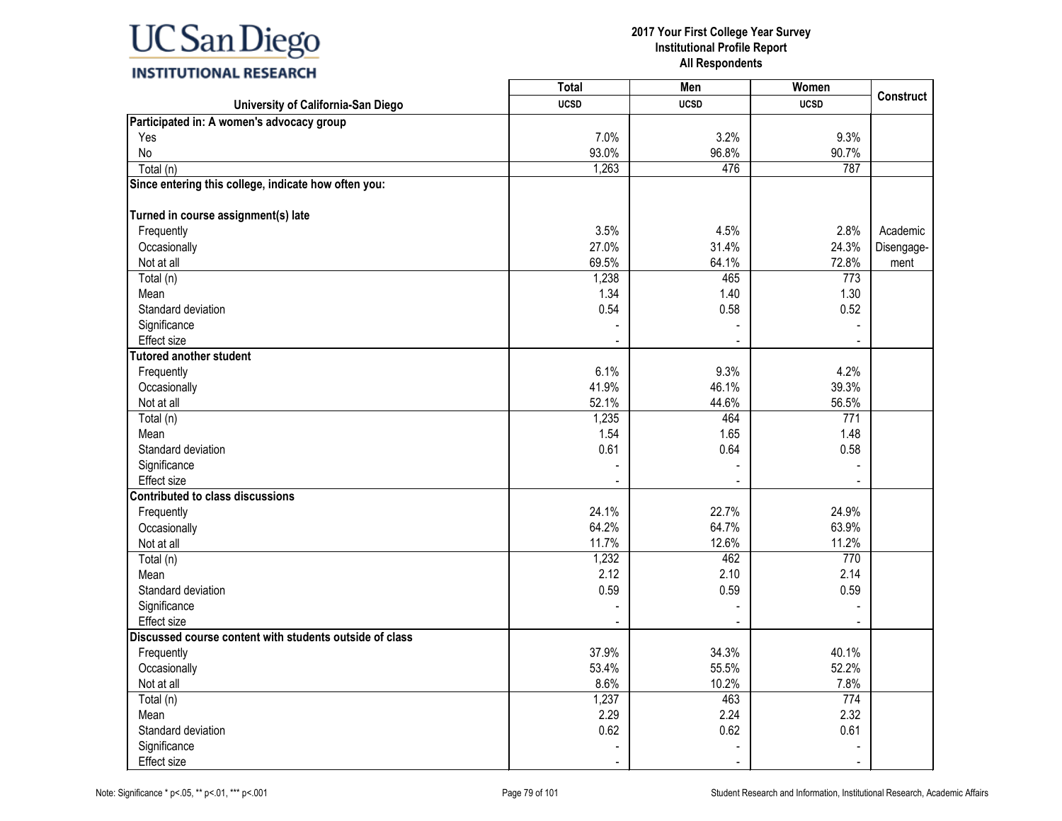UC San Diego
INSTITUTIONAL RESEARCH

**2017 Your First College Year Survey**
**Institutional Profile Report**
**All Respondents**

| University of California-San Diego | Total UCSD | Men UCSD | Women UCSD | Construct |
|---|---|---|---|---|
| **Participated in: A women's advocacy group** | | | | |
| Yes | 7.0% | 3.2% | 9.3% | |
| No | 93.0% | 96.8% | 90.7% | |
| Total (n) | 1,263 | 476 | 787 | |
| **Since entering this college, indicate how often you:** | | | | |
| **Turned in course assignment(s) late** | | | | |
| Frequently | 3.5% | 4.5% | 2.8% | Academic Disengagement |
| Occasionally | 27.0% | 31.4% | 24.3% | |
| Not at all | 69.5% | 64.1% | 72.8% | |
| Total (n) | 1,238 | 465 | 773 | |
| Mean | 1.34 | 1.40 | 1.30 | |
| Standard deviation | 0.54 | 0.58 | 0.52 | |
| Significance | - | - | - | |
| Effect size | - | - | - | |
| **Tutored another student** | | | | |
| Frequently | 6.1% | 9.3% | 4.2% | |
| Occasionally | 41.9% | 46.1% | 39.3% | |
| Not at all | 52.1% | 44.6% | 56.5% | |
| Total (n) | 1,235 | 464 | 771 | |
| Mean | 1.54 | 1.65 | 1.48 | |
| Standard deviation | 0.61 | 0.64 | 0.58 | |
| Significance | - | - | - | |
| Effect size | - | - | - | |
| **Contributed to class discussions** | | | | |
| Frequently | 24.1% | 22.7% | 24.9% | |
| Occasionally | 64.2% | 64.7% | 63.9% | |
| Not at all | 11.7% | 12.6% | 11.2% | |
| Total (n) | 1,232 | 462 | 770 | |
| Mean | 2.12 | 2.10 | 2.14 | |
| Standard deviation | 0.59 | 0.59 | 0.59 | |
| Significance | - | - | - | |
| Effect size | - | - | - | |
| **Discussed course content with students outside of class** | | | | |
| Frequently | 37.9% | 34.3% | 40.1% | |
| Occasionally | 53.4% | 55.5% | 52.2% | |
| Not at all | 8.6% | 10.2% | 7.8% | |
| Total (n) | 1,237 | 463 | 774 | |
| Mean | 2.29 | 2.24 | 2.32 | |
| Standard deviation | 0.62 | 0.62 | 0.61 | |
| Significance | - | - | - | |
| Effect size | - | - | - | |

Note: Significance * p<.05, ** p<.01, *** p<.001

Student Research and Information, Institutional Research, Academic Affairs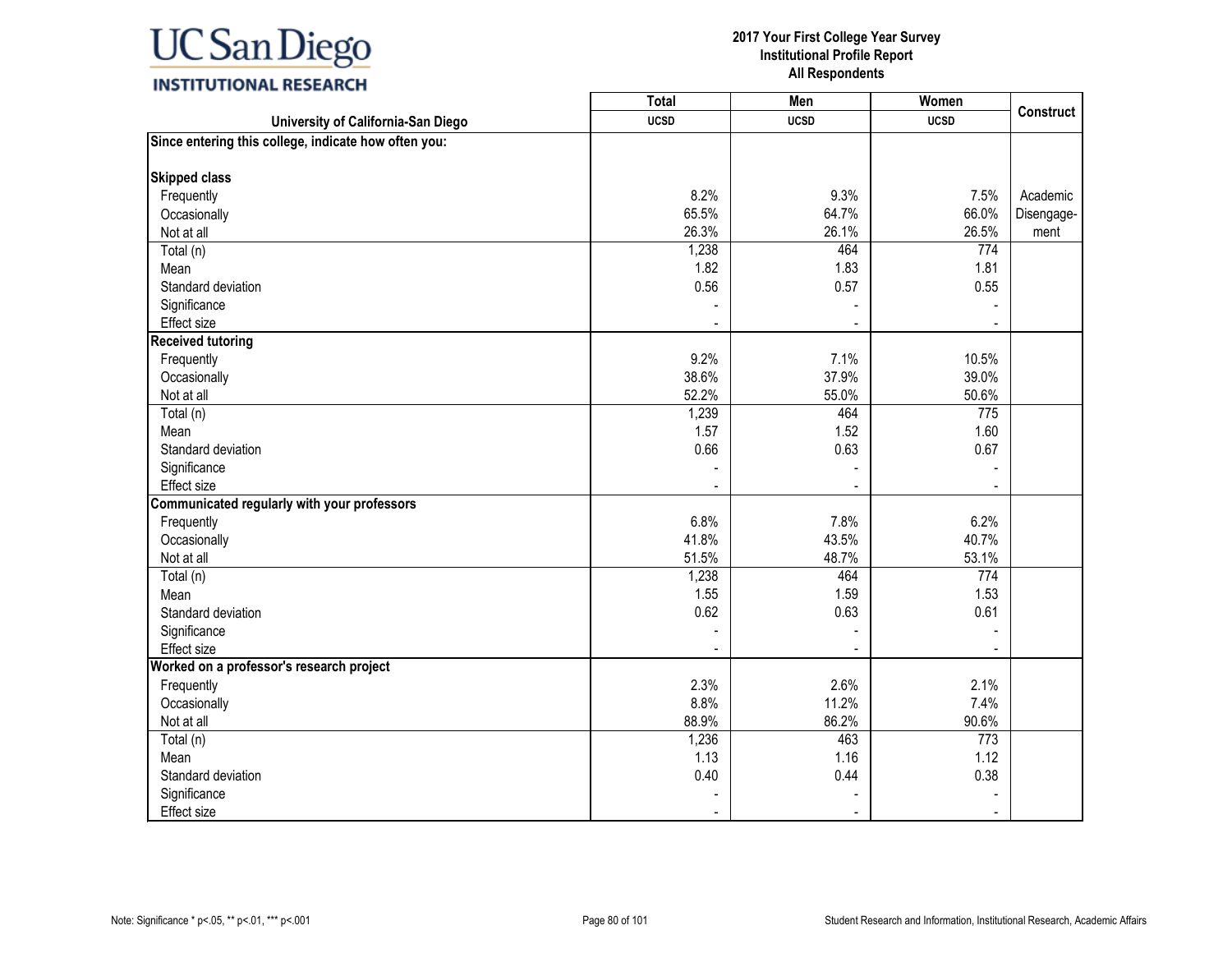UC San Diego INSTITUTIONAL RESEARCH

**2017 Your First College Year Survey**
**Institutional Profile Report**
**All Respondents**

| University of California-San Diego | Total UCSD | Men UCSD | Women UCSD | Construct |
|---|---|---|---|---|
| **Since entering this college, indicate how often you:** | | | | |
| **Skipped class** | | | | |
| Frequently | 8.2% | 9.3% | 7.5% | Academic Disengagement |
| Occasionally | 65.5% | 64.7% | 66.0% | |
| Not at all | 26.3% | 26.1% | 26.5% | |
| Total (n) | 1,238 | 464 | 774 | |
| Mean | 1.82 | 1.83 | 1.81 | |
| Standard deviation | 0.56 | 0.57 | 0.55 | |
| Significance | - | - | - | |
| Effect size | - | - | - | |
| **Received tutoring** | | | | |
| Frequently | 9.2% | 7.1% | 10.5% | |
| Occasionally | 38.6% | 37.9% | 39.0% | |
| Not at all | 52.2% | 55.0% | 50.6% | |
| Total (n) | 1,239 | 464 | 775 | |
| Mean | 1.57 | 1.52 | 1.60 | |
| Standard deviation | 0.66 | 0.63 | 0.67 | |
| Significance | - | - | - | |
| Effect size | - | - | - | |
| **Communicated regularly with your professors** | | | | |
| Frequently | 6.8% | 7.8% | 6.2% | |
| Occasionally | 41.8% | 43.5% | 40.7% | |
| Not at all | 51.5% | 48.7% | 53.1% | |
| Total (n) | 1,238 | 464 | 774 | |
| Mean | 1.55 | 1.59 | 1.53 | |
| Standard deviation | 0.62 | 0.63 | 0.61 | |
| Significance | - | - | - | |
| Effect size | - | - | - | |
| **Worked on a professor's research project** | | | | |
| Frequently | 2.3% | 2.6% | 2.1% | |
| Occasionally | 8.8% | 11.2% | 7.4% | |
| Not at all | 88.9% | 86.2% | 90.6% | |
| Total (n) | 1,236 | 463 | 773 | |
| Mean | 1.13 | 1.16 | 1.12 | |
| Standard deviation | 0.40 | 0.44 | 0.38 | |
| Significance | - | - | - | |
| Effect size | - | - | - | |

Note: Significance * p<.05, ** p<.01, *** p<.001

Student Research and Information, Institutional Research, Academic Affairs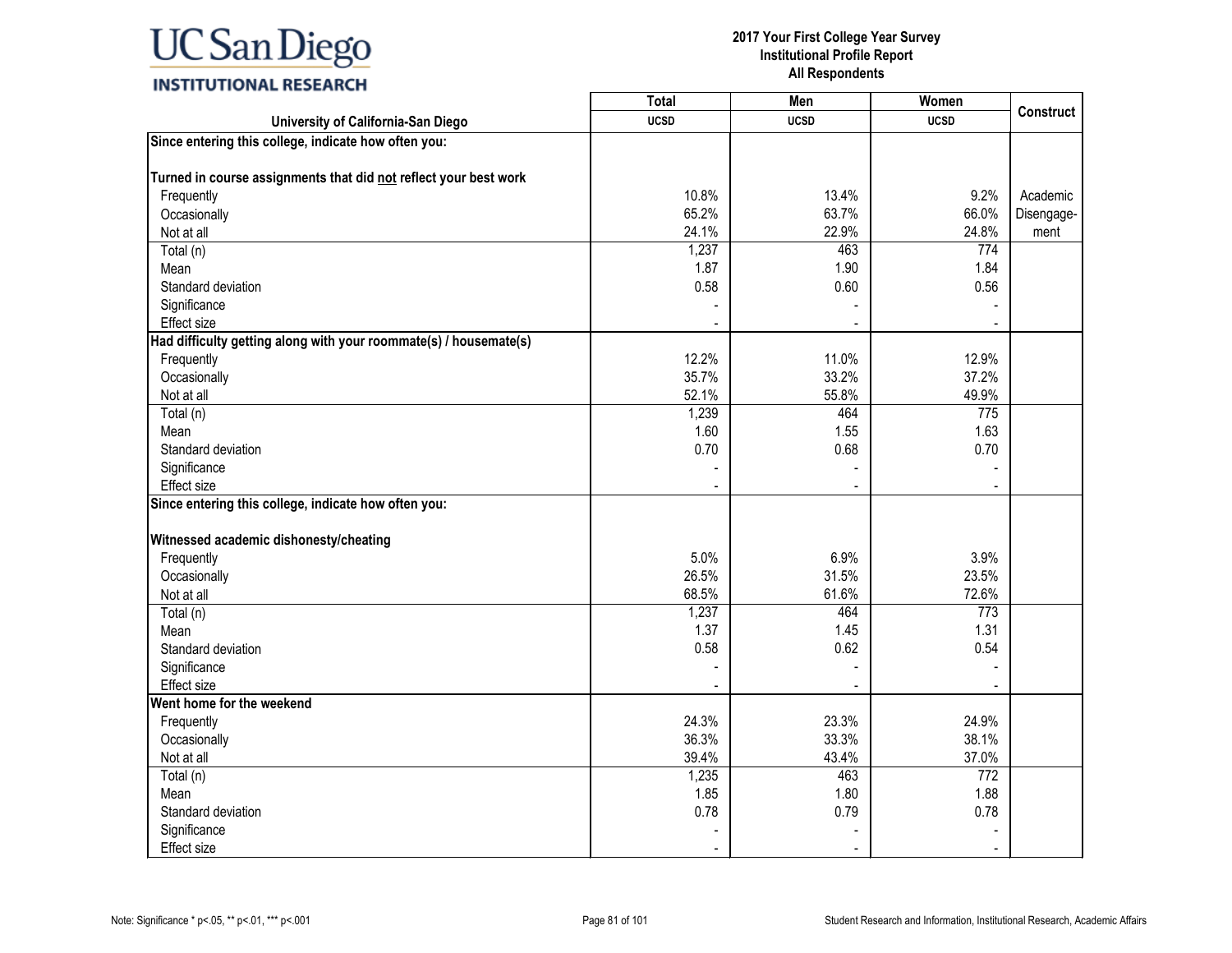# 2017 Your First College Year Survey
## Institutional Profile Report
### All Respondents

| University of California-San Diego | Total UCSD | Men UCSD | Women UCSD | Construct |
|---|---|---|---|---|
| **Since entering this college, indicate how often you:** | | | | |
| **Turned in course assignments that did not reflect your best work** | | | | |
| Frequently | 10.8% | 13.4% | 9.2% | Academic Disengage-ment |
| Occasionally | 65.2% | 63.7% | 66.0% | |
| Not at all | 24.1% | 22.9% | 24.8% | |
| Total (n) | 1,237 | 463 | 774 | |
| Mean | 1.87 | 1.90 | 1.84 | |
| Standard deviation | 0.58 | 0.60 | 0.56 | |
| Significance | - | - | - | |
| Effect size | - | - | - | |
| **Had difficulty getting along with your roommate(s) / housemate(s)** | | | | |
| Frequently | 12.2% | 11.0% | 12.9% | |
| Occasionally | 35.7% | 33.2% | 37.2% | |
| Not at all | 52.1% | 55.8% | 49.9% | |
| Total (n) | 1,239 | 464 | 775 | |
| Mean | 1.60 | 1.55 | 1.63 | |
| Standard deviation | 0.70 | 0.68 | 0.70 | |
| Significance | - | - | - | |
| Effect size | - | - | - | |
| **Since entering this college, indicate how often you:** | | | | |
| **Witnessed academic dishonesty/cheating** | | | | |
| Frequently | 5.0% | 6.9% | 3.9% | |
| Occasionally | 26.5% | 31.5% | 23.5% | |
| Not at all | 68.5% | 61.6% | 72.6% | |
| Total (n) | 1,237 | 464 | 773 | |
| Mean | 1.37 | 1.45 | 1.31 | |
| Standard deviation | 0.58 | 0.62 | 0.54 | |
| Significance | - | - | - | |
| Effect size | - | - | - | |
| **Went home for the weekend** | | | | |
| Frequently | 24.3% | 23.3% | 24.9% | |
| Occasionally | 36.3% | 33.3% | 38.1% | |
| Not at all | 39.4% | 43.4% | 37.0% | |
| Total (n) | 1,235 | 463 | 772 | |
| Mean | 1.85 | 1.80 | 1.88 | |
| Standard deviation | 0.78 | 0.79 | 0.78 | |
| Significance | - | - | - | |
| Effect size | - | - | - | |

Note: Significance * p<.05, ** p<.01, *** p<.001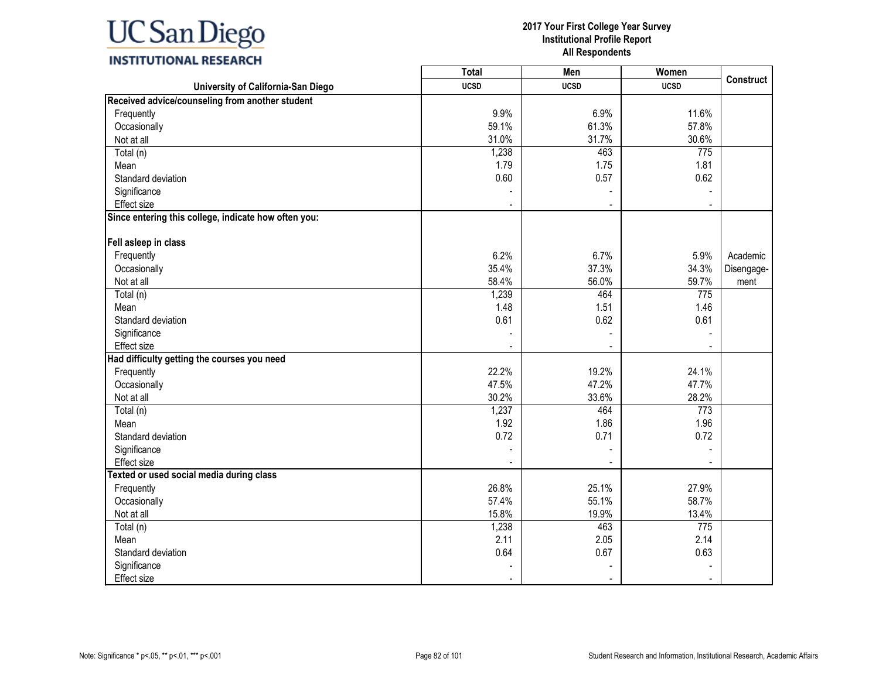UC San Diego
INSTITUTIONAL RESEARCH

**2017 Your First College Year Survey**
**Institutional Profile Report**
**All Respondents**

| University of California-San Diego | Total UCSD | Men UCSD | Women UCSD | Construct |
|---|---|---|---|---|
| **Received advice/counseling from another student** | | | | |
| Frequently | 9.9% | 6.9% | 11.6% | |
| Occasionally | 59.1% | 61.3% | 57.8% | |
| Not at all | 31.0% | 31.7% | 30.6% | |
| Total (n) | 1,238 | 463 | 775 | |
| Mean | 1.79 | 1.75 | 1.81 | |
| Standard deviation | 0.60 | 0.57 | 0.62 | |
| Significance | - | - | - | |
| Effect size | - | - | - | |
| **Since entering this college, indicate how often you:** | | | | |
| **Fell asleep in class** | | | | |
| Frequently | 6.2% | 6.7% | 5.9% | Academic Disengagement |
| Occasionally | 35.4% | 37.3% | 34.3% | |
| Not at all | 58.4% | 56.0% | 59.7% | |
| Total (n) | 1,239 | 464 | 775 | |
| Mean | 1.48 | 1.51 | 1.46 | |
| Standard deviation | 0.61 | 0.62 | 0.61 | |
| Significance | - | - | - | |
| Effect size | - | - | - | |
| **Had difficulty getting the courses you need** | | | | |
| Frequently | 22.2% | 19.2% | 24.1% | |
| Occasionally | 47.5% | 47.2% | 47.7% | |
| Not at all | 30.2% | 33.6% | 28.2% | |
| Total (n) | 1,237 | 464 | 773 | |
| Mean | 1.92 | 1.86 | 1.96 | |
| Standard deviation | 0.72 | 0.71 | 0.72 | |
| Significance | - | - | - | |
| Effect size | - | - | - | |
| **Texted or used social media during class** | | | | |
| Frequently | 26.8% | 25.1% | 27.9% | |
| Occasionally | 57.4% | 55.1% | 58.7% | |
| Not at all | 15.8% | 19.9% | 13.4% | |
| Total (n) | 1,238 | 463 | 775 | |
| Mean | 2.11 | 2.05 | 2.14 | |
| Standard deviation | 0.64 | 0.67 | 0.63 | |
| Significance | - | - | - | |
| Effect size | - | - | - | |

Note: Significance * p<.05, ** p<.01, *** p<.001

Student Research and Information, Institutional Research, Academic Affairs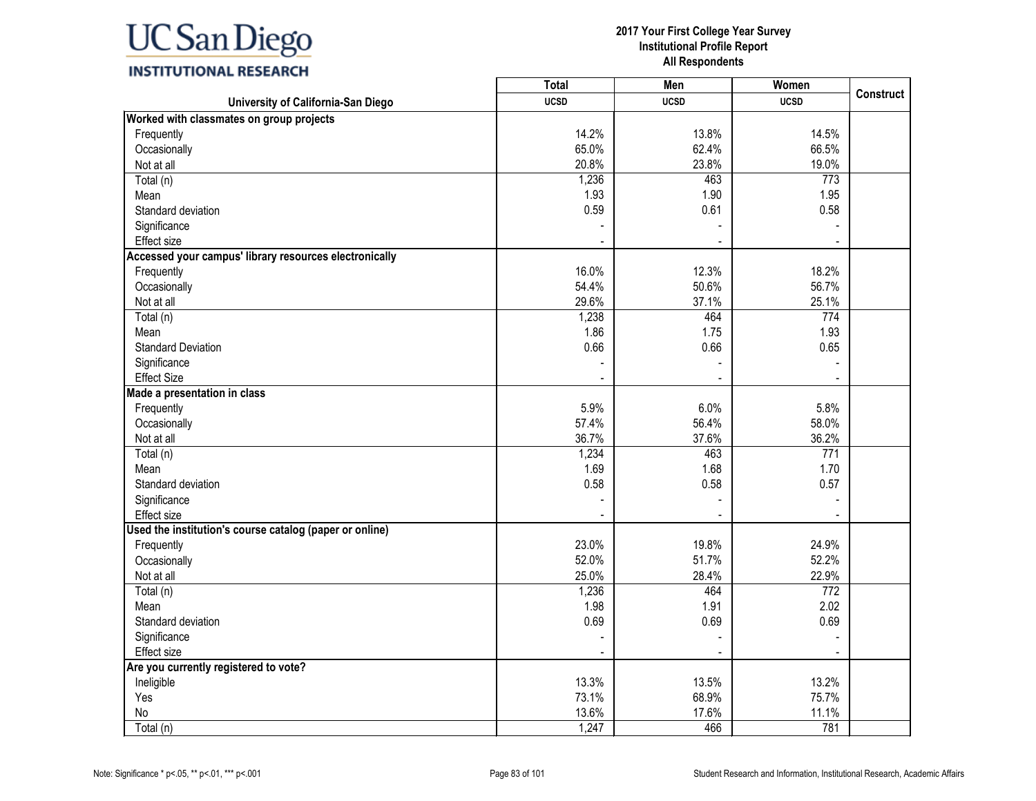**2017 Your First College Year Survey**
**Institutional Profile Report**
**All Respondents**

| University of California-San Diego | Total UCSD | Men UCSD | Women UCSD | Construct |
|---|---|---|---|---|
| **Worked with classmates on group projects** | | | | |
| Frequently | 14.2% | 13.8% | 14.5% | |
| Occasionally | 65.0% | 62.4% | 66.5% | |
| Not at all | 20.8% | 23.8% | 19.0% | |
| Total (n) | 1,236 | 463 | 773 | |
| Mean | 1.93 | 1.90 | 1.95 | |
| Standard deviation | 0.59 | 0.61 | 0.58 | |
| Significance | - | - | - | |
| Effect size | - | - | - | |
| **Accessed your campus' library resources electronically** | | | | |
| Frequently | 16.0% | 12.3% | 18.2% | |
| Occasionally | 54.4% | 50.6% | 56.7% | |
| Not at all | 29.6% | 37.1% | 25.1% | |
| Total (n) | 1,238 | 464 | 774 | |
| Mean | 1.86 | 1.75 | 1.93 | |
| Standard Deviation | 0.66 | 0.66 | 0.65 | |
| Significance | - | - | - | |
| Effect Size | - | - | - | |
| **Made a presentation in class** | | | | |
| Frequently | 5.9% | 6.0% | 5.8% | |
| Occasionally | 57.4% | 56.4% | 58.0% | |
| Not at all | 36.7% | 37.6% | 36.2% | |
| Total (n) | 1,234 | 463 | 771 | |
| Mean | 1.69 | 1.68 | 1.70 | |
| Standard deviation | 0.58 | 0.58 | 0.57 | |
| Significance | - | - | - | |
| Effect size | - | - | - | |
| **Used the institution's course catalog (paper or online)** | | | | |
| Frequently | 23.0% | 19.8% | 24.9% | |
| Occasionally | 52.0% | 51.7% | 52.2% | |
| Not at all | 25.0% | 28.4% | 22.9% | |
| Total (n) | 1,236 | 464 | 772 | |
| Mean | 1.98 | 1.91 | 2.02 | |
| Standard deviation | 0.69 | 0.69 | 0.69 | |
| Significance | - | - | - | |
| Effect size | - | - | - | |
| **Are you currently registered to vote?** | | | | |
| Ineligible | 13.3% | 13.5% | 13.2% | |
| Yes | 73.1% | 68.9% | 75.7% | |
| No | 13.6% | 17.6% | 11.1% | |
| Total (n) | 1,247 | 466 | 781 | |

Note: Significance * p<.05, ** p<.01, *** p<.001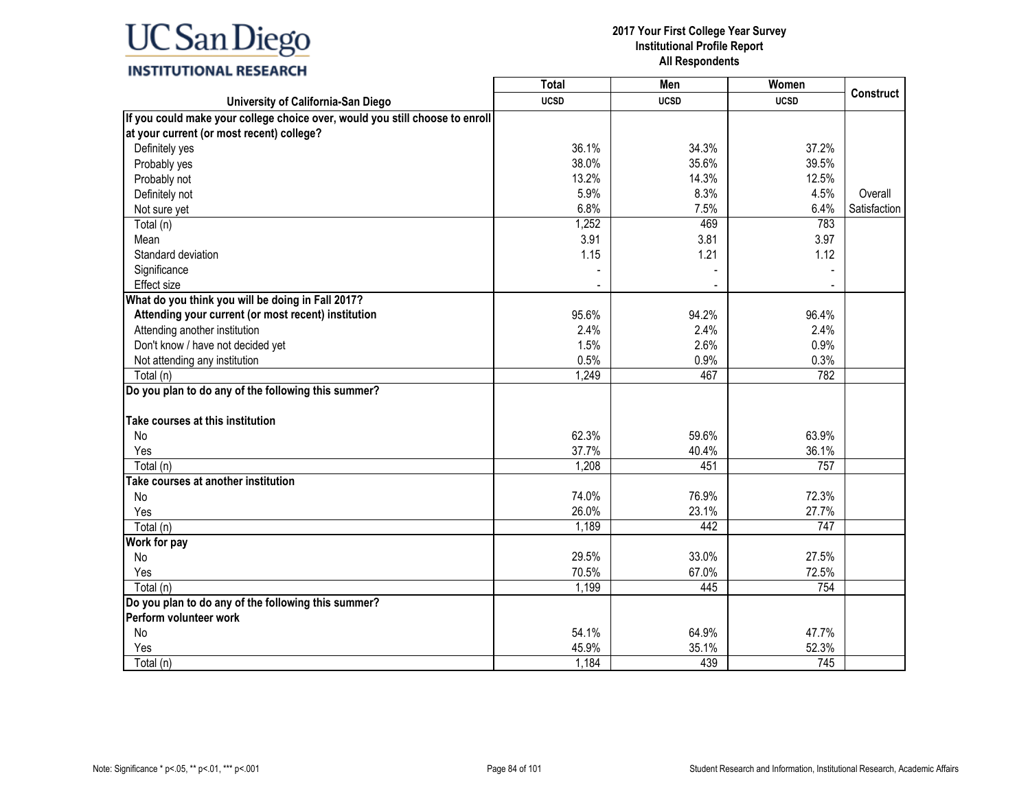UC San Diego
INSTITUTIONAL RESEARCH

**2017 Your First College Year Survey**
**Institutional Profile Report**
**All Respondents**

| University of California-San Diego | Total UCSD | Men UCSD | Women UCSD | Construct |
|---|---|---|---|---|
| **If you could make your college choice over, would you still choose to enroll at your current (or most recent) college?** | | | | |
| Definitely yes | 36.1% | 34.3% | 37.2% | |
| Probably yes | 38.0% | 35.6% | 39.5% | |
| Probably not | 13.2% | 14.3% | 12.5% | |
| Definitely not | 5.9% | 8.3% | 4.5% | Overall Satisfaction |
| Not sure yet | 6.8% | 7.5% | 6.4% | |
| Total (n) | 1,252 | 469 | 783 | |
| Mean | 3.91 | 3.81 | 3.97 | |
| Standard deviation | 1.15 | 1.21 | 1.12 | |
| Significance | - | - | - | |
| Effect size | - | - | - | |
| **What do you think you will be doing in Fall 2017?** | | | | |
| **Attending your current (or most recent) institution** | 95.6% | 94.2% | 96.4% | |
| Attending another institution | 2.4% | 2.4% | 2.4% | |
| Don't know / have not decided yet | 1.5% | 2.6% | 0.9% | |
| Not attending any institution | 0.5% | 0.9% | 0.3% | |
| Total (n) | 1,249 | 467 | 782 | |
| **Do you plan to do any of the following this summer?** | | | | |
| **Take courses at this institution** | | | | |
| No | 62.3% | 59.6% | 63.9% | |
| Yes | 37.7% | 40.4% | 36.1% | |
| Total (n) | 1,208 | 451 | 757 | |
| **Take courses at another institution** | | | | |
| No | 74.0% | 76.9% | 72.3% | |
| Yes | 26.0% | 23.1% | 27.7% | |
| Total (n) | 1,189 | 442 | 747 | |
| **Work for pay** | | | | |
| No | 29.5% | 33.0% | 27.5% | |
| Yes | 70.5% | 67.0% | 72.5% | |
| Total (n) | 1,199 | 445 | 754 | |
| **Do you plan to do any of the following this summer?** | | | | |
| **Perform volunteer work** | | | | |
| No | 54.1% | 64.9% | 47.7% | |
| Yes | 45.9% | 35.1% | 52.3% | |
| Total (n) | 1,184 | 439 | 745 | |

Note: Significance * p<.05, ** p<.01, *** p<.001

Student Research and Information, Institutional Research, Academic Affairs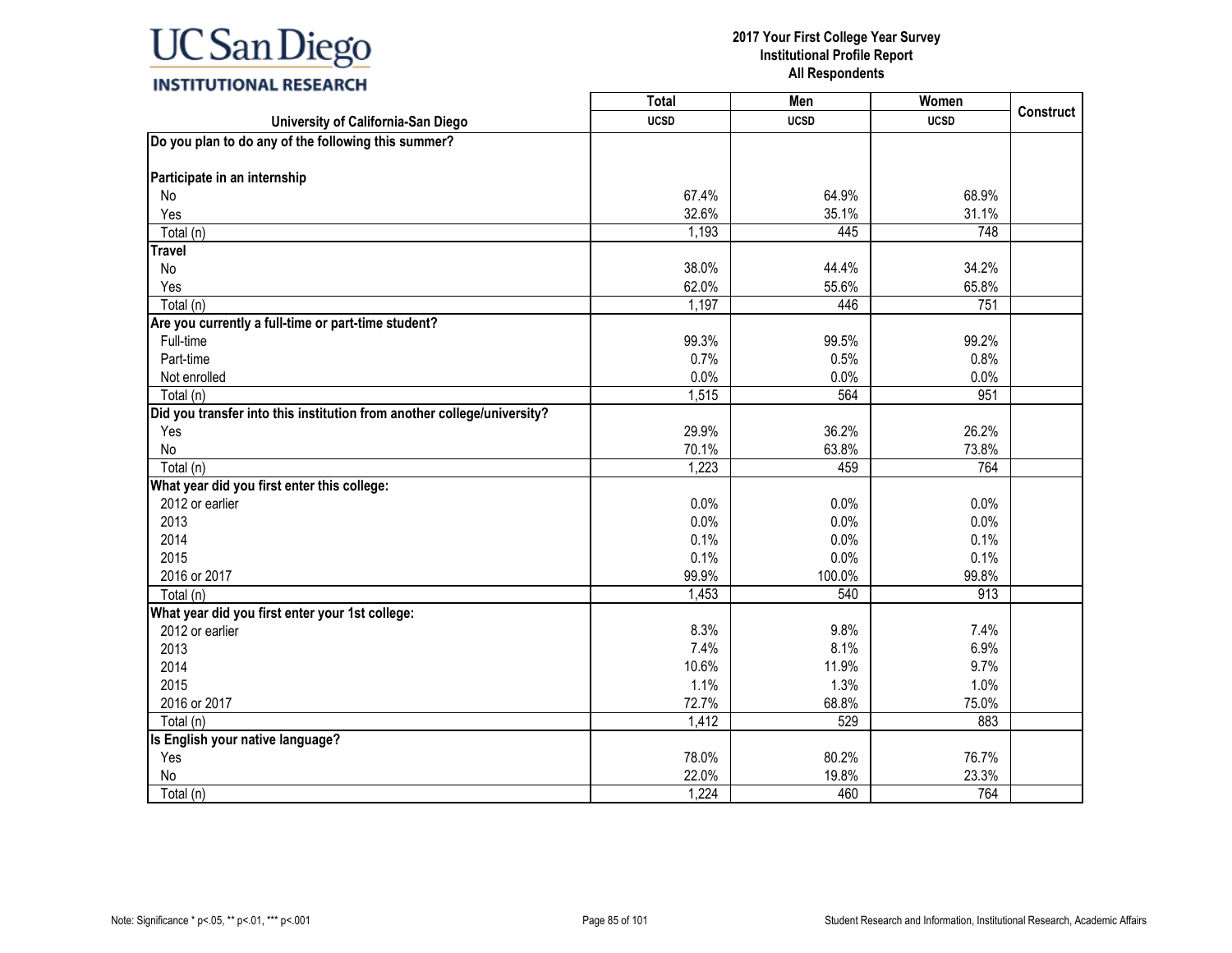**2017 Your First College Year Survey**
**Institutional Profile Report**
**All Respondents**

| University of California-San Diego | Total | Men | Women | Construct |
|---|---|---|---|---|
| | UCSD | UCSD | UCSD | |
| **Do you plan to do any of the following this summer?** | | | | |
| **Participate in an internship** | | | | |
| No | 67.4% | 64.9% | 68.9% | |
| Yes | 32.6% | 35.1% | 31.1% | |
| Total (n) | 1,193 | 445 | 748 | |
| **Travel** | | | | |
| No | 38.0% | 44.4% | 34.2% | |
| Yes | 62.0% | 55.6% | 65.8% | |
| Total (n) | 1,197 | 446 | 751 | |
| **Are you currently a full-time or part-time student?** | | | | |
| Full-time | 99.3% | 99.5% | 99.2% | |
| Part-time | 0.7% | 0.5% | 0.8% | |
| Not enrolled | 0.0% | 0.0% | 0.0% | |
| Total (n) | 1,515 | 564 | 951 | |
| **Did you transfer into this institution from another college/university?** | | | | |
| Yes | 29.9% | 36.2% | 26.2% | |
| No | 70.1% | 63.8% | 73.8% | |
| Total (n) | 1,223 | 459 | 764 | |
| **What year did you first enter this college:** | | | | |
| 2012 or earlier | 0.0% | 0.0% | 0.0% | |
| 2013 | 0.0% | 0.0% | 0.0% | |
| 2014 | 0.1% | 0.0% | 0.1% | |
| 2015 | 0.1% | 0.0% | 0.1% | |
| 2016 or 2017 | 99.9% | 100.0% | 99.8% | |
| Total (n) | 1,453 | 540 | 913 | |
| **What year did you first enter your 1st college:** | | | | |
| 2012 or earlier | 8.3% | 9.8% | 7.4% | |
| 2013 | 7.4% | 8.1% | 6.9% | |
| 2014 | 10.6% | 11.9% | 9.7% | |
| 2015 | 1.1% | 1.3% | 1.0% | |
| 2016 or 2017 | 72.7% | 68.8% | 75.0% | |
| Total (n) | 1,412 | 529 | 883 | |
| **Is English your native language?** | | | | |
| Yes | 78.0% | 80.2% | 76.7% | |
| No | 22.0% | 19.8% | 23.3% | |
| Total (n) | 1,224 | 460 | 764 | |

Note: Significance * p<.05, ** p<.01, *** p<.001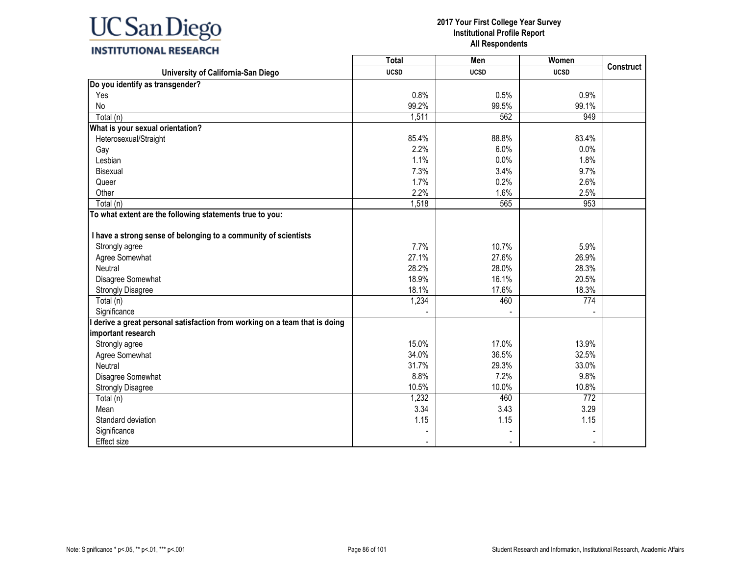# UC San Diego INSTITUTIONAL RESEARCH

**2017 Your First College Year Survey**
**Institutional Profile Report**
**All Respondents**

| University of California-San Diego | Total | Men | Women | Construct |
|---|---|---|---|---|
| | UCSD | UCSD | UCSD | |
| **Do you identify as transgender?** | | | | |
| Yes | 0.8% | 0.5% | 0.9% | |
| No | 99.2% | 99.5% | 99.1% | |
| Total (n) | 1,511 | 562 | 949 | |
| **What is your sexual orientation?** | | | | |
| Heterosexual/Straight | 85.4% | 88.8% | 83.4% | |
| Gay | 2.2% | 6.0% | 0.0% | |
| Lesbian | 1.1% | 0.0% | 1.8% | |
| Bisexual | 7.3% | 3.4% | 9.7% | |
| Queer | 1.7% | 0.2% | 2.6% | |
| Other | 2.2% | 1.6% | 2.5% | |
| Total (n) | 1,518 | 565 | 953 | |
| **To what extent are the following statements true to you:** | | | | |
| **I have a strong sense of belonging to a community of scientists** | | | | |
| Strongly agree | 7.7% | 10.7% | 5.9% | |
| Agree Somewhat | 27.1% | 27.6% | 26.9% | |
| Neutral | 28.2% | 28.0% | 28.3% | |
| Disagree Somewhat | 18.9% | 16.1% | 20.5% | |
| Strongly Disagree | 18.1% | 17.6% | 18.3% | |
| Total (n) | 1,234 | 460 | 774 | |
| Significance | - | - | - | |
| **I derive a great personal satisfaction from working on a team that is doing important research** | | | | |
| Strongly agree | 15.0% | 17.0% | 13.9% | |
| Agree Somewhat | 34.0% | 36.5% | 32.5% | |
| Neutral | 31.7% | 29.3% | 33.0% | |
| Disagree Somewhat | 8.8% | 7.2% | 9.8% | |
| Strongly Disagree | 10.5% | 10.0% | 10.8% | |
| Total (n) | 1,232 | 460 | 772 | |
| Mean | 3.34 | 3.43 | 3.29 | |
| Standard deviation | 1.15 | 1.15 | 1.15 | |
| Significance | - | - | - | |
| Effect size | - | - | - | |

Note: Significance * p<.05, ** p<.01, *** p<.001

Student Research and Information, Institutional Research, Academic Affairs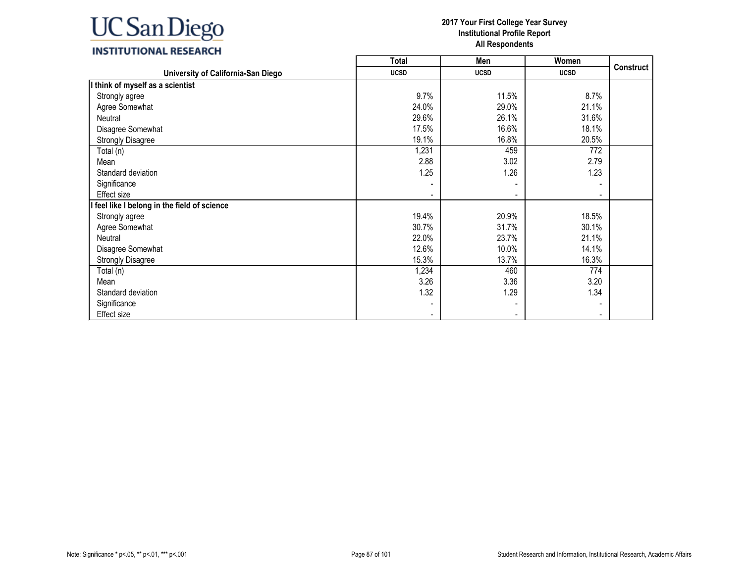UC San Diego
INSTITUTIONAL RESEARCH

**2017 Your First College Year Survey**
**Institutional Profile Report**
**All Respondents**

| University of California-San Diego | Total<br>UCSD | Men<br>UCSD | Women<br>UCSD | Construct |
|---|---|---|---|---|
| **I think of myself as a scientist** | | | | |
| Strongly agree | 9.7% | 11.5% | 8.7% | |
| Agree Somewhat | 24.0% | 29.0% | 21.1% | |
| Neutral | 29.6% | 26.1% | 31.6% | |
| Disagree Somewhat | 17.5% | 16.6% | 18.1% | |
| Strongly Disagree | 19.1% | 16.8% | 20.5% | |
| Total (n) | 1,231 | 459 | 772 | |
| Mean | 2.88 | 3.02 | 2.79 | |
| Standard deviation | 1.25 | 1.26 | 1.23 | |
| Significance | - | - | - | |
| Effect size | - | - | - | |
| **I feel like I belong in the field of science** | | | | |
| Strongly agree | 19.4% | 20.9% | 18.5% | |
| Agree Somewhat | 30.7% | 31.7% | 30.1% | |
| Neutral | 22.0% | 23.7% | 21.1% | |
| Disagree Somewhat | 12.6% | 10.0% | 14.1% | |
| Strongly Disagree | 15.3% | 13.7% | 16.3% | |
| Total (n) | 1,234 | 460 | 774 | |
| Mean | 3.26 | 3.36 | 3.20 | |
| Standard deviation | 1.32 | 1.29 | 1.34 | |
| Significance | - | - | - | |
| Effect size | - | - | - | |

Note: Significance * p<.05, ** p<.01, *** p<.001

Student Research and Information, Institutional Research, Academic Affairs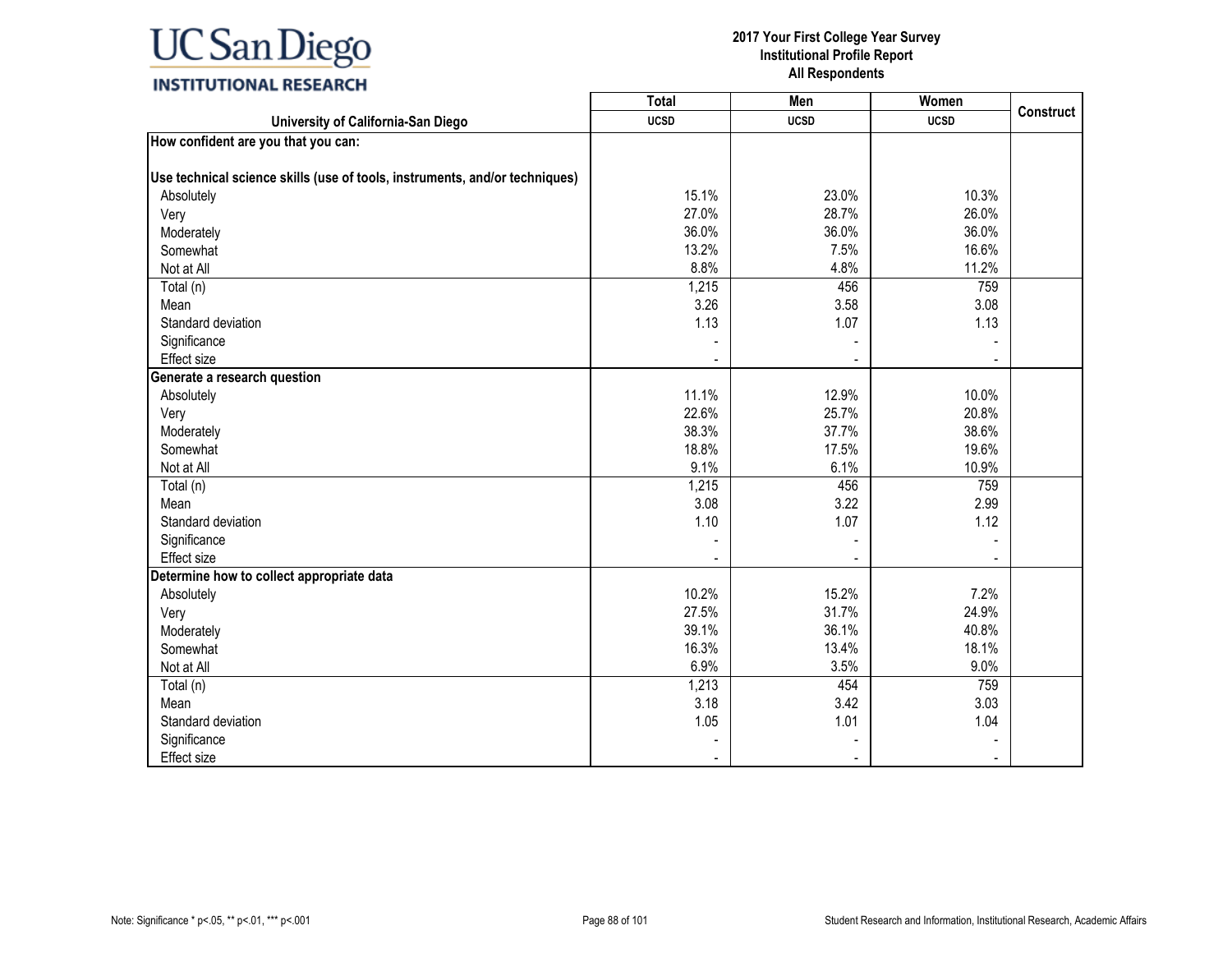| University of California-San Diego | Total UCSD | Men UCSD | Women UCSD | Construct |
|---|---|---|---|---|
| **How confident are you that you can:** | | | | |
| **Use technical science skills (use of tools, instruments, and/or techniques)** | | | | |
| Absolutely | 15.1% | 23.0% | 10.3% | |
| Very | 27.0% | 28.7% | 26.0% | |
| Moderately | 36.0% | 36.0% | 36.0% | |
| Somewhat | 13.2% | 7.5% | 16.6% | |
| Not at All | 8.8% | 4.8% | 11.2% | |
| Total (n) | 1,215 | 456 | 759 | |
| Mean | 3.26 | 3.58 | 3.08 | |
| Standard deviation | 1.13 | 1.07 | 1.13 | |
| Significance | - | - | - | |
| Effect size | - | - | - | |
| **Generate a research question** | | | | |
| Absolutely | 11.1% | 12.9% | 10.0% | |
| Very | 22.6% | 25.7% | 20.8% | |
| Moderately | 38.3% | 37.7% | 38.6% | |
| Somewhat | 18.8% | 17.5% | 19.6% | |
| Not at All | 9.1% | 6.1% | 10.9% | |
| Total (n) | 1,215 | 456 | 759 | |
| Mean | 3.08 | 3.22 | 2.99 | |
| Standard deviation | 1.10 | 1.07 | 1.12 | |
| Significance | - | - | - | |
| Effect size | - | - | - | |
| **Determine how to collect appropriate data** | | | | |
| Absolutely | 10.2% | 15.2% | 7.2% | |
| Very | 27.5% | 31.7% | 24.9% | |
| Moderately | 39.1% | 36.1% | 40.8% | |
| Somewhat | 16.3% | 13.4% | 18.1% | |
| Not at All | 6.9% | 3.5% | 9.0% | |
| Total (n) | 1,213 | 454 | 759 | |
| Mean | 3.18 | 3.42 | 3.03 | |
| Standard deviation | 1.05 | 1.01 | 1.04 | |
| Significance | - | - | - | |
| Effect size | - | - | - | |

Note: Significance * p<.05, ** p<.01, *** p<.001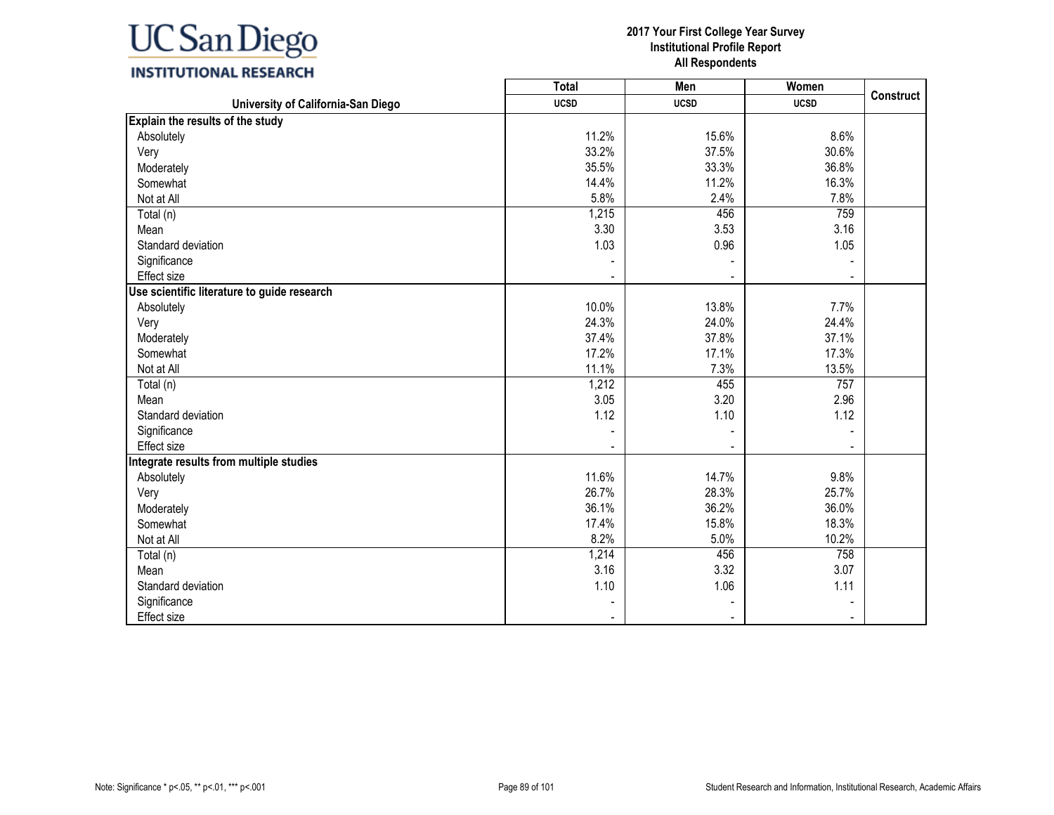**2017 Your First College Year Survey**
**Institutional Profile Report**
**All Respondents**

| University of California-San Diego | Total | Men | Women | Construct |
|---|---|---|---|---|
| | UCSD | UCSD | UCSD | |
| **Explain the results of the study** | | | | |
| Absolutely | 11.2% | 15.6% | 8.6% | |
| Very | 33.2% | 37.5% | 30.6% | |
| Moderately | 35.5% | 33.3% | 36.8% | |
| Somewhat | 14.4% | 11.2% | 16.3% | |
| Not at All | 5.8% | 2.4% | 7.8% | |
| Total (n) | 1,215 | 456 | 759 | |
| Mean | 3.30 | 3.53 | 3.16 | |
| Standard deviation | 1.03 | 0.96 | 1.05 | |
| Significance | - | - | - | |
| Effect size | - | - | - | |
| **Use scientific literature to guide research** | | | | |
| Absolutely | 10.0% | 13.8% | 7.7% | |
| Very | 24.3% | 24.0% | 24.4% | |
| Moderately | 37.4% | 37.8% | 37.1% | |
| Somewhat | 17.2% | 17.1% | 17.3% | |
| Not at All | 11.1% | 7.3% | 13.5% | |
| Total (n) | 1,212 | 455 | 757 | |
| Mean | 3.05 | 3.20 | 2.96 | |
| Standard deviation | 1.12 | 1.10 | 1.12 | |
| Significance | - | - | - | |
| Effect size | - | - | - | |
| **Integrate results from multiple studies** | | | | |
| Absolutely | 11.6% | 14.7% | 9.8% | |
| Very | 26.7% | 28.3% | 25.7% | |
| Moderately | 36.1% | 36.2% | 36.0% | |
| Somewhat | 17.4% | 15.8% | 18.3% | |
| Not at All | 8.2% | 5.0% | 10.2% | |
| Total (n) | 1,214 | 456 | 758 | |
| Mean | 3.16 | 3.32 | 3.07 | |
| Standard deviation | 1.10 | 1.06 | 1.11 | |
| Significance | - | - | - | |
| Effect size | - | - | - | |

Note: Significance * p<.05, ** p<.01, *** p<.001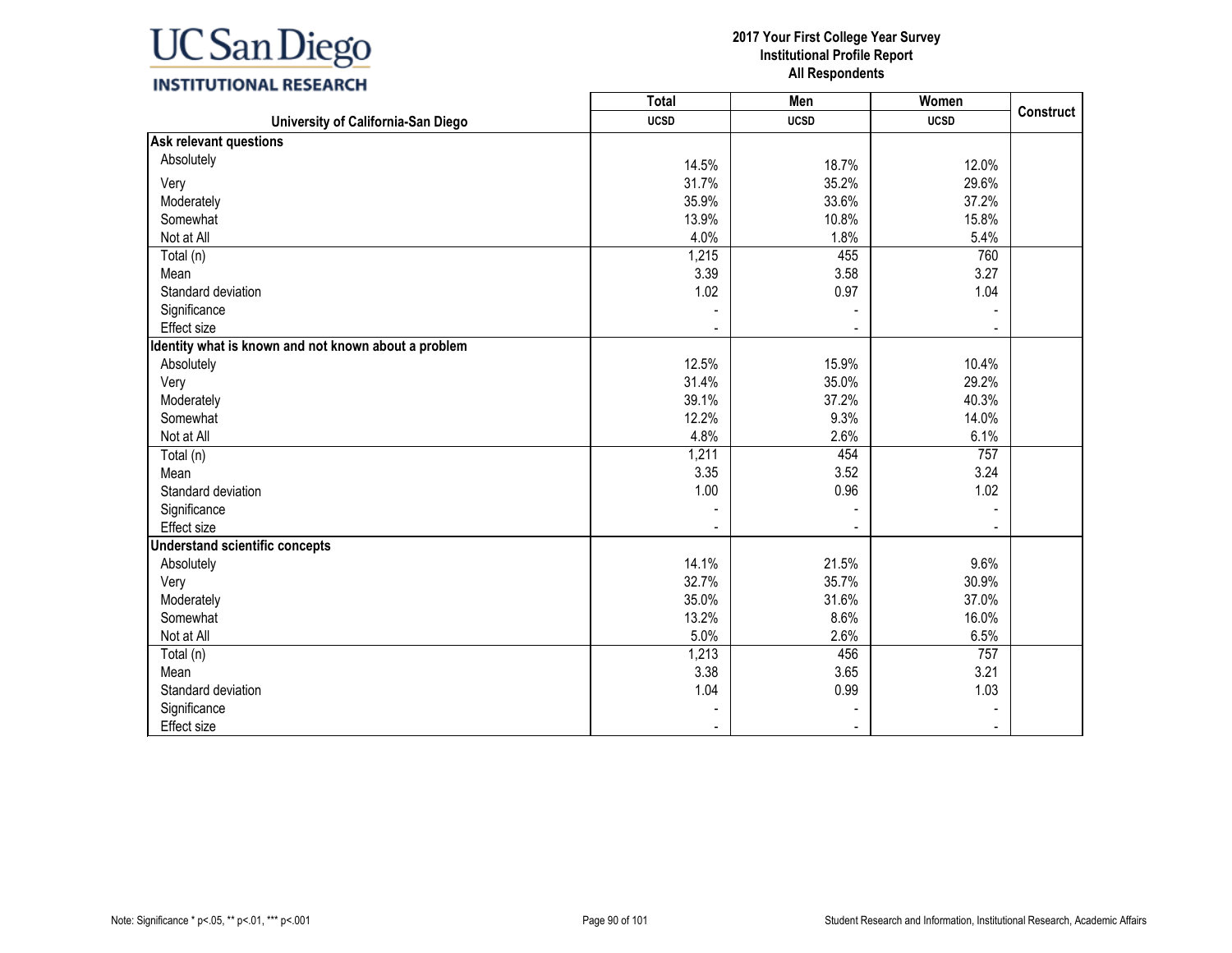**2017 Your First College Year Survey**
**Institutional Profile Report**
**All Respondents**

| University of California-San Diego | Total | Men | Women | Construct |
|---|---|---|---|---|
| | UCSD | UCSD | UCSD | |
| **Ask relevant questions** | | | | |
| Absolutely | 14.5% | 18.7% | 12.0% | |
| Very | 31.7% | 35.2% | 29.6% | |
| Moderately | 35.9% | 33.6% | 37.2% | |
| Somewhat | 13.9% | 10.8% | 15.8% | |
| Not at All | 4.0% | 1.8% | 5.4% | |
| Total (n) | 1,215 | 455 | 760 | |
| Mean | 3.39 | 3.58 | 3.27 | |
| Standard deviation | 1.02 | 0.97 | 1.04 | |
| Significance | - | - | - | |
| Effect size | - | - | - | |
| **Identity what is known and not known about a problem** | | | | |
| Absolutely | 12.5% | 15.9% | 10.4% | |
| Very | 31.4% | 35.0% | 29.2% | |
| Moderately | 39.1% | 37.2% | 40.3% | |
| Somewhat | 12.2% | 9.3% | 14.0% | |
| Not at All | 4.8% | 2.6% | 6.1% | |
| Total (n) | 1,211 | 454 | 757 | |
| Mean | 3.35 | 3.52 | 3.24 | |
| Standard deviation | 1.00 | 0.96 | 1.02 | |
| Significance | - | - | - | |
| Effect size | - | - | - | |
| **Understand scientific concepts** | | | | |
| Absolutely | 14.1% | 21.5% | 9.6% | |
| Very | 32.7% | 35.7% | 30.9% | |
| Moderately | 35.0% | 31.6% | 37.0% | |
| Somewhat | 13.2% | 8.6% | 16.0% | |
| Not at All | 5.0% | 2.6% | 6.5% | |
| Total (n) | 1,213 | 456 | 757 | |
| Mean | 3.38 | 3.65 | 3.21 | |
| Standard deviation | 1.04 | 0.99 | 1.03 | |
| Significance | - | - | - | |
| Effect size | - | - | - | |

Note: Significance * p<.05, ** p<.01, *** p<.001

Student Research and Information, Institutional Research, Academic Affairs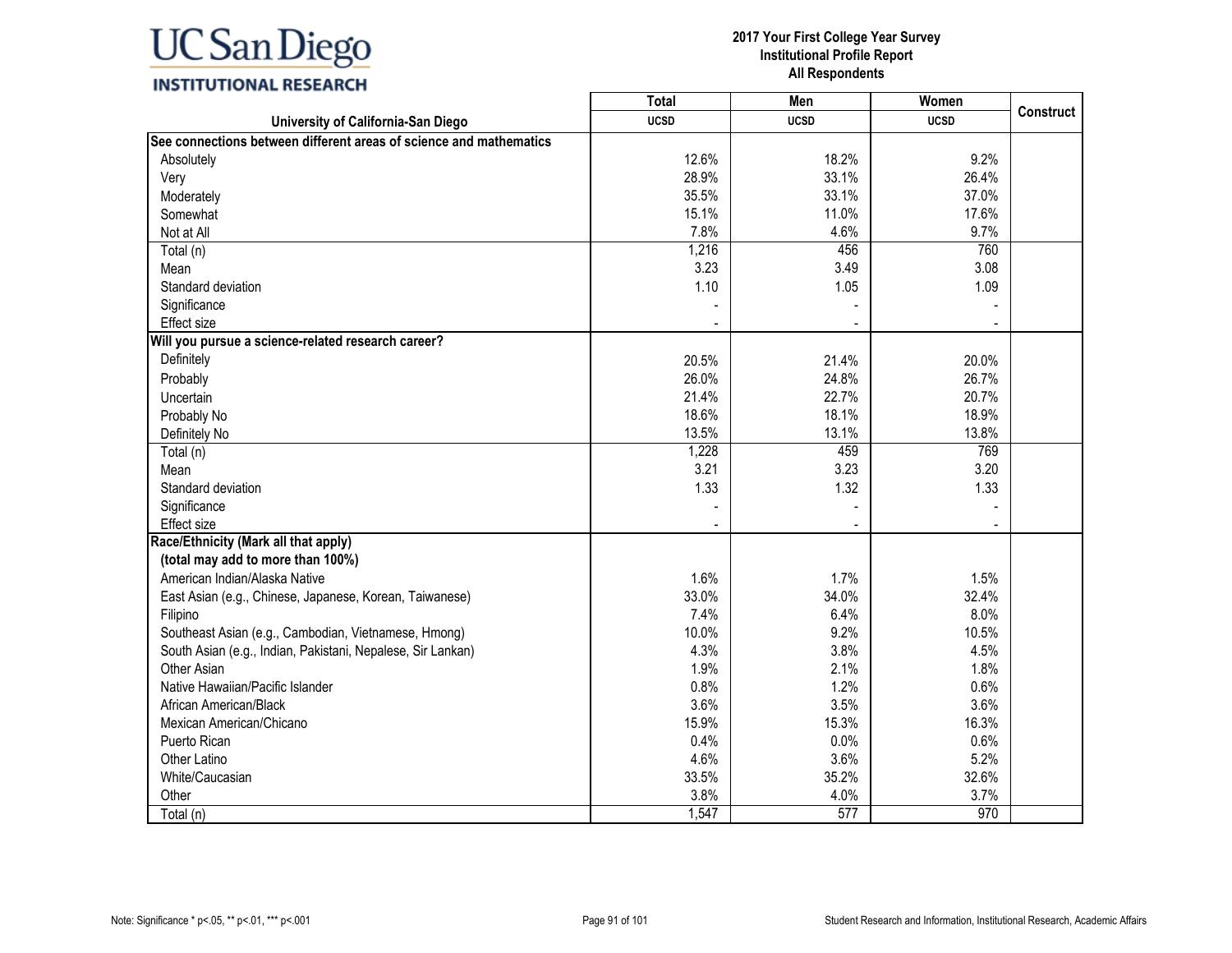| University of California-San Diego | Total | Men | Women | Construct |
|---|---|---|---|---|
| | UCSD | UCSD | UCSD | |
| **See connections between different areas of science and mathematics** | | | | |
| Absolutely | 12.6% | 18.2% | 9.2% | |
| Very | 28.9% | 33.1% | 26.4% | |
| Moderately | 35.5% | 33.1% | 37.0% | |
| Somewhat | 15.1% | 11.0% | 17.6% | |
| Not at All | 7.8% | 4.6% | 9.7% | |
| Total (n) | 1,216 | 456 | 760 | |
| Mean | 3.23 | 3.49 | 3.08 | |
| Standard deviation | 1.10 | 1.05 | 1.09 | |
| Significance | - | - | - | |
| Effect size | - | - | - | |
| **Will you pursue a science-related research career?** | | | | |
| Definitely | 20.5% | 21.4% | 20.0% | |
| Probably | 26.0% | 24.8% | 26.7% | |
| Uncertain | 21.4% | 22.7% | 20.7% | |
| Probably No | 18.6% | 18.1% | 18.9% | |
| Definitely No | 13.5% | 13.1% | 13.8% | |
| Total (n) | 1,228 | 459 | 769 | |
| Mean | 3.21 | 3.23 | 3.20 | |
| Standard deviation | 1.33 | 1.32 | 1.33 | |
| Significance | - | - | - | |
| Effect size | - | - | - | |
| **Race/Ethnicity (Mark all that apply)** | | | | |
| **(total may add to more than 100%)** | | | | |
| American Indian/Alaska Native | 1.6% | 1.7% | 1.5% | |
| East Asian (e.g., Chinese, Japanese, Korean, Taiwanese) | 33.0% | 34.0% | 32.4% | |
| Filipino | 7.4% | 6.4% | 8.0% | |
| Southeast Asian (e.g., Cambodian, Vietnamese, Hmong) | 10.0% | 9.2% | 10.5% | |
| South Asian (e.g., Indian, Pakistani, Nepalese, Sir Lankan) | 4.3% | 3.8% | 4.5% | |
| Other Asian | 1.9% | 2.1% | 1.8% | |
| Native Hawaiian/Pacific Islander | 0.8% | 1.2% | 0.6% | |
| African American/Black | 3.6% | 3.5% | 3.6% | |
| Mexican American/Chicano | 15.9% | 15.3% | 16.3% | |
| Puerto Rican | 0.4% | 0.0% | 0.6% | |
| Other Latino | 4.6% | 3.6% | 5.2% | |
| White/Caucasian | 33.5% | 35.2% | 32.6% | |
| Other | 3.8% | 4.0% | 3.7% | |
| Total (n) | 1,547 | 577 | 970 | |

Note: Significance * p<.05, ** p<.01, *** p<.001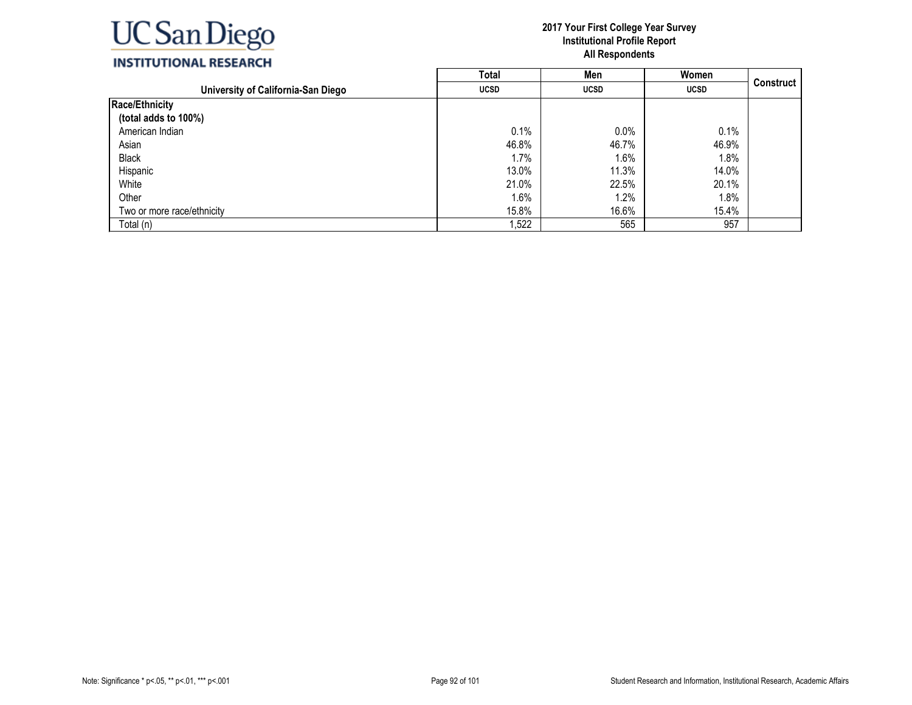UC San Diego
INSTITUTIONAL RESEARCH

**2017 Your First College Year Survey**
**Institutional Profile Report**
**All Respondents**

| | Total | Men | Women | Construct |
|---|---|---|---|---|
| **University of California-San Diego** | **UCSD** | **UCSD** | **UCSD** | |
| **Race/Ethnicity** | | | | |
| **(total adds to 100%)** | | | | |
| American Indian | 0.1% | 0.0% | 0.1% | |
| Asian | 46.8% | 46.7% | 46.9% | |
| Black | 1.7% | 1.6% | 1.8% | |
| Hispanic | 13.0% | 11.3% | 14.0% | |
| White | 21.0% | 22.5% | 20.1% | |
| Other | 1.6% | 1.2% | 1.8% | |
| Two or more race/ethnicity | 15.8% | 16.6% | 15.4% | |
| Total (n) | 1,522 | 565 | 957 | |

Note: Significance * p<.05, ** p<.01, *** p<.001

Student Research and Information, Institutional Research, Academic Affairs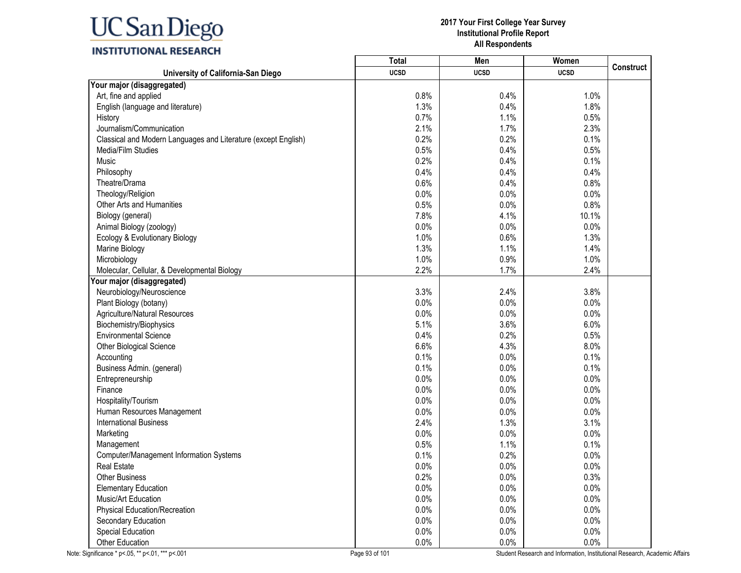UC San Diego
INSTITUTIONAL RESEARCH

**2017 Your First College Year Survey**
**Institutional Profile Report**
**All Respondents**

| University of California-San Diego | Total UCSD | Men UCSD | Women UCSD | Construct |
|---|---|---|---|---|
| **Your major (disaggregated)** | | | | |
| Art, fine and applied | 0.8% | 0.4% | 1.0% | |
| English (language and literature) | 1.3% | 0.4% | 1.8% | |
| History | 0.7% | 1.1% | 0.5% | |
| Journalism/Communication | 2.1% | 1.7% | 2.3% | |
| Classical and Modern Languages and Literature (except English) | 0.2% | 0.2% | 0.1% | |
| Media/Film Studies | 0.5% | 0.4% | 0.5% | |
| Music | 0.2% | 0.4% | 0.1% | |
| Philosophy | 0.4% | 0.4% | 0.4% | |
| Theatre/Drama | 0.6% | 0.4% | 0.8% | |
| Theology/Religion | 0.0% | 0.0% | 0.0% | |
| Other Arts and Humanities | 0.5% | 0.0% | 0.8% | |
| Biology (general) | 7.8% | 4.1% | 10.1% | |
| Animal Biology (zoology) | 0.0% | 0.0% | 0.0% | |
| Ecology & Evolutionary Biology | 1.0% | 0.6% | 1.3% | |
| Marine Biology | 1.3% | 1.1% | 1.4% | |
| Microbiology | 1.0% | 0.9% | 1.0% | |
| Molecular, Cellular, & Developmental Biology | 2.2% | 1.7% | 2.4% | |
| **Your major (disaggregated)** | | | | |
| Neurobiology/Neuroscience | 3.3% | 2.4% | 3.8% | |
| Plant Biology (botany) | 0.0% | 0.0% | 0.0% | |
| Agriculture/Natural Resources | 0.0% | 0.0% | 0.0% | |
| Biochemistry/Biophysics | 5.1% | 3.6% | 6.0% | |
| Environmental Science | 0.4% | 0.2% | 0.5% | |
| Other Biological Science | 6.6% | 4.3% | 8.0% | |
| Accounting | 0.1% | 0.0% | 0.1% | |
| Business Admin. (general) | 0.1% | 0.0% | 0.1% | |
| Entrepreneurship | 0.0% | 0.0% | 0.0% | |
| Finance | 0.0% | 0.0% | 0.0% | |
| Hospitality/Tourism | 0.0% | 0.0% | 0.0% | |
| Human Resources Management | 0.0% | 0.0% | 0.0% | |
| International Business | 2.4% | 1.3% | 3.1% | |
| Marketing | 0.0% | 0.0% | 0.0% | |
| Management | 0.5% | 1.1% | 0.1% | |
| Computer/Management Information Systems | 0.1% | 0.2% | 0.0% | |
| Real Estate | 0.0% | 0.0% | 0.0% | |
| Other Business | 0.2% | 0.0% | 0.3% | |
| Elementary Education | 0.0% | 0.0% | 0.0% | |
| Music/Art Education | 0.0% | 0.0% | 0.0% | |
| Physical Education/Recreation | 0.0% | 0.0% | 0.0% | |
| Secondary Education | 0.0% | 0.0% | 0.0% | |
| Special Education | 0.0% | 0.0% | 0.0% | |
| Other Education | 0.0% | 0.0% | 0.0% | |

Note: Significance * p<.05, ** p<.01, *** p<.001

Student Research and Information, Institutional Research, Academic Affairs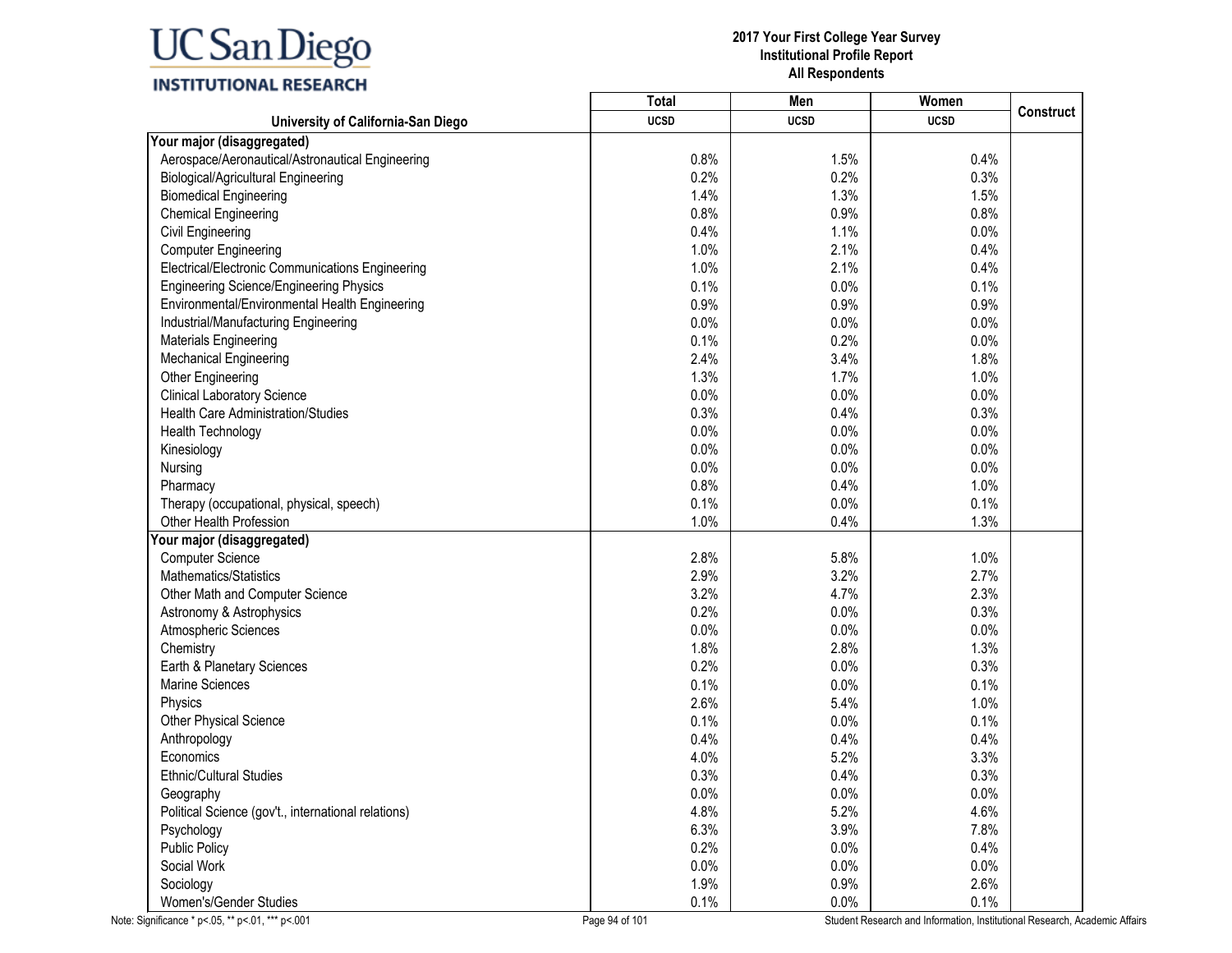**2017 Your First College Year Survey**
**Institutional Profile Report**
**All Respondents**

| University of California-San Diego | Total<br>UCSD | Men<br>UCSD | Women<br>UCSD | Construct |
|---|---|---|---|---|
| **Your major (disaggregated)** | | | | |
| Aerospace/Aeronautical/Astronautical Engineering | 0.8% | 1.5% | 0.4% | |
| Biological/Agricultural Engineering | 0.2% | 0.2% | 0.3% | |
| Biomedical Engineering | 1.4% | 1.3% | 1.5% | |
| Chemical Engineering | 0.8% | 0.9% | 0.8% | |
| Civil Engineering | 0.4% | 1.1% | 0.0% | |
| Computer Engineering | 1.0% | 2.1% | 0.4% | |
| Electrical/Electronic Communications Engineering | 1.0% | 2.1% | 0.4% | |
| Engineering Science/Engineering Physics | 0.1% | 0.0% | 0.1% | |
| Environmental/Environmental Health Engineering | 0.9% | 0.9% | 0.9% | |
| Industrial/Manufacturing Engineering | 0.0% | 0.0% | 0.0% | |
| Materials Engineering | 0.1% | 0.2% | 0.0% | |
| Mechanical Engineering | 2.4% | 3.4% | 1.8% | |
| Other Engineering | 1.3% | 1.7% | 1.0% | |
| Clinical Laboratory Science | 0.0% | 0.0% | 0.0% | |
| Health Care Administration/Studies | 0.3% | 0.4% | 0.3% | |
| Health Technology | 0.0% | 0.0% | 0.0% | |
| Kinesiology | 0.0% | 0.0% | 0.0% | |
| Nursing | 0.0% | 0.0% | 0.0% | |
| Pharmacy | 0.8% | 0.4% | 1.0% | |
| Therapy (occupational, physical, speech) | 0.1% | 0.0% | 0.1% | |
| Other Health Profession | 1.0% | 0.4% | 1.3% | |
| **Your major (disaggregated)** | | | | |
| Computer Science | 2.8% | 5.8% | 1.0% | |
| Mathematics/Statistics | 2.9% | 3.2% | 2.7% | |
| Other Math and Computer Science | 3.2% | 4.7% | 2.3% | |
| Astronomy & Astrophysics | 0.2% | 0.0% | 0.3% | |
| Atmospheric Sciences | 0.0% | 0.0% | 0.0% | |
| Chemistry | 1.8% | 2.8% | 1.3% | |
| Earth & Planetary Sciences | 0.2% | 0.0% | 0.3% | |
| Marine Sciences | 0.1% | 0.0% | 0.1% | |
| Physics | 2.6% | 5.4% | 1.0% | |
| Other Physical Science | 0.1% | 0.0% | 0.1% | |
| Anthropology | 0.4% | 0.4% | 0.4% | |
| Economics | 4.0% | 5.2% | 3.3% | |
| Ethnic/Cultural Studies | 0.3% | 0.4% | 0.3% | |
| Geography | 0.0% | 0.0% | 0.0% | |
| Political Science (gov't., international relations) | 4.8% | 5.2% | 4.6% | |
| Psychology | 6.3% | 3.9% | 7.8% | |
| Public Policy | 0.2% | 0.0% | 0.4% | |
| Social Work | 0.0% | 0.0% | 0.0% | |
| Sociology | 1.9% | 0.9% | 2.6% | |
| Women's/Gender Studies | 0.1% | 0.0% | 0.1% | |

Note: Significance * p<.05, ** p<.01, *** p<.001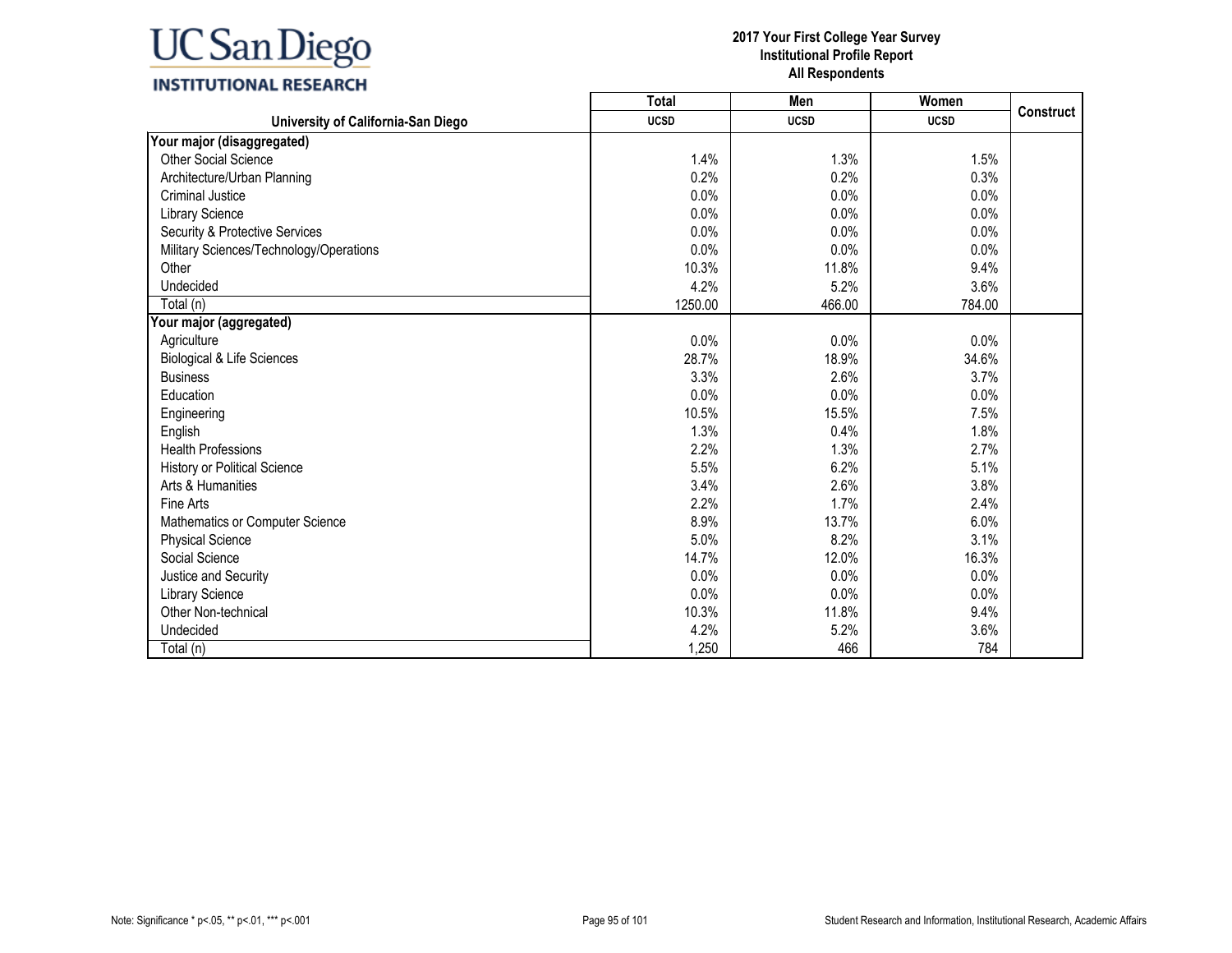UC San Diego
INSTITUTIONAL RESEARCH

**2017 Your First College Year Survey**
**Institutional Profile Report**
**All Respondents**

| University of California-San Diego | Total UCSD | Men UCSD | Women UCSD | Construct |
|---|---|---|---|---|
| **Your major (disaggregated)** | | | | |
| Other Social Science | 1.4% | 1.3% | 1.5% | |
| Architecture/Urban Planning | 0.2% | 0.2% | 0.3% | |
| Criminal Justice | 0.0% | 0.0% | 0.0% | |
| Library Science | 0.0% | 0.0% | 0.0% | |
| Security & Protective Services | 0.0% | 0.0% | 0.0% | |
| Military Sciences/Technology/Operations | 0.0% | 0.0% | 0.0% | |
| Other | 10.3% | 11.8% | 9.4% | |
| Undecided | 4.2% | 5.2% | 3.6% | |
| Total (n) | 1250.00 | 466.00 | 784.00 | |
| **Your major (aggregated)** | | | | |
| Agriculture | 0.0% | 0.0% | 0.0% | |
| Biological & Life Sciences | 28.7% | 18.9% | 34.6% | |
| Business | 3.3% | 2.6% | 3.7% | |
| Education | 0.0% | 0.0% | 0.0% | |
| Engineering | 10.5% | 15.5% | 7.5% | |
| English | 1.3% | 0.4% | 1.8% | |
| Health Professions | 2.2% | 1.3% | 2.7% | |
| History or Political Science | 5.5% | 6.2% | 5.1% | |
| Arts & Humanities | 3.4% | 2.6% | 3.8% | |
| Fine Arts | 2.2% | 1.7% | 2.4% | |
| Mathematics or Computer Science | 8.9% | 13.7% | 6.0% | |
| Physical Science | 5.0% | 8.2% | 3.1% | |
| Social Science | 14.7% | 12.0% | 16.3% | |
| Justice and Security | 0.0% | 0.0% | 0.0% | |
| Library Science | 0.0% | 0.0% | 0.0% | |
| Other Non-technical | 10.3% | 11.8% | 9.4% | |
| Undecided | 4.2% | 5.2% | 3.6% | |
| Total (n) | 1,250 | 466 | 784 | |

Note: Significance * p<.05, ** p<.01, *** p<.001

Student Research and Information, Institutional Research, Academic Affairs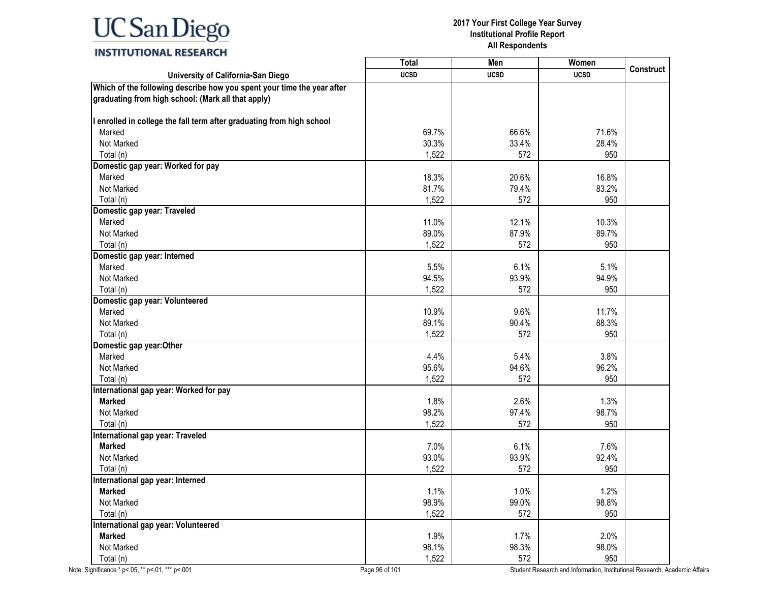| University of California-San Diego | Total<br>UCSD | Men<br>UCSD | Women<br>UCSD | Construct |
|---|---|---|---|---|
| **Which of the following describe how you spent your time the year after graduating from high school: (Mark all that apply)** | | | | |
| **I enrolled in college the fall term after graduating from high school** | | | | |
| Marked | 69.7% | 66.6% | 71.6% | |
| Not Marked | 30.3% | 33.4% | 28.4% | |
| Total (n) | 1,522 | 572 | 950 | |
| **Domestic gap year: Worked for pay** | | | | |
| Marked | 18.3% | 20.6% | 16.8% | |
| Not Marked | 81.7% | 79.4% | 83.2% | |
| Total (n) | 1,522 | 572 | 950 | |
| **Domestic gap year: Traveled** | | | | |
| Marked | 11.0% | 12.1% | 10.3% | |
| Not Marked | 89.0% | 87.9% | 89.7% | |
| Total (n) | 1,522 | 572 | 950 | |
| **Domestic gap year: Interned** | | | | |
| Marked | 5.5% | 6.1% | 5.1% | |
| Not Marked | 94.5% | 93.9% | 94.9% | |
| Total (n) | 1,522 | 572 | 950 | |
| **Domestic gap year: Volunteered** | | | | |
| Marked | 10.9% | 9.6% | 11.7% | |
| Not Marked | 89.1% | 90.4% | 88.3% | |
| Total (n) | 1,522 | 572 | 950 | |
| **Domestic gap year:Other** | | | | |
| Marked | 4.4% | 5.4% | 3.8% | |
| Not Marked | 95.6% | 94.6% | 96.2% | |
| Total (n) | 1,522 | 572 | 950 | |
| **International gap year: Worked for pay** | | | | |
| **Marked** | 1.8% | 2.6% | 1.3% | |
| Not Marked | 98.2% | 97.4% | 98.7% | |
| Total (n) | 1,522 | 572 | 950 | |
| **International gap year: Traveled** | | | | |
| **Marked** | 7.0% | 6.1% | 7.6% | |
| Not Marked | 93.0% | 93.9% | 92.4% | |
| Total (n) | 1,522 | 572 | 950 | |
| **International gap year: Interned** | | | | |
| **Marked** | 1.1% | 1.0% | 1.2% | |
| Not Marked | 98.9% | 99.0% | 98.8% | |
| Total (n) | 1,522 | 572 | 950 | |
| **International gap year: Volunteered** | | | | |
| **Marked** | 1.9% | 1.7% | 2.0% | |
| Not Marked | 98.1% | 98.3% | 98.0% | |
| Total (n) | 1,522 | 572 | 950 | |

Note: Significance * p<.05, ** p<.01, *** p<.001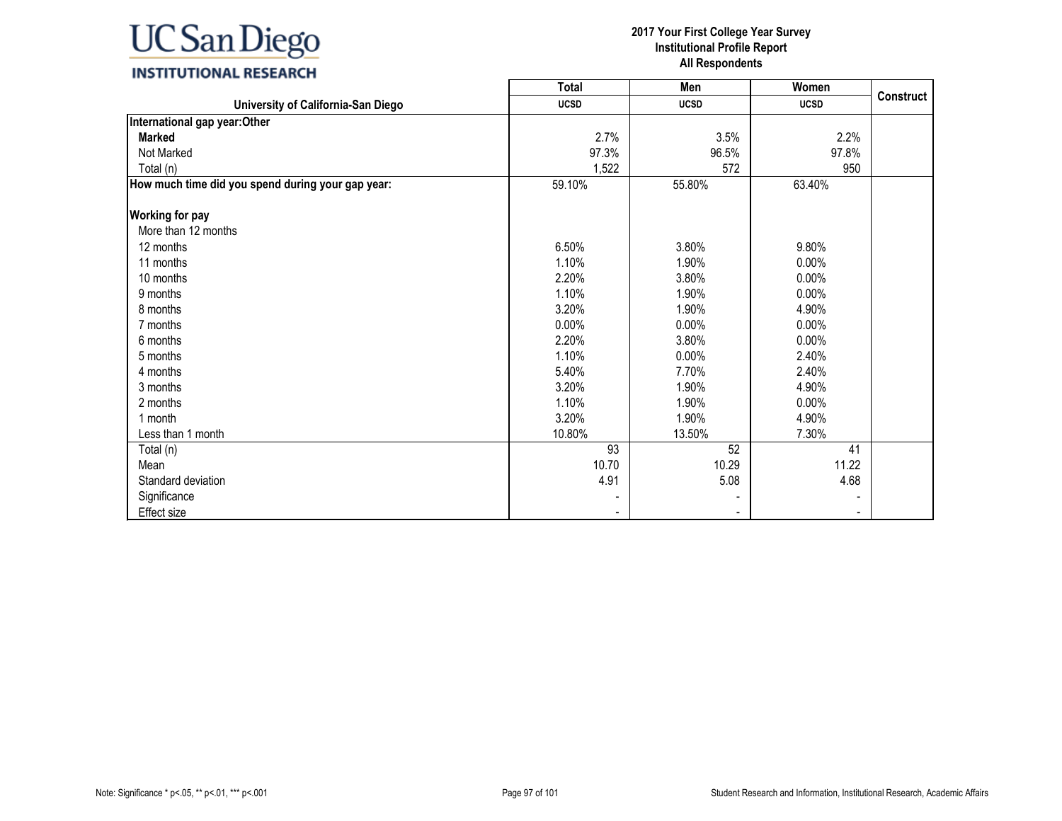**2017 Your First College Year Survey**
**Institutional Profile Report**
**All Respondents**

| University of California-San Diego | Total UCSD | Men UCSD | Women UCSD | Construct |
|---|---|---|---|---|
| **International gap year:Other** | | | | |
| **Marked** | 2.7% | 3.5% | 2.2% | |
| Not Marked | 97.3% | 96.5% | 97.8% | |
| Total (n) | 1,522 | 572 | 950 | |
| **How much time did you spend during your gap year:** | 59.10% | 55.80% | 63.40% | |
| **Working for pay** | | | | |
| More than 12 months | | | | |
| 12 months | 6.50% | 3.80% | 9.80% | |
| 11 months | 1.10% | 1.90% | 0.00% | |
| 10 months | 2.20% | 3.80% | 0.00% | |
| 9 months | 1.10% | 1.90% | 0.00% | |
| 8 months | 3.20% | 1.90% | 4.90% | |
| 7 months | 0.00% | 0.00% | 0.00% | |
| 6 months | 2.20% | 3.80% | 0.00% | |
| 5 months | 1.10% | 0.00% | 2.40% | |
| 4 months | 5.40% | 7.70% | 2.40% | |
| 3 months | 3.20% | 1.90% | 4.90% | |
| 2 months | 1.10% | 1.90% | 0.00% | |
| 1 month | 3.20% | 1.90% | 4.90% | |
| Less than 1 month | 10.80% | 13.50% | 7.30% | |
| Total (n) | 93 | 52 | 41 | |
| Mean | 10.70 | 10.29 | 11.22 | |
| Standard deviation | 4.91 | 5.08 | 4.68 | |
| Significance | - | - | - | |
| Effect size | - | - | - | |

Note: Significance * p<.05, ** p<.01, *** p<.001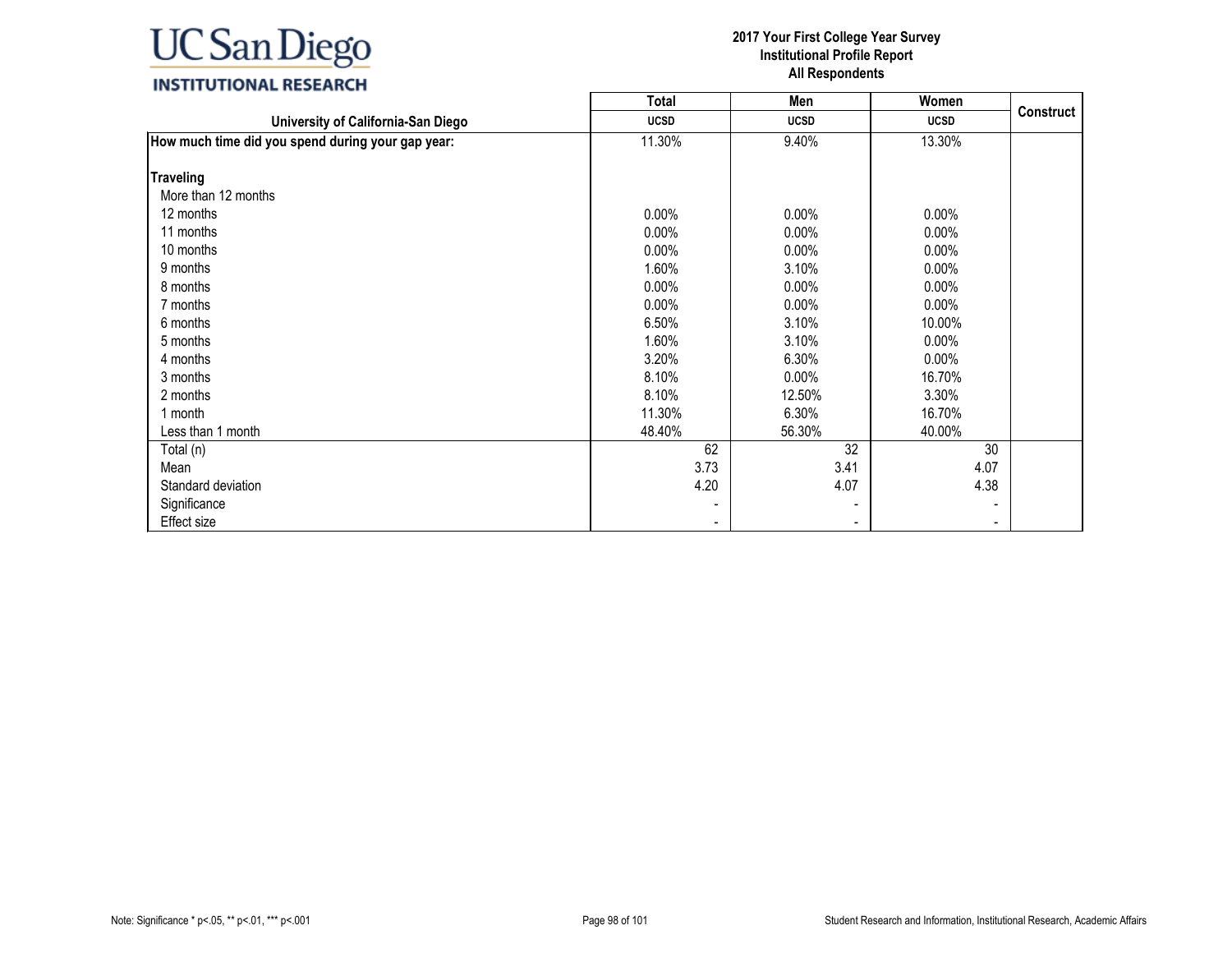# 2017 Your First College Year Survey
## Institutional Profile Report
### All Respondents

| University of California-San Diego | Total UCSD | Men UCSD | Women UCSD | Construct |
|---|---|---|---|---|
| **How much time did you spend during your gap year:** | 11.30% | 9.40% | 13.30% | |
| | | | | |
| **Traveling** | | | | |
| More than 12 months | | | | |
| 12 months | 0.00% | 0.00% | 0.00% | |
| 11 months | 0.00% | 0.00% | 0.00% | |
| 10 months | 0.00% | 0.00% | 0.00% | |
| 9 months | 1.60% | 3.10% | 0.00% | |
| 8 months | 0.00% | 0.00% | 0.00% | |
| 7 months | 0.00% | 0.00% | 0.00% | |
| 6 months | 6.50% | 3.10% | 10.00% | |
| 5 months | 1.60% | 3.10% | 0.00% | |
| 4 months | 3.20% | 6.30% | 0.00% | |
| 3 months | 8.10% | 0.00% | 16.70% | |
| 2 months | 8.10% | 12.50% | 3.30% | |
| 1 month | 11.30% | 6.30% | 16.70% | |
| Less than 1 month | 48.40% | 56.30% | 40.00% | |
| Total (n) | 62 | 32 | 30 | |
| Mean | 3.73 | 3.41 | 4.07 | |
| Standard deviation | 4.20 | 4.07 | 4.38 | |
| Significance | - | - | - | |
| Effect size | - | - | - | |

Note: Significance * p<.05, ** p<.01, *** p<.001

Student Research and Information, Institutional Research, Academic Affairs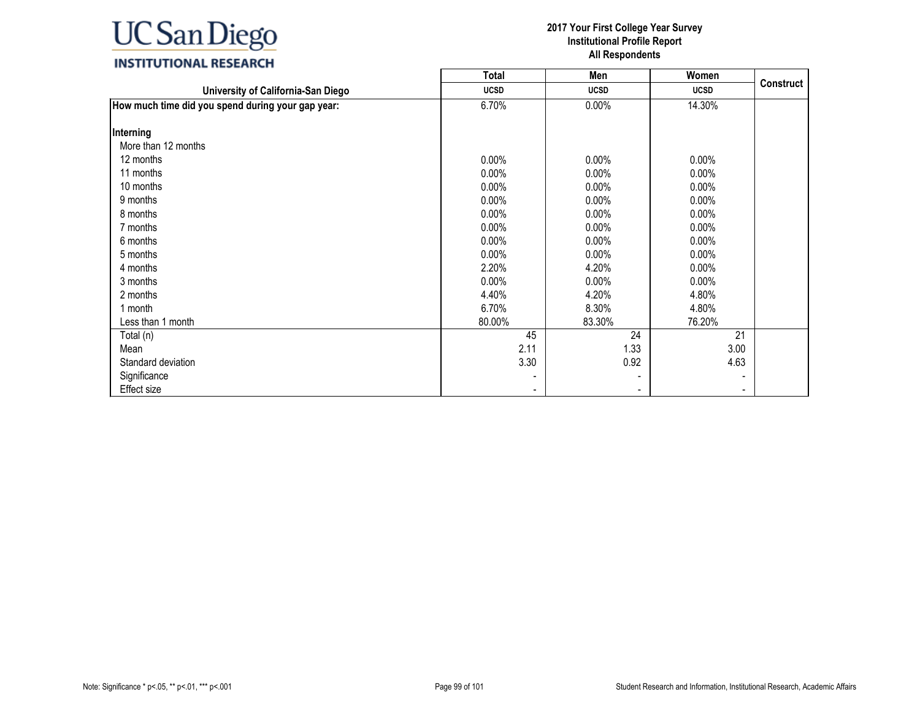# 2017 Your First College Year Survey
## Institutional Profile Report
## All Respondents

| University of California-San Diego | Total | Men | Women | Construct |
|---|---|---|---|---|
| | UCSD | UCSD | UCSD | |
| **How much time did you spend during your gap year:** | 6.70% | 0.00% | 14.30% | |
| **Interning** | | | | |
| More than 12 months | | | | |
| 12 months | 0.00% | 0.00% | 0.00% | |
| 11 months | 0.00% | 0.00% | 0.00% | |
| 10 months | 0.00% | 0.00% | 0.00% | |
| 9 months | 0.00% | 0.00% | 0.00% | |
| 8 months | 0.00% | 0.00% | 0.00% | |
| 7 months | 0.00% | 0.00% | 0.00% | |
| 6 months | 0.00% | 0.00% | 0.00% | |
| 5 months | 0.00% | 0.00% | 0.00% | |
| 4 months | 2.20% | 4.20% | 0.00% | |
| 3 months | 0.00% | 0.00% | 0.00% | |
| 2 months | 4.40% | 4.20% | 4.80% | |
| 1 month | 6.70% | 8.30% | 4.80% | |
| Less than 1 month | 80.00% | 83.30% | 76.20% | |
| Total (n) | 45 | 24 | 21 | |
| Mean | 2.11 | 1.33 | 3.00 | |
| Standard deviation | 3.30 | 0.92 | 4.63 | |
| Significance | - | - | - | |
| Effect size | - | - | - | |

Note: Significance * p<.05, ** p<.01, *** p<.001

Student Research and Information, Institutional Research, Academic Affairs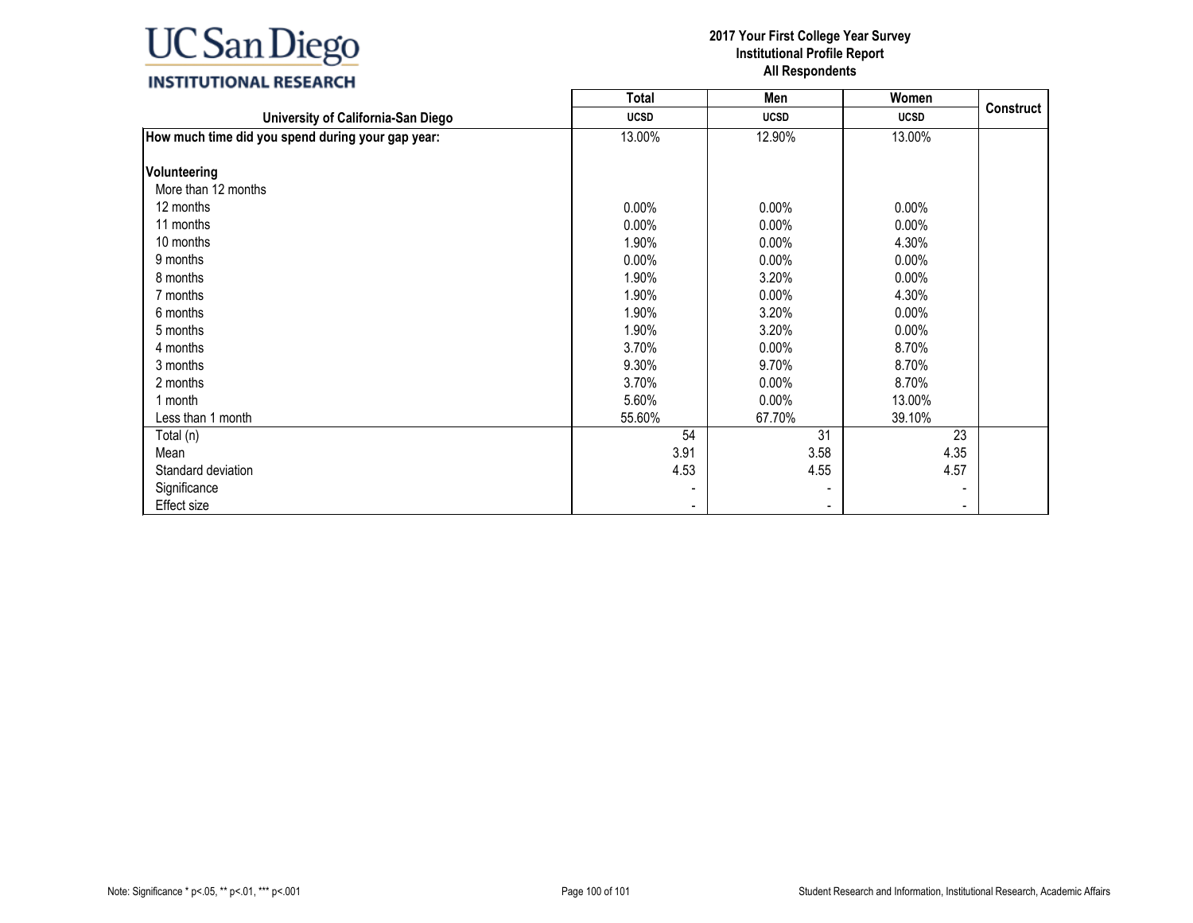**2017 Your First College Year Survey**
**Institutional Profile Report**
**All Respondents**

| University of California-San Diego | Total UCSD | Men UCSD | Women UCSD | Construct |
|---|---|---|---|---|
| **How much time did you spend during your gap year:** | 13.00% | 12.90% | 13.00% | |
| **Volunteering** | | | | |
| More than 12 months | | | | |
| 12 months | 0.00% | 0.00% | 0.00% | |
| 11 months | 0.00% | 0.00% | 0.00% | |
| 10 months | 1.90% | 0.00% | 4.30% | |
| 9 months | 0.00% | 0.00% | 0.00% | |
| 8 months | 1.90% | 3.20% | 0.00% | |
| 7 months | 1.90% | 0.00% | 4.30% | |
| 6 months | 1.90% | 3.20% | 0.00% | |
| 5 months | 1.90% | 3.20% | 0.00% | |
| 4 months | 3.70% | 0.00% | 8.70% | |
| 3 months | 9.30% | 9.70% | 8.70% | |
| 2 months | 3.70% | 0.00% | 8.70% | |
| 1 month | 5.60% | 0.00% | 13.00% | |
| Less than 1 month | 55.60% | 67.70% | 39.10% | |
| Total (n) | 54 | 31 | 23 | |
| Mean | 3.91 | 3.58 | 4.35 | |
| Standard deviation | 4.53 | 4.55 | 4.57 | |
| Significance | - | - | - | |
| Effect size | - | - | - | |

Note: Significance * p<.05, ** p<.01, *** p<.001

Student Research and Information, Institutional Research, Academic Affairs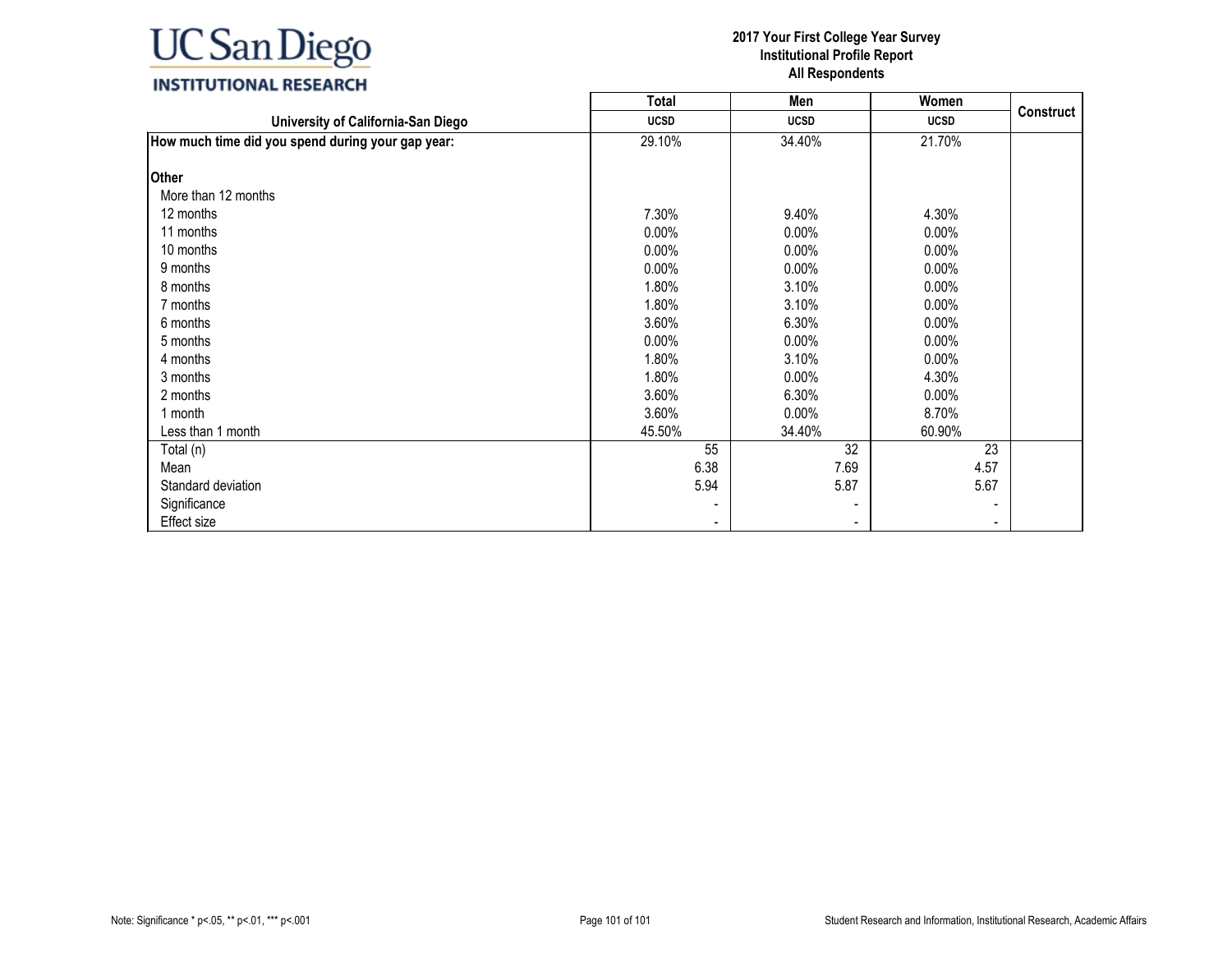# 2017 Your First College Year Survey
## Institutional Profile Report
## All Respondents

| University of California-San Diego | Total UCSD | Men UCSD | Women UCSD | Construct |
|---|---|---|---|---|
| **How much time did you spend during your gap year:** | 29.10% | 34.40% | 21.70% | |
| **Other** | | | | |
| More than 12 months | | | | |
| 12 months | 7.30% | 9.40% | 4.30% | |
| 11 months | 0.00% | 0.00% | 0.00% | |
| 10 months | 0.00% | 0.00% | 0.00% | |
| 9 months | 0.00% | 0.00% | 0.00% | |
| 8 months | 1.80% | 3.10% | 0.00% | |
| 7 months | 1.80% | 3.10% | 0.00% | |
| 6 months | 3.60% | 6.30% | 0.00% | |
| 5 months | 0.00% | 0.00% | 0.00% | |
| 4 months | 1.80% | 3.10% | 0.00% | |
| 3 months | 1.80% | 0.00% | 4.30% | |
| 2 months | 3.60% | 6.30% | 0.00% | |
| 1 month | 3.60% | 0.00% | 8.70% | |
| Less than 1 month | 45.50% | 34.40% | 60.90% | |
| Total (n) | 55 | 32 | 23 | |
| Mean | 6.38 | 7.69 | 4.57 | |
| Standard deviation | 5.94 | 5.87 | 5.67 | |
| Significance | - | - | - | |
| Effect size | - | - | - | |

Note: Significance * p<.05, ** p<.01, *** p<.001

Student Research and Information, Institutional Research, Academic Affairs